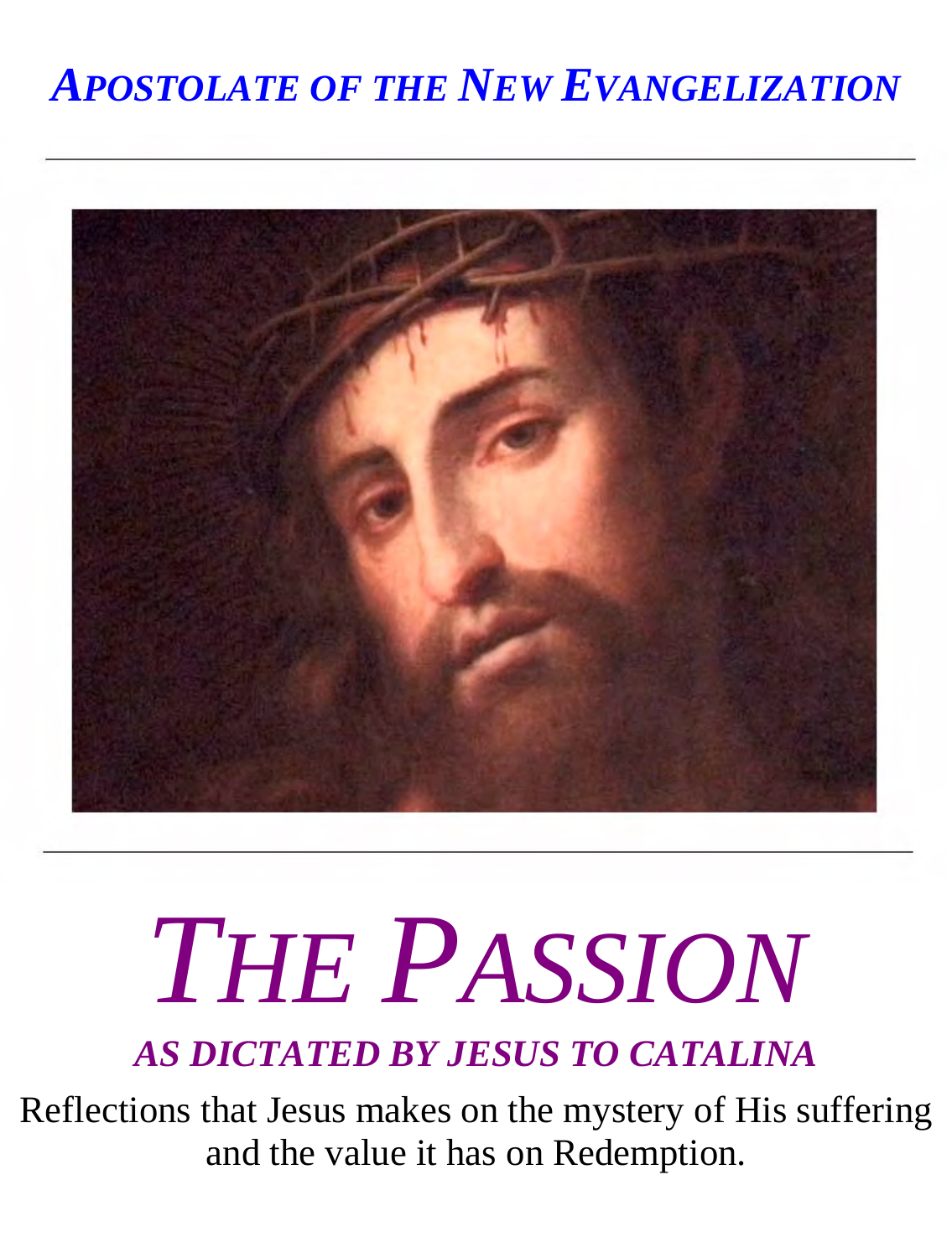*APOSTOLATE OF THE NEW EVANGELIZATION*

---

---

# *THE PASSION*

## *AS DICTATED BY JESUS TO CATALINA*

Reflections that Jesus makes on the mystery of His suffering and the value it has on Redemption.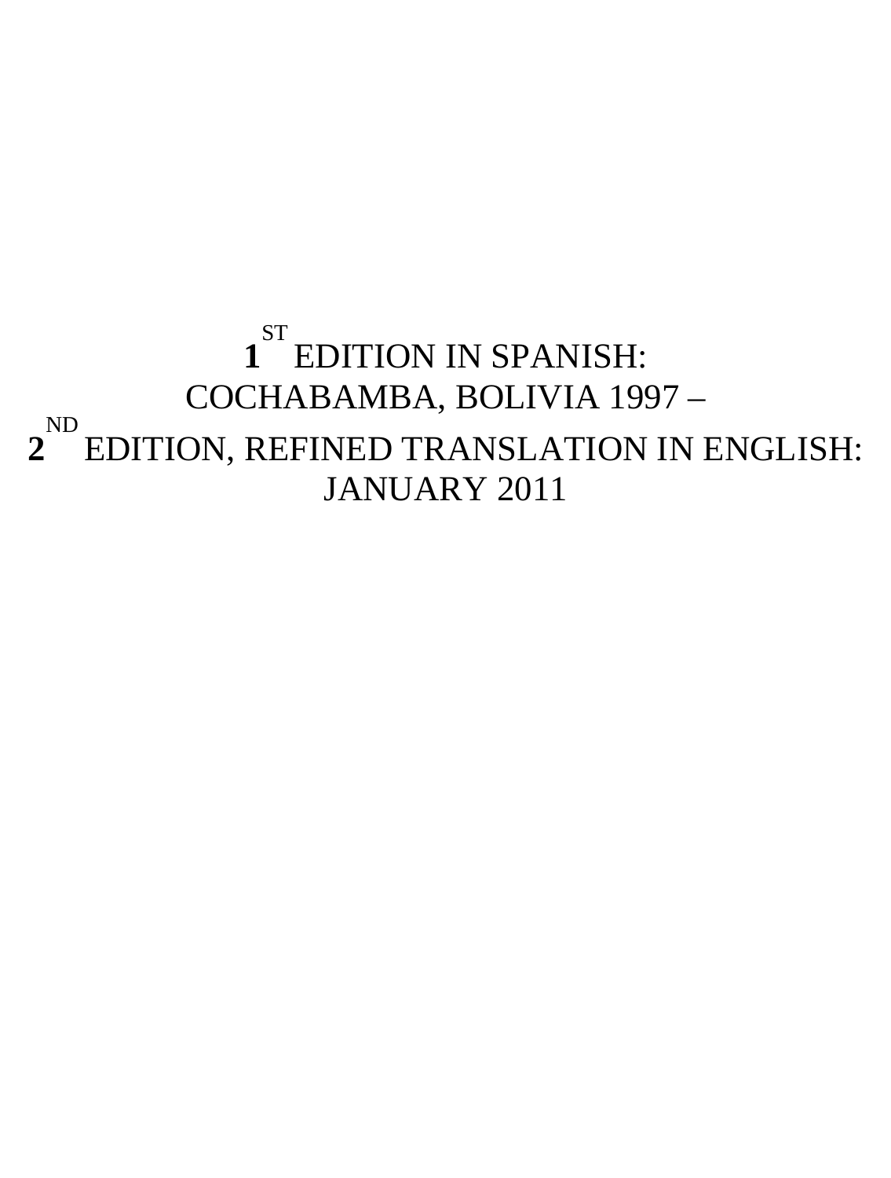**1**ST EDITION IN SPANISH:
COCHABAMBA, BOLIVIA 1997 –
**2**ND EDITION, REFINED TRANSLATION IN ENGLISH:
JANUARY 2011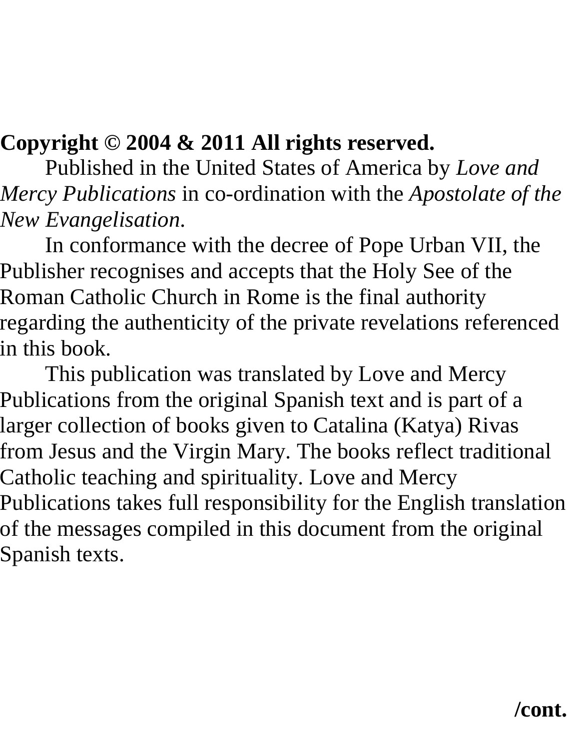**Copyright © 2004 & 2011 All rights reserved.**

Published in the United States of America by *Love and Mercy Publications* in co-ordination with the *Apostolate of the New Evangelisation*.

In conformance with the decree of Pope Urban VII, the Publisher recognises and accepts that the Holy See of the Roman Catholic Church in Rome is the final authority regarding the authenticity of the private revelations referenced in this book.

This publication was translated by Love and Mercy Publications from the original Spanish text and is part of a larger collection of books given to Catalina (Katya) Rivas from Jesus and the Virgin Mary. The books reflect traditional Catholic teaching and spirituality. Love and Mercy Publications takes full responsibility for the English translation of the messages compiled in this document from the original Spanish texts.

**/cont.**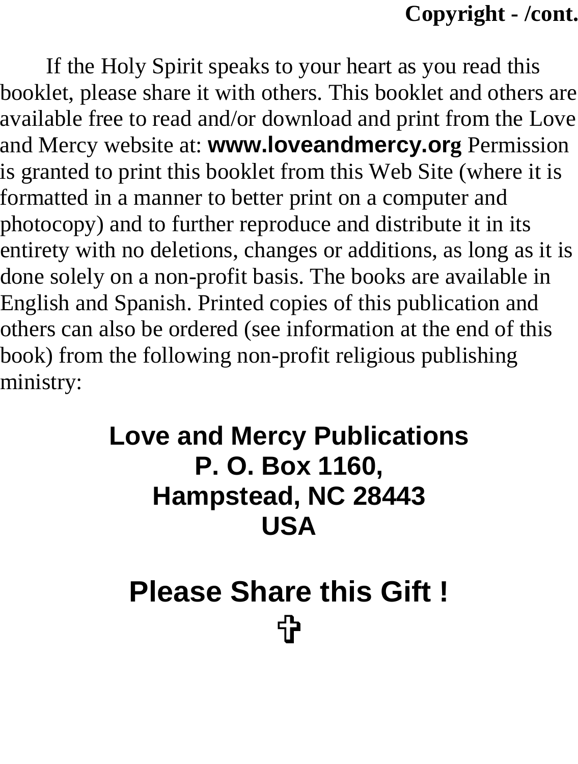**Copyright - /cont.**

If the Holy Spirit speaks to your heart as you read this booklet, please share it with others. This booklet and others are available free to read and/or download and print from the Love and Mercy website at: **www.loveandmercy.org** Permission is granted to print this booklet from this Web Site (where it is formatted in a manner to better print on a computer and photocopy) and to further reproduce and distribute it in its entirety with no deletions, changes or additions, as long as it is done solely on a non-profit basis. The books are available in English and Spanish. Printed copies of this publication and others can also be ordered (see information at the end of this book) from the following non-profit religious publishing ministry:

**Love and Mercy Publications**
**P. O. Box 1160,**
**Hampstead, NC 28443**
**USA**

## Please Share this Gift !

✞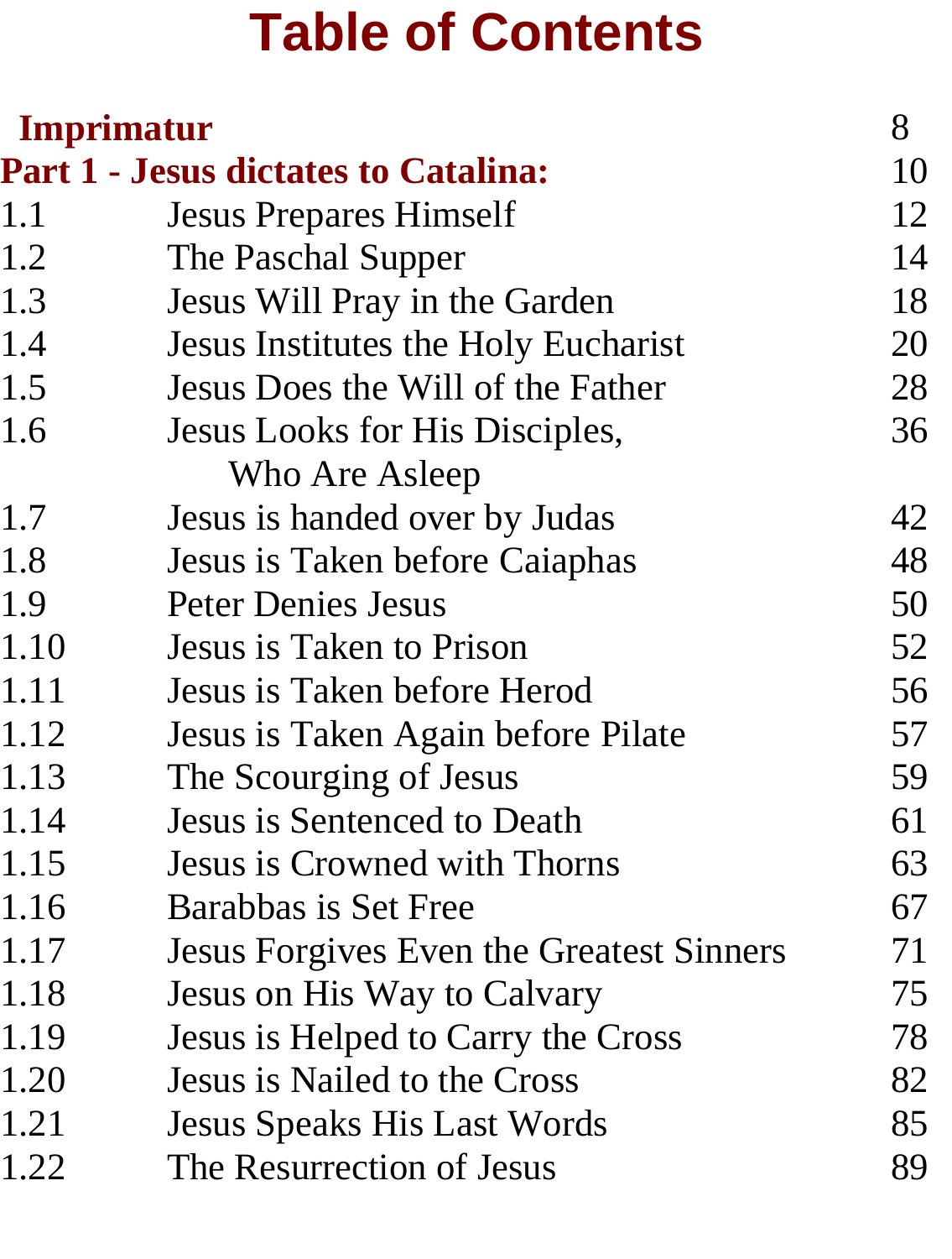# Table of Contents

| | | |
|---|---|---|
| **Imprimatur** | | 8 |
| **Part 1 - Jesus dictates to Catalina:** | | 10 |
| 1.1 | Jesus Prepares Himself | 12 |
| 1.2 | The Paschal Supper | 14 |
| 1.3 | Jesus Will Pray in the Garden | 18 |
| 1.4 | Jesus Institutes the Holy Eucharist | 20 |
| 1.5 | Jesus Does the Will of the Father | 28 |
| 1.6 | Jesus Looks for His Disciples, Who Are Asleep | 36 |
| 1.7 | Jesus is handed over by Judas | 42 |
| 1.8 | Jesus is Taken before Caiaphas | 48 |
| 1.9 | Peter Denies Jesus | 50 |
| 1.10 | Jesus is Taken to Prison | 52 |
| 1.11 | Jesus is Taken before Herod | 56 |
| 1.12 | Jesus is Taken Again before Pilate | 57 |
| 1.13 | The Scourging of Jesus | 59 |
| 1.14 | Jesus is Sentenced to Death | 61 |
| 1.15 | Jesus is Crowned with Thorns | 63 |
| 1.16 | Barabbas is Set Free | 67 |
| 1.17 | Jesus Forgives Even the Greatest Sinners | 71 |
| 1.18 | Jesus on His Way to Calvary | 75 |
| 1.19 | Jesus is Helped to Carry the Cross | 78 |
| 1.20 | Jesus is Nailed to the Cross | 82 |
| 1.21 | Jesus Speaks His Last Words | 85 |
| 1.22 | The Resurrection of Jesus | 89 |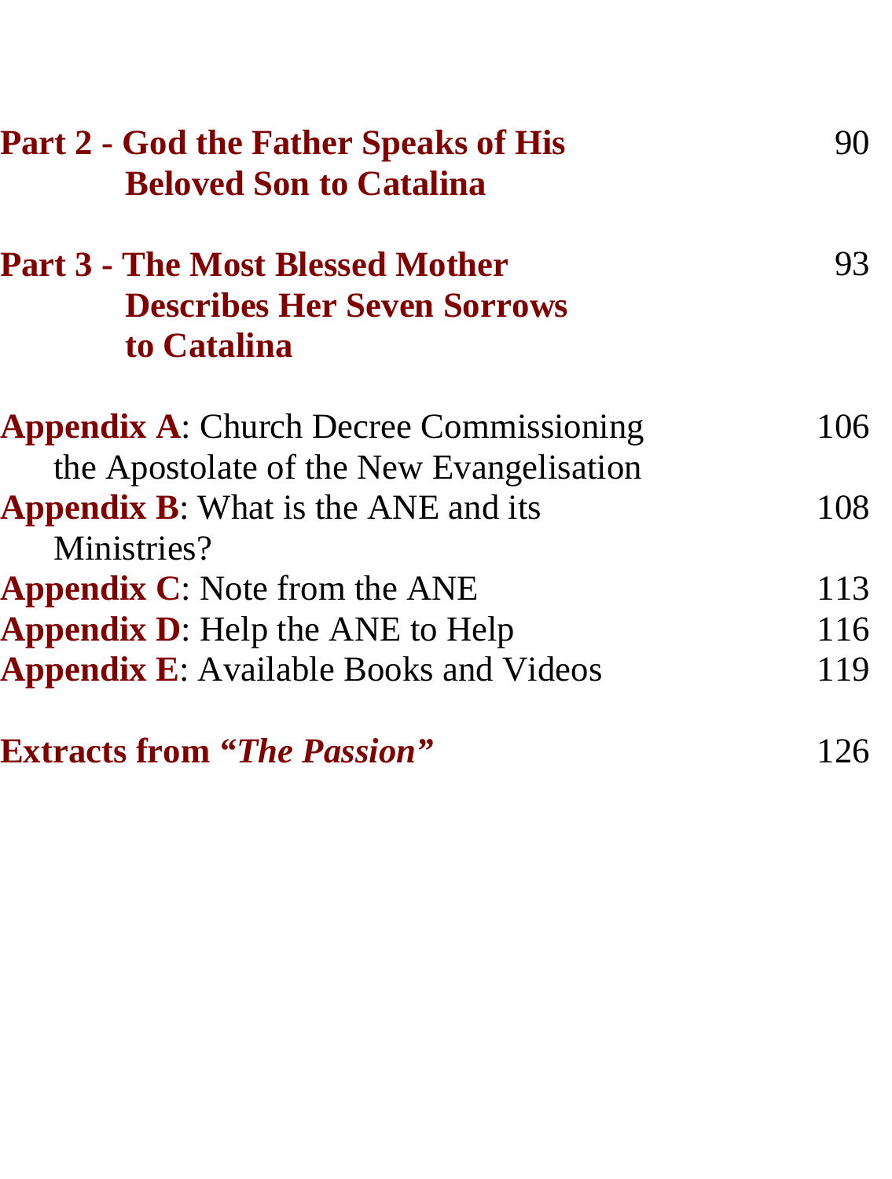**Part 2 - God the Father Speaks of His Beloved Son to Catalina** 90

**Part 3 - The Most Blessed Mother Describes Her Seven Sorrows to Catalina** 93

**Appendix A**: Church Decree Commissioning the Apostolate of the New Evangelisation 106

**Appendix B**: What is the ANE and its Ministries? 108

**Appendix C**: Note from the ANE 113

**Appendix D**: Help the ANE to Help 116

**Appendix E**: Available Books and Videos 119

**Extracts from *"The Passion"*** 126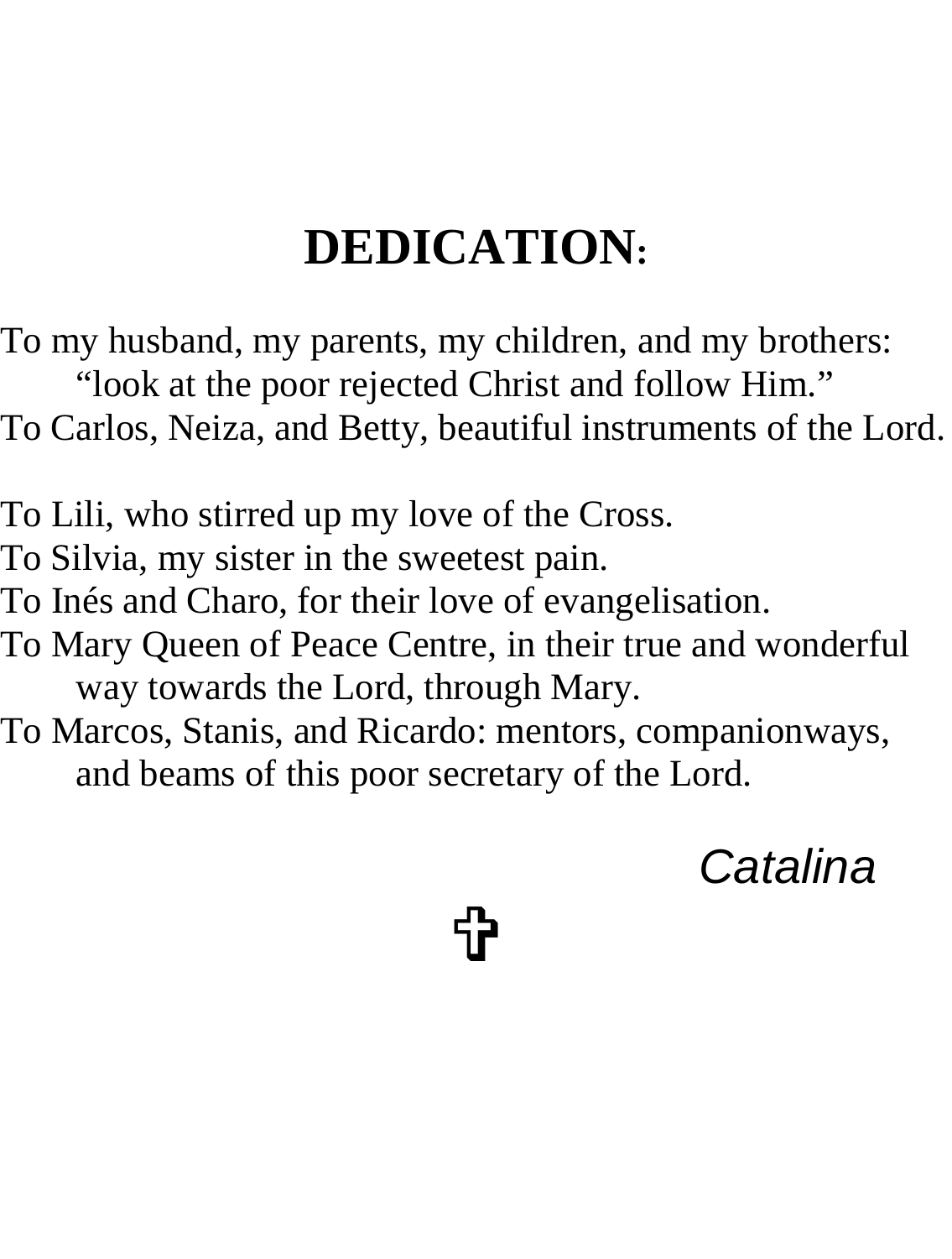# DEDICATION:

To my husband, my parents, my children, and my brothers: "look at the poor rejected Christ and follow Him."

To Carlos, Neiza, and Betty, beautiful instruments of the Lord.

To Lili, who stirred up my love of the Cross.

To Silvia, my sister in the sweetest pain.

To Inés and Charo, for their love of evangelisation.

To Mary Queen of Peace Centre, in their true and wonderful way towards the Lord, through Mary.

To Marcos, Stanis, and Ricardo: mentors, companionways, and beams of this poor secretary of the Lord.

*Catalina*

✞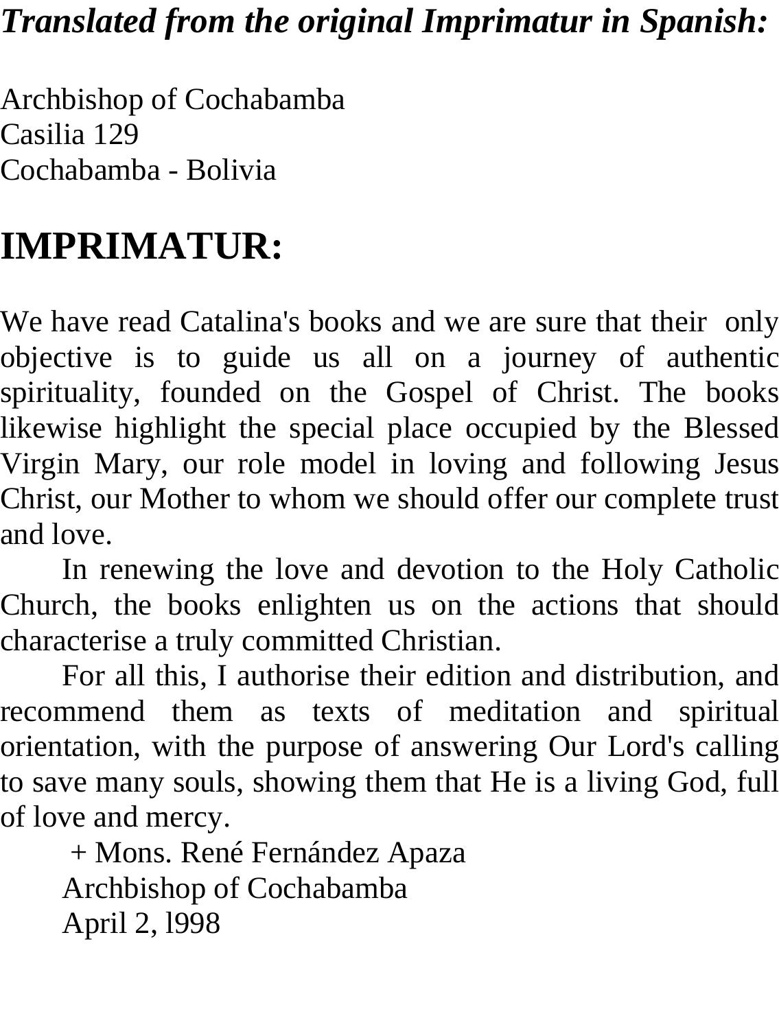***Translated from the original Imprimatur in Spanish:***

Archbishop of Cochabamba
Casilia 129
Cochabamba - Bolivia

# IMPRIMATUR:

We have read Catalina's books and we are sure that their only objective is to guide us all on a journey of authentic spirituality, founded on the Gospel of Christ. The books likewise highlight the special place occupied by the Blessed Virgin Mary, our role model in loving and following Jesus Christ, our Mother to whom we should offer our complete trust and love.

In renewing the love and devotion to the Holy Catholic Church, the books enlighten us on the actions that should characterise a truly committed Christian.

For all this, I authorise their edition and distribution, and recommend them as texts of meditation and spiritual orientation, with the purpose of answering Our Lord's calling to save many souls, showing them that He is a living God, full of love and mercy.

+ Mons. René Fernández Apaza
Archbishop of Cochabamba
April 2, l998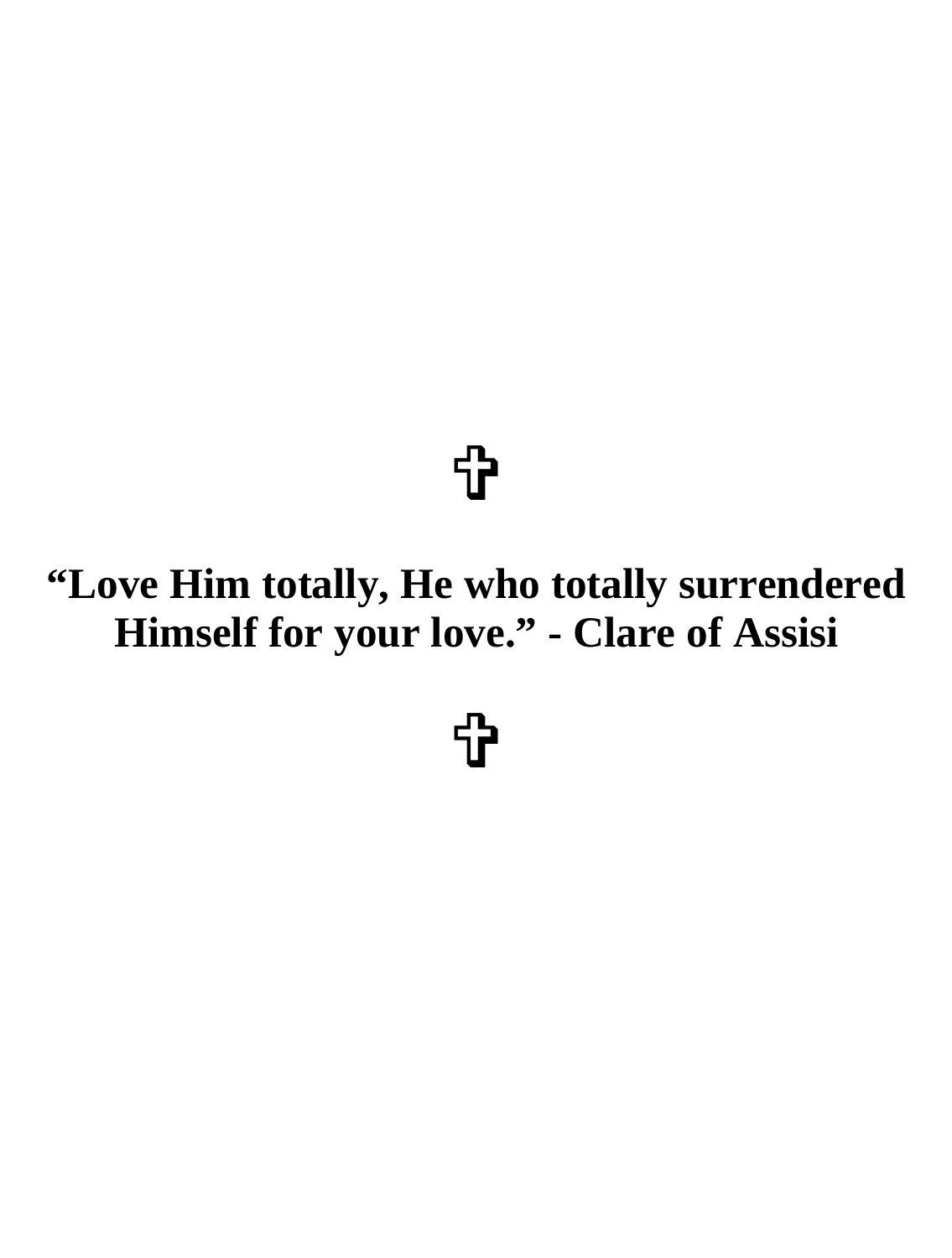✞

**“Love Him totally, He who totally surrendered Himself for your love.” - Clare of Assisi**

✞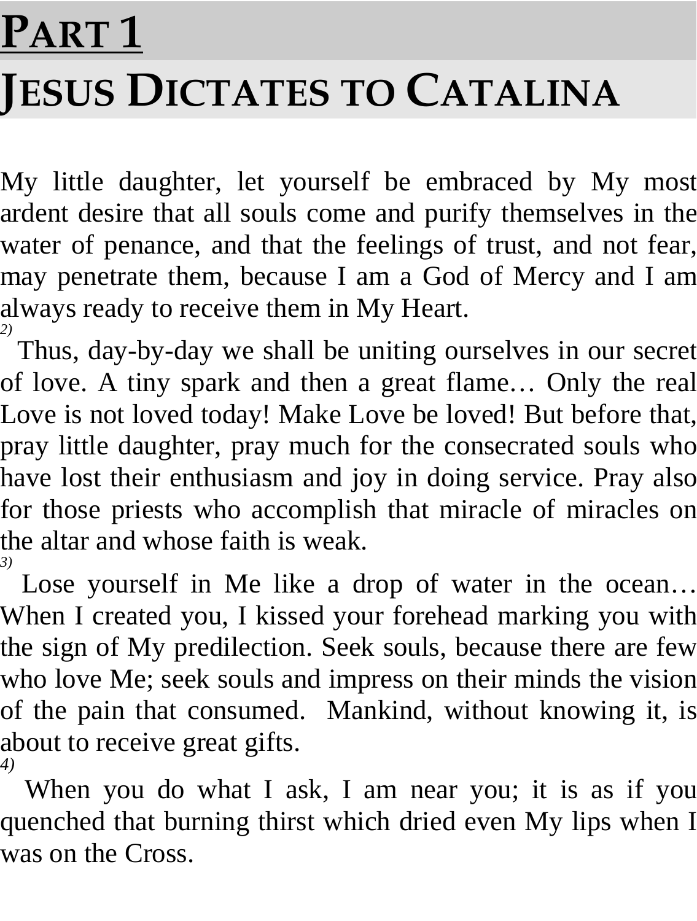# PART 1

# JESUS DICTATES TO CATALINA

My little daughter, let yourself be embraced by My most ardent desire that all souls come and purify themselves in the water of penance, and that the feelings of trust, and not fear, may penetrate them, because I am a God of Mercy and I am always ready to receive them in My Heart.

*2)* Thus, day-by-day we shall be uniting ourselves in our secret of love. A tiny spark and then a great flame… Only the real Love is not loved today! Make Love be loved! But before that, pray little daughter, pray much for the consecrated souls who have lost their enthusiasm and joy in doing service. Pray also for those priests who accomplish that miracle of miracles on the altar and whose faith is weak.

*3)* Lose yourself in Me like a drop of water in the ocean… When I created you, I kissed your forehead marking you with the sign of My predilection. Seek souls, because there are few who love Me; seek souls and impress on their minds the vision of the pain that consumed. Mankind, without knowing it, is about to receive great gifts.

*4)* When you do what I ask, I am near you; it is as if you quenched that burning thirst which dried even My lips when I was on the Cross.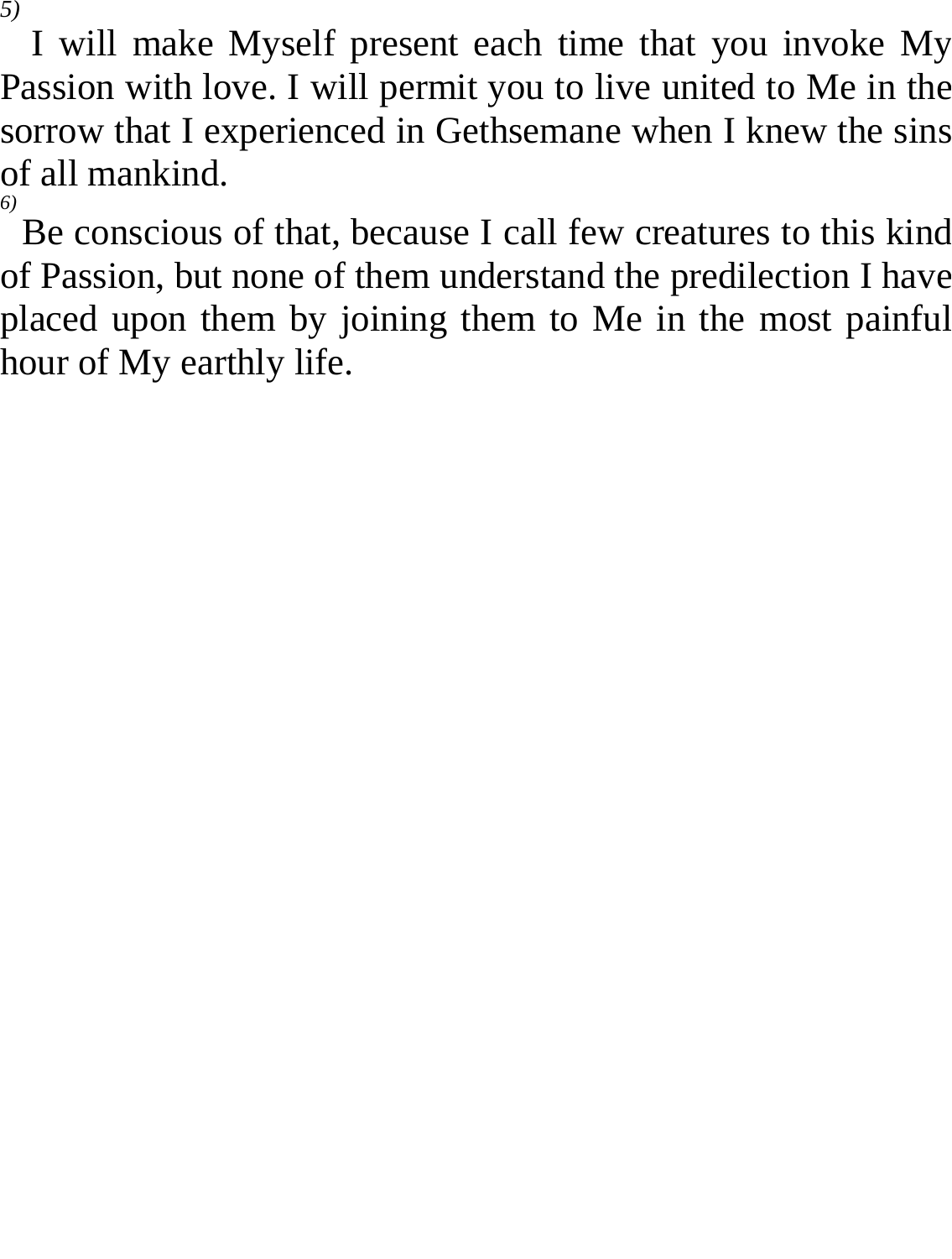*5)* I will make Myself present each time that you invoke My Passion with love. I will permit you to live united to Me in the sorrow that I experienced in Gethsemane when I knew the sins of all mankind.

*6)* Be conscious of that, because I call few creatures to this kind of Passion, but none of them understand the predilection I have placed upon them by joining them to Me in the most painful hour of My earthly life.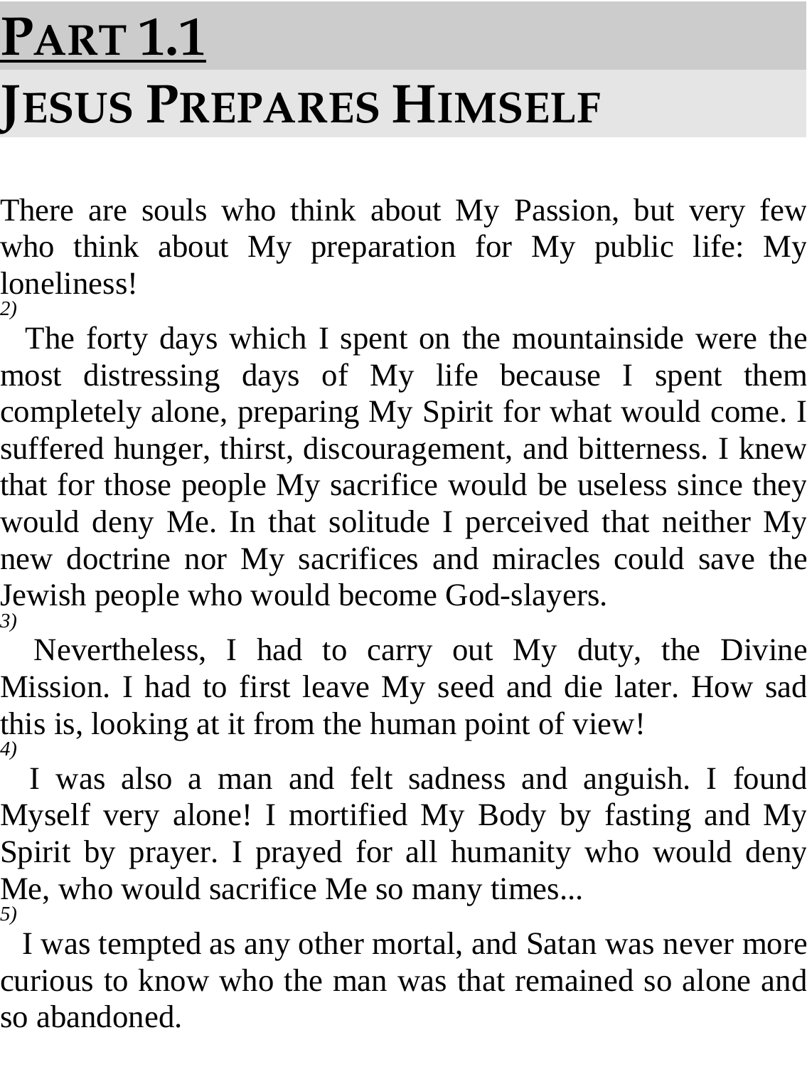# Part 1.1
# Jesus Prepares Himself

There are souls who think about My Passion, but very few who think about My preparation for My public life: My loneliness!

*2)*

The forty days which I spent on the mountainside were the most distressing days of My life because I spent them completely alone, preparing My Spirit for what would come. I suffered hunger, thirst, discouragement, and bitterness. I knew that for those people My sacrifice would be useless since they would deny Me. In that solitude I perceived that neither My new doctrine nor My sacrifices and miracles could save the Jewish people who would become God-slayers.

*3)*

Nevertheless, I had to carry out My duty, the Divine Mission. I had to first leave My seed and die later. How sad this is, looking at it from the human point of view!

*4)*

I was also a man and felt sadness and anguish. I found Myself very alone! I mortified My Body by fasting and My Spirit by prayer. I prayed for all humanity who would deny Me, who would sacrifice Me so many times...

*5)*

I was tempted as any other mortal, and Satan was never more curious to know who the man was that remained so alone and so abandoned.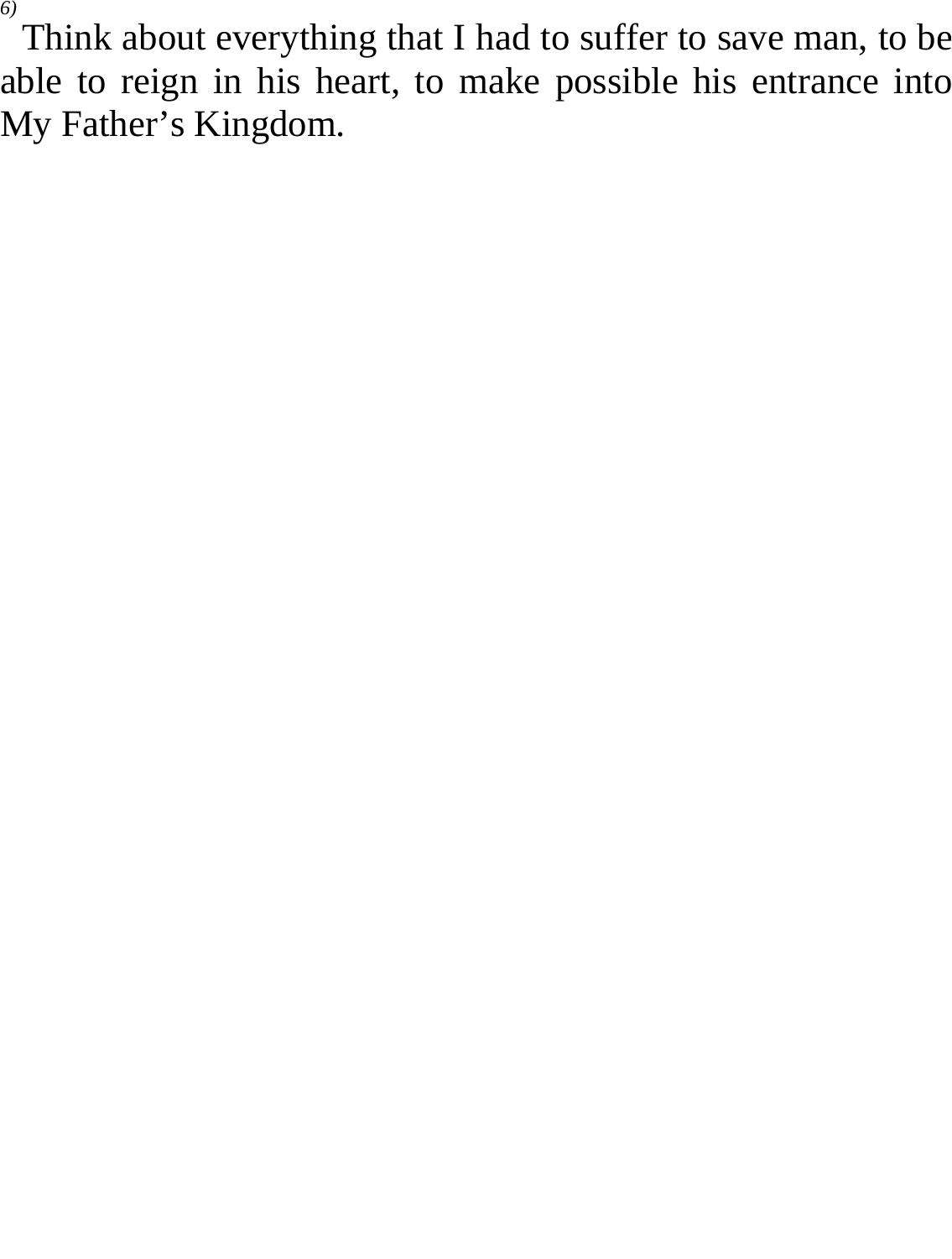[6)] Think about everything that I had to suffer to save man, to be able to reign in his heart, to make possible his entrance into My Father's Kingdom.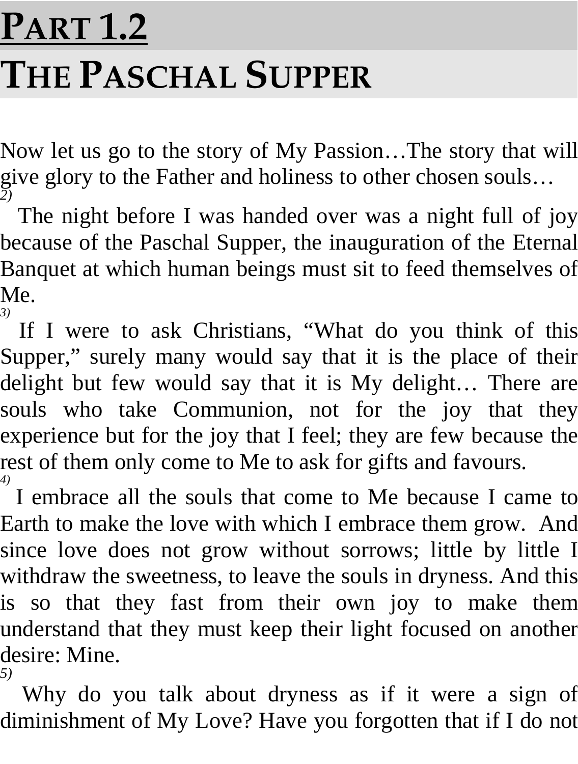# PART 1.2

# THE PASCHAL SUPPER

Now let us go to the story of My Passion…The story that will give glory to the Father and holiness to other chosen souls…

*2)* The night before I was handed over was a night full of joy because of the Paschal Supper, the inauguration of the Eternal Banquet at which human beings must sit to feed themselves of Me.

*3)* If I were to ask Christians, “What do you think of this Supper,” surely many would say that it is the place of their delight but few would say that it is My delight… There are souls who take Communion, not for the joy that they experience but for the joy that I feel; they are few because the rest of them only come to Me to ask for gifts and favours.

*4)* I embrace all the souls that come to Me because I came to Earth to make the love with which I embrace them grow. And since love does not grow without sorrows; little by little I withdraw the sweetness, to leave the souls in dryness. And this is so that they fast from their own joy to make them understand that they must keep their light focused on another desire: Mine.

*5)* Why do you talk about dryness as if it were a sign of diminishment of My Love? Have you forgotten that if I do not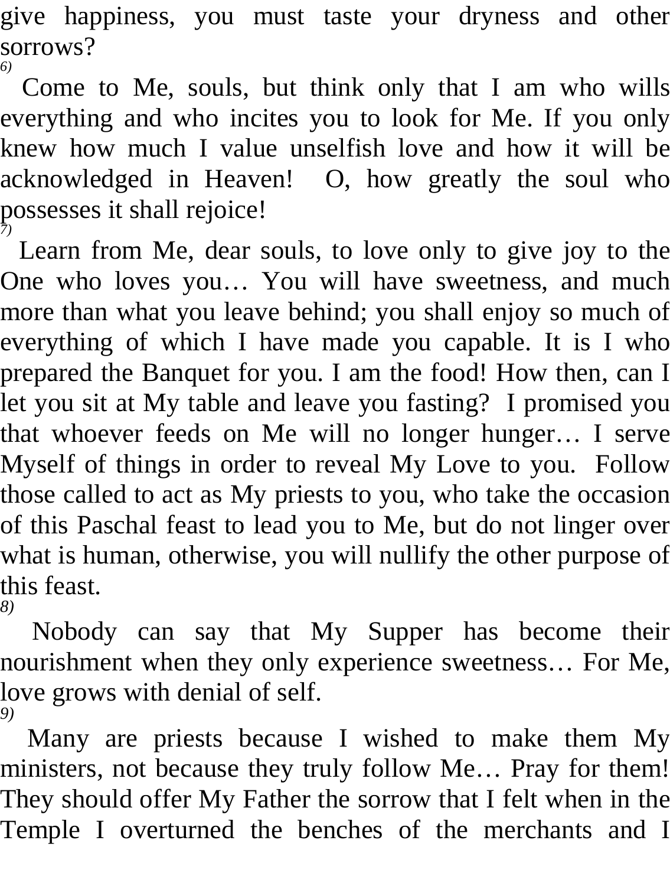give happiness, you must taste your dryness and other sorrows?

*6)*

Come to Me, souls, but think only that I am who wills everything and who incites you to look for Me. If you only knew how much I value unselfish love and how it will be acknowledged in Heaven!  O, how greatly the soul who possesses it shall rejoice!

*7)*

Learn from Me, dear souls, to love only to give joy to the One who loves you… You will have sweetness, and much more than what you leave behind; you shall enjoy so much of everything of which I have made you capable. It is I who prepared the Banquet for you. I am the food! How then, can I let you sit at My table and leave you fasting?  I promised you that whoever feeds on Me will no longer hunger… I serve Myself of things in order to reveal My Love to you.  Follow those called to act as My priests to you, who take the occasion of this Paschal feast to lead you to Me, but do not linger over what is human, otherwise, you will nullify the other purpose of this feast.

*8)*

Nobody can say that My Supper has become their nourishment when they only experience sweetness… For Me, love grows with denial of self.

*9)*

Many are priests because I wished to make them My ministers, not because they truly follow Me… Pray for them! They should offer My Father the sorrow that I felt when in the Temple I overturned the benches of the merchants and I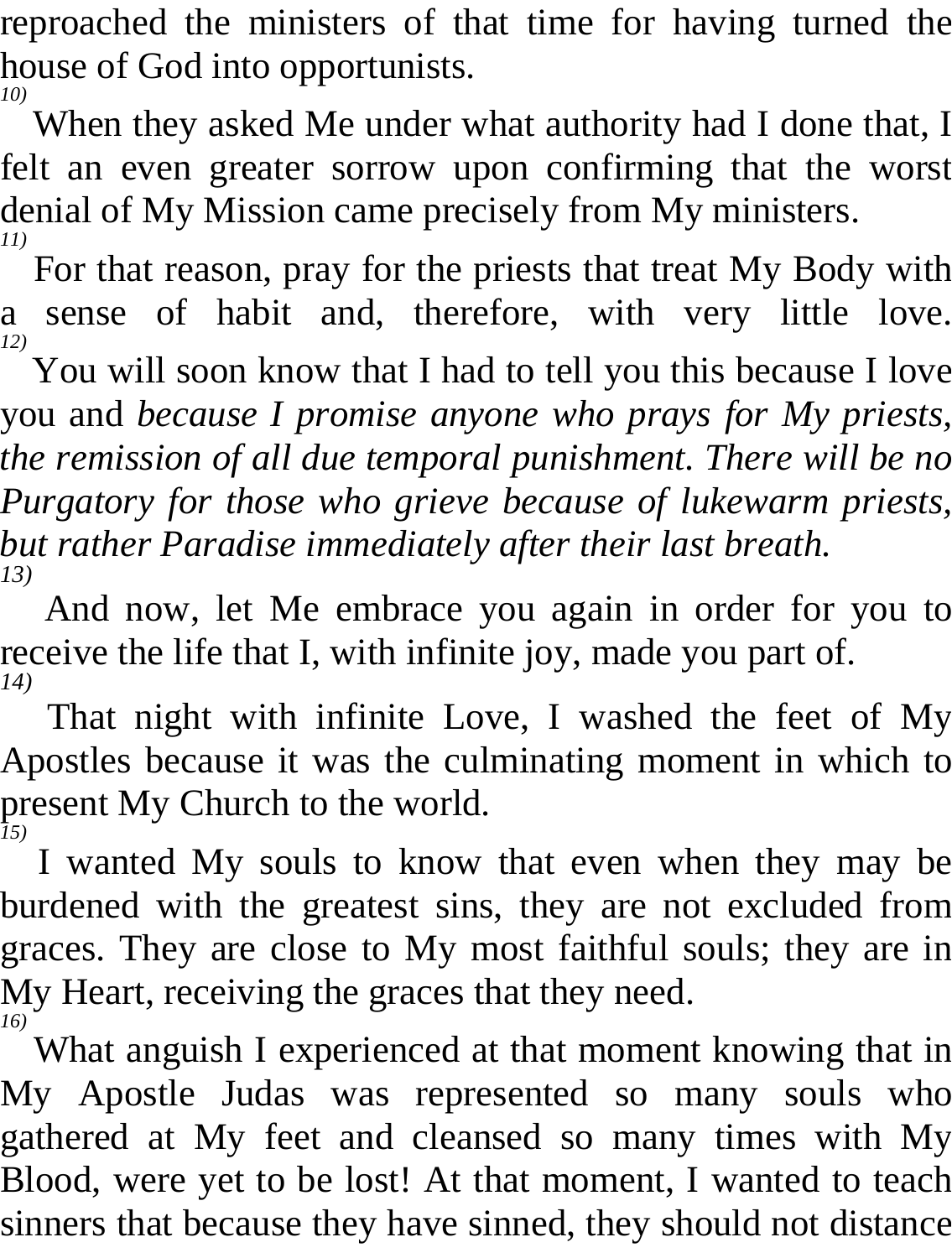reproached the ministers of that time for having turned the house of God into opportunists.

*10)* When they asked Me under what authority had I done that, I felt an even greater sorrow upon confirming that the worst denial of My Mission came precisely from My ministers.

*11)* For that reason, pray for the priests that treat My Body with a sense of habit and, therefore, with very little love.

*12)* You will soon know that I had to tell you this because I love you and *because I promise anyone who prays for My priests, the remission of all due temporal punishment. There will be no Purgatory for those who grieve because of lukewarm priests, but rather Paradise immediately after their last breath.*

*13)* And now, let Me embrace you again in order for you to receive the life that I, with infinite joy, made you part of.

*14)* That night with infinite Love, I washed the feet of My Apostles because it was the culminating moment in which to present My Church to the world.

*15)* I wanted My souls to know that even when they may be burdened with the greatest sins, they are not excluded from graces. They are close to My most faithful souls; they are in My Heart, receiving the graces that they need.

*16)* What anguish I experienced at that moment knowing that in My Apostle Judas was represented so many souls who gathered at My feet and cleansed so many times with My Blood, were yet to be lost! At that moment, I wanted to teach sinners that because they have sinned, they should not distance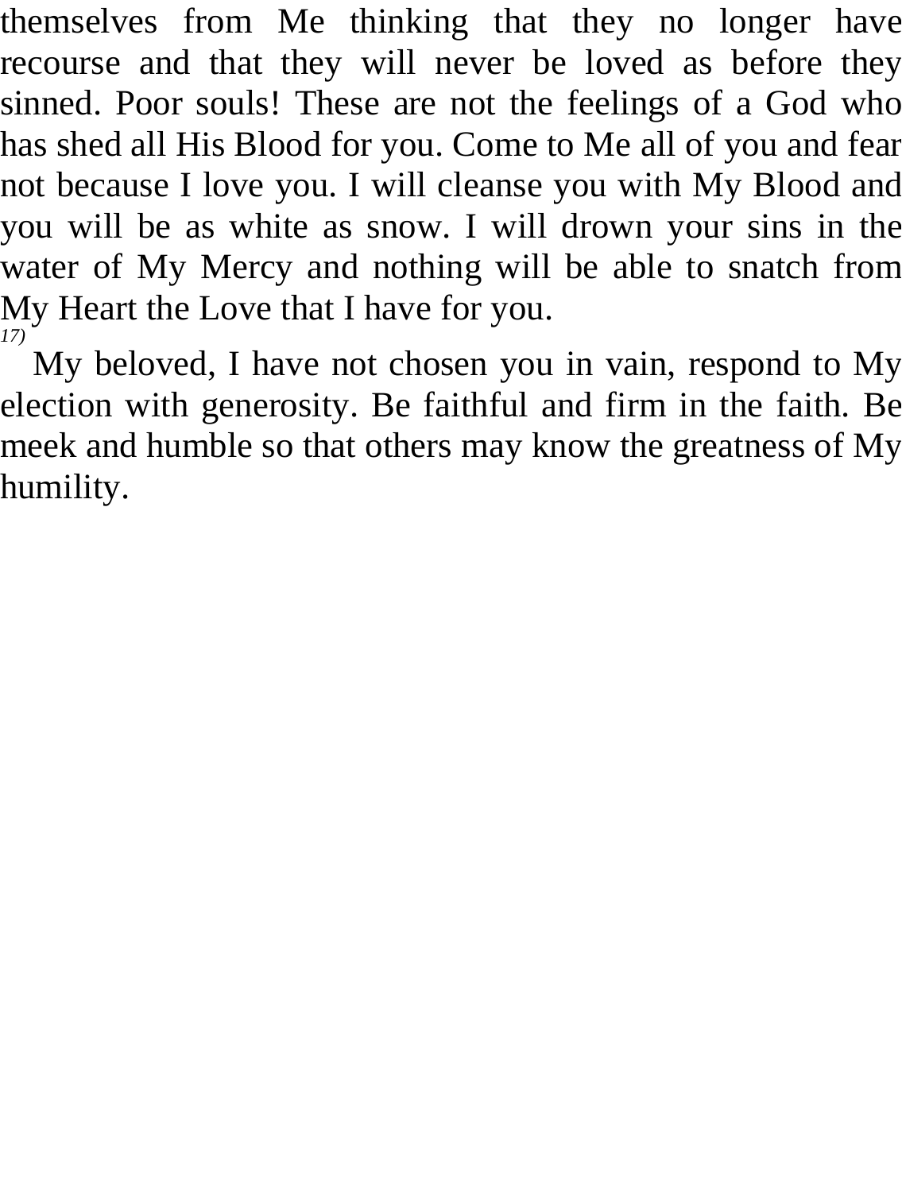themselves from Me thinking that they no longer have recourse and that they will never be loved as before they sinned. Poor souls! These are not the feelings of a God who has shed all His Blood for you. Come to Me all of you and fear not because I love you. I will cleanse you with My Blood and you will be as white as snow. I will drown your sins in the water of My Mercy and nothing will be able to snatch from My Heart the Love that I have for you.

*17)* My beloved, I have not chosen you in vain, respond to My election with generosity. Be faithful and firm in the faith. Be meek and humble so that others may know the greatness of My humility.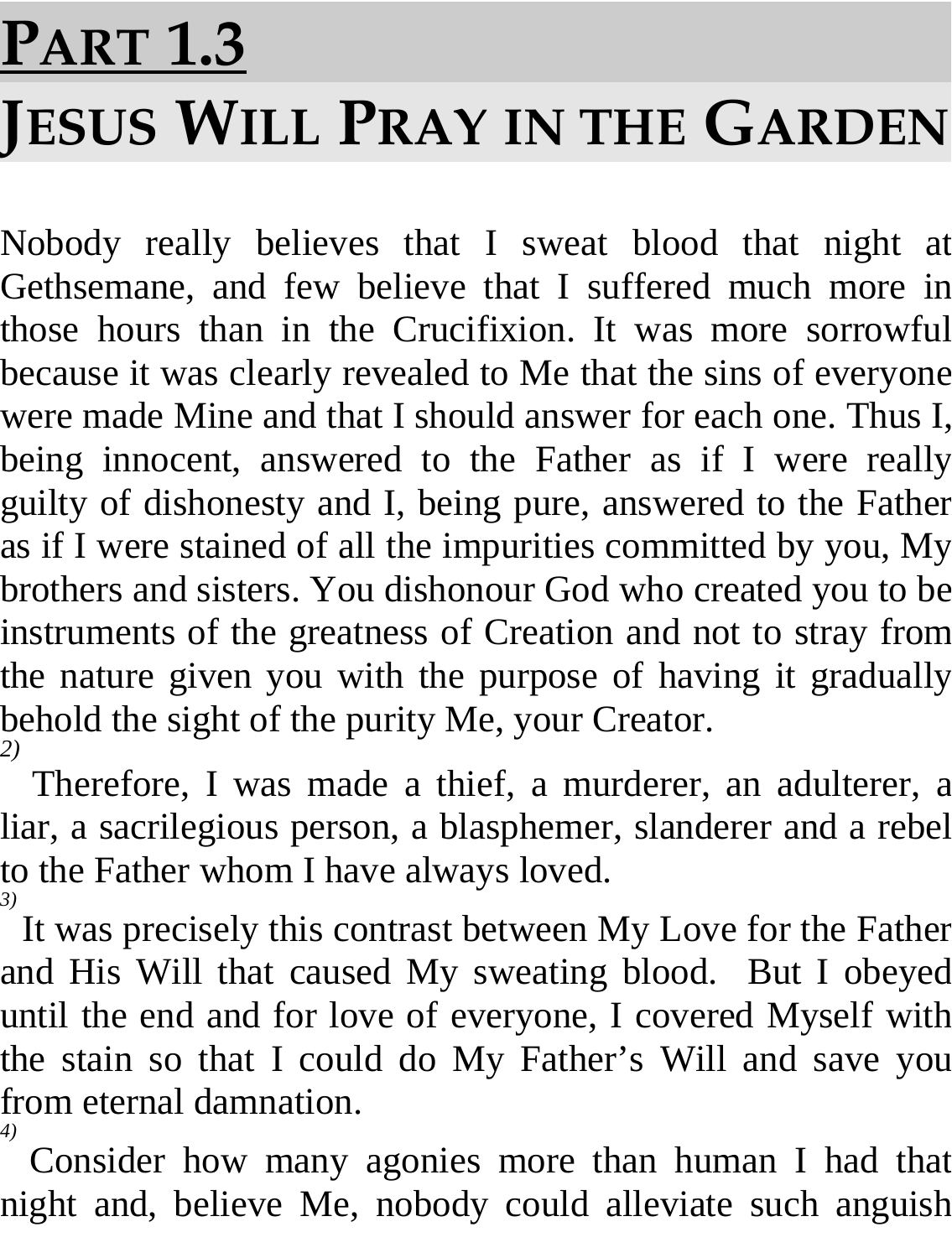# PART 1.3

# JESUS WILL PRAY IN THE GARDEN

Nobody really believes that I sweat blood that night at Gethsemane, and few believe that I suffered much more in those hours than in the Crucifixion. It was more sorrowful because it was clearly revealed to Me that the sins of everyone were made Mine and that I should answer for each one. Thus I, being innocent, answered to the Father as if I were really guilty of dishonesty and I, being pure, answered to the Father as if I were stained of all the impurities committed by you, My brothers and sisters. You dishonour God who created you to be instruments of the greatness of Creation and not to stray from the nature given you with the purpose of having it gradually behold the sight of the purity Me, your Creator.

*2)* Therefore, I was made a thief, a murderer, an adulterer, a liar, a sacrilegious person, a blasphemer, slanderer and a rebel to the Father whom I have always loved.

*3)* It was precisely this contrast between My Love for the Father and His Will that caused My sweating blood. But I obeyed until the end and for love of everyone, I covered Myself with the stain so that I could do My Father's Will and save you from eternal damnation.

*4)* Consider how many agonies more than human I had that night and, believe Me, nobody could alleviate such anguish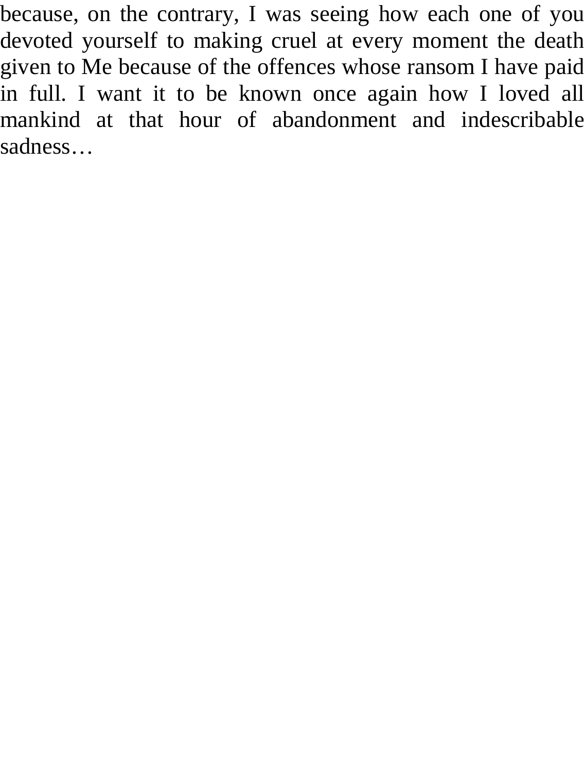because, on the contrary, I was seeing how each one of you devoted yourself to making cruel at every moment the death given to Me because of the offences whose ransom I have paid in full. I want it to be known once again how I loved all mankind at that hour of abandonment and indescribable sadness…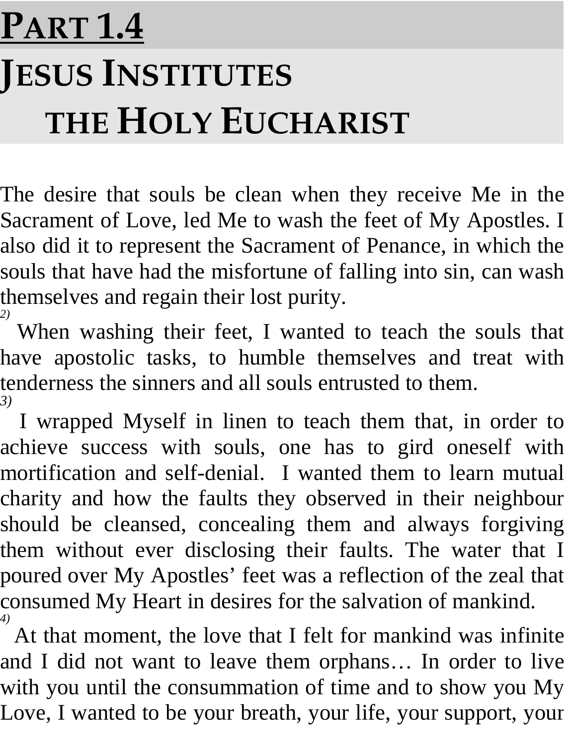# PART 1.4

# JESUS INSTITUTES THE HOLY EUCHARIST

The desire that souls be clean when they receive Me in the Sacrament of Love, led Me to wash the feet of My Apostles. I also did it to represent the Sacrament of Penance, in which the souls that have had the misfortune of falling into sin, can wash themselves and regain their lost purity.

*2)* When washing their feet, I wanted to teach the souls that have apostolic tasks, to humble themselves and treat with tenderness the sinners and all souls entrusted to them.

*3)* I wrapped Myself in linen to teach them that, in order to achieve success with souls, one has to gird oneself with mortification and self-denial. I wanted them to learn mutual charity and how the faults they observed in their neighbour should be cleansed, concealing them and always forgiving them without ever disclosing their faults. The water that I poured over My Apostles' feet was a reflection of the zeal that consumed My Heart in desires for the salvation of mankind.

*4)* At that moment, the love that I felt for mankind was infinite and I did not want to leave them orphans… In order to live with you until the consummation of time and to show you My Love, I wanted to be your breath, your life, your support, your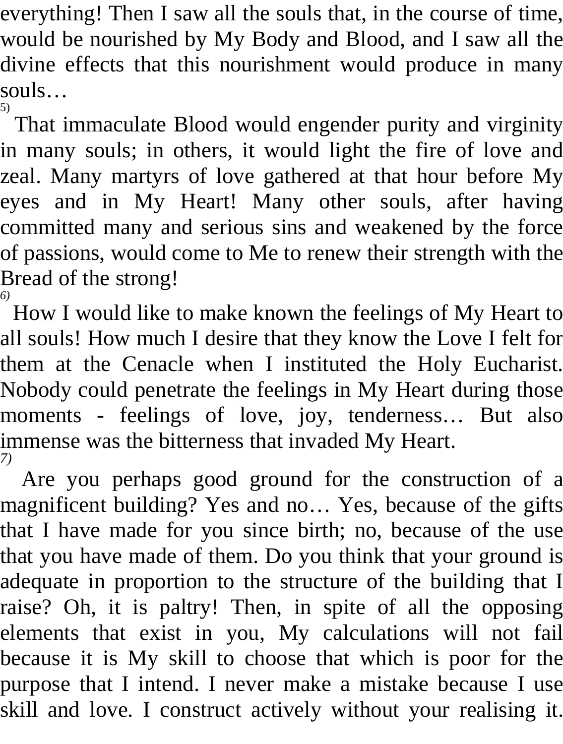everything! Then I saw all the souls that, in the course of time, would be nourished by My Body and Blood, and I saw all the divine effects that this nourishment would produce in many souls…

5) That immaculate Blood would engender purity and virginity in many souls; in others, it would light the fire of love and zeal. Many martyrs of love gathered at that hour before My eyes and in My Heart! Many other souls, after having committed many and serious sins and weakened by the force of passions, would come to Me to renew their strength with the Bread of the strong!

*6)* How I would like to make known the feelings of My Heart to all souls! How much I desire that they know the Love I felt for them at the Cenacle when I instituted the Holy Eucharist. Nobody could penetrate the feelings in My Heart during those moments - feelings of love, joy, tenderness… But also immense was the bitterness that invaded My Heart.

*7)* Are you perhaps good ground for the construction of a magnificent building? Yes and no… Yes, because of the gifts that I have made for you since birth; no, because of the use that you have made of them. Do you think that your ground is adequate in proportion to the structure of the building that I raise? Oh, it is paltry! Then, in spite of all the opposing elements that exist in you, My calculations will not fail because it is My skill to choose that which is poor for the purpose that I intend. I never make a mistake because I use skill and love. I construct actively without your realising it.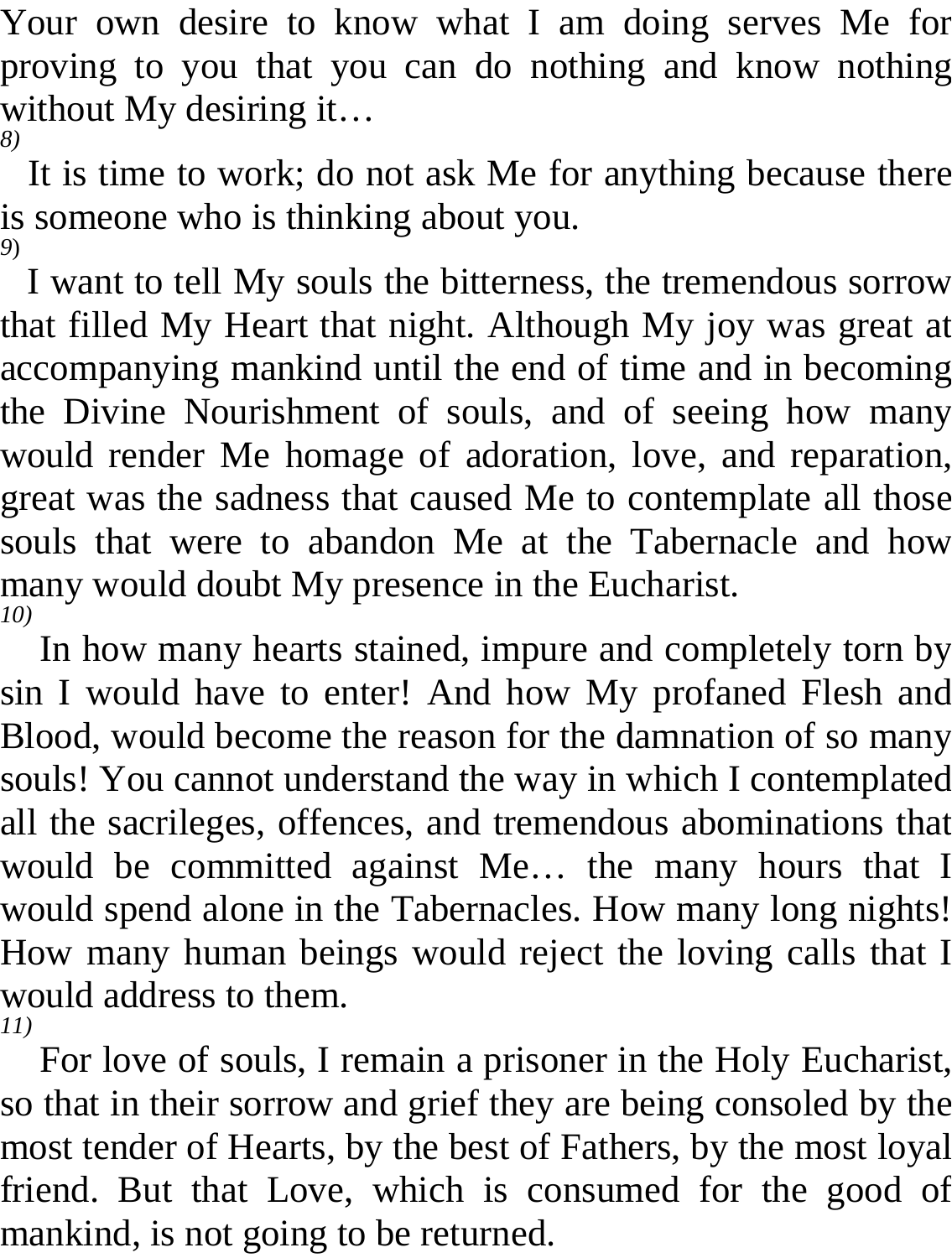Your own desire to know what I am doing serves Me for proving to you that you can do nothing and know nothing without My desiring it…

*8)*

It is time to work; do not ask Me for anything because there is someone who is thinking about you.

*9)*

I want to tell My souls the bitterness, the tremendous sorrow that filled My Heart that night. Although My joy was great at accompanying mankind until the end of time and in becoming the Divine Nourishment of souls, and of seeing how many would render Me homage of adoration, love, and reparation, great was the sadness that caused Me to contemplate all those souls that were to abandon Me at the Tabernacle and how many would doubt My presence in the Eucharist.

*10)*

In how many hearts stained, impure and completely torn by sin I would have to enter! And how My profaned Flesh and Blood, would become the reason for the damnation of so many souls! You cannot understand the way in which I contemplated all the sacrileges, offences, and tremendous abominations that would be committed against Me… the many hours that I would spend alone in the Tabernacles. How many long nights! How many human beings would reject the loving calls that I would address to them.

*11)*

For love of souls, I remain a prisoner in the Holy Eucharist, so that in their sorrow and grief they are being consoled by the most tender of Hearts, by the best of Fathers, by the most loyal friend. But that Love, which is consumed for the good of mankind, is not going to be returned.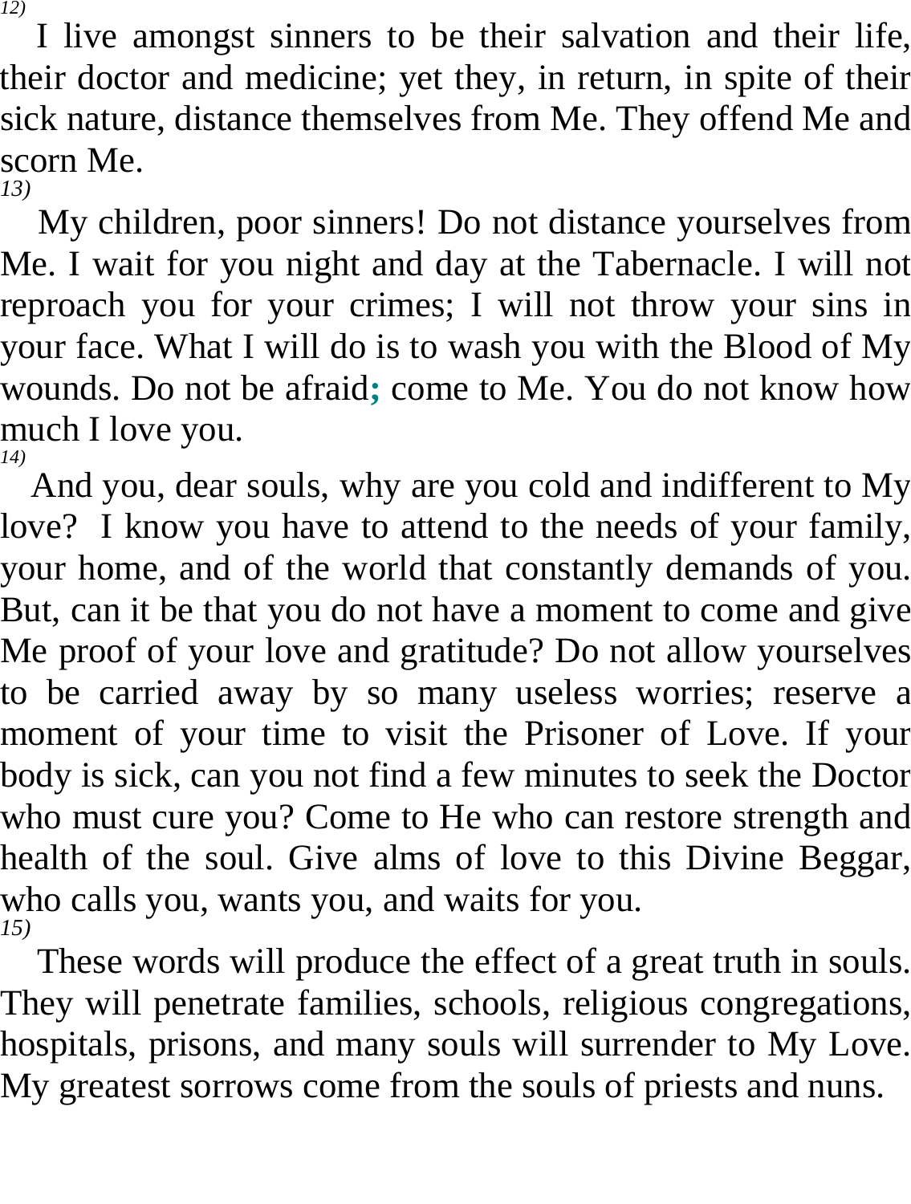*12)*

I live amongst sinners to be their salvation and their life, their doctor and medicine; yet they, in return, in spite of their sick nature, distance themselves from Me. They offend Me and scorn Me.

*13)*

My children, poor sinners! Do not distance yourselves from Me. I wait for you night and day at the Tabernacle. I will not reproach you for your crimes; I will not throw your sins in your face. What I will do is to wash you with the Blood of My wounds. Do not be afraid; come to Me. You do not know how much I love you.

*14)*

And you, dear souls, why are you cold and indifferent to My love? I know you have to attend to the needs of your family, your home, and of the world that constantly demands of you. But, can it be that you do not have a moment to come and give Me proof of your love and gratitude? Do not allow yourselves to be carried away by so many useless worries; reserve a moment of your time to visit the Prisoner of Love. If your body is sick, can you not find a few minutes to seek the Doctor who must cure you? Come to He who can restore strength and health of the soul. Give alms of love to this Divine Beggar, who calls you, wants you, and waits for you.

*15)*

These words will produce the effect of a great truth in souls. They will penetrate families, schools, religious congregations, hospitals, prisons, and many souls will surrender to My Love. My greatest sorrows come from the souls of priests and nuns.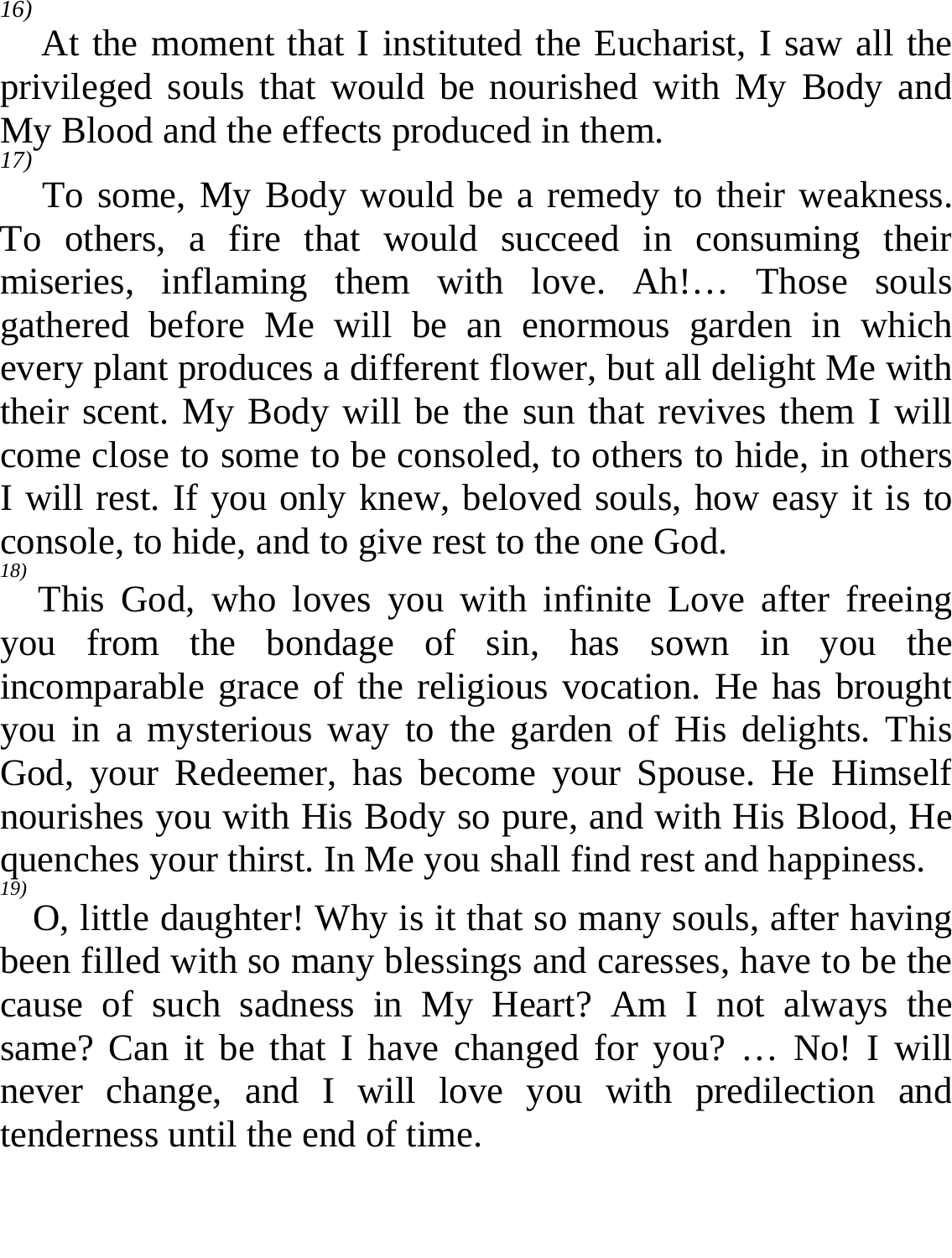*16)*

At the moment that I instituted the Eucharist, I saw all the privileged souls that would be nourished with My Body and My Blood and the effects produced in them.

*17)*

To some, My Body would be a remedy to their weakness. To others, a fire that would succeed in consuming their miseries, inflaming them with love. Ah!… Those souls gathered before Me will be an enormous garden in which every plant produces a different flower, but all delight Me with their scent. My Body will be the sun that revives them I will come close to some to be consoled, to others to hide, in others I will rest. If you only knew, beloved souls, how easy it is to console, to hide, and to give rest to the one God.

*18)*

This God, who loves you with infinite Love after freeing you from the bondage of sin, has sown in you the incomparable grace of the religious vocation. He has brought you in a mysterious way to the garden of His delights. This God, your Redeemer, has become your Spouse. He Himself nourishes you with His Body so pure, and with His Blood, He quenches your thirst. In Me you shall find rest and happiness.

*19)*

O, little daughter! Why is it that so many souls, after having been filled with so many blessings and caresses, have to be the cause of such sadness in My Heart? Am I not always the same? Can it be that I have changed for you? … No! I will never change, and I will love you with predilection and tenderness until the end of time.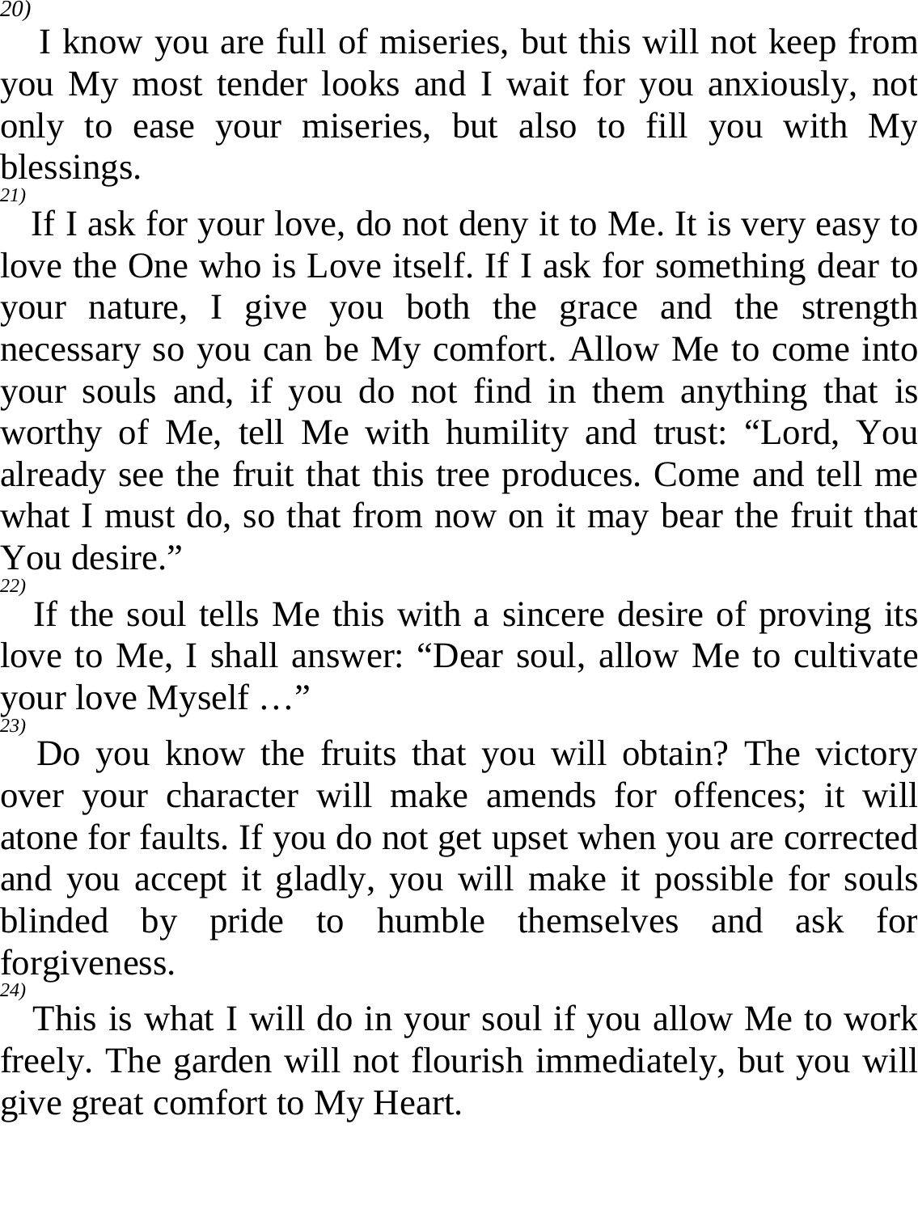*20)*

I know you are full of miseries, but this will not keep from you My most tender looks and I wait for you anxiously, not only to ease your miseries, but also to fill you with My blessings.

*21)*

If I ask for your love, do not deny it to Me. It is very easy to love the One who is Love itself. If I ask for something dear to your nature, I give you both the grace and the strength necessary so you can be My comfort. Allow Me to come into your souls and, if you do not find in them anything that is worthy of Me, tell Me with humility and trust: "Lord, You already see the fruit that this tree produces. Come and tell me what I must do, so that from now on it may bear the fruit that You desire."

*22)*

If the soul tells Me this with a sincere desire of proving its love to Me, I shall answer: "Dear soul, allow Me to cultivate your love Myself …"

*23)*

Do you know the fruits that you will obtain? The victory over your character will make amends for offences; it will atone for faults. If you do not get upset when you are corrected and you accept it gladly, you will make it possible for souls blinded by pride to humble themselves and ask for forgiveness.

*24)*

This is what I will do in your soul if you allow Me to work freely. The garden will not flourish immediately, but you will give great comfort to My Heart.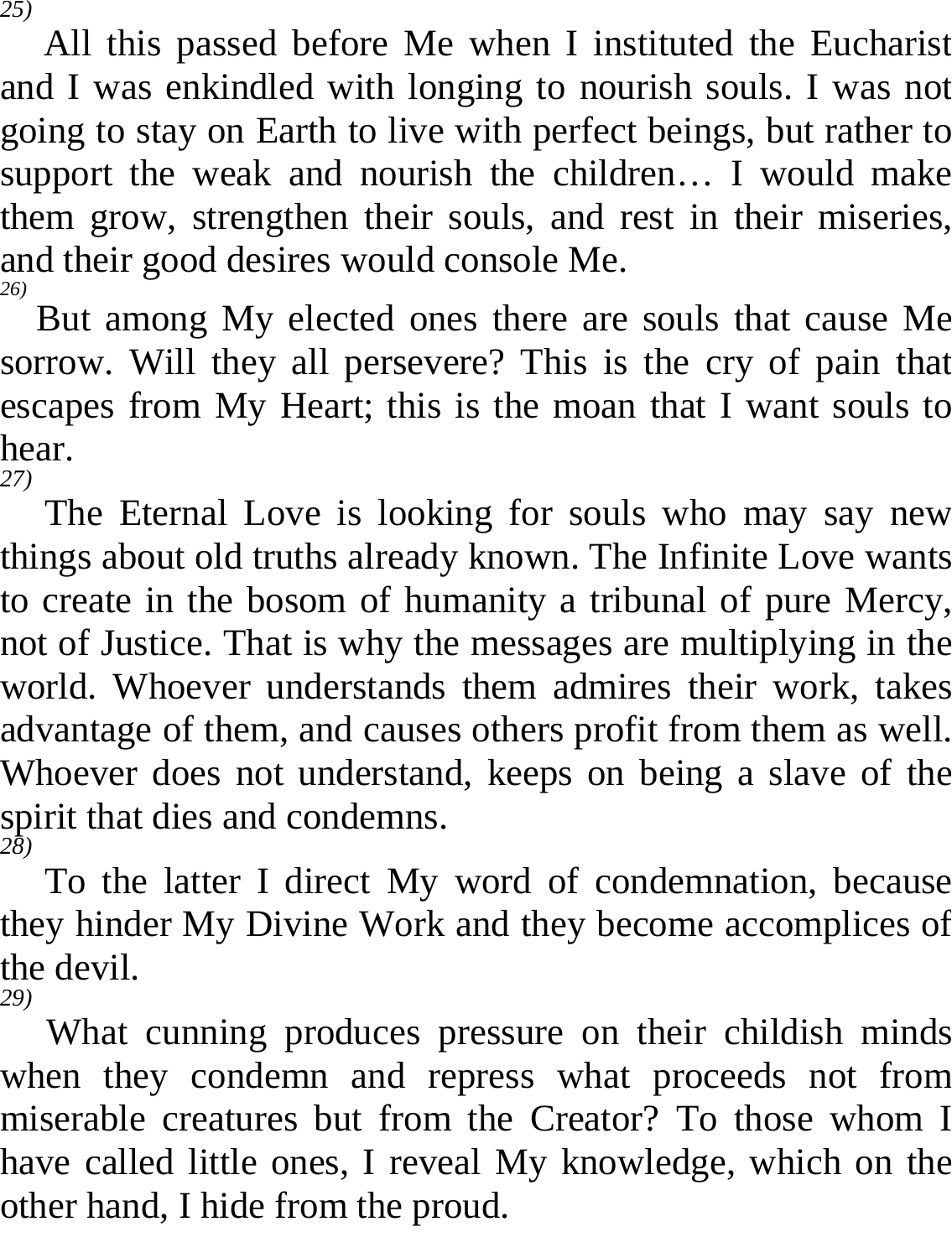*25)*

All this passed before Me when I instituted the Eucharist and I was enkindled with longing to nourish souls. I was not going to stay on Earth to live with perfect beings, but rather to support the weak and nourish the children… I would make them grow, strengthen their souls, and rest in their miseries, and their good desires would console Me.

*26)*

But among My elected ones there are souls that cause Me sorrow. Will they all persevere? This is the cry of pain that escapes from My Heart; this is the moan that I want souls to hear.

*27)*

The Eternal Love is looking for souls who may say new things about old truths already known. The Infinite Love wants to create in the bosom of humanity a tribunal of pure Mercy, not of Justice. That is why the messages are multiplying in the world. Whoever understands them admires their work, takes advantage of them, and causes others profit from them as well. Whoever does not understand, keeps on being a slave of the spirit that dies and condemns.

*28)*

To the latter I direct My word of condemnation, because they hinder My Divine Work and they become accomplices of the devil.

*29)*

What cunning produces pressure on their childish minds when they condemn and repress what proceeds not from miserable creatures but from the Creator? To those whom I have called little ones, I reveal My knowledge, which on the other hand, I hide from the proud.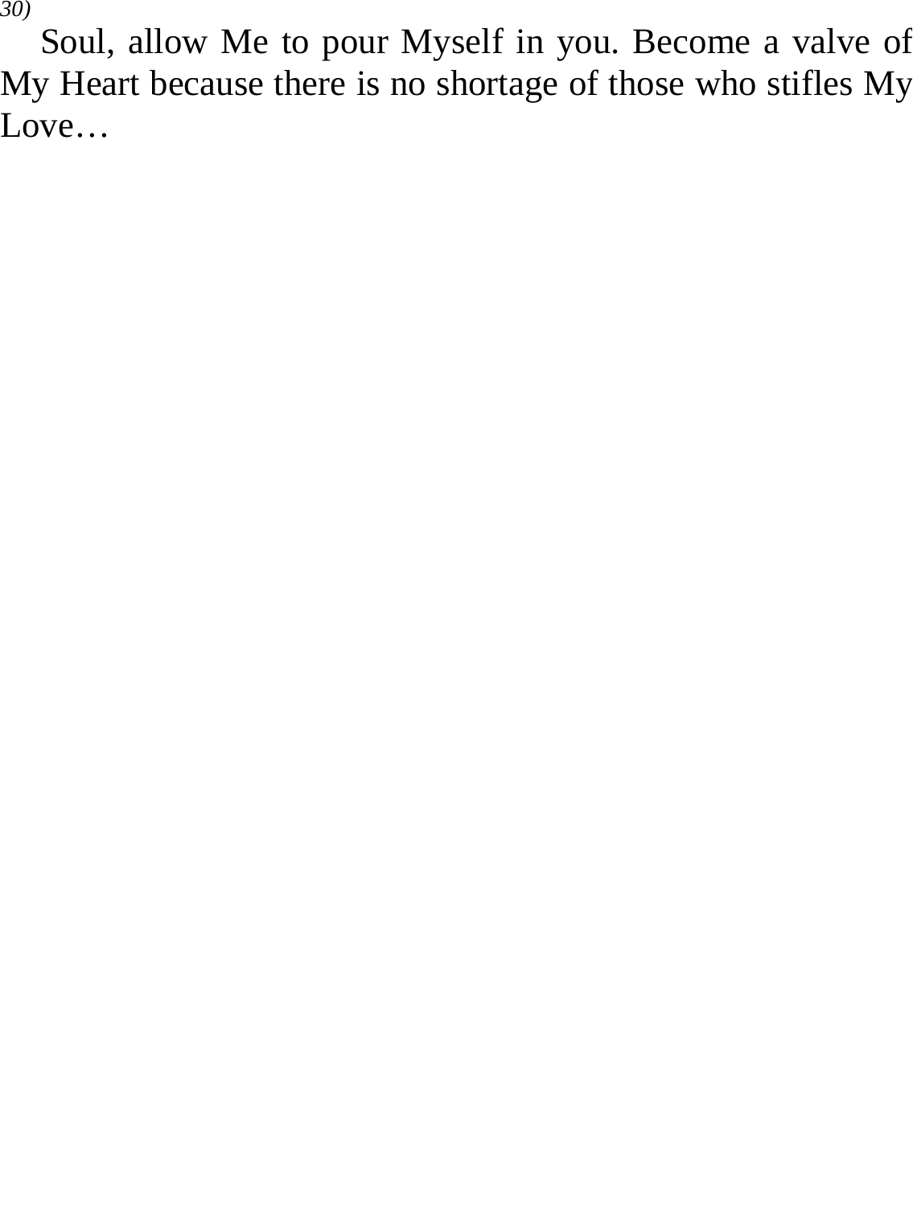*30)*

Soul, allow Me to pour Myself in you. Become a valve of My Heart because there is no shortage of those who stifles My Love…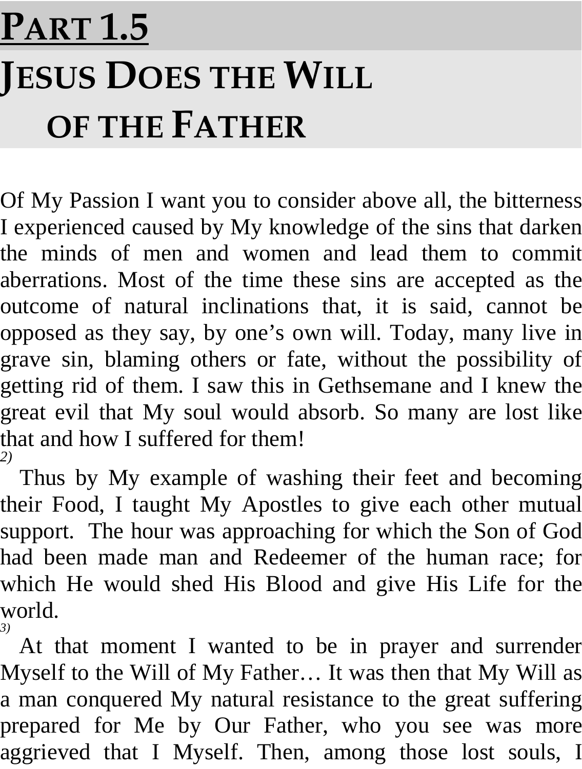# PART 1.5

## JESUS DOES THE WILL OF THE FATHER

Of My Passion I want you to consider above all, the bitterness I experienced caused by My knowledge of the sins that darken the minds of men and women and lead them to commit aberrations. Most of the time these sins are accepted as the outcome of natural inclinations that, it is said, cannot be opposed as they say, by one's own will. Today, many live in grave sin, blaming others or fate, without the possibility of getting rid of them. I saw this in Gethsemane and I knew the great evil that My soul would absorb. So many are lost like that and how I suffered for them!

*2)* Thus by My example of washing their feet and becoming their Food, I taught My Apostles to give each other mutual support. The hour was approaching for which the Son of God had been made man and Redeemer of the human race; for which He would shed His Blood and give His Life for the world.

*3)* At that moment I wanted to be in prayer and surrender Myself to the Will of My Father… It was then that My Will as a man conquered My natural resistance to the great suffering prepared for Me by Our Father, who you see was more aggrieved that I Myself. Then, among those lost souls, I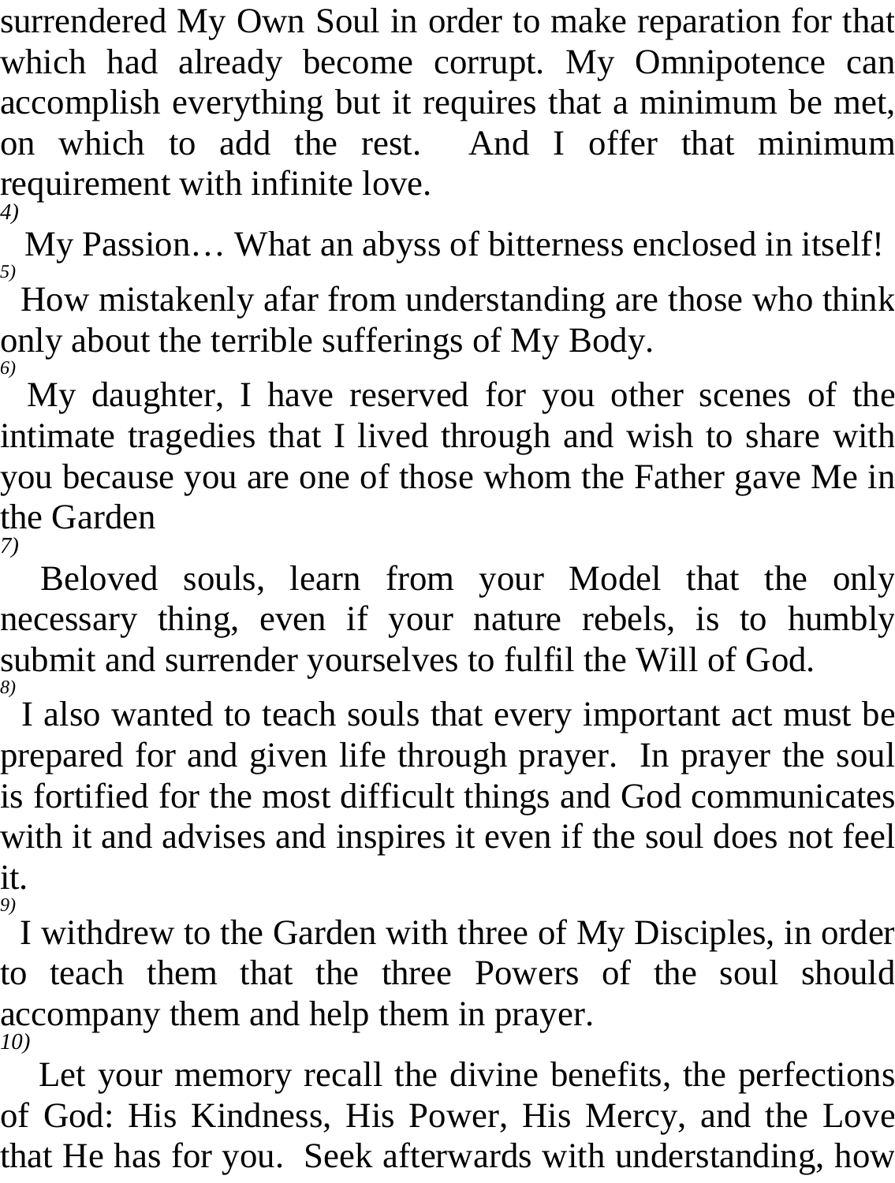surrendered My Own Soul in order to make reparation for that which had already become corrupt. My Omnipotence can accomplish everything but it requires that a minimum be met, on which to add the rest. And I offer that minimum requirement with infinite love.

*4)* My Passion… What an abyss of bitterness enclosed in itself!

*5)* How mistakenly afar from understanding are those who think only about the terrible sufferings of My Body.

*6)* My daughter, I have reserved for you other scenes of the intimate tragedies that I lived through and wish to share with you because you are one of those whom the Father gave Me in the Garden

*7)* Beloved souls, learn from your Model that the only necessary thing, even if your nature rebels, is to humbly submit and surrender yourselves to fulfil the Will of God.

*8)* I also wanted to teach souls that every important act must be prepared for and given life through prayer. In prayer the soul is fortified for the most difficult things and God communicates with it and advises and inspires it even if the soul does not feel it.

*9)* I withdrew to the Garden with three of My Disciples, in order to teach them that the three Powers of the soul should accompany them and help them in prayer.

*10)* Let your memory recall the divine benefits, the perfections of God: His Kindness, His Power, His Mercy, and the Love that He has for you. Seek afterwards with understanding, how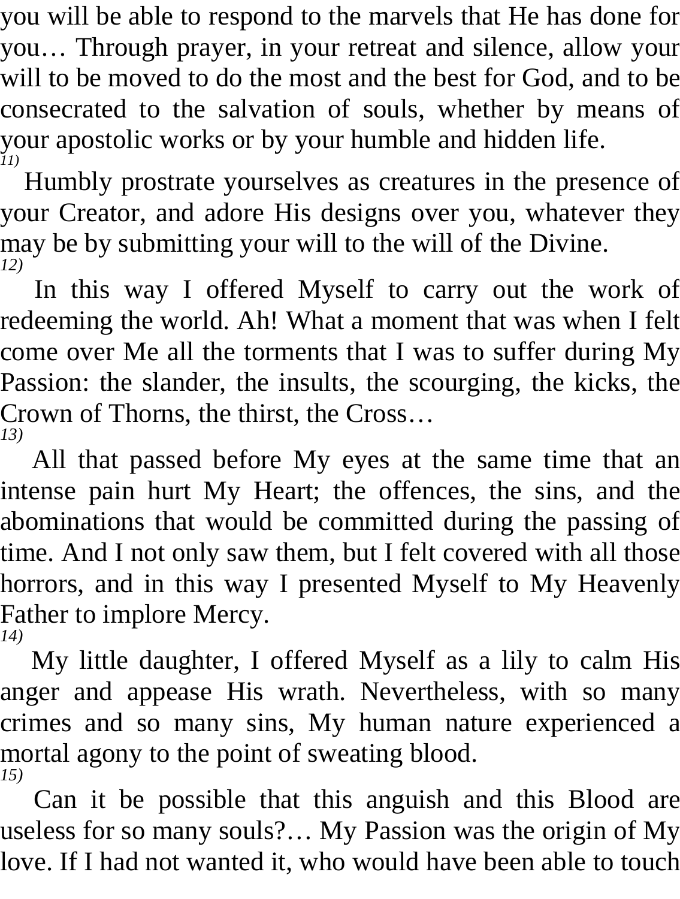you will be able to respond to the marvels that He has done for you… Through prayer, in your retreat and silence, allow your will to be moved to do the most and the best for God, and to be consecrated to the salvation of souls, whether by means of your apostolic works or by your humble and hidden life.

*11)*

Humbly prostrate yourselves as creatures in the presence of your Creator, and adore His designs over you, whatever they may be by submitting your will to the will of the Divine.

*12)*

In this way I offered Myself to carry out the work of redeeming the world. Ah! What a moment that was when I felt come over Me all the torments that I was to suffer during My Passion: the slander, the insults, the scourging, the kicks, the Crown of Thorns, the thirst, the Cross…

*13)*

All that passed before My eyes at the same time that an intense pain hurt My Heart; the offences, the sins, and the abominations that would be committed during the passing of time. And I not only saw them, but I felt covered with all those horrors, and in this way I presented Myself to My Heavenly Father to implore Mercy.

*14)*

My little daughter, I offered Myself as a lily to calm His anger and appease His wrath. Nevertheless, with so many crimes and so many sins, My human nature experienced a mortal agony to the point of sweating blood.

*15)*

Can it be possible that this anguish and this Blood are useless for so many souls?… My Passion was the origin of My love. If I had not wanted it, who would have been able to touch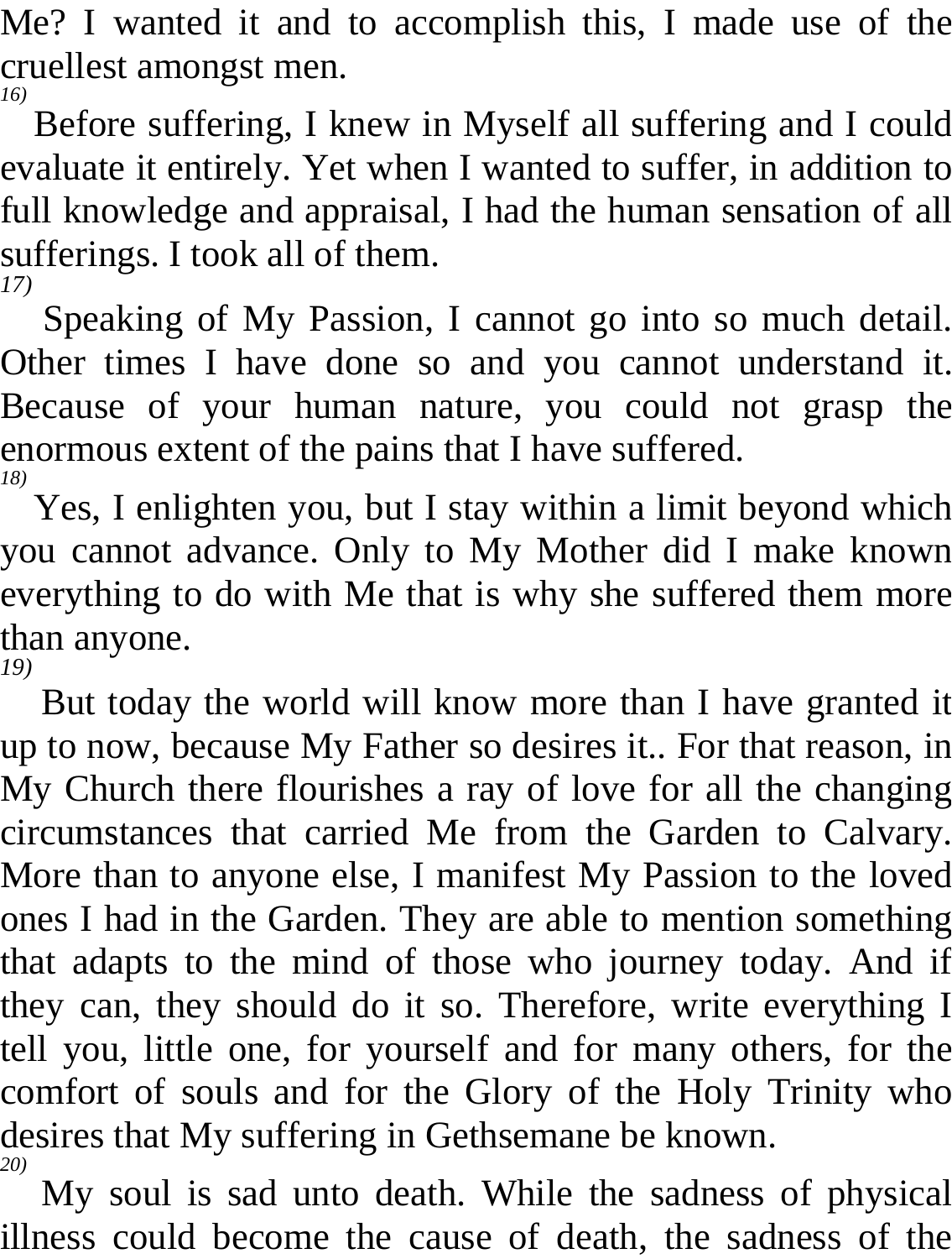Me? I wanted it and to accomplish this, I made use of the cruellest amongst men.

*16)*

Before suffering, I knew in Myself all suffering and I could evaluate it entirely. Yet when I wanted to suffer, in addition to full knowledge and appraisal, I had the human sensation of all sufferings. I took all of them.

*17)*

Speaking of My Passion, I cannot go into so much detail. Other times I have done so and you cannot understand it. Because of your human nature, you could not grasp the enormous extent of the pains that I have suffered.

*18)*

Yes, I enlighten you, but I stay within a limit beyond which you cannot advance. Only to My Mother did I make known everything to do with Me that is why she suffered them more than anyone.

*19)*

But today the world will know more than I have granted it up to now, because My Father so desires it.. For that reason, in My Church there flourishes a ray of love for all the changing circumstances that carried Me from the Garden to Calvary. More than to anyone else, I manifest My Passion to the loved ones I had in the Garden. They are able to mention something that adapts to the mind of those who journey today. And if they can, they should do it so. Therefore, write everything I tell you, little one, for yourself and for many others, for the comfort of souls and for the Glory of the Holy Trinity who desires that My suffering in Gethsemane be known.

*20)*

My soul is sad unto death. While the sadness of physical illness could become the cause of death, the sadness of the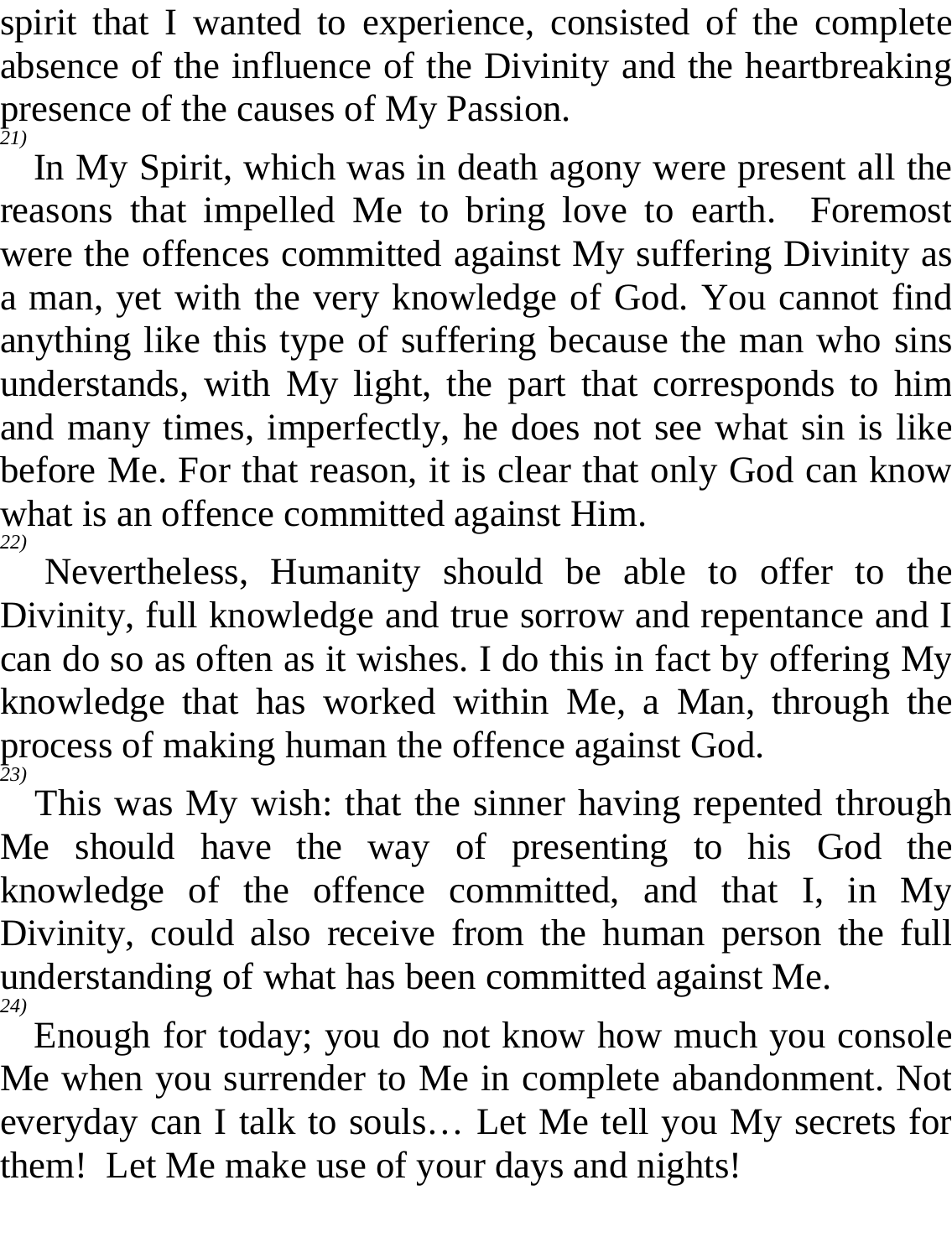spirit that I wanted to experience, consisted of the complete absence of the influence of the Divinity and the heartbreaking presence of the causes of My Passion.

*21)* In My Spirit, which was in death agony were present all the reasons that impelled Me to bring love to earth. Foremost were the offences committed against My suffering Divinity as a man, yet with the very knowledge of God. You cannot find anything like this type of suffering because the man who sins understands, with My light, the part that corresponds to him and many times, imperfectly, he does not see what sin is like before Me. For that reason, it is clear that only God can know what is an offence committed against Him.

*22)* Nevertheless, Humanity should be able to offer to the Divinity, full knowledge and true sorrow and repentance and I can do so as often as it wishes. I do this in fact by offering My knowledge that has worked within Me, a Man, through the process of making human the offence against God.

*23)* This was My wish: that the sinner having repented through Me should have the way of presenting to his God the knowledge of the offence committed, and that I, in My Divinity, could also receive from the human person the full understanding of what has been committed against Me.

*24)* Enough for today; you do not know how much you console Me when you surrender to Me in complete abandonment. Not everyday can I talk to souls… Let Me tell you My secrets for them! Let Me make use of your days and nights!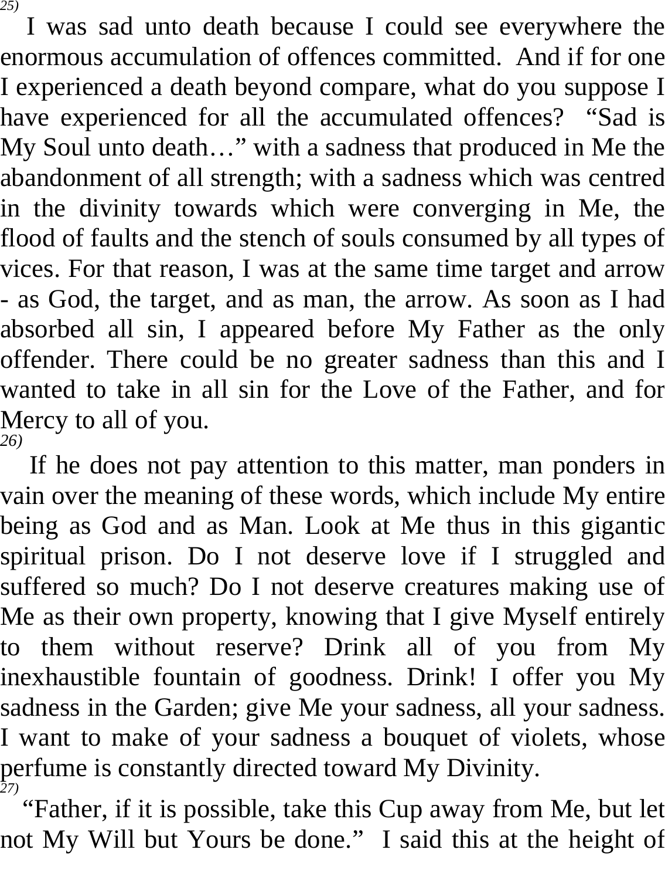*25)*

I was sad unto death because I could see everywhere the enormous accumulation of offences committed. And if for one I experienced a death beyond compare, what do you suppose I have experienced for all the accumulated offences? "Sad is My Soul unto death…" with a sadness that produced in Me the abandonment of all strength; with a sadness which was centred in the divinity towards which were converging in Me, the flood of faults and the stench of souls consumed by all types of vices. For that reason, I was at the same time target and arrow - as God, the target, and as man, the arrow. As soon as I had absorbed all sin, I appeared before My Father as the only offender. There could be no greater sadness than this and I wanted to take in all sin for the Love of the Father, and for Mercy to all of you.

*26)*

If he does not pay attention to this matter, man ponders in vain over the meaning of these words, which include My entire being as God and as Man. Look at Me thus in this gigantic spiritual prison. Do I not deserve love if I struggled and suffered so much? Do I not deserve creatures making use of Me as their own property, knowing that I give Myself entirely to them without reserve? Drink all of you from My inexhaustible fountain of goodness. Drink! I offer you My sadness in the Garden; give Me your sadness, all your sadness. I want to make of your sadness a bouquet of violets, whose perfume is constantly directed toward My Divinity.

*27)*

"Father, if it is possible, take this Cup away from Me, but let not My Will but Yours be done." I said this at the height of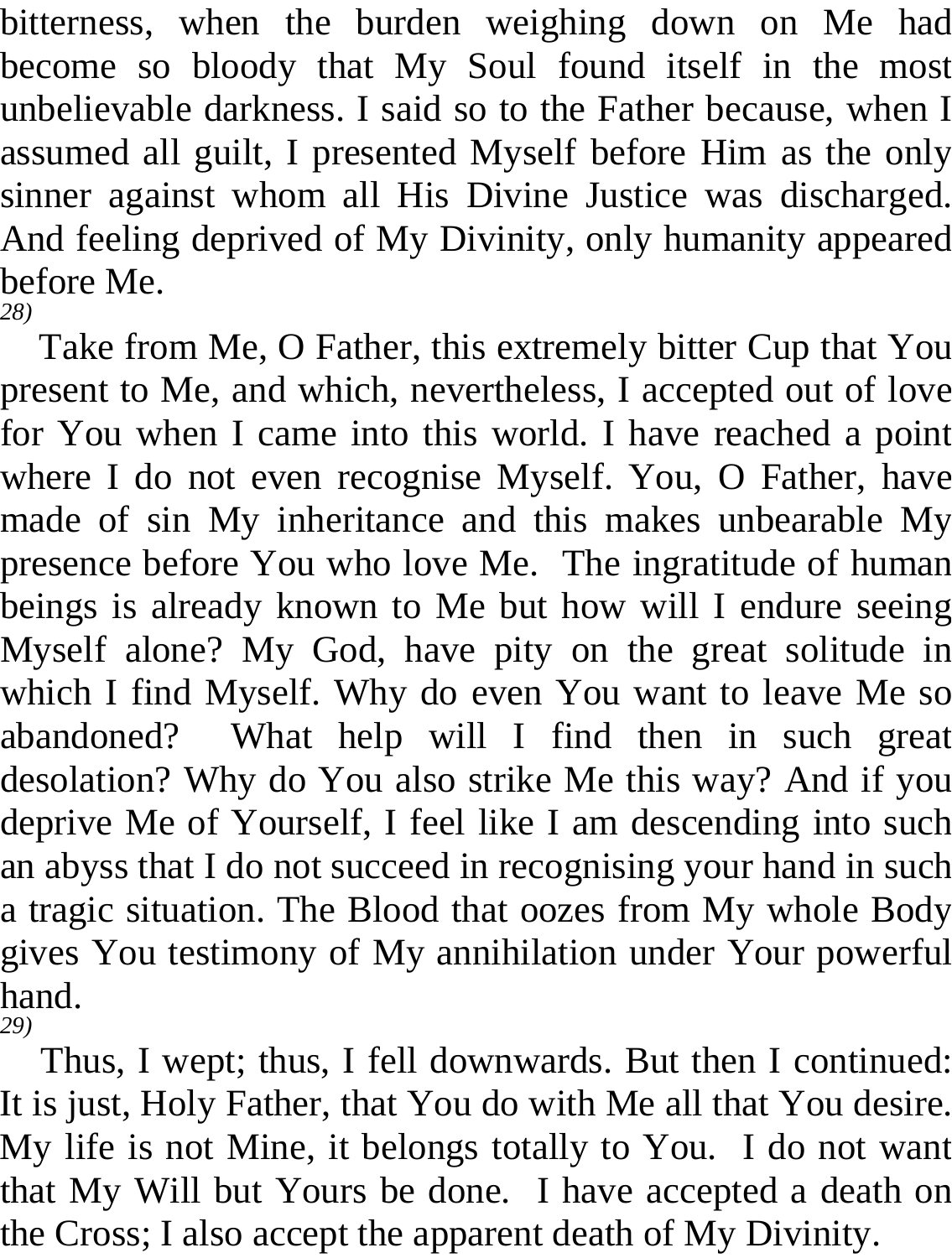bitterness, when the burden weighing down on Me had become so bloody that My Soul found itself in the most unbelievable darkness. I said so to the Father because, when I assumed all guilt, I presented Myself before Him as the only sinner against whom all His Divine Justice was discharged. And feeling deprived of My Divinity, only humanity appeared before Me.

*28)*

Take from Me, O Father, this extremely bitter Cup that You present to Me, and which, nevertheless, I accepted out of love for You when I came into this world. I have reached a point where I do not even recognise Myself. You, O Father, have made of sin My inheritance and this makes unbearable My presence before You who love Me. The ingratitude of human beings is already known to Me but how will I endure seeing Myself alone? My God, have pity on the great solitude in which I find Myself. Why do even You want to leave Me so abandoned? What help will I find then in such great desolation? Why do You also strike Me this way? And if you deprive Me of Yourself, I feel like I am descending into such an abyss that I do not succeed in recognising your hand in such a tragic situation. The Blood that oozes from My whole Body gives You testimony of My annihilation under Your powerful hand.

*29)*

Thus, I wept; thus, I fell downwards. But then I continued: It is just, Holy Father, that You do with Me all that You desire. My life is not Mine, it belongs totally to You. I do not want that My Will but Yours be done. I have accepted a death on the Cross; I also accept the apparent death of My Divinity.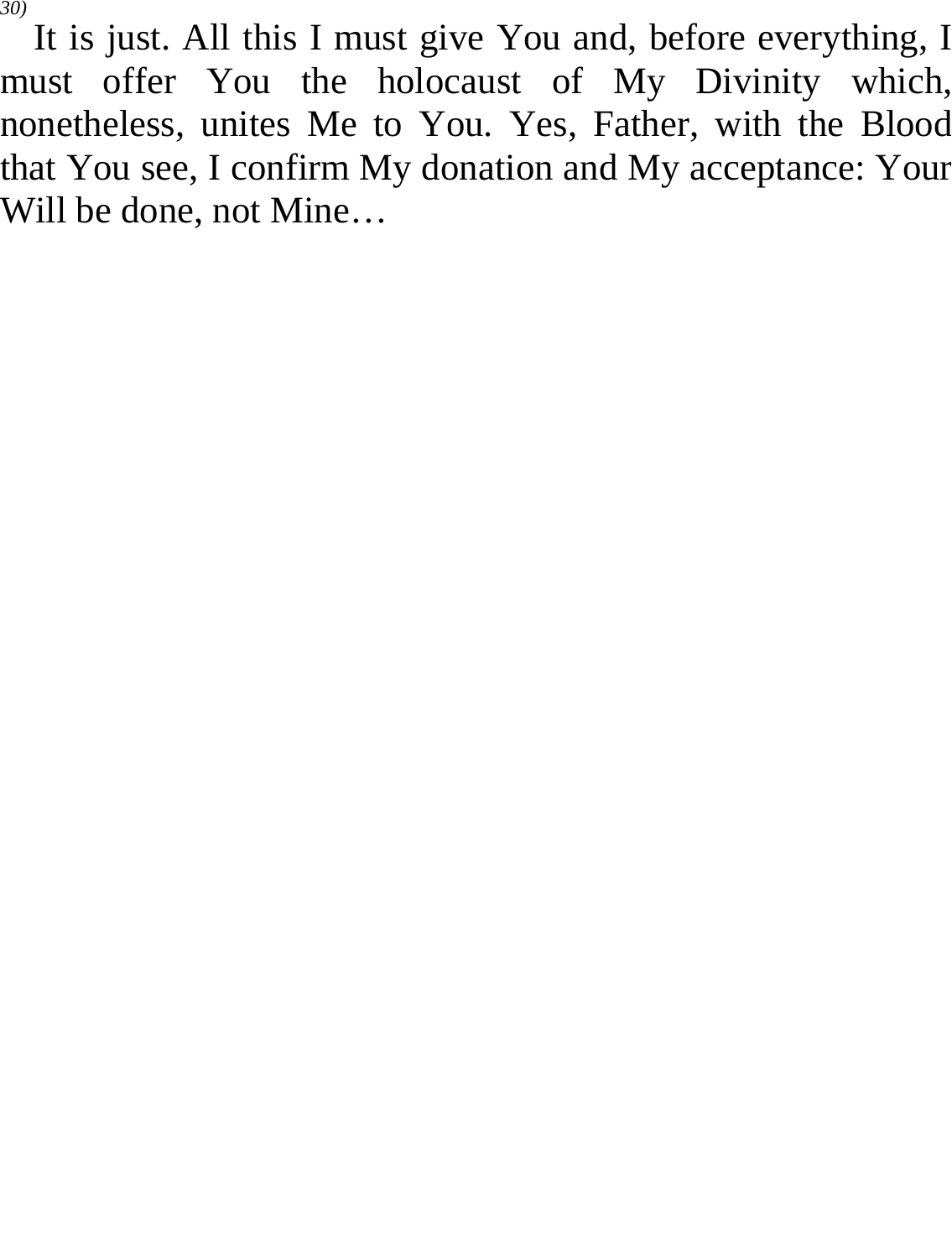*30)*

It is just. All this I must give You and, before everything, I must offer You the holocaust of My Divinity which, nonetheless, unites Me to You. Yes, Father, with the Blood that You see, I confirm My donation and My acceptance: Your Will be done, not Mine…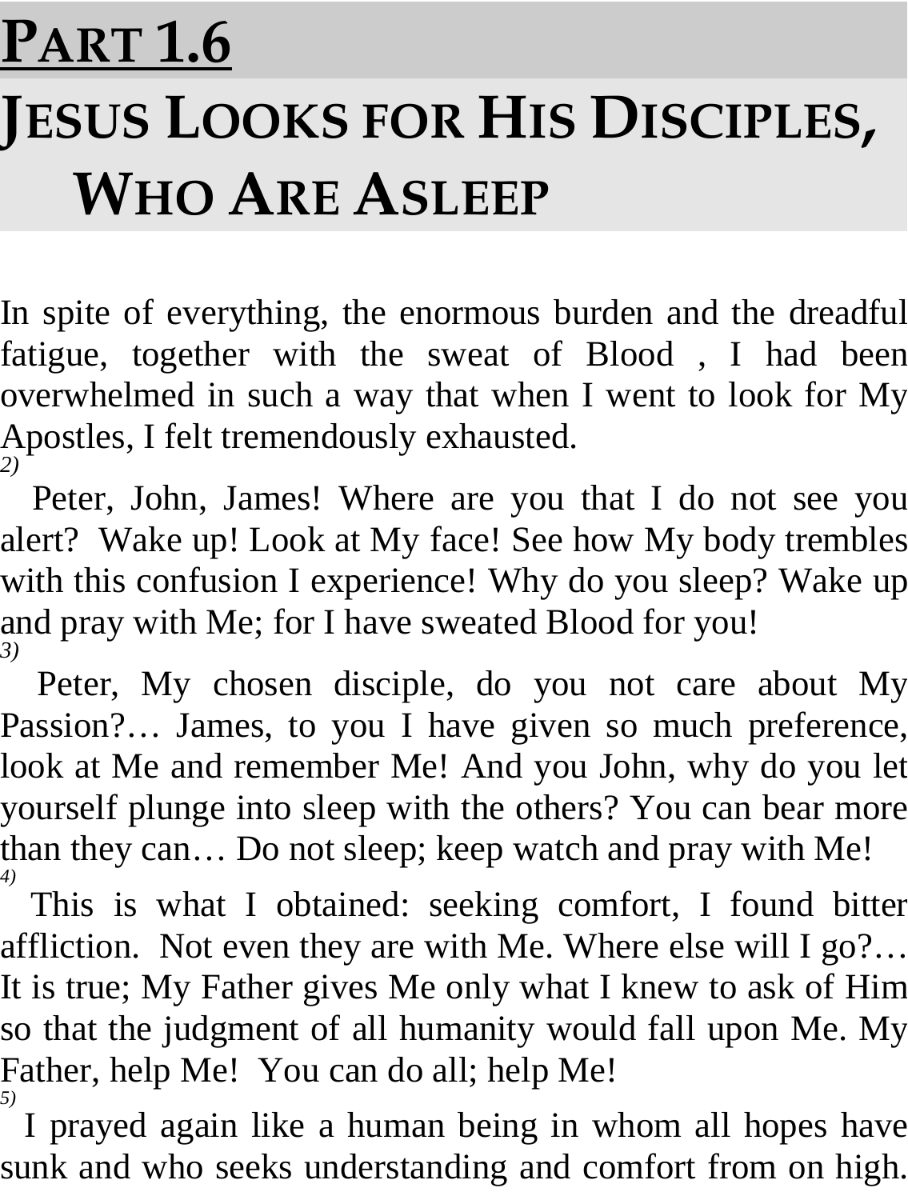# PART 1.6

# JESUS LOOKS FOR HIS DISCIPLES, WHO ARE ASLEEP

In spite of everything, the enormous burden and the dreadful fatigue, together with the sweat of Blood , I had been overwhelmed in such a way that when I went to look for My Apostles, I felt tremendously exhausted.

*2)* Peter, John, James! Where are you that I do not see you alert? Wake up! Look at My face! See how My body trembles with this confusion I experience! Why do you sleep? Wake up and pray with Me; for I have sweated Blood for you!

*3)* Peter, My chosen disciple, do you not care about My Passion?… James, to you I have given so much preference, look at Me and remember Me! And you John, why do you let yourself plunge into sleep with the others? You can bear more than they can… Do not sleep; keep watch and pray with Me!

*4)* This is what I obtained: seeking comfort, I found bitter affliction. Not even they are with Me. Where else will I go?… It is true; My Father gives Me only what I knew to ask of Him so that the judgment of all humanity would fall upon Me. My Father, help Me! You can do all; help Me!

*5)* I prayed again like a human being in whom all hopes have sunk and who seeks understanding and comfort from on high.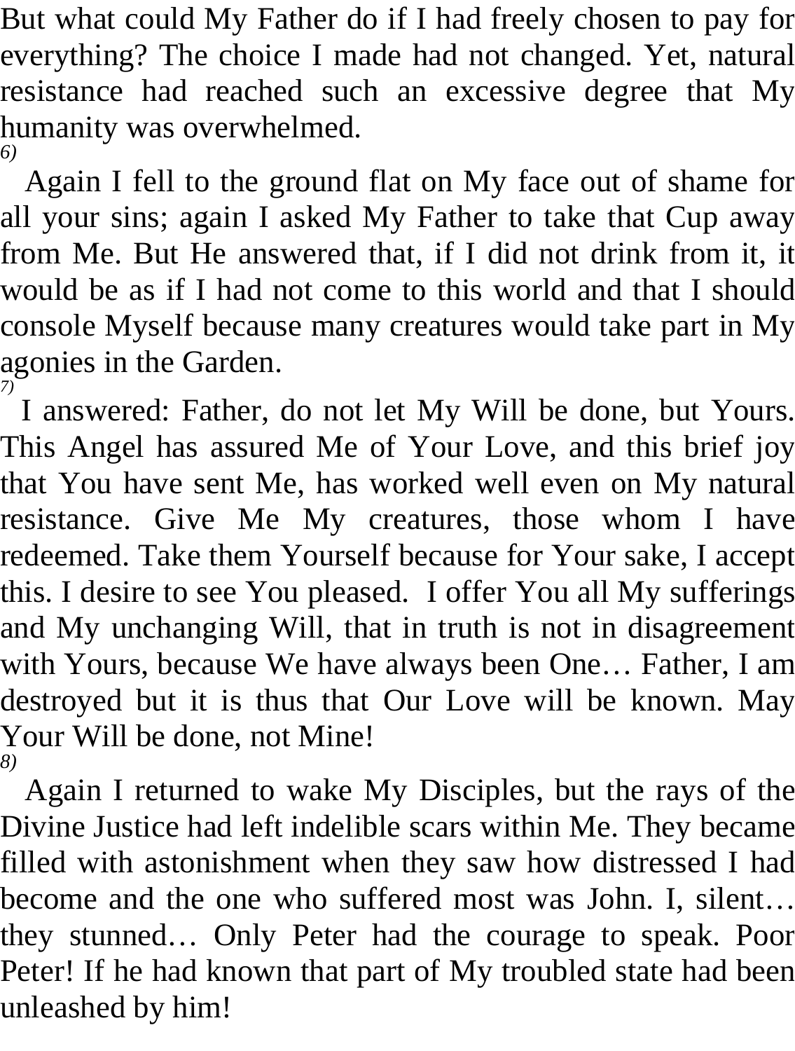But what could My Father do if I had freely chosen to pay for everything? The choice I made had not changed. Yet, natural resistance had reached such an excessive degree that My humanity was overwhelmed.

*6)*

Again I fell to the ground flat on My face out of shame for all your sins; again I asked My Father to take that Cup away from Me. But He answered that, if I did not drink from it, it would be as if I had not come to this world and that I should console Myself because many creatures would take part in My agonies in the Garden.

*7)*

I answered: Father, do not let My Will be done, but Yours. This Angel has assured Me of Your Love, and this brief joy that You have sent Me, has worked well even on My natural resistance. Give Me My creatures, those whom I have redeemed. Take them Yourself because for Your sake, I accept this. I desire to see You pleased. I offer You all My sufferings and My unchanging Will, that in truth is not in disagreement with Yours, because We have always been One… Father, I am destroyed but it is thus that Our Love will be known. May Your Will be done, not Mine!

*8)*

Again I returned to wake My Disciples, but the rays of the Divine Justice had left indelible scars within Me. They became filled with astonishment when they saw how distressed I had become and the one who suffered most was John. I, silent… they stunned… Only Peter had the courage to speak. Poor Peter! If he had known that part of My troubled state had been unleashed by him!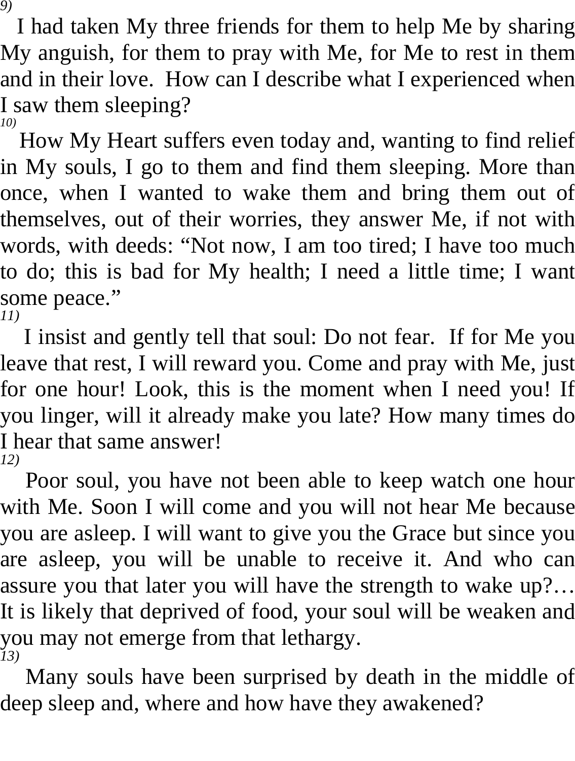*9)*

I had taken My three friends for them to help Me by sharing My anguish, for them to pray with Me, for Me to rest in them and in their love. How can I describe what I experienced when I saw them sleeping?

*10)*

How My Heart suffers even today and, wanting to find relief in My souls, I go to them and find them sleeping. More than once, when I wanted to wake them and bring them out of themselves, out of their worries, they answer Me, if not with words, with deeds: “Not now, I am too tired; I have too much to do; this is bad for My health; I need a little time; I want some peace.”

*11)*

I insist and gently tell that soul: Do not fear. If for Me you leave that rest, I will reward you. Come and pray with Me, just for one hour! Look, this is the moment when I need you! If you linger, will it already make you late? How many times do I hear that same answer!

*12)*

Poor soul, you have not been able to keep watch one hour with Me. Soon I will come and you will not hear Me because you are asleep. I will want to give you the Grace but since you are asleep, you will be unable to receive it. And who can assure you that later you will have the strength to wake up?… It is likely that deprived of food, your soul will be weaken and you may not emerge from that lethargy.

*13)*

Many souls have been surprised by death in the middle of deep sleep and, where and how have they awakened?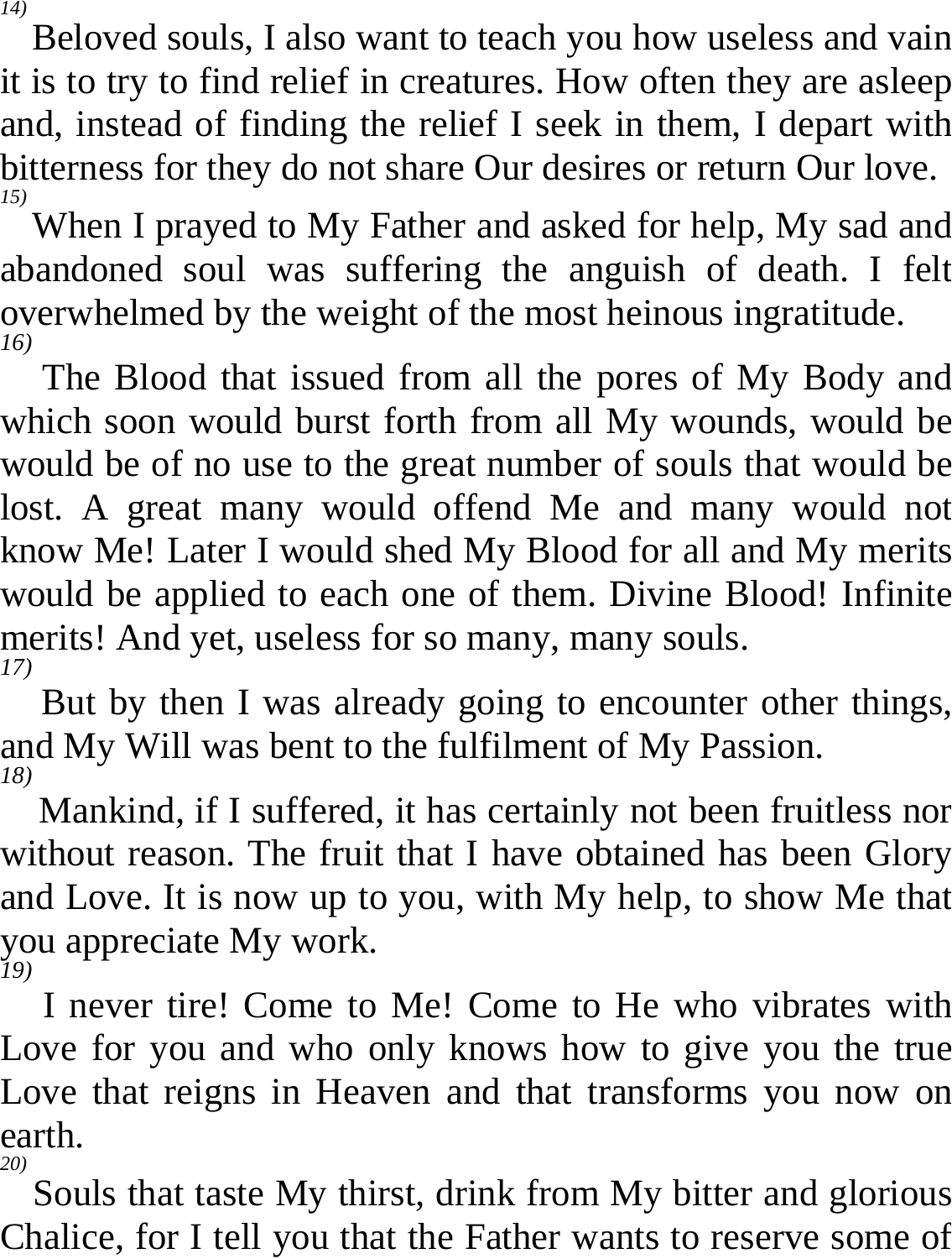*14)*
Beloved souls, I also want to teach you how useless and vain it is to try to find relief in creatures. How often they are asleep and, instead of finding the relief I seek in them, I depart with bitterness for they do not share Our desires or return Our love.

*15)*
When I prayed to My Father and asked for help, My sad and abandoned soul was suffering the anguish of death. I felt overwhelmed by the weight of the most heinous ingratitude.

*16)*
The Blood that issued from all the pores of My Body and which soon would burst forth from all My wounds, would be would be of no use to the great number of souls that would be lost. A great many would offend Me and many would not know Me! Later I would shed My Blood for all and My merits would be applied to each one of them. Divine Blood! Infinite merits! And yet, useless for so many, many souls.

*17)*
But by then I was already going to encounter other things, and My Will was bent to the fulfilment of My Passion.

*18)*
Mankind, if I suffered, it has certainly not been fruitless nor without reason. The fruit that I have obtained has been Glory and Love. It is now up to you, with My help, to show Me that you appreciate My work.

*19)*
I never tire! Come to Me! Come to He who vibrates with Love for you and who only knows how to give you the true Love that reigns in Heaven and that transforms you now on earth.

*20)*
Souls that taste My thirst, drink from My bitter and glorious Chalice, for I tell you that the Father wants to reserve some of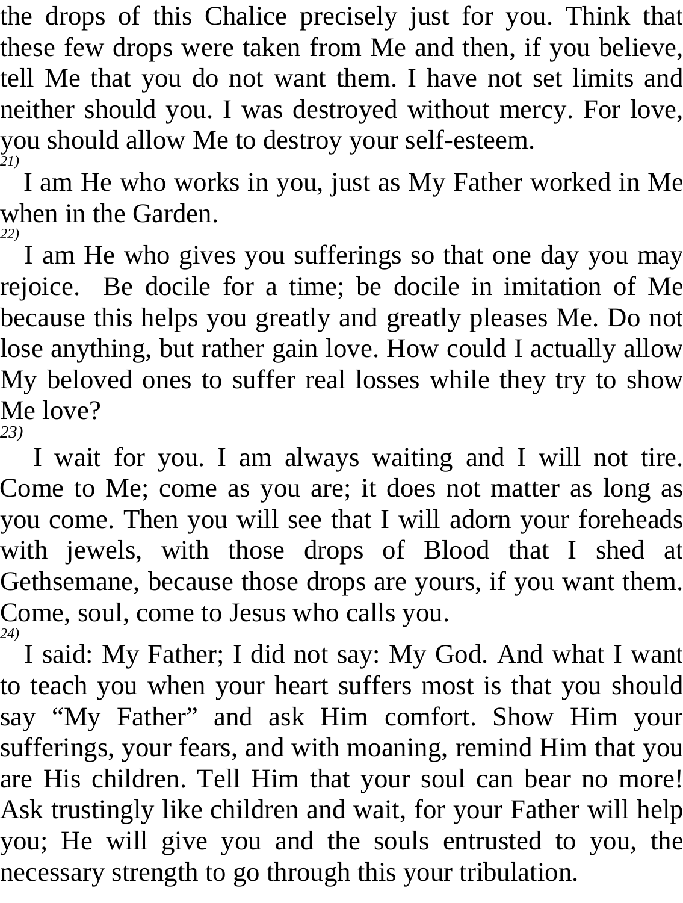the drops of this Chalice precisely just for you. Think that these few drops were taken from Me and then, if you believe, tell Me that you do not want them. I have not set limits and neither should you. I was destroyed without mercy. For love, you should allow Me to destroy your self-esteem.

*21)*

I am He who works in you, just as My Father worked in Me when in the Garden.

*22)*

I am He who gives you sufferings so that one day you may rejoice. Be docile for a time; be docile in imitation of Me because this helps you greatly and greatly pleases Me. Do not lose anything, but rather gain love. How could I actually allow My beloved ones to suffer real losses while they try to show Me love?

*23)*

I wait for you. I am always waiting and I will not tire. Come to Me; come as you are; it does not matter as long as you come. Then you will see that I will adorn your foreheads with jewels, with those drops of Blood that I shed at Gethsemane, because those drops are yours, if you want them. Come, soul, come to Jesus who calls you.

*24)*

I said: My Father; I did not say: My God. And what I want to teach you when your heart suffers most is that you should say "My Father" and ask Him comfort. Show Him your sufferings, your fears, and with moaning, remind Him that you are His children. Tell Him that your soul can bear no more! Ask trustingly like children and wait, for your Father will help you; He will give you and the souls entrusted to you, the necessary strength to go through this your tribulation.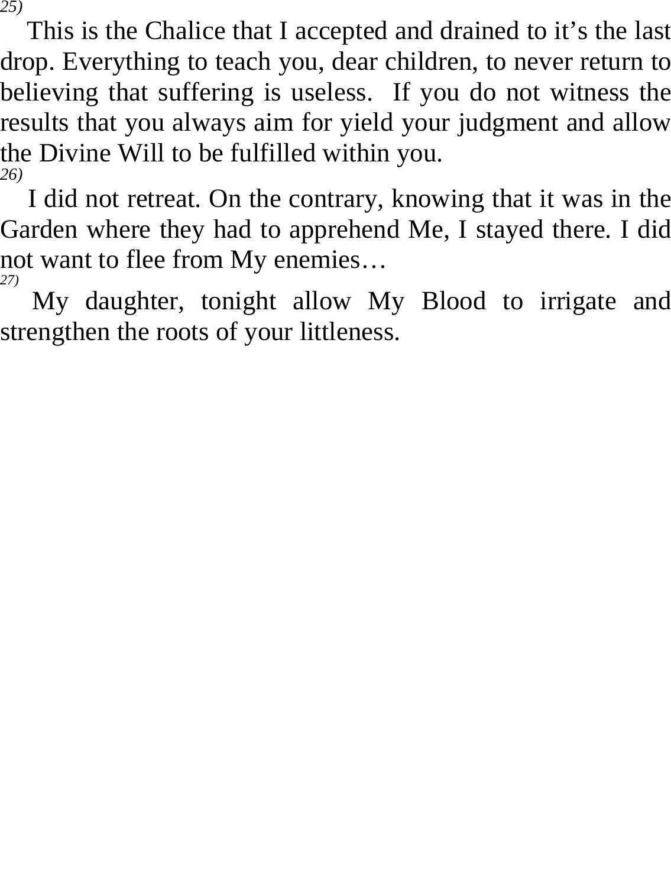*25)*

This is the Chalice that I accepted and drained to it's the last drop. Everything to teach you, dear children, to never return to believing that suffering is useless. If you do not witness the results that you always aim for yield your judgment and allow the Divine Will to be fulfilled within you.

*26)*

I did not retreat. On the contrary, knowing that it was in the Garden where they had to apprehend Me, I stayed there. I did not want to flee from My enemies…

*27)*

My daughter, tonight allow My Blood to irrigate and strengthen the roots of your littleness.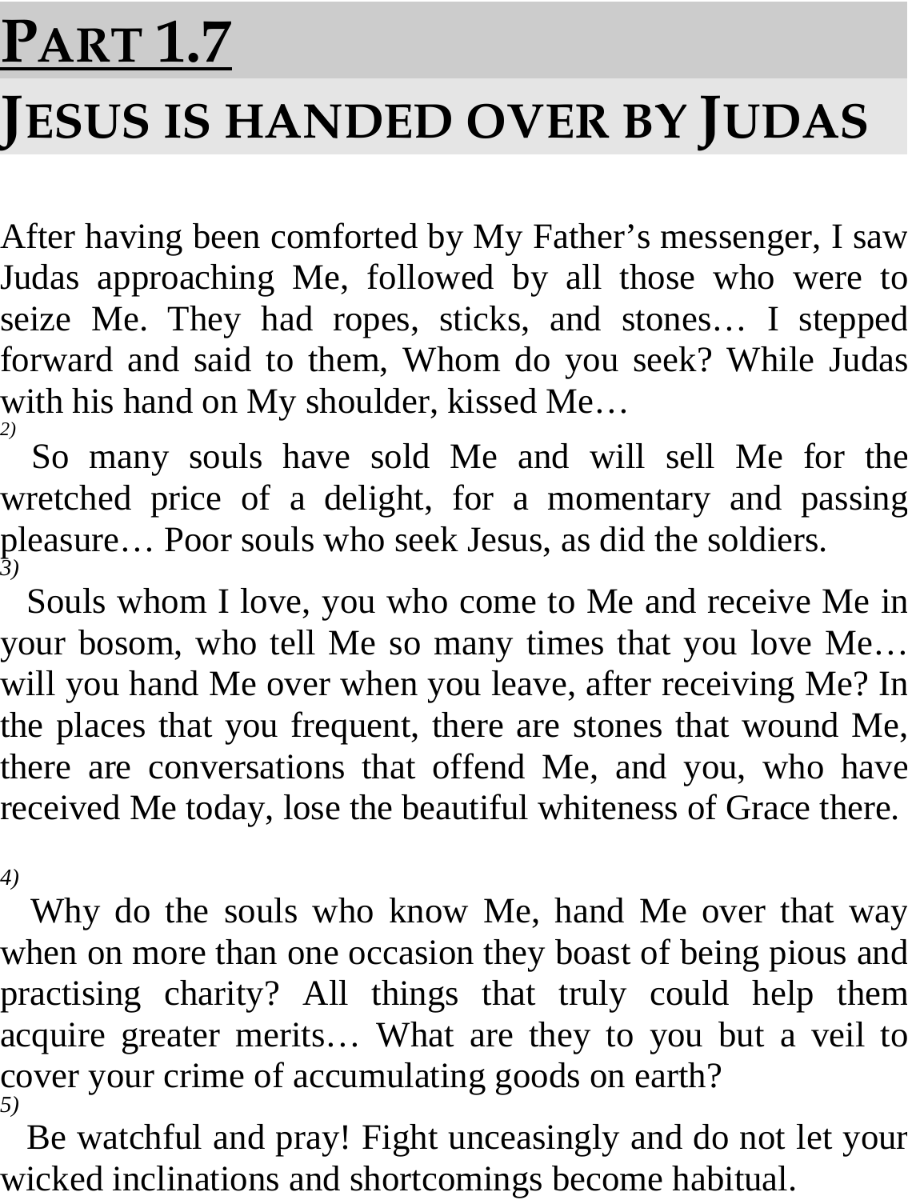# PART 1.7

## JESUS IS HANDED OVER BY JUDAS

After having been comforted by My Father's messenger, I saw Judas approaching Me, followed by all those who were to seize Me. They had ropes, sticks, and stones… I stepped forward and said to them, Whom do you seek? While Judas with his hand on My shoulder, kissed Me…

*2)* So many souls have sold Me and will sell Me for the wretched price of a delight, for a momentary and passing pleasure… Poor souls who seek Jesus, as did the soldiers.

*3)* Souls whom I love, you who come to Me and receive Me in your bosom, who tell Me so many times that you love Me… will you hand Me over when you leave, after receiving Me? In the places that you frequent, there are stones that wound Me, there are conversations that offend Me, and you, who have received Me today, lose the beautiful whiteness of Grace there.

*4)* Why do the souls who know Me, hand Me over that way when on more than one occasion they boast of being pious and practising charity? All things that truly could help them acquire greater merits… What are they to you but a veil to cover your crime of accumulating goods on earth?

*5)* Be watchful and pray! Fight unceasingly and do not let your wicked inclinations and shortcomings become habitual.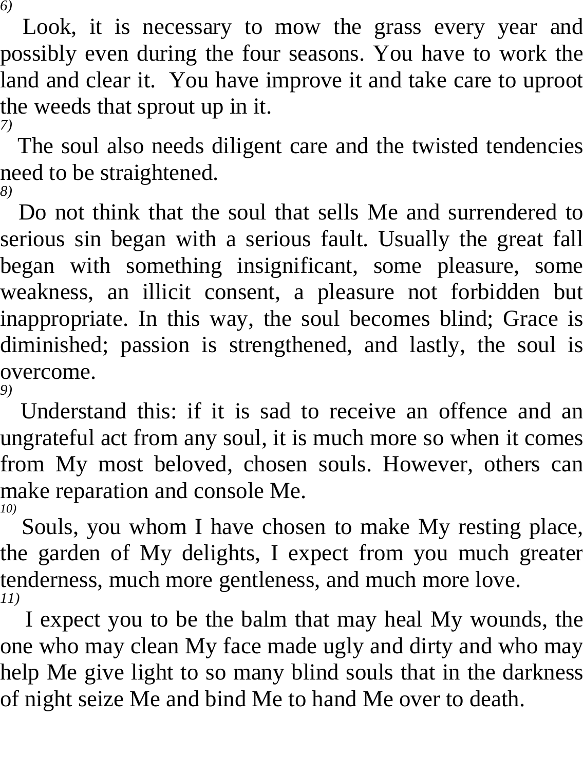*6)*

Look, it is necessary to mow the grass every year and possibly even during the four seasons. You have to work the land and clear it. You have improve it and take care to uproot the weeds that sprout up in it.

*7)*

The soul also needs diligent care and the twisted tendencies need to be straightened.

*8)*

Do not think that the soul that sells Me and surrendered to serious sin began with a serious fault. Usually the great fall began with something insignificant, some pleasure, some weakness, an illicit consent, a pleasure not forbidden but inappropriate. In this way, the soul becomes blind; Grace is diminished; passion is strengthened, and lastly, the soul is overcome.

*9)*

Understand this: if it is sad to receive an offence and an ungrateful act from any soul, it is much more so when it comes from My most beloved, chosen souls. However, others can make reparation and console Me.

*10)*

Souls, you whom I have chosen to make My resting place, the garden of My delights, I expect from you much greater tenderness, much more gentleness, and much more love.

*11)*

I expect you to be the balm that may heal My wounds, the one who may clean My face made ugly and dirty and who may help Me give light to so many blind souls that in the darkness of night seize Me and bind Me to hand Me over to death.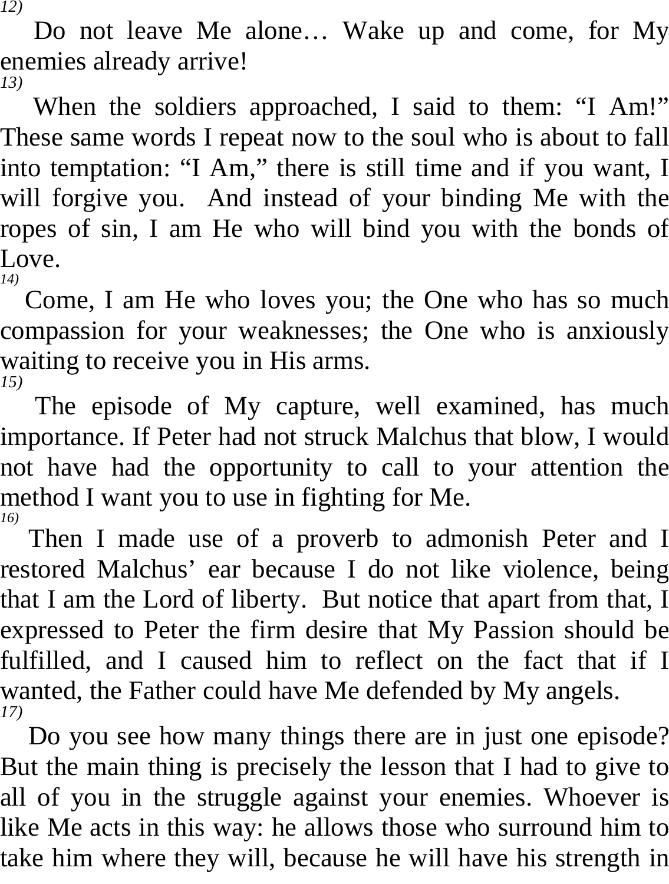*12)*

Do not leave Me alone… Wake up and come, for My enemies already arrive!

*13)*

When the soldiers approached, I said to them: "I Am!" These same words I repeat now to the soul who is about to fall into temptation: "I Am," there is still time and if you want, I will forgive you. And instead of your binding Me with the ropes of sin, I am He who will bind you with the bonds of Love.

*14)*

Come, I am He who loves you; the One who has so much compassion for your weaknesses; the One who is anxiously waiting to receive you in His arms.

*15)*

The episode of My capture, well examined, has much importance. If Peter had not struck Malchus that blow, I would not have had the opportunity to call to your attention the method I want you to use in fighting for Me.

*16)*

Then I made use of a proverb to admonish Peter and I restored Malchus' ear because I do not like violence, being that I am the Lord of liberty. But notice that apart from that, I expressed to Peter the firm desire that My Passion should be fulfilled, and I caused him to reflect on the fact that if I wanted, the Father could have Me defended by My angels.

*17)*

Do you see how many things there are in just one episode? But the main thing is precisely the lesson that I had to give to all of you in the struggle against your enemies. Whoever is like Me acts in this way: he allows those who surround him to take him where they will, because he will have his strength in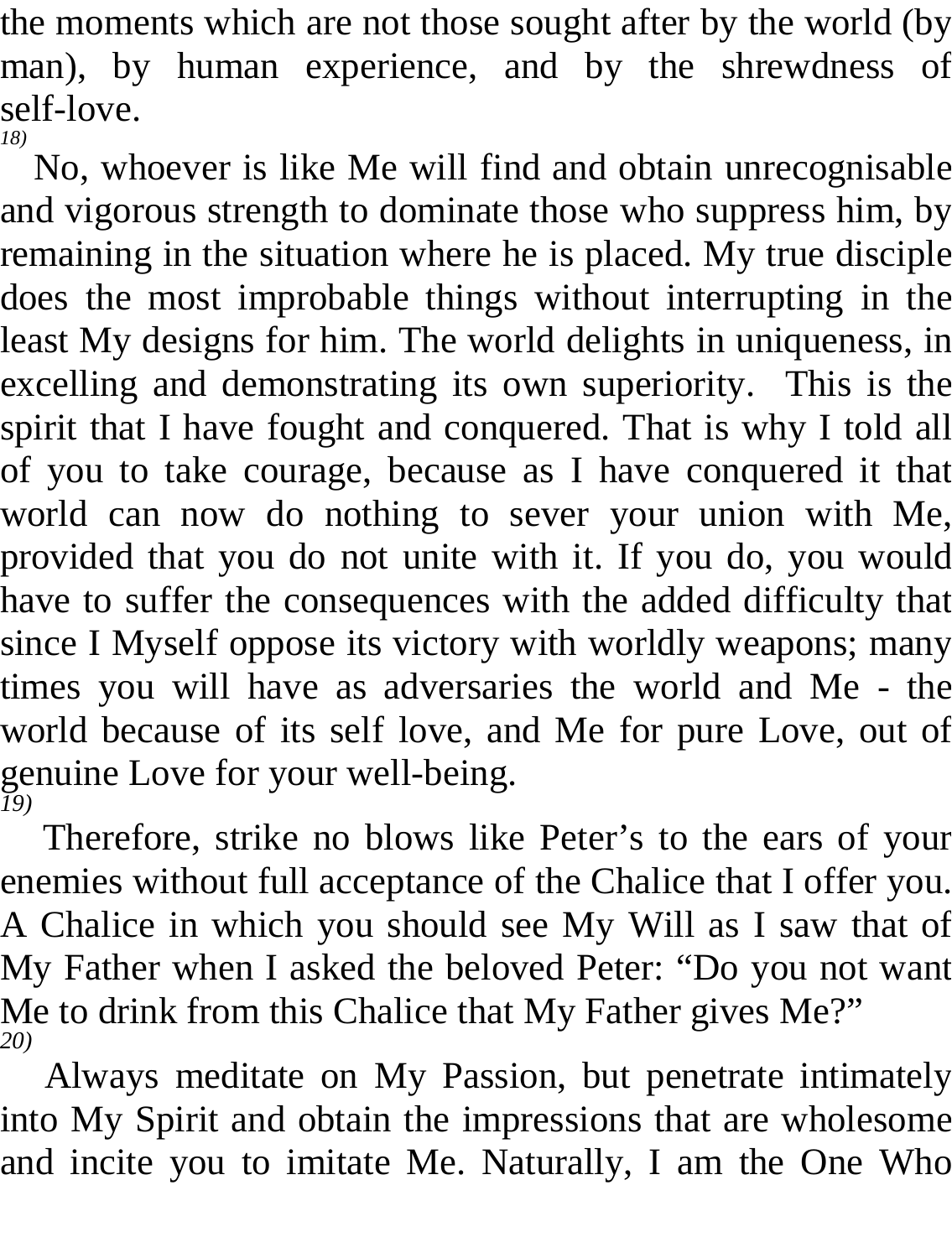the moments which are not those sought after by the world (by man), by human experience, and by the shrewdness of self-love.

*18)*

No, whoever is like Me will find and obtain unrecognisable and vigorous strength to dominate those who suppress him, by remaining in the situation where he is placed. My true disciple does the most improbable things without interrupting in the least My designs for him. The world delights in uniqueness, in excelling and demonstrating its own superiority. This is the spirit that I have fought and conquered. That is why I told all of you to take courage, because as I have conquered it that world can now do nothing to sever your union with Me, provided that you do not unite with it. If you do, you would have to suffer the consequences with the added difficulty that since I Myself oppose its victory with worldly weapons; many times you will have as adversaries the world and Me - the world because of its self love, and Me for pure Love, out of genuine Love for your well-being.

*19)*

Therefore, strike no blows like Peter's to the ears of your enemies without full acceptance of the Chalice that I offer you. A Chalice in which you should see My Will as I saw that of My Father when I asked the beloved Peter: "Do you not want Me to drink from this Chalice that My Father gives Me?"

*20)*

Always meditate on My Passion, but penetrate intimately into My Spirit and obtain the impressions that are wholesome and incite you to imitate Me. Naturally, I am the One Who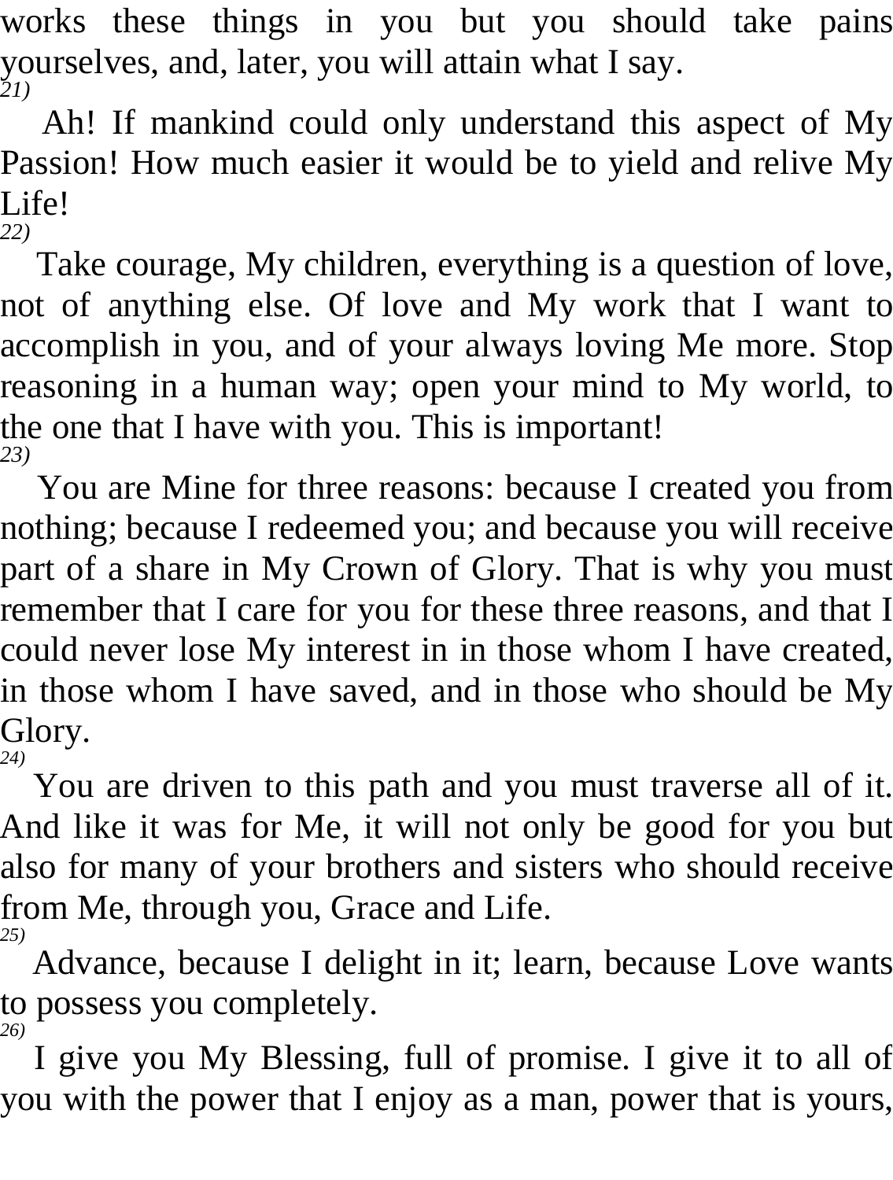works these things in you but you should take pains yourselves, and, later, you will attain what I say.

*21)*

Ah! If mankind could only understand this aspect of My Passion! How much easier it would be to yield and relive My Life!

*22)*

Take courage, My children, everything is a question of love, not of anything else. Of love and My work that I want to accomplish in you, and of your always loving Me more. Stop reasoning in a human way; open your mind to My world, to the one that I have with you. This is important!

*23)*

You are Mine for three reasons: because I created you from nothing; because I redeemed you; and because you will receive part of a share in My Crown of Glory. That is why you must remember that I care for you for these three reasons, and that I could never lose My interest in in those whom I have created, in those whom I have saved, and in those who should be My Glory.

*24)*

You are driven to this path and you must traverse all of it. And like it was for Me, it will not only be good for you but also for many of your brothers and sisters who should receive from Me, through you, Grace and Life.

*25)*

Advance, because I delight in it; learn, because Love wants to possess you completely.

*26)*

I give you My Blessing, full of promise. I give it to all of you with the power that I enjoy as a man, power that is yours,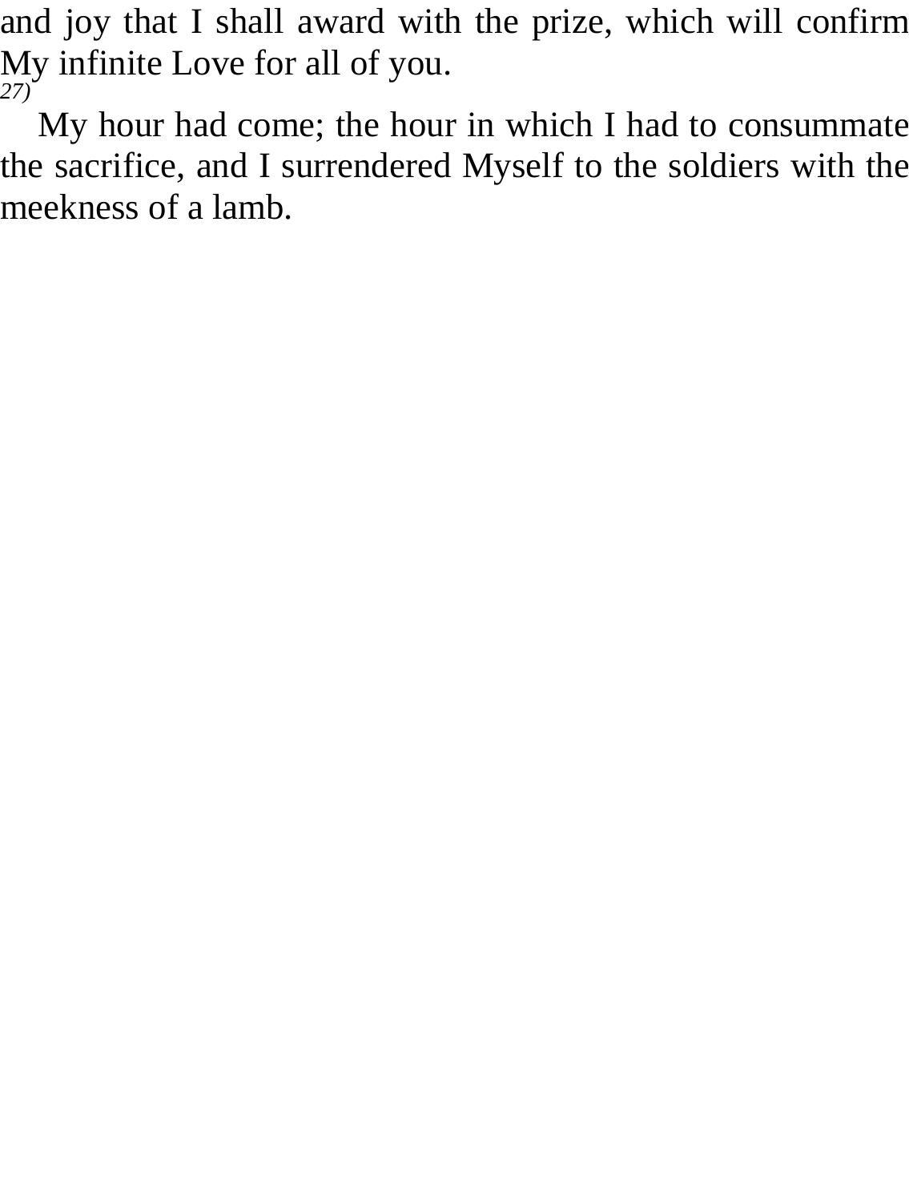and joy that I shall award with the prize, which will confirm My infinite Love for all of you.

*27)*

My hour had come; the hour in which I had to consummate the sacrifice, and I surrendered Myself to the soldiers with the meekness of a lamb.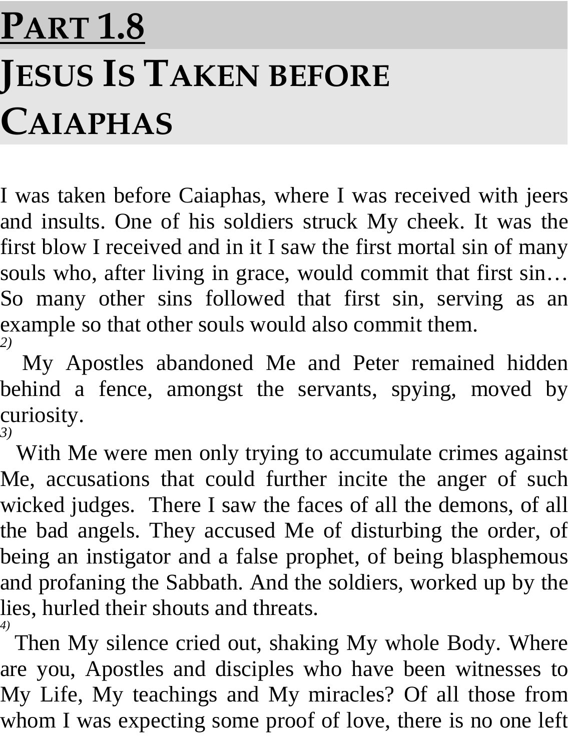# PART 1.8

# JESUS IS TAKEN BEFORE CAIAPHAS

I was taken before Caiaphas, where I was received with jeers and insults. One of his soldiers struck My cheek. It was the first blow I received and in it I saw the first mortal sin of many souls who, after living in grace, would commit that first sin… So many other sins followed that first sin, serving as an example so that other souls would also commit them.

*2)* My Apostles abandoned Me and Peter remained hidden behind a fence, amongst the servants, spying, moved by curiosity.

*3)* With Me were men only trying to accumulate crimes against Me, accusations that could further incite the anger of such wicked judges. There I saw the faces of all the demons, of all the bad angels. They accused Me of disturbing the order, of being an instigator and a false prophet, of being blasphemous and profaning the Sabbath. And the soldiers, worked up by the lies, hurled their shouts and threats.

*4)* Then My silence cried out, shaking My whole Body. Where are you, Apostles and disciples who have been witnesses to My Life, My teachings and My miracles? Of all those from whom I was expecting some proof of love, there is no one left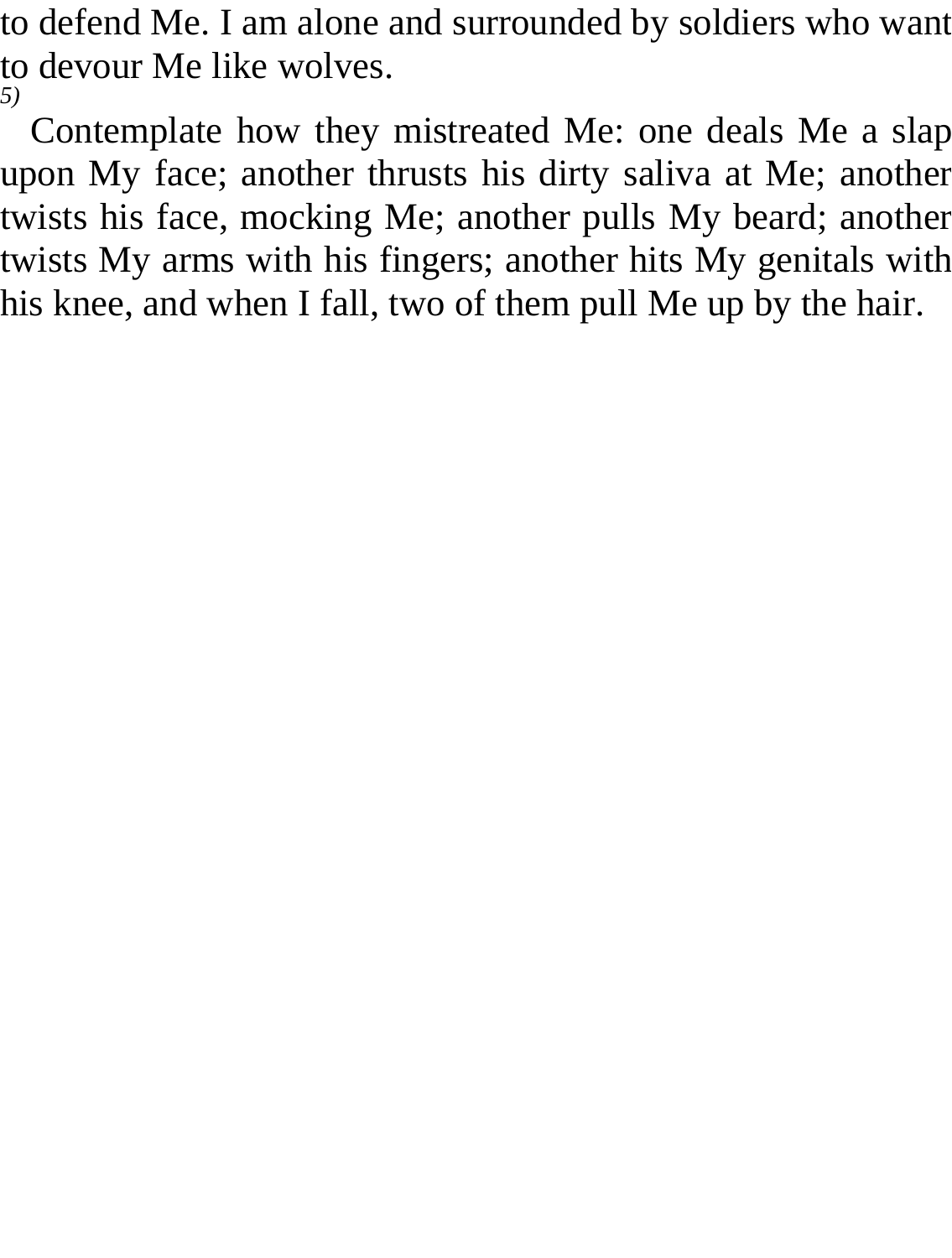to defend Me. I am alone and surrounded by soldiers who want to devour Me like wolves.

*5)*

Contemplate how they mistreated Me: one deals Me a slap upon My face; another thrusts his dirty saliva at Me; another twists his face, mocking Me; another pulls My beard; another twists My arms with his fingers; another hits My genitals with his knee, and when I fall, two of them pull Me up by the hair.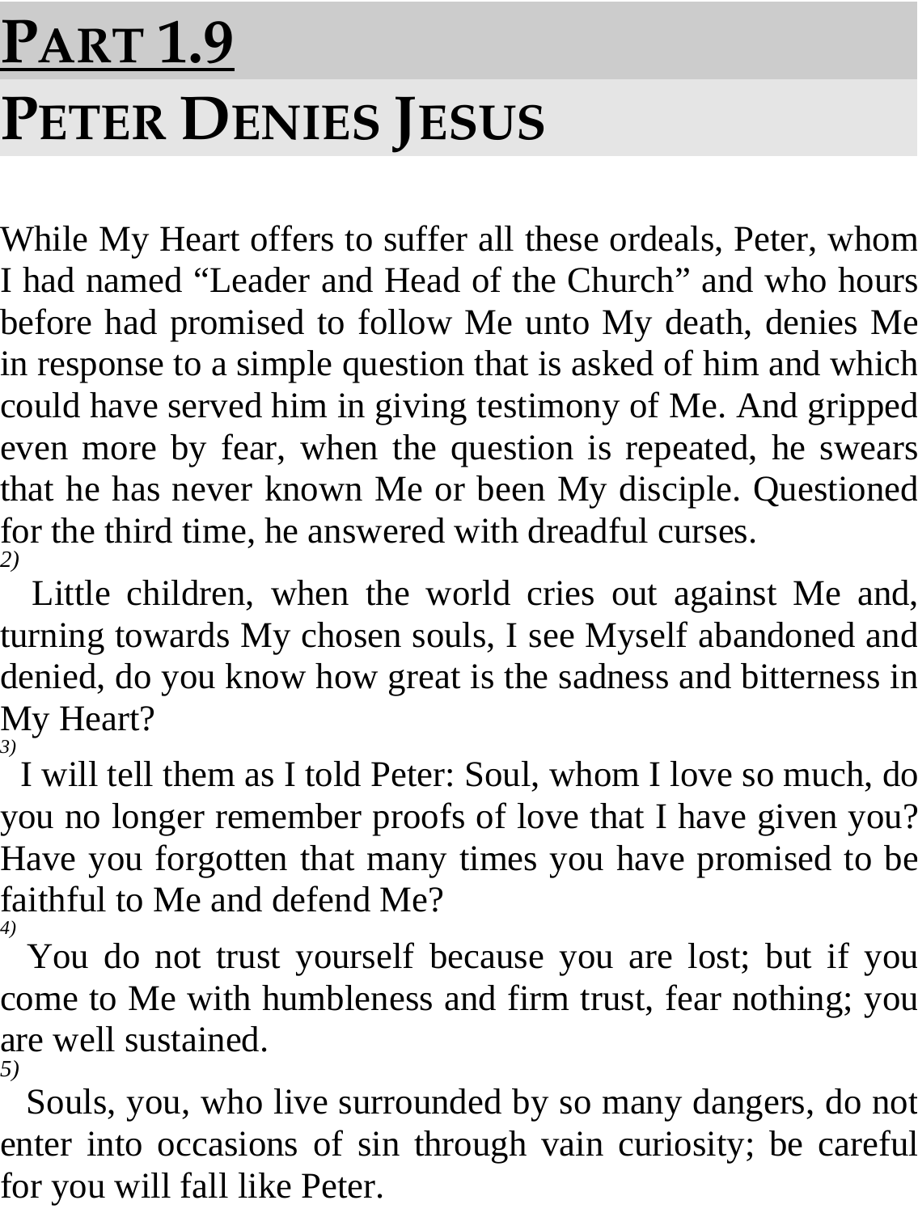# PART 1.9

# PETER DENIES JESUS

While My Heart offers to suffer all these ordeals, Peter, whom I had named “Leader and Head of the Church” and who hours before had promised to follow Me unto My death, denies Me in response to a simple question that is asked of him and which could have served him in giving testimony of Me. And gripped even more by fear, when the question is repeated, he swears that he has never known Me or been My disciple. Questioned for the third time, he answered with dreadful curses.

*2)* Little children, when the world cries out against Me and, turning towards My chosen souls, I see Myself abandoned and denied, do you know how great is the sadness and bitterness in My Heart?

*3)* I will tell them as I told Peter: Soul, whom I love so much, do you no longer remember proofs of love that I have given you? Have you forgotten that many times you have promised to be faithful to Me and defend Me?

*4)* You do not trust yourself because you are lost; but if you come to Me with humbleness and firm trust, fear nothing; you are well sustained.

*5)* Souls, you, who live surrounded by so many dangers, do not enter into occasions of sin through vain curiosity; be careful for you will fall like Peter.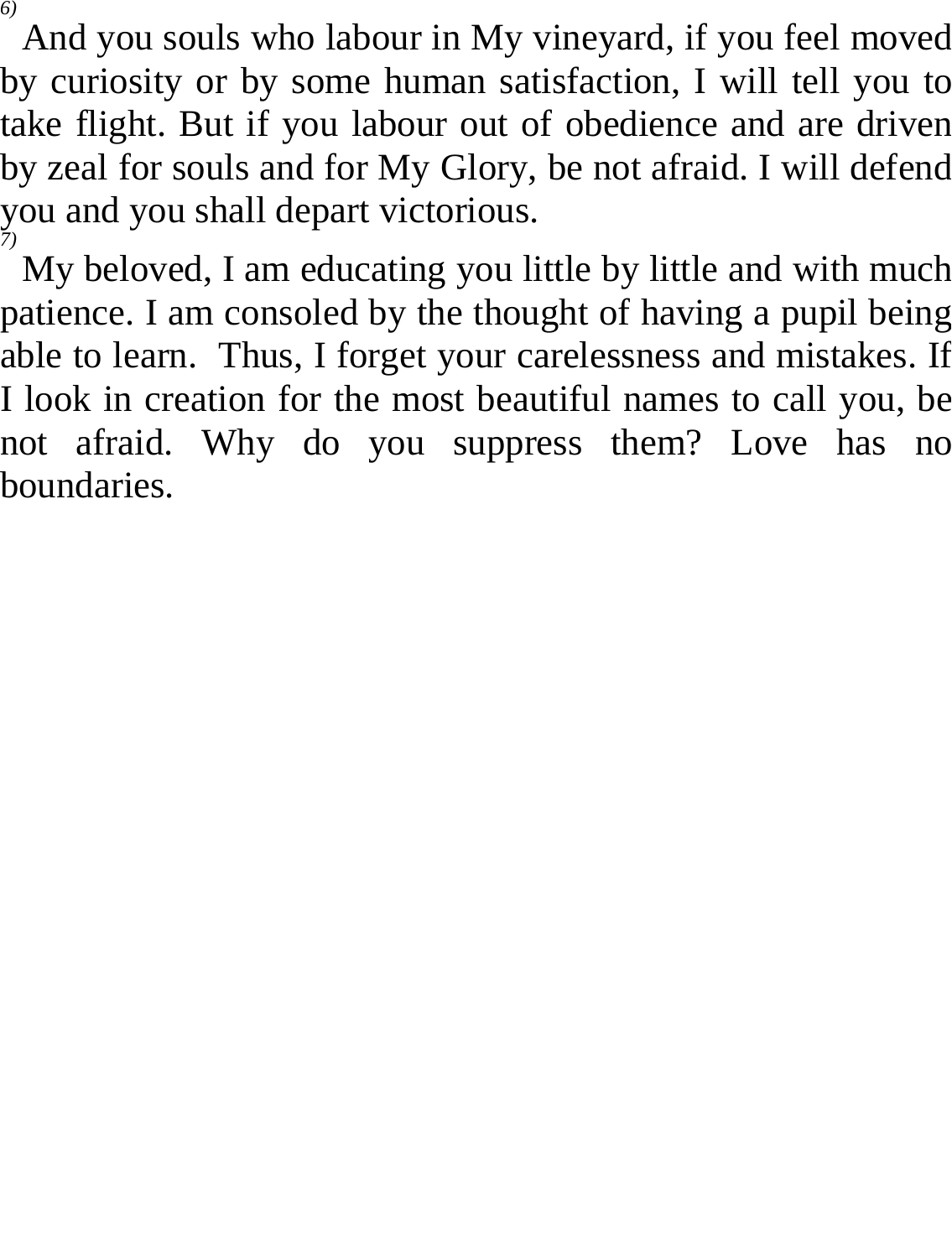[6] And you souls who labour in My vineyard, if you feel moved by curiosity or by some human satisfaction, I will tell you to take flight. But if you labour out of obedience and are driven by zeal for souls and for My Glory, be not afraid. I will defend you and you shall depart victorious.

[7] My beloved, I am educating you little by little and with much patience. I am consoled by the thought of having a pupil being able to learn. Thus, I forget your carelessness and mistakes. If I look in creation for the most beautiful names to call you, be not afraid. Why do you suppress them? Love has no boundaries.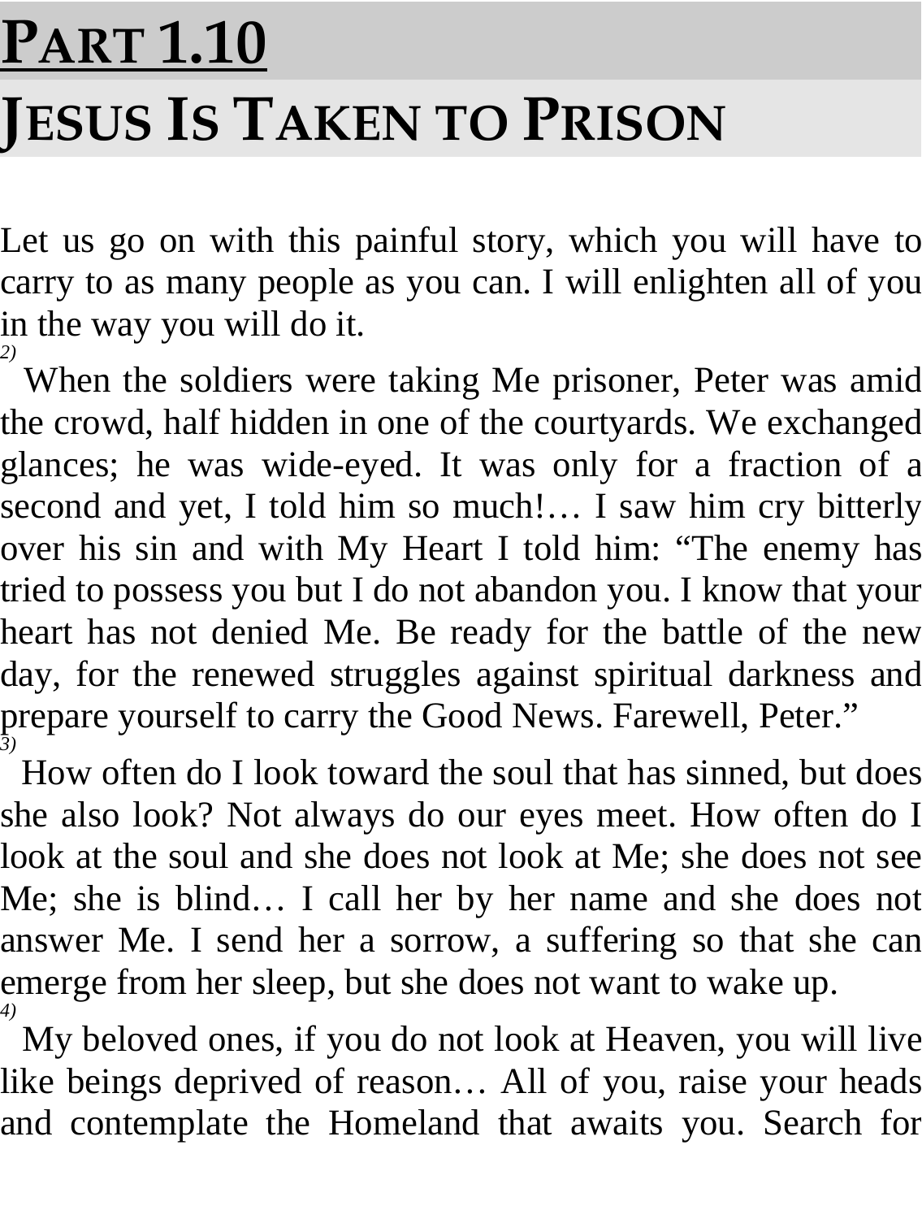# PART 1.10

# JESUS IS TAKEN TO PRISON

Let us go on with this painful story, which you will have to carry to as many people as you can. I will enlighten all of you in the way you will do it.

*2)* When the soldiers were taking Me prisoner, Peter was amid the crowd, half hidden in one of the courtyards. We exchanged glances; he was wide-eyed. It was only for a fraction of a second and yet, I told him so much!… I saw him cry bitterly over his sin and with My Heart I told him: "The enemy has tried to possess you but I do not abandon you. I know that your heart has not denied Me. Be ready for the battle of the new day, for the renewed struggles against spiritual darkness and prepare yourself to carry the Good News. Farewell, Peter."

*3)* How often do I look toward the soul that has sinned, but does she also look? Not always do our eyes meet. How often do I look at the soul and she does not look at Me; she does not see Me; she is blind… I call her by her name and she does not answer Me. I send her a sorrow, a suffering so that she can emerge from her sleep, but she does not want to wake up.

*4)* My beloved ones, if you do not look at Heaven, you will live like beings deprived of reason… All of you, raise your heads and contemplate the Homeland that awaits you. Search for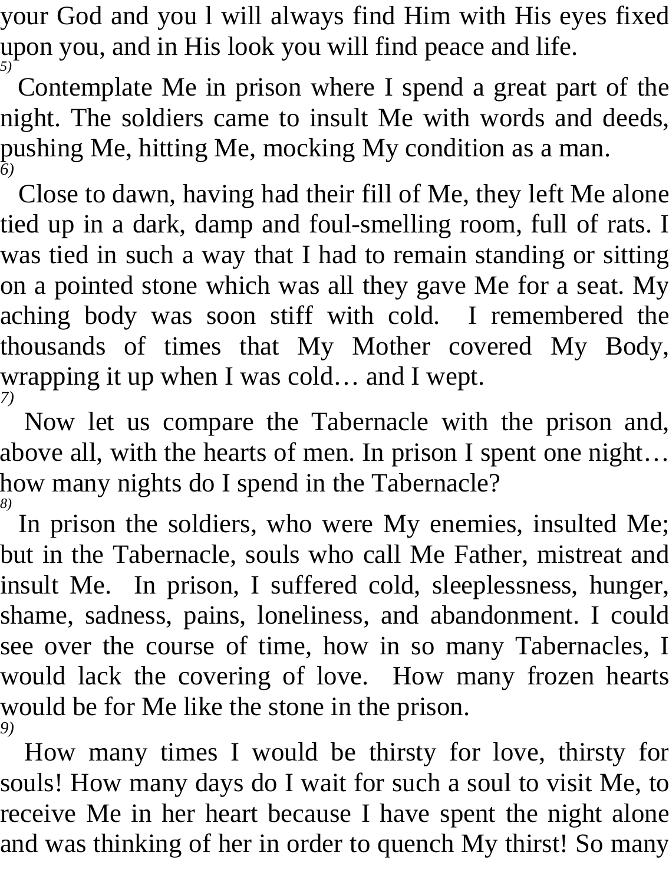your God and you l will always find Him with His eyes fixed upon you, and in His look you will find peace and life.

*5)*

Contemplate Me in prison where I spend a great part of the night. The soldiers came to insult Me with words and deeds, pushing Me, hitting Me, mocking My condition as a man.

*6)*

Close to dawn, having had their fill of Me, they left Me alone tied up in a dark, damp and foul-smelling room, full of rats. I was tied in such a way that I had to remain standing or sitting on a pointed stone which was all they gave Me for a seat. My aching body was soon stiff with cold. I remembered the thousands of times that My Mother covered My Body, wrapping it up when I was cold… and I wept.

*7)*

Now let us compare the Tabernacle with the prison and, above all, with the hearts of men. In prison I spent one night… how many nights do I spend in the Tabernacle?

*8)*

In prison the soldiers, who were My enemies, insulted Me; but in the Tabernacle, souls who call Me Father, mistreat and insult Me. In prison, I suffered cold, sleeplessness, hunger, shame, sadness, pains, loneliness, and abandonment. I could see over the course of time, how in so many Tabernacles, I would lack the covering of love. How many frozen hearts would be for Me like the stone in the prison.

*9)*

How many times I would be thirsty for love, thirsty for souls! How many days do I wait for such a soul to visit Me, to receive Me in her heart because I have spent the night alone and was thinking of her in order to quench My thirst! So many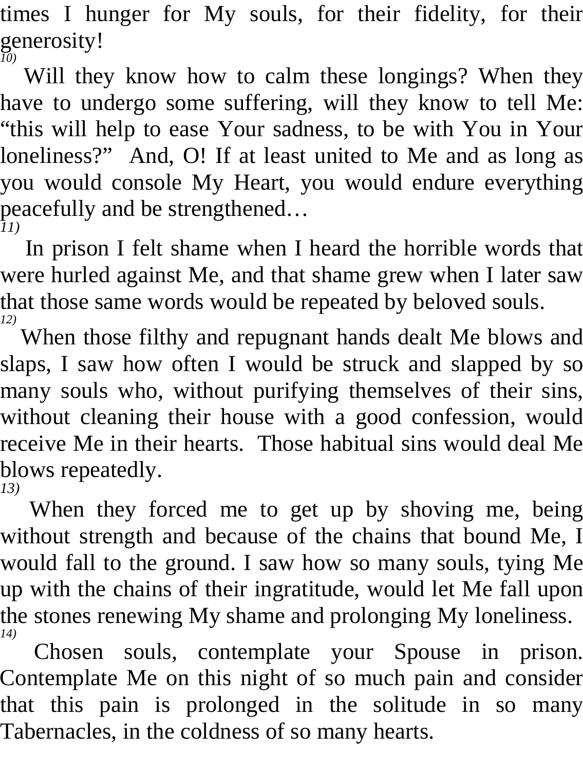times I hunger for My souls, for their fidelity, for their generosity!

*10)*

Will they know how to calm these longings? When they have to undergo some suffering, will they know to tell Me: "this will help to ease Your sadness, to be with You in Your loneliness?" And, O! If at least united to Me and as long as you would console My Heart, you would endure everything peacefully and be strengthened…

*11)*

In prison I felt shame when I heard the horrible words that were hurled against Me, and that shame grew when I later saw that those same words would be repeated by beloved souls.

*12)*

When those filthy and repugnant hands dealt Me blows and slaps, I saw how often I would be struck and slapped by so many souls who, without purifying themselves of their sins, without cleaning their house with a good confession, would receive Me in their hearts. Those habitual sins would deal Me blows repeatedly.

*13)*

When they forced me to get up by shoving me, being without strength and because of the chains that bound Me, I would fall to the ground. I saw how so many souls, tying Me up with the chains of their ingratitude, would let Me fall upon the stones renewing My shame and prolonging My loneliness.

*14)*

Chosen souls, contemplate your Spouse in prison. Contemplate Me on this night of so much pain and consider that this pain is prolonged in the solitude in so many Tabernacles, in the coldness of so many hearts.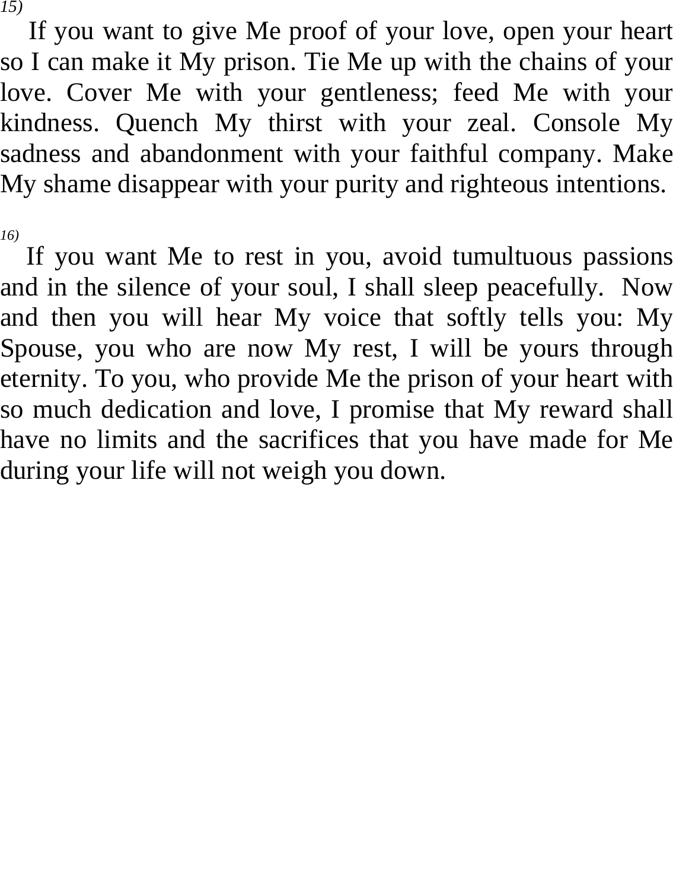*15)*

If you want to give Me proof of your love, open your heart so I can make it My prison. Tie Me up with the chains of your love. Cover Me with your gentleness; feed Me with your kindness. Quench My thirst with your zeal. Console My sadness and abandonment with your faithful company. Make My shame disappear with your purity and righteous intentions.

*16)*

If you want Me to rest in you, avoid tumultuous passions and in the silence of your soul, I shall sleep peacefully. Now and then you will hear My voice that softly tells you: My Spouse, you who are now My rest, I will be yours through eternity. To you, who provide Me the prison of your heart with so much dedication and love, I promise that My reward shall have no limits and the sacrifices that you have made for Me during your life will not weigh you down.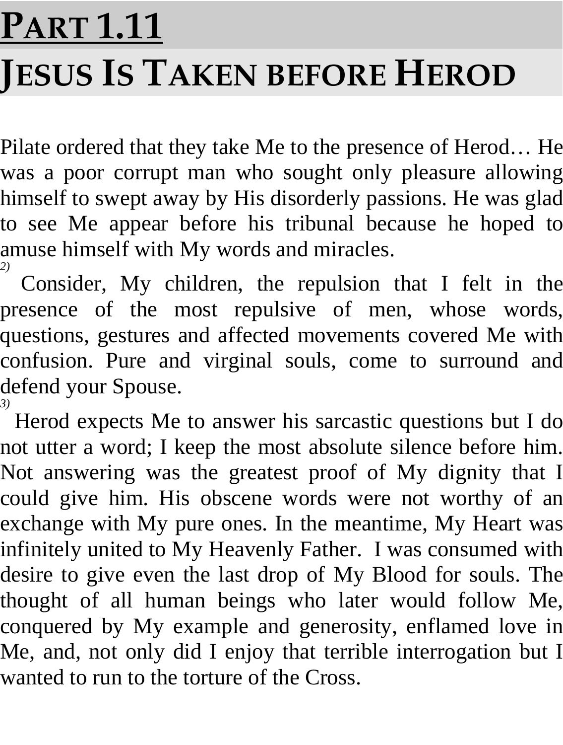# PART 1.11

# JESUS IS TAKEN BEFORE HEROD

Pilate ordered that they take Me to the presence of Herod… He was a poor corrupt man who sought only pleasure allowing himself to swept away by His disorderly passions. He was glad to see Me appear before his tribunal because he hoped to amuse himself with My words and miracles.

*2)* Consider, My children, the repulsion that I felt in the presence of the most repulsive of men, whose words, questions, gestures and affected movements covered Me with confusion. Pure and virginal souls, come to surround and defend your Spouse.

*3)* Herod expects Me to answer his sarcastic questions but I do not utter a word; I keep the most absolute silence before him. Not answering was the greatest proof of My dignity that I could give him. His obscene words were not worthy of an exchange with My pure ones. In the meantime, My Heart was infinitely united to My Heavenly Father. I was consumed with desire to give even the last drop of My Blood for souls. The thought of all human beings who later would follow Me, conquered by My example and generosity, enflamed love in Me, and, not only did I enjoy that terrible interrogation but I wanted to run to the torture of the Cross.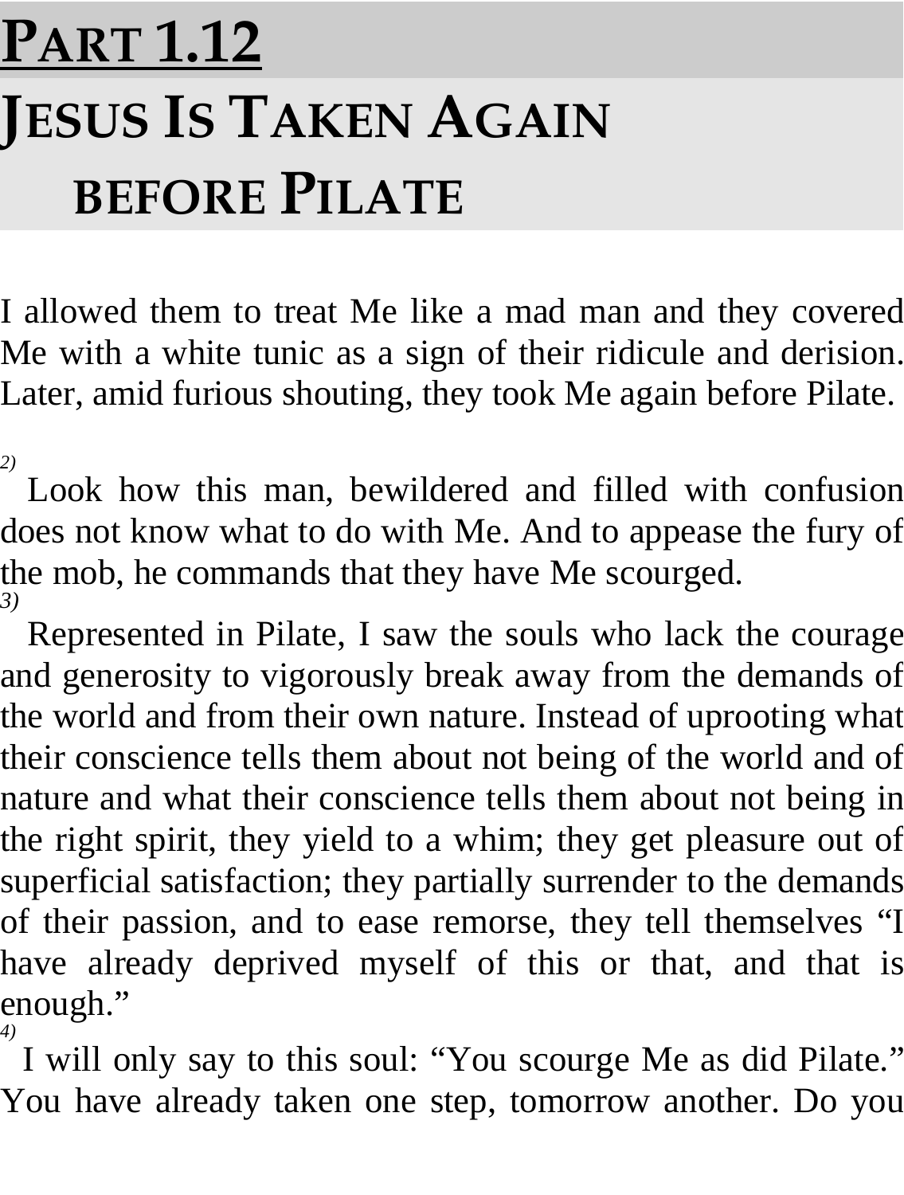# PART 1.12

# JESUS IS TAKEN AGAIN BEFORE PILATE

I allowed them to treat Me like a mad man and they covered Me with a white tunic as a sign of their ridicule and derision. Later, amid furious shouting, they took Me again before Pilate.

*2)* Look how this man, bewildered and filled with confusion does not know what to do with Me. And to appease the fury of the mob, he commands that they have Me scourged.

*3)* Represented in Pilate, I saw the souls who lack the courage and generosity to vigorously break away from the demands of the world and from their own nature. Instead of uprooting what their conscience tells them about not being of the world and of nature and what their conscience tells them about not being in the right spirit, they yield to a whim; they get pleasure out of superficial satisfaction; they partially surrender to the demands of their passion, and to ease remorse, they tell themselves "I have already deprived myself of this or that, and that is enough."

*4)* I will only say to this soul: "You scourge Me as did Pilate." You have already taken one step, tomorrow another. Do you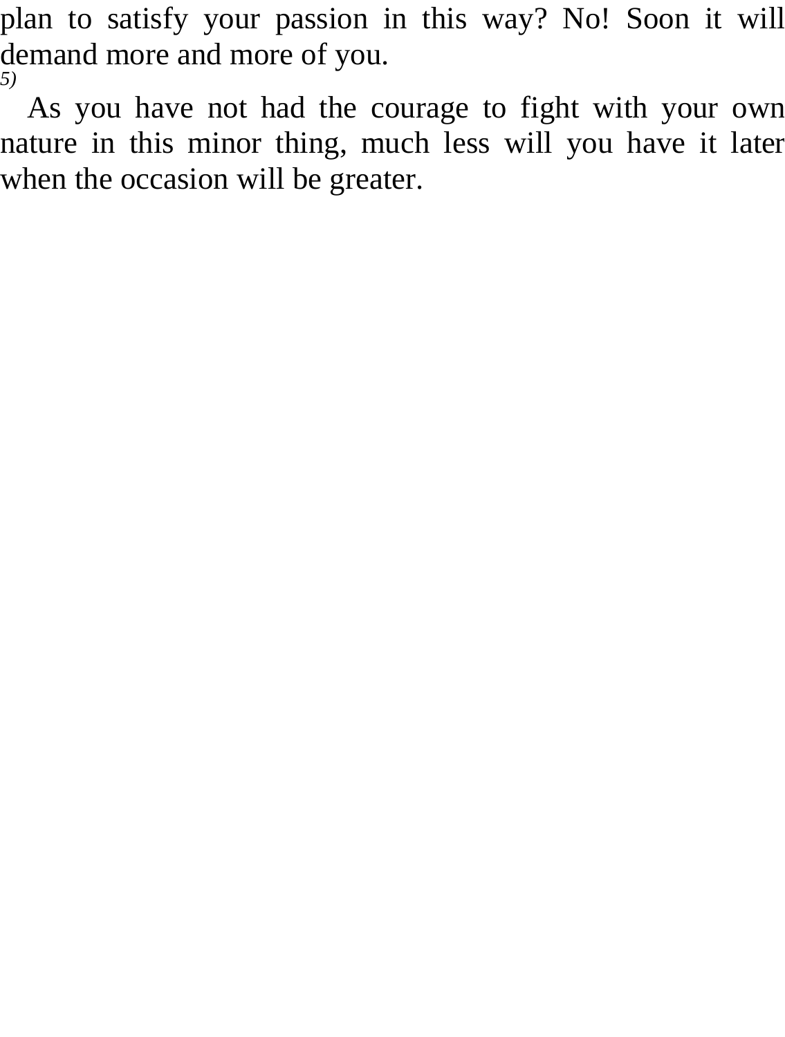plan to satisfy your passion in this way? No! Soon it will demand more and more of you.

*5)*

As you have not had the courage to fight with your own nature in this minor thing, much less will you have it later when the occasion will be greater.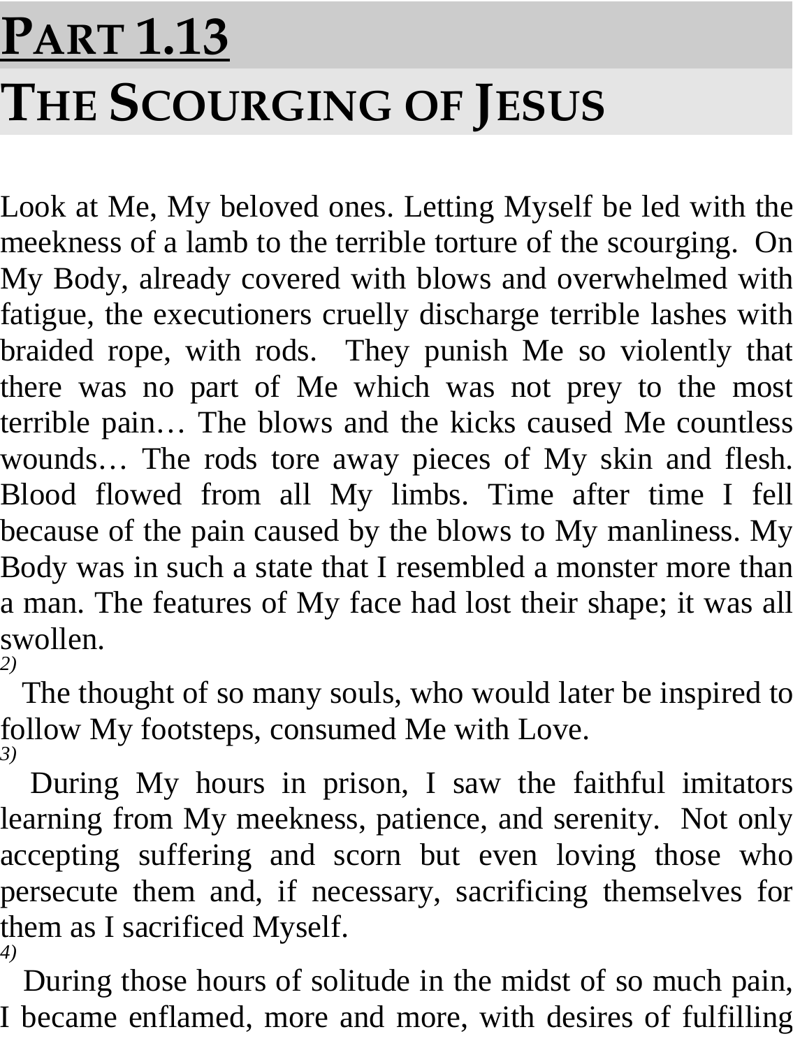# PART 1.13

# THE SCOURGING OF JESUS

Look at Me, My beloved ones. Letting Myself be led with the meekness of a lamb to the terrible torture of the scourging. On My Body, already covered with blows and overwhelmed with fatigue, the executioners cruelly discharge terrible lashes with braided rope, with rods. They punish Me so violently that there was no part of Me which was not prey to the most terrible pain… The blows and the kicks caused Me countless wounds… The rods tore away pieces of My skin and flesh. Blood flowed from all My limbs. Time after time I fell because of the pain caused by the blows to My manliness. My Body was in such a state that I resembled a monster more than a man. The features of My face had lost their shape; it was all swollen.

*2)* The thought of so many souls, who would later be inspired to follow My footsteps, consumed Me with Love.

*3)* During My hours in prison, I saw the faithful imitators learning from My meekness, patience, and serenity. Not only accepting suffering and scorn but even loving those who persecute them and, if necessary, sacrificing themselves for them as I sacrificed Myself.

*4)* During those hours of solitude in the midst of so much pain, I became enflamed, more and more, with desires of fulfilling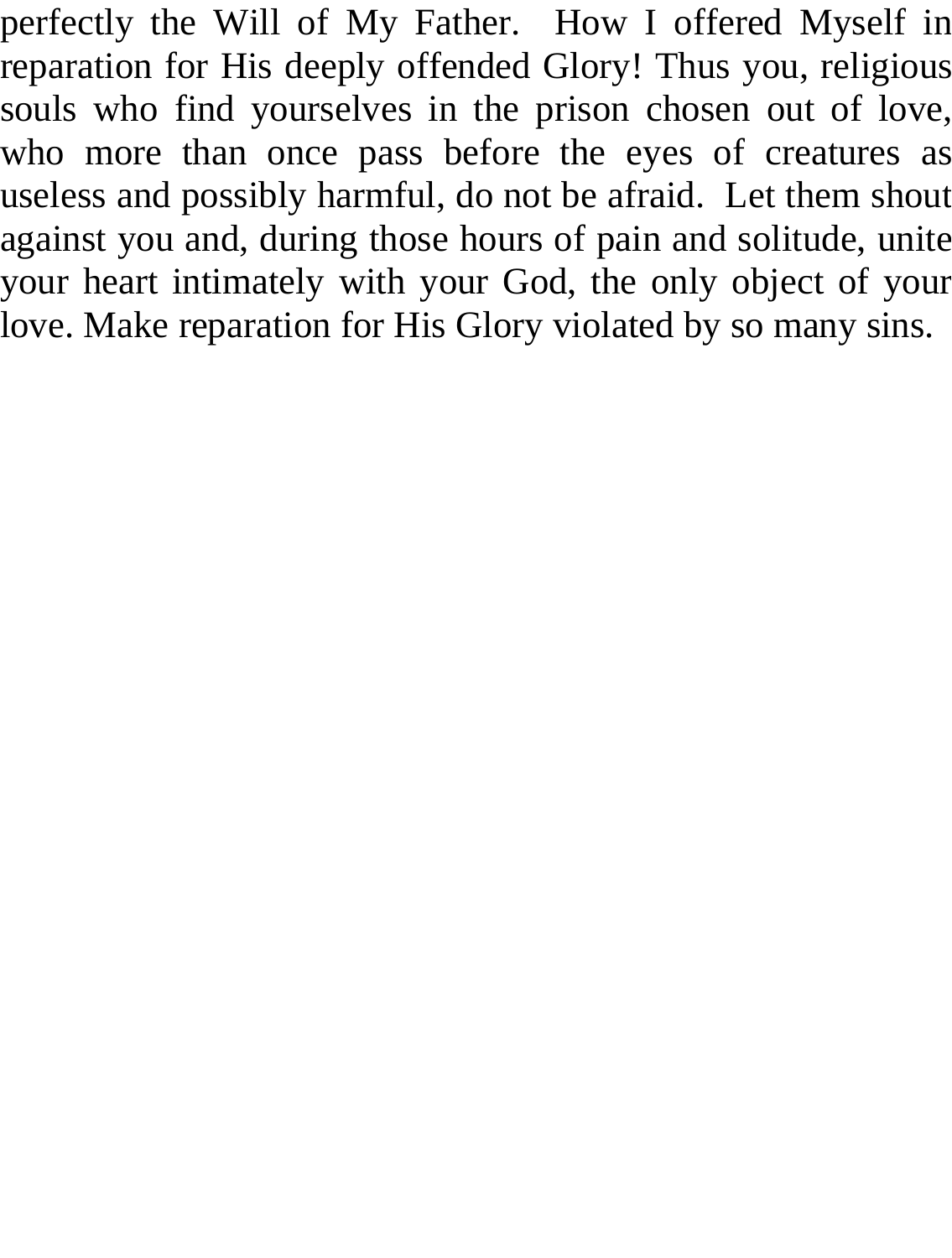perfectly the Will of My Father.  How I offered Myself in reparation for His deeply offended Glory! Thus you, religious souls who find yourselves in the prison chosen out of love, who more than once pass before the eyes of creatures as useless and possibly harmful, do not be afraid.  Let them shout against you and, during those hours of pain and solitude, unite your heart intimately with your God, the only object of your love. Make reparation for His Glory violated by so many sins.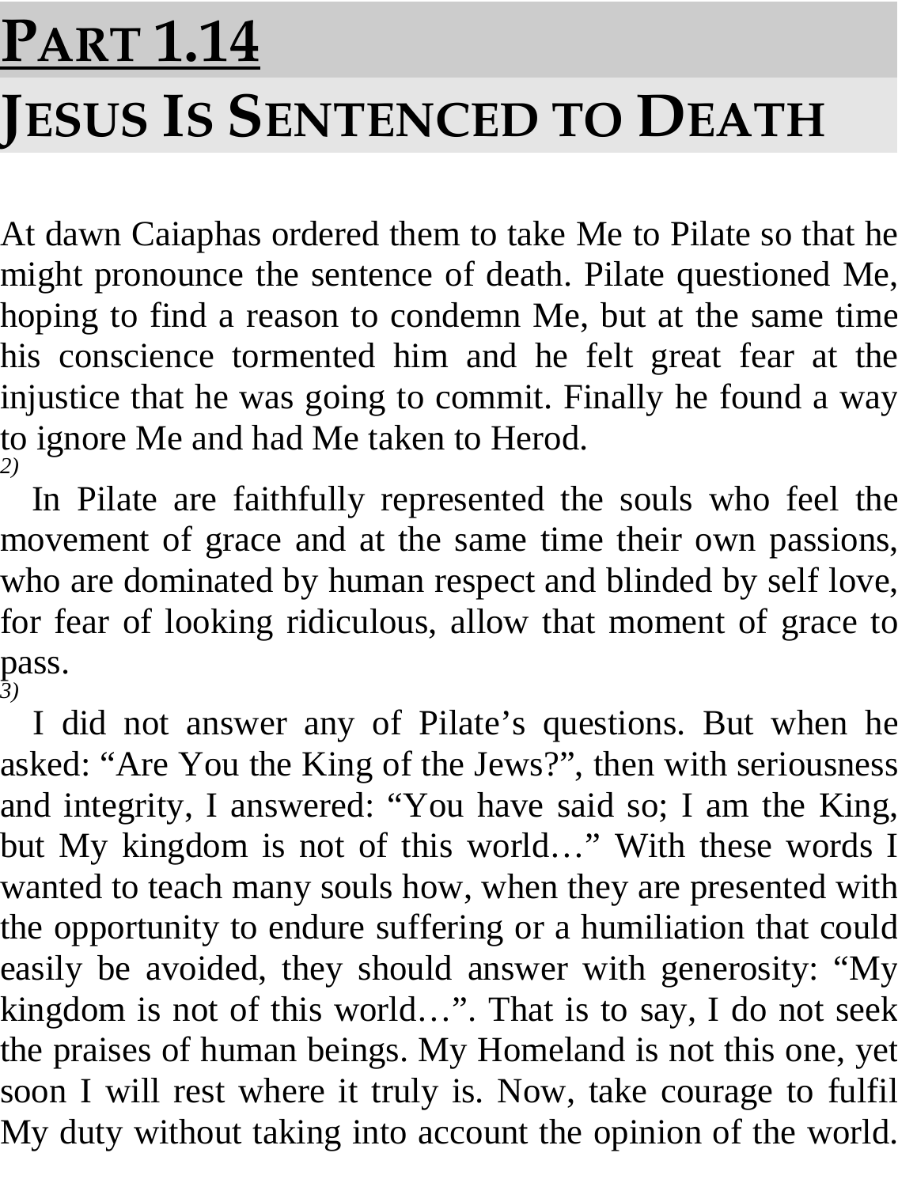# PART 1.14

# JESUS IS SENTENCED TO DEATH

At dawn Caiaphas ordered them to take Me to Pilate so that he might pronounce the sentence of death. Pilate questioned Me, hoping to find a reason to condemn Me, but at the same time his conscience tormented him and he felt great fear at the injustice that he was going to commit. Finally he found a way to ignore Me and had Me taken to Herod.

*2)*

In Pilate are faithfully represented the souls who feel the movement of grace and at the same time their own passions, who are dominated by human respect and blinded by self love, for fear of looking ridiculous, allow that moment of grace to pass.

*3)*

I did not answer any of Pilate's questions. But when he asked: "Are You the King of the Jews?", then with seriousness and integrity, I answered: "You have said so; I am the King, but My kingdom is not of this world…" With these words I wanted to teach many souls how, when they are presented with the opportunity to endure suffering or a humiliation that could easily be avoided, they should answer with generosity: "My kingdom is not of this world…". That is to say, I do not seek the praises of human beings. My Homeland is not this one, yet soon I will rest where it truly is. Now, take courage to fulfil My duty without taking into account the opinion of the world.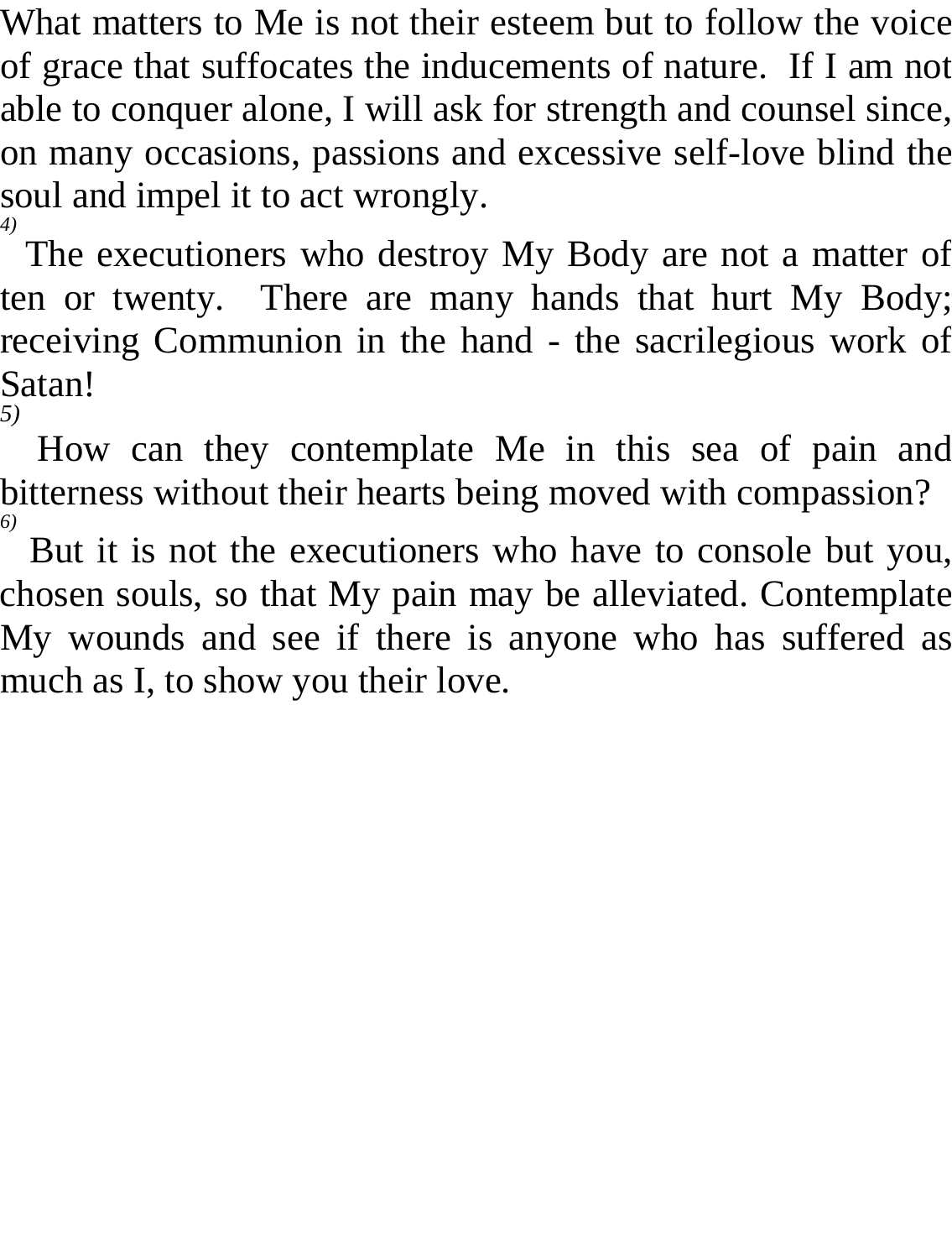What matters to Me is not their esteem but to follow the voice of grace that suffocates the inducements of nature. If I am not able to conquer alone, I will ask for strength and counsel since, on many occasions, passions and excessive self-love blind the soul and impel it to act wrongly.

*4)*

The executioners who destroy My Body are not a matter of ten or twenty. There are many hands that hurt My Body; receiving Communion in the hand - the sacrilegious work of Satan!

*5)*

How can they contemplate Me in this sea of pain and bitterness without their hearts being moved with compassion?

*6)*

But it is not the executioners who have to console but you, chosen souls, so that My pain may be alleviated. Contemplate My wounds and see if there is anyone who has suffered as much as I, to show you their love.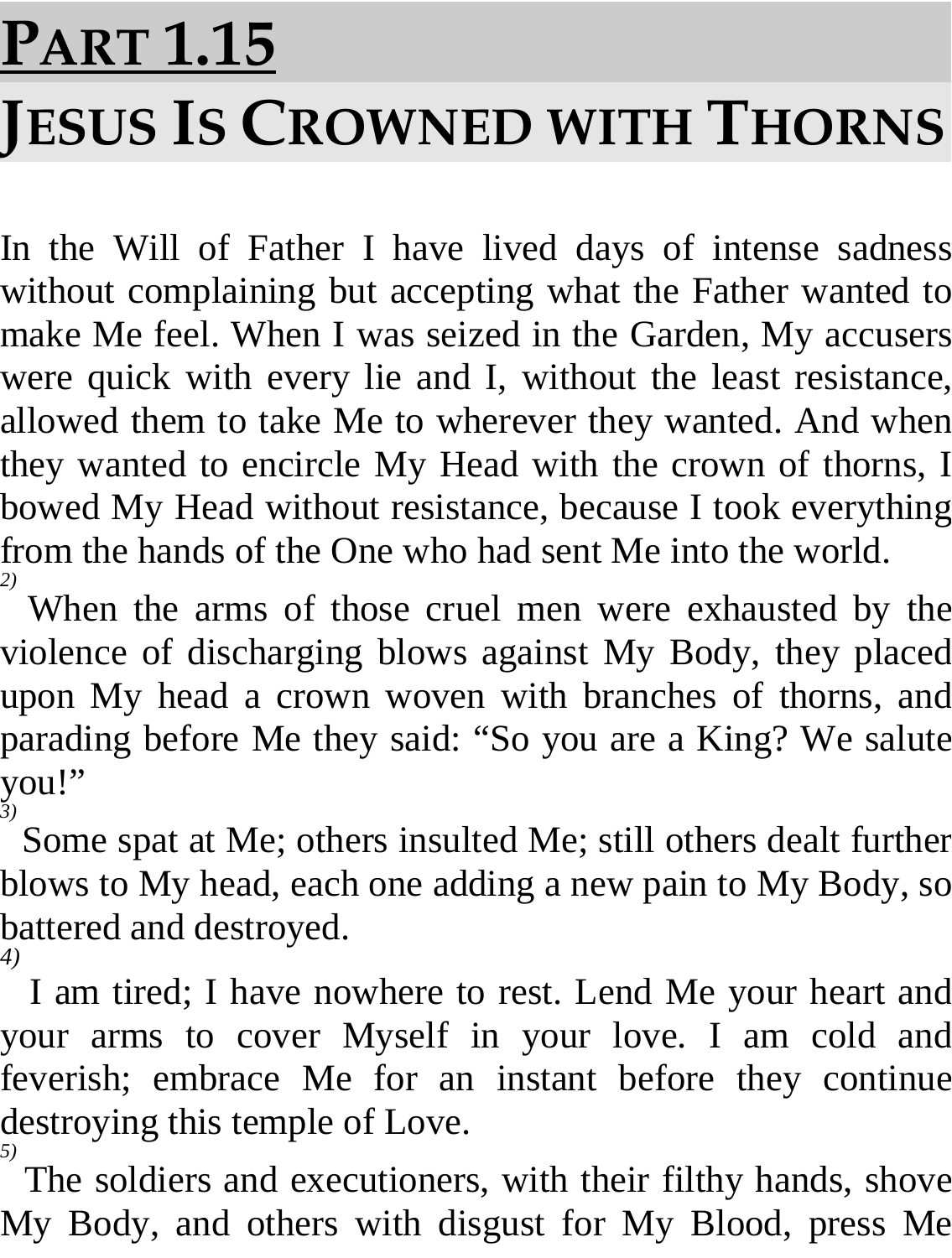# PART 1.15

# JESUS IS CROWNED WITH THORNS

In the Will of Father I have lived days of intense sadness without complaining but accepting what the Father wanted to make Me feel. When I was seized in the Garden, My accusers were quick with every lie and I, without the least resistance, allowed them to take Me to wherever they wanted. And when they wanted to encircle My Head with the crown of thorns, I bowed My Head without resistance, because I took everything from the hands of the One who had sent Me into the world.

*2)* When the arms of those cruel men were exhausted by the violence of discharging blows against My Body, they placed upon My head a crown woven with branches of thorns, and parading before Me they said: "So you are a King? We salute you!"

*3)* Some spat at Me; others insulted Me; still others dealt further blows to My head, each one adding a new pain to My Body, so battered and destroyed.

*4)* I am tired; I have nowhere to rest. Lend Me your heart and your arms to cover Myself in your love. I am cold and feverish; embrace Me for an instant before they continue destroying this temple of Love.

*5)* The soldiers and executioners, with their filthy hands, shove My Body, and others with disgust for My Blood, press Me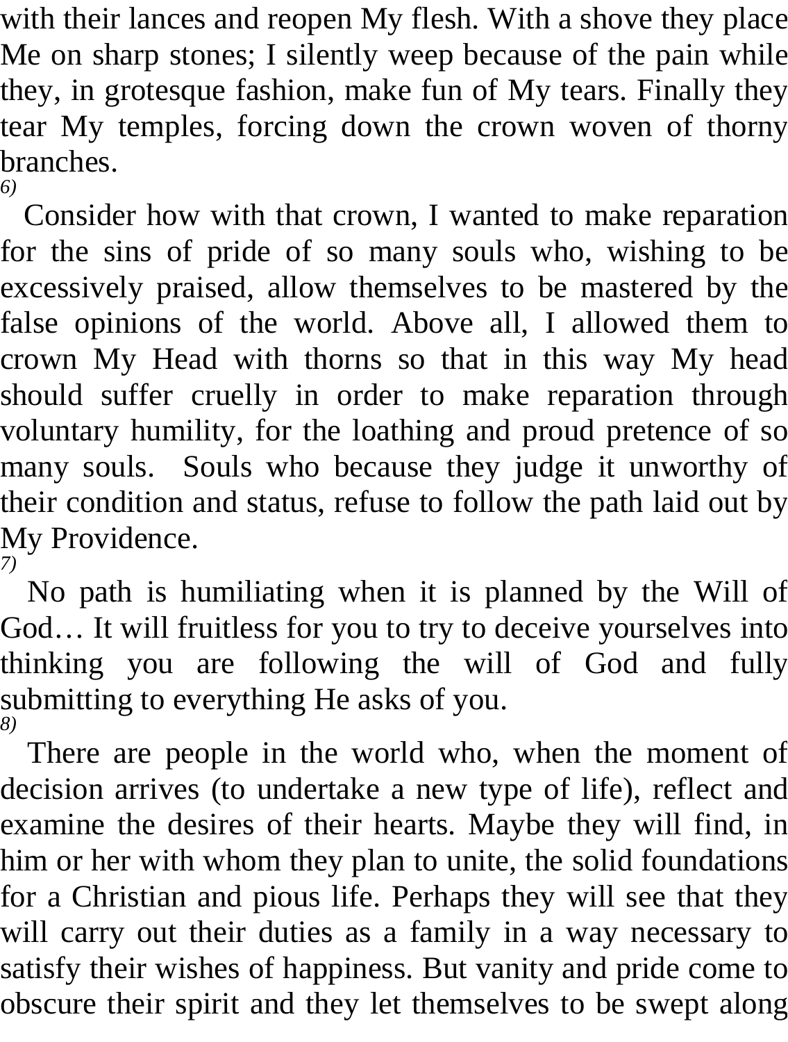with their lances and reopen My flesh. With a shove they place Me on sharp stones; I silently weep because of the pain while they, in grotesque fashion, make fun of My tears. Finally they tear My temples, forcing down the crown woven of thorny branches.

*6)*

Consider how with that crown, I wanted to make reparation for the sins of pride of so many souls who, wishing to be excessively praised, allow themselves to be mastered by the false opinions of the world. Above all, I allowed them to crown My Head with thorns so that in this way My head should suffer cruelly in order to make reparation through voluntary humility, for the loathing and proud pretence of so many souls. Souls who because they judge it unworthy of their condition and status, refuse to follow the path laid out by My Providence.

*7)*

No path is humiliating when it is planned by the Will of God… It will fruitless for you to try to deceive yourselves into thinking you are following the will of God and fully submitting to everything He asks of you.

*8)*

There are people in the world who, when the moment of decision arrives (to undertake a new type of life), reflect and examine the desires of their hearts. Maybe they will find, in him or her with whom they plan to unite, the solid foundations for a Christian and pious life. Perhaps they will see that they will carry out their duties as a family in a way necessary to satisfy their wishes of happiness. But vanity and pride come to obscure their spirit and they let themselves to be swept along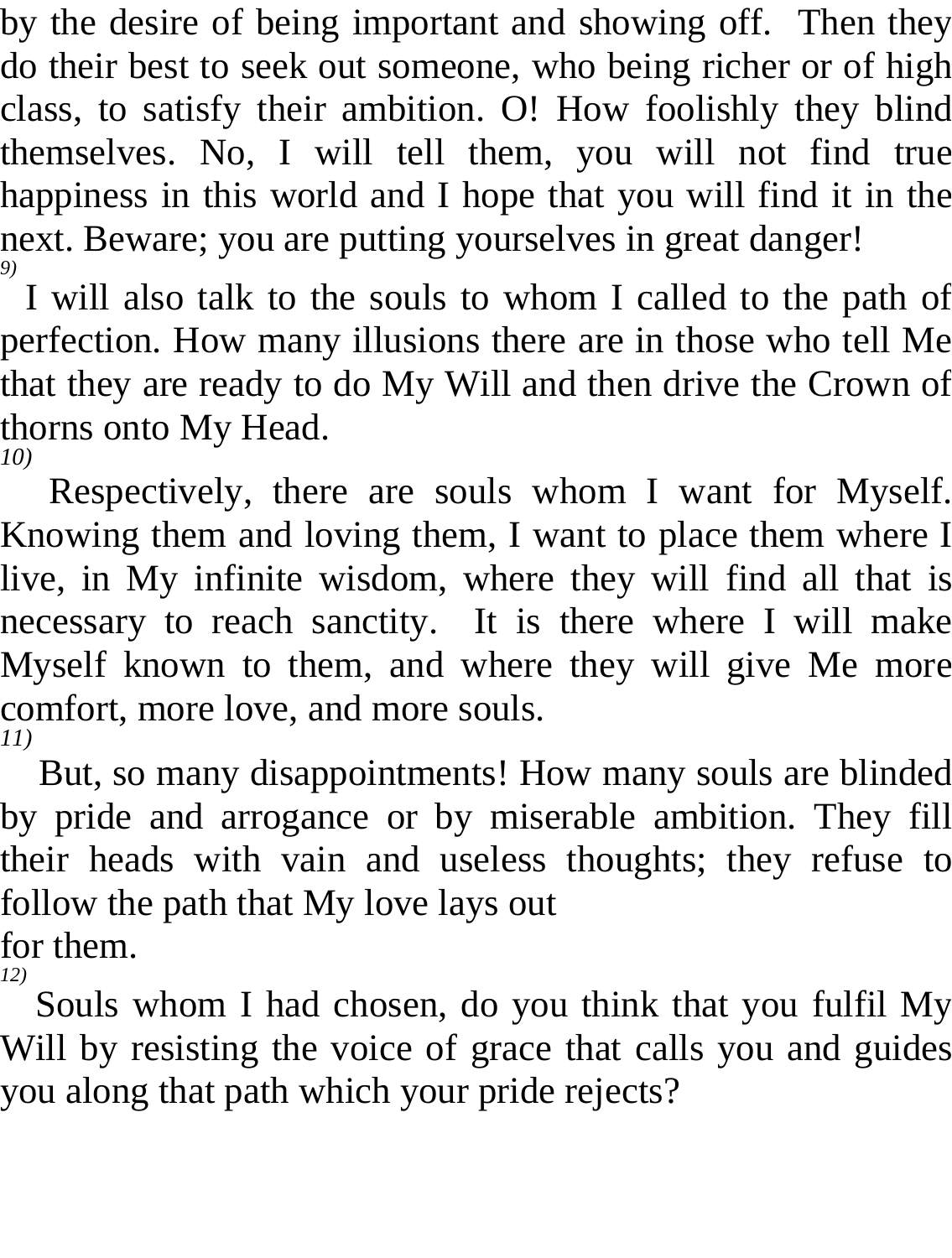by the desire of being important and showing off. Then they do their best to seek out someone, who being richer or of high class, to satisfy their ambition. O! How foolishly they blind themselves. No, I will tell them, you will not find true happiness in this world and I hope that you will find it in the next. Beware; you are putting yourselves in great danger!

*9)*

I will also talk to the souls to whom I called to the path of perfection. How many illusions there are in those who tell Me that they are ready to do My Will and then drive the Crown of thorns onto My Head.

*10)*

Respectively, there are souls whom I want for Myself. Knowing them and loving them, I want to place them where I live, in My infinite wisdom, where they will find all that is necessary to reach sanctity. It is there where I will make Myself known to them, and where they will give Me more comfort, more love, and more souls.

*11)*

But, so many disappointments! How many souls are blinded by pride and arrogance or by miserable ambition. They fill their heads with vain and useless thoughts; they refuse to follow the path that My love lays out for them.

*12)*

Souls whom I had chosen, do you think that you fulfil My Will by resisting the voice of grace that calls you and guides you along that path which your pride rejects?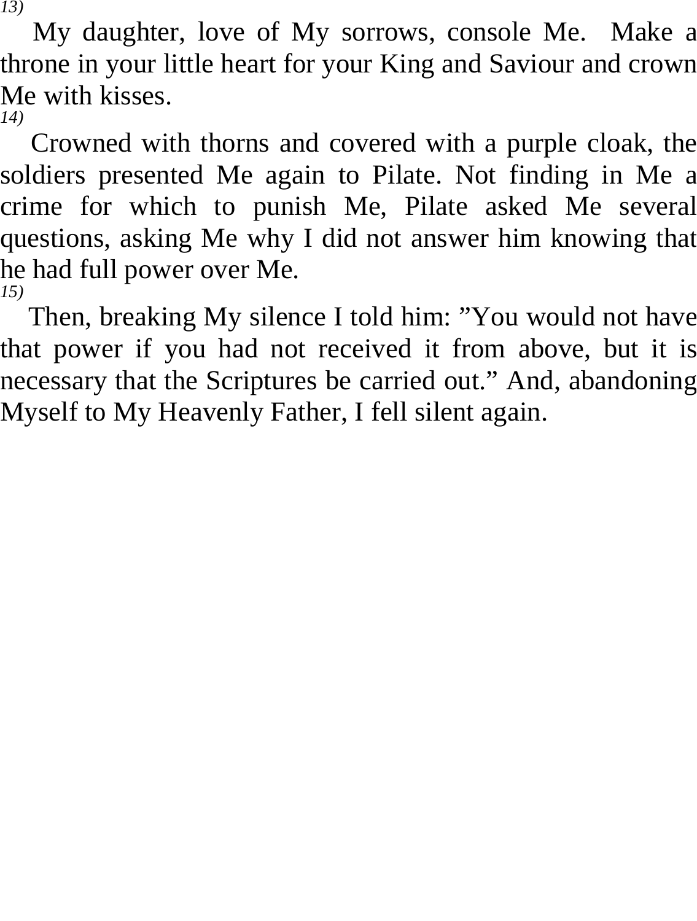*13)*

My daughter, love of My sorrows, console Me. Make a throne in your little heart for your King and Saviour and crown Me with kisses.

*14)*

Crowned with thorns and covered with a purple cloak, the soldiers presented Me again to Pilate. Not finding in Me a crime for which to punish Me, Pilate asked Me several questions, asking Me why I did not answer him knowing that he had full power over Me.

*15)*

Then, breaking My silence I told him: ”You would not have that power if you had not received it from above, but it is necessary that the Scriptures be carried out.” And, abandoning Myself to My Heavenly Father, I fell silent again.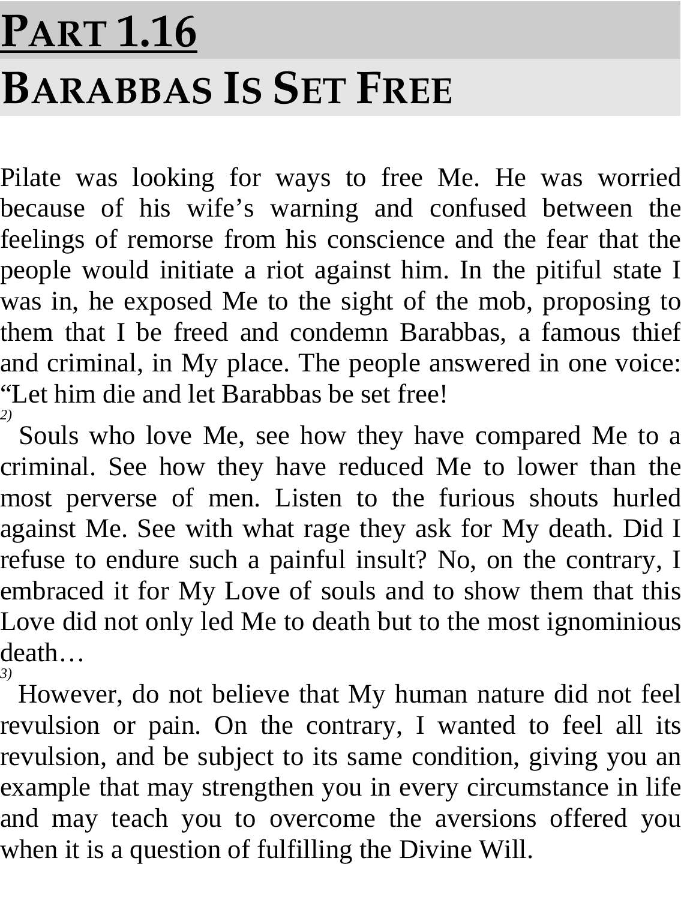# PART 1.16

# BARABBAS IS SET FREE

Pilate was looking for ways to free Me. He was worried because of his wife's warning and confused between the feelings of remorse from his conscience and the fear that the people would initiate a riot against him. In the pitiful state I was in, he exposed Me to the sight of the mob, proposing to them that I be freed and condemn Barabbas, a famous thief and criminal, in My place. The people answered in one voice: "Let him die and let Barabbas be set free!

*2)* Souls who love Me, see how they have compared Me to a criminal. See how they have reduced Me to lower than the most perverse of men. Listen to the furious shouts hurled against Me. See with what rage they ask for My death. Did I refuse to endure such a painful insult? No, on the contrary, I embraced it for My Love of souls and to show them that this Love did not only led Me to death but to the most ignominious death…

*3)* However, do not believe that My human nature did not feel revulsion or pain. On the contrary, I wanted to feel all its revulsion, and be subject to its same condition, giving you an example that may strengthen you in every circumstance in life and may teach you to overcome the aversions offered you when it is a question of fulfilling the Divine Will.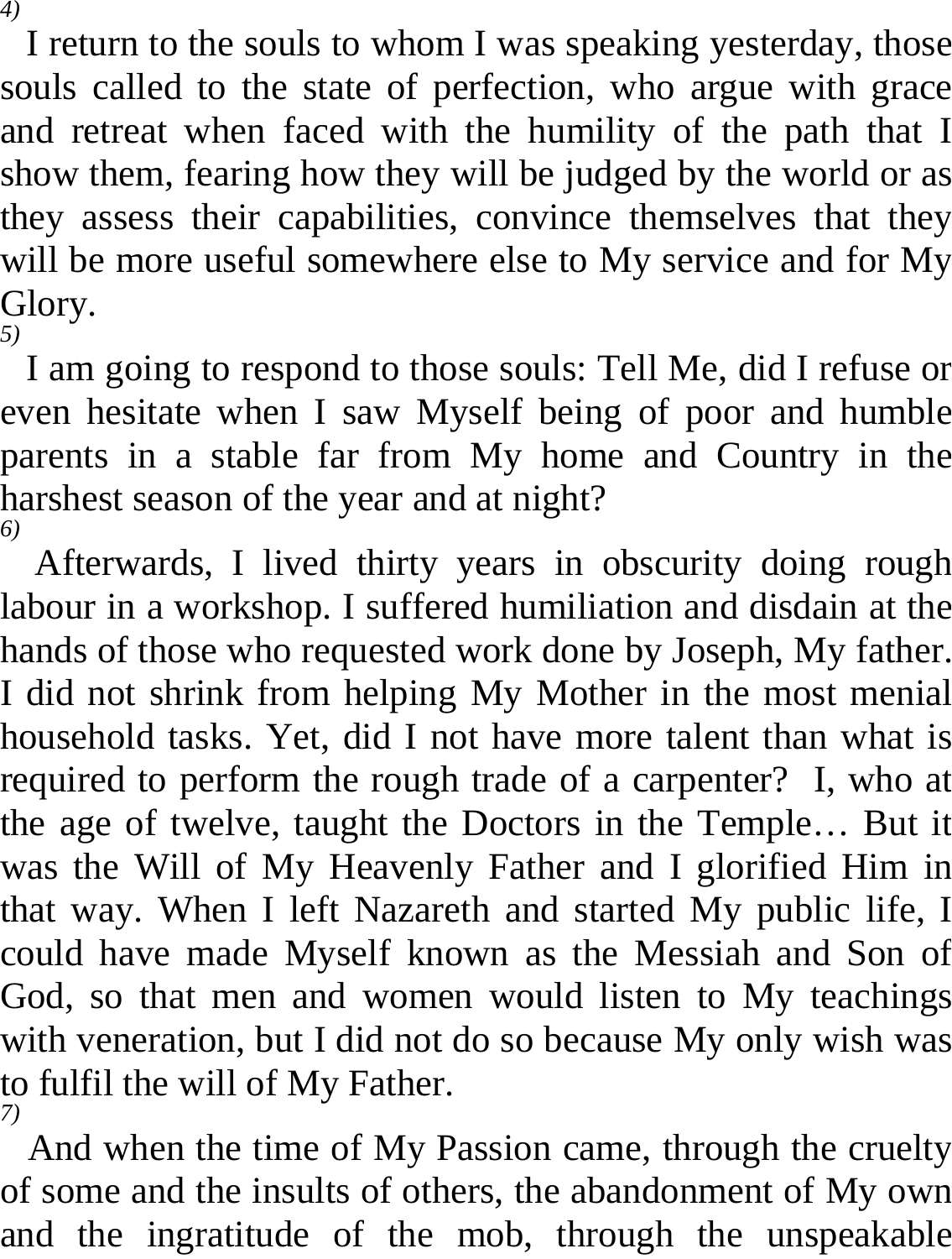*4)*

I return to the souls to whom I was speaking yesterday, those souls called to the state of perfection, who argue with grace and retreat when faced with the humility of the path that I show them, fearing how they will be judged by the world or as they assess their capabilities, convince themselves that they will be more useful somewhere else to My service and for My Glory.

*5)*

I am going to respond to those souls: Tell Me, did I refuse or even hesitate when I saw Myself being of poor and humble parents in a stable far from My home and Country in the harshest season of the year and at night?

*6)*

Afterwards, I lived thirty years in obscurity doing rough labour in a workshop. I suffered humiliation and disdain at the hands of those who requested work done by Joseph, My father. I did not shrink from helping My Mother in the most menial household tasks. Yet, did I not have more talent than what is required to perform the rough trade of a carpenter? I, who at the age of twelve, taught the Doctors in the Temple… But it was the Will of My Heavenly Father and I glorified Him in that way. When I left Nazareth and started My public life, I could have made Myself known as the Messiah and Son of God, so that men and women would listen to My teachings with veneration, but I did not do so because My only wish was to fulfil the will of My Father.

*7)*

And when the time of My Passion came, through the cruelty of some and the insults of others, the abandonment of My own and the ingratitude of the mob, through the unspeakable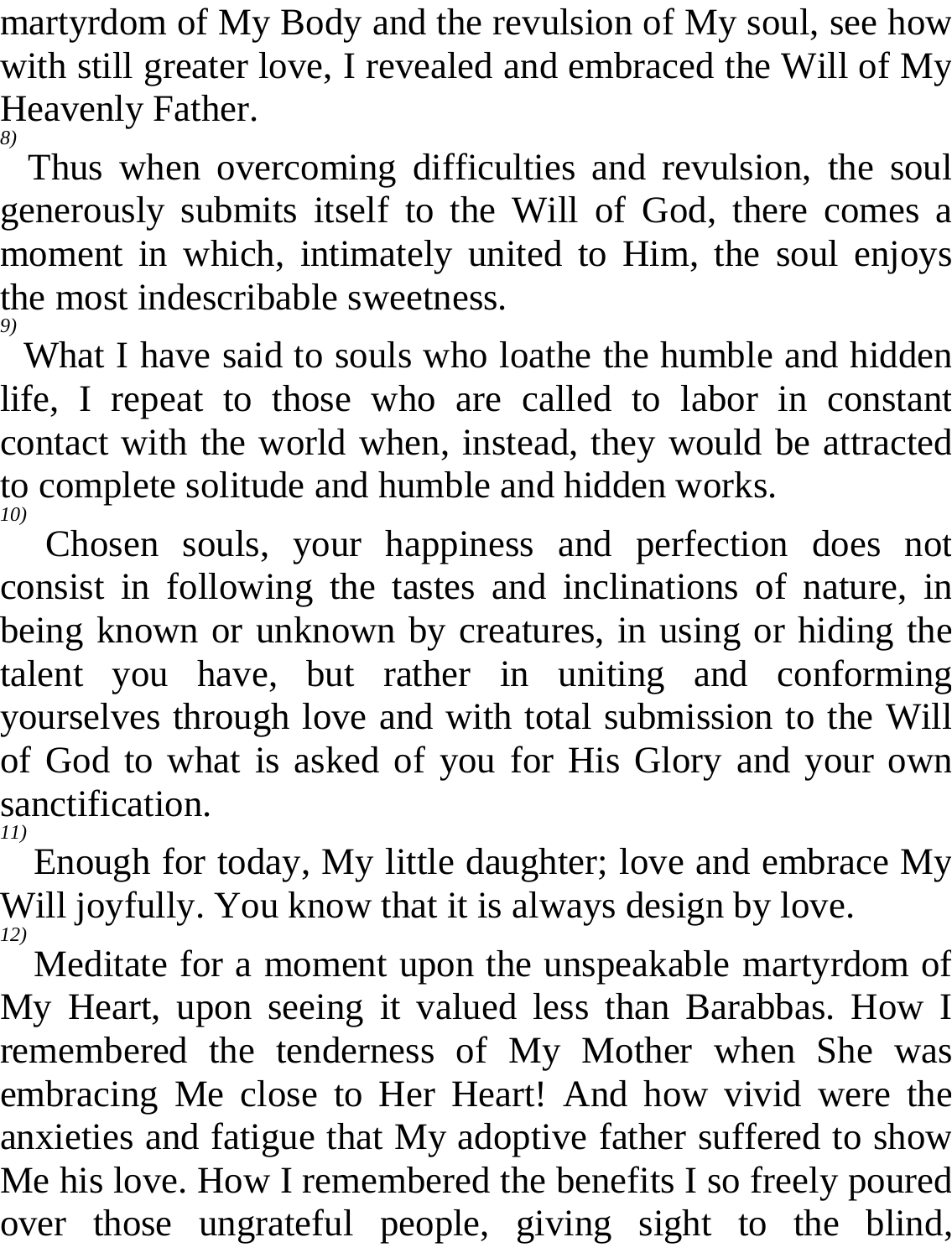martyrdom of My Body and the revulsion of My soul, see how with still greater love, I revealed and embraced the Will of My Heavenly Father.

*8)* Thus when overcoming difficulties and revulsion, the soul generously submits itself to the Will of God, there comes a moment in which, intimately united to Him, the soul enjoys the most indescribable sweetness.

*9)* What I have said to souls who loathe the humble and hidden life, I repeat to those who are called to labor in constant contact with the world when, instead, they would be attracted to complete solitude and humble and hidden works.

*10)* Chosen souls, your happiness and perfection does not consist in following the tastes and inclinations of nature, in being known or unknown by creatures, in using or hiding the talent you have, but rather in uniting and conforming yourselves through love and with total submission to the Will of God to what is asked of you for His Glory and your own sanctification.

*11)* Enough for today, My little daughter; love and embrace My Will joyfully. You know that it is always design by love.

*12)* Meditate for a moment upon the unspeakable martyrdom of My Heart, upon seeing it valued less than Barabbas. How I remembered the tenderness of My Mother when She was embracing Me close to Her Heart! And how vivid were the anxieties and fatigue that My adoptive father suffered to show Me his love. How I remembered the benefits I so freely poured over those ungrateful people, giving sight to the blind,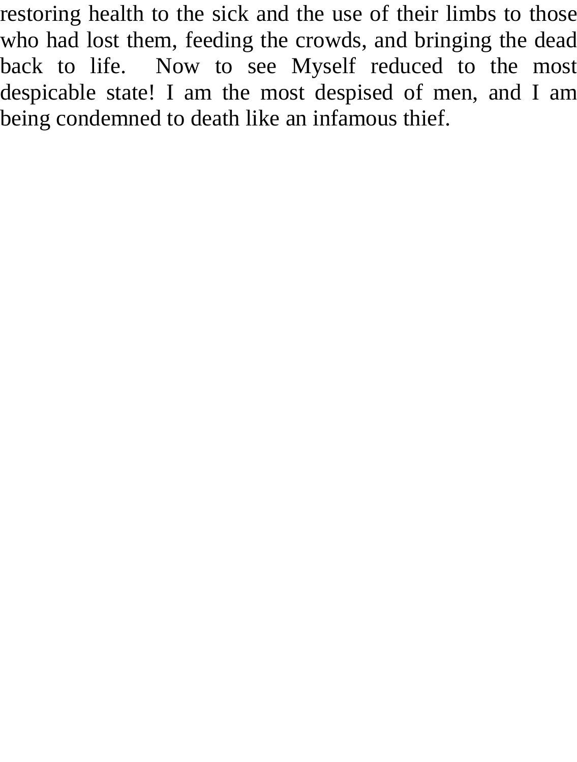restoring health to the sick and the use of their limbs to those who had lost them, feeding the crowds, and bringing the dead back to life. Now to see Myself reduced to the most despicable state! I am the most despised of men, and I am being condemned to death like an infamous thief.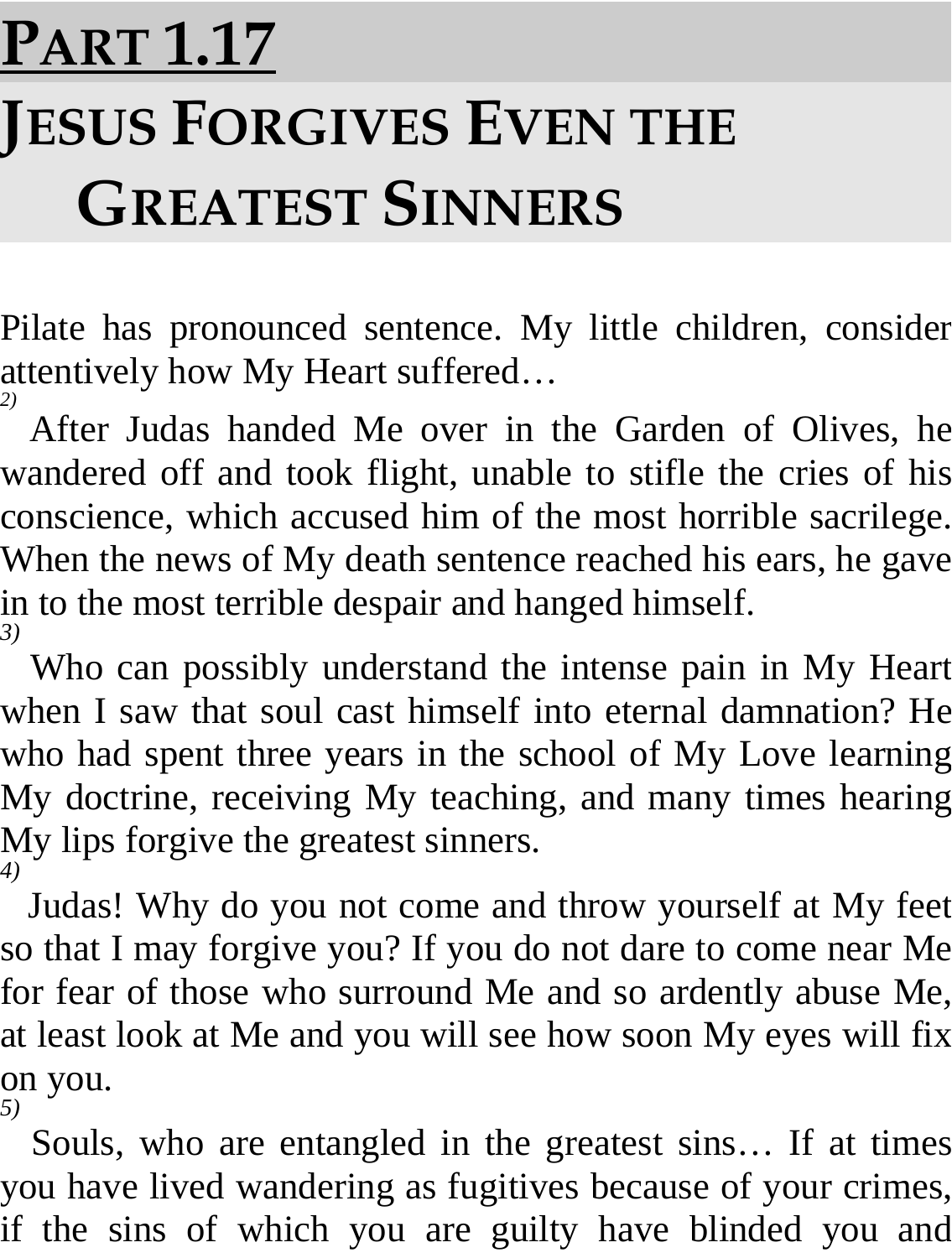# PART 1.17

# JESUS FORGIVES EVEN THE GREATEST SINNERS

Pilate has pronounced sentence. My little children, consider attentively how My Heart suffered…

*2)* After Judas handed Me over in the Garden of Olives, he wandered off and took flight, unable to stifle the cries of his conscience, which accused him of the most horrible sacrilege. When the news of My death sentence reached his ears, he gave in to the most terrible despair and hanged himself.

*3)* Who can possibly understand the intense pain in My Heart when I saw that soul cast himself into eternal damnation? He who had spent three years in the school of My Love learning My doctrine, receiving My teaching, and many times hearing My lips forgive the greatest sinners.

*4)* Judas! Why do you not come and throw yourself at My feet so that I may forgive you? If you do not dare to come near Me for fear of those who surround Me and so ardently abuse Me, at least look at Me and you will see how soon My eyes will fix on you.

*5)* Souls, who are entangled in the greatest sins… If at times you have lived wandering as fugitives because of your crimes, if the sins of which you are guilty have blinded you and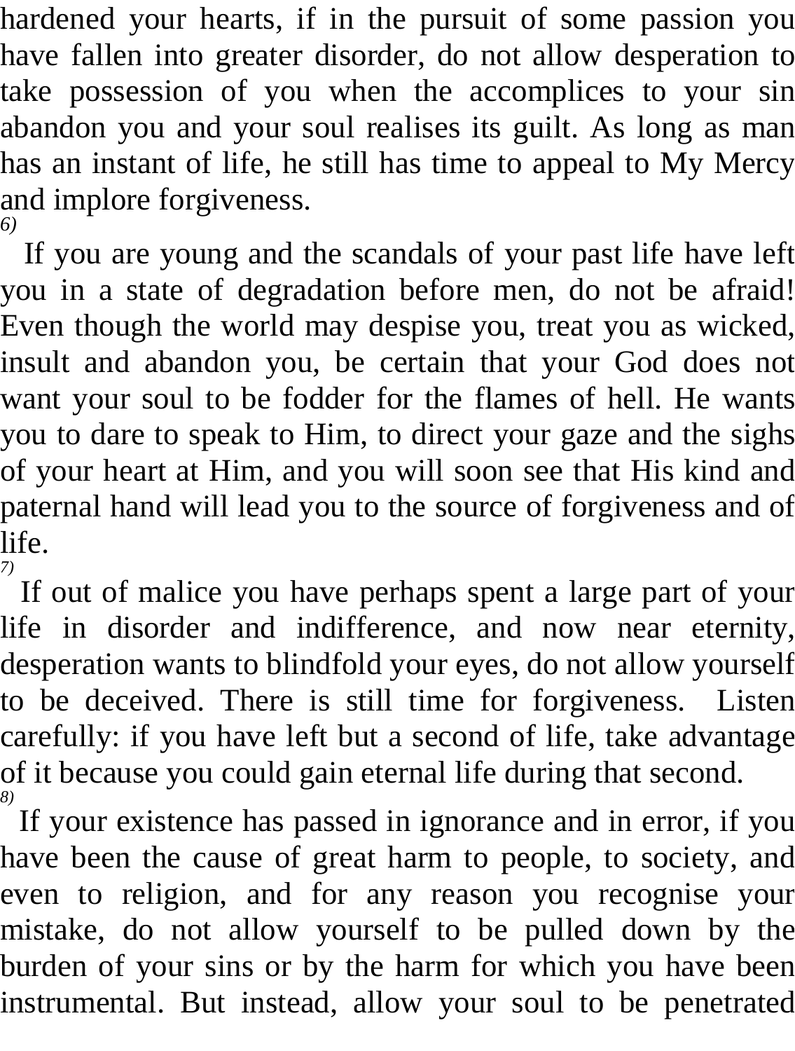hardened your hearts, if in the pursuit of some passion you have fallen into greater disorder, do not allow desperation to take possession of you when the accomplices to your sin abandon you and your soul realises its guilt. As long as man has an instant of life, he still has time to appeal to My Mercy and implore forgiveness.

*6)*

If you are young and the scandals of your past life have left you in a state of degradation before men, do not be afraid! Even though the world may despise you, treat you as wicked, insult and abandon you, be certain that your God does not want your soul to be fodder for the flames of hell. He wants you to dare to speak to Him, to direct your gaze and the sighs of your heart at Him, and you will soon see that His kind and paternal hand will lead you to the source of forgiveness and of life.

*7)*

If out of malice you have perhaps spent a large part of your life in disorder and indifference, and now near eternity, desperation wants to blindfold your eyes, do not allow yourself to be deceived. There is still time for forgiveness. Listen carefully: if you have left but a second of life, take advantage of it because you could gain eternal life during that second.

*8)*

If your existence has passed in ignorance and in error, if you have been the cause of great harm to people, to society, and even to religion, and for any reason you recognise your mistake, do not allow yourself to be pulled down by the burden of your sins or by the harm for which you have been instrumental. But instead, allow your soul to be penetrated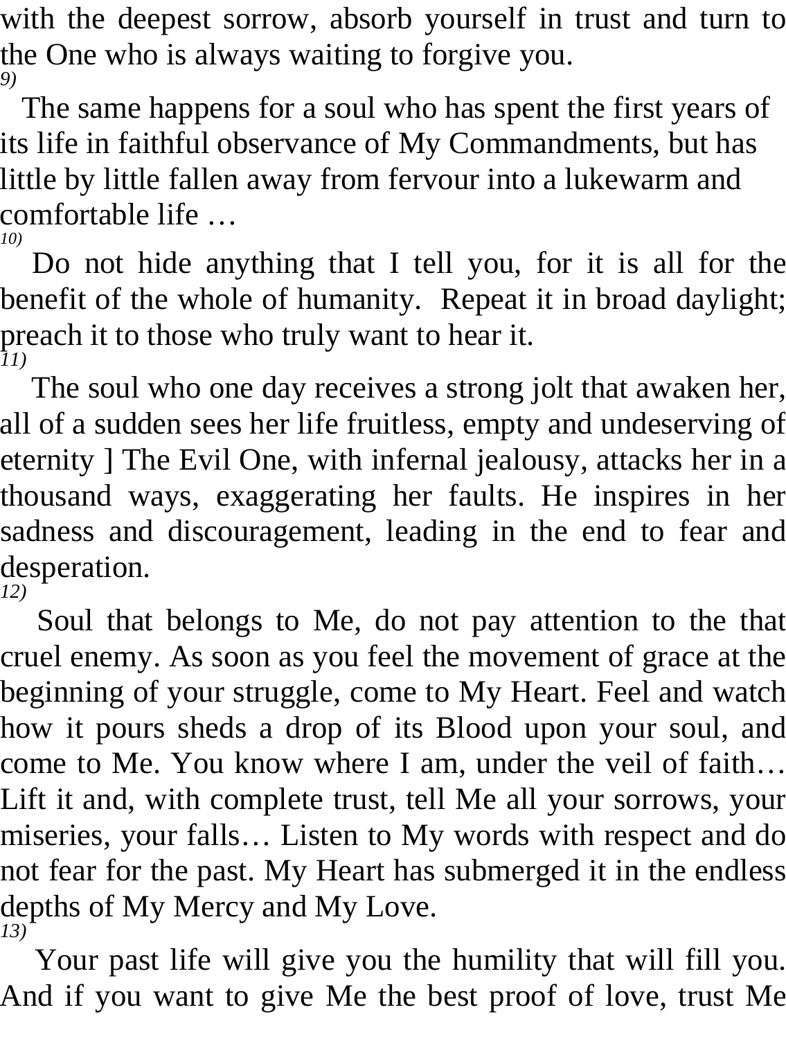with the deepest sorrow, absorb yourself in trust and turn to the One who is always waiting to forgive you.

*9)*

The same happens for a soul who has spent the first years of its life in faithful observance of My Commandments, but has little by little fallen away from fervour into a lukewarm and comfortable life …

*10)*

Do not hide anything that I tell you, for it is all for the benefit of the whole of humanity. Repeat it in broad daylight; preach it to those who truly want to hear it.

*11)*

The soul who one day receives a strong jolt that awaken her, all of a sudden sees her life fruitless, empty and undeserving of eternity ] The Evil One, with infernal jealousy, attacks her in a thousand ways, exaggerating her faults. He inspires in her sadness and discouragement, leading in the end to fear and desperation.

*12)*

Soul that belongs to Me, do not pay attention to the that cruel enemy. As soon as you feel the movement of grace at the beginning of your struggle, come to My Heart. Feel and watch how it pours sheds a drop of its Blood upon your soul, and come to Me. You know where I am, under the veil of faith… Lift it and, with complete trust, tell Me all your sorrows, your miseries, your falls… Listen to My words with respect and do not fear for the past. My Heart has submerged it in the endless depths of My Mercy and My Love.

*13)*

Your past life will give you the humility that will fill you. And if you want to give Me the best proof of love, trust Me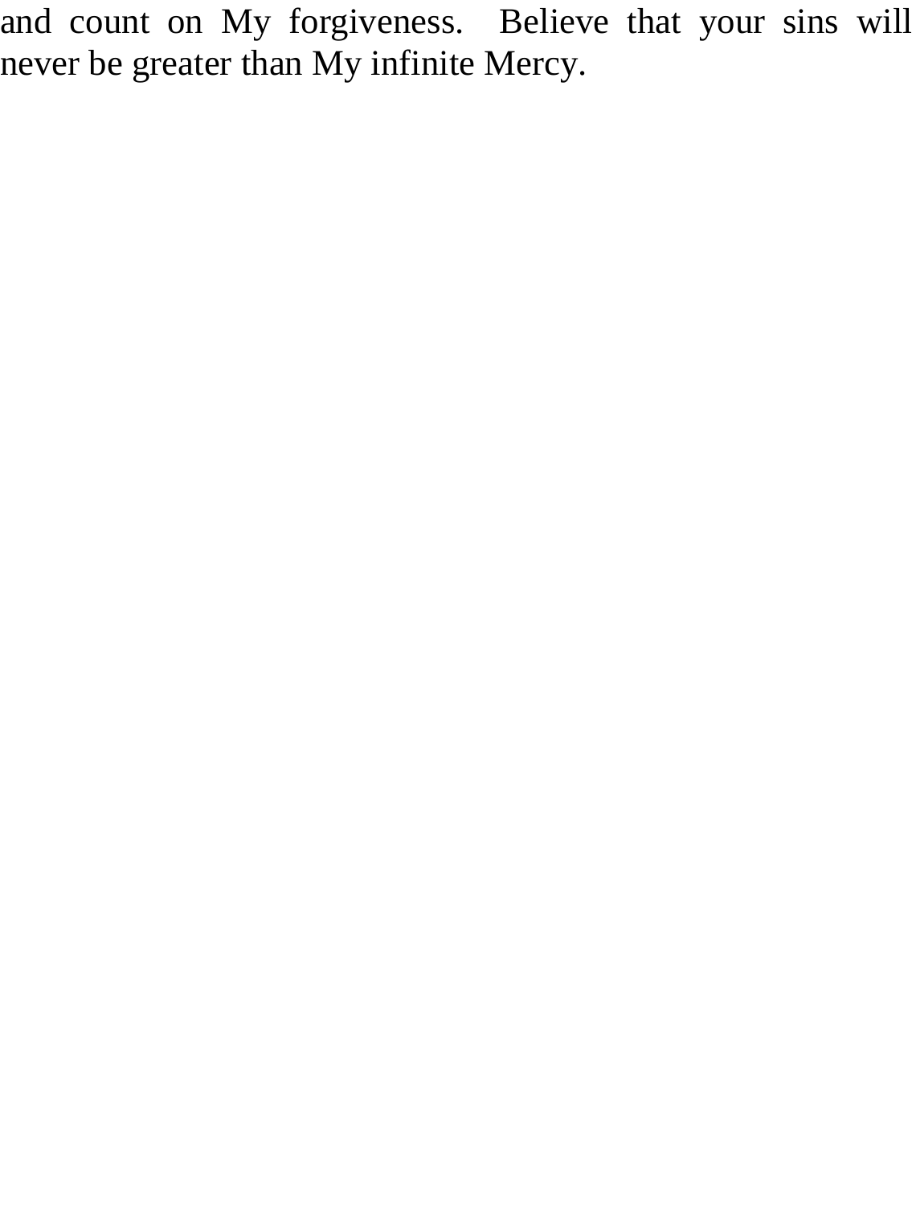and count on My forgiveness.  Believe that your sins will never be greater than My infinite Mercy.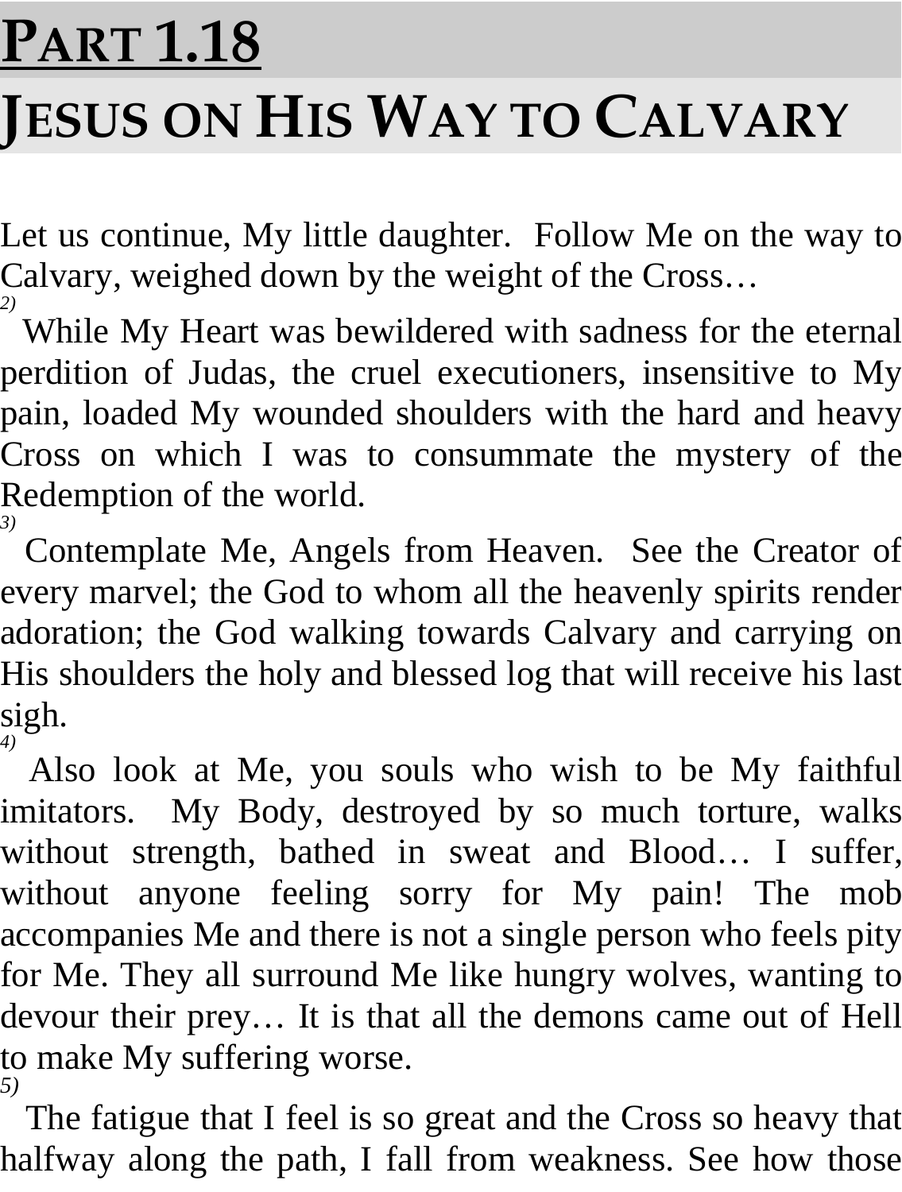# PART 1.18

# JESUS ON HIS WAY TO CALVARY

Let us continue, My little daughter. Follow Me on the way to Calvary, weighed down by the weight of the Cross…

*2)* While My Heart was bewildered with sadness for the eternal perdition of Judas, the cruel executioners, insensitive to My pain, loaded My wounded shoulders with the hard and heavy Cross on which I was to consummate the mystery of the Redemption of the world.

*3)* Contemplate Me, Angels from Heaven. See the Creator of every marvel; the God to whom all the heavenly spirits render adoration; the God walking towards Calvary and carrying on His shoulders the holy and blessed log that will receive his last sigh.

*4)* Also look at Me, you souls who wish to be My faithful imitators. My Body, destroyed by so much torture, walks without strength, bathed in sweat and Blood… I suffer, without anyone feeling sorry for My pain! The mob accompanies Me and there is not a single person who feels pity for Me. They all surround Me like hungry wolves, wanting to devour their prey… It is that all the demons came out of Hell to make My suffering worse.

*5)* The fatigue that I feel is so great and the Cross so heavy that halfway along the path, I fall from weakness. See how those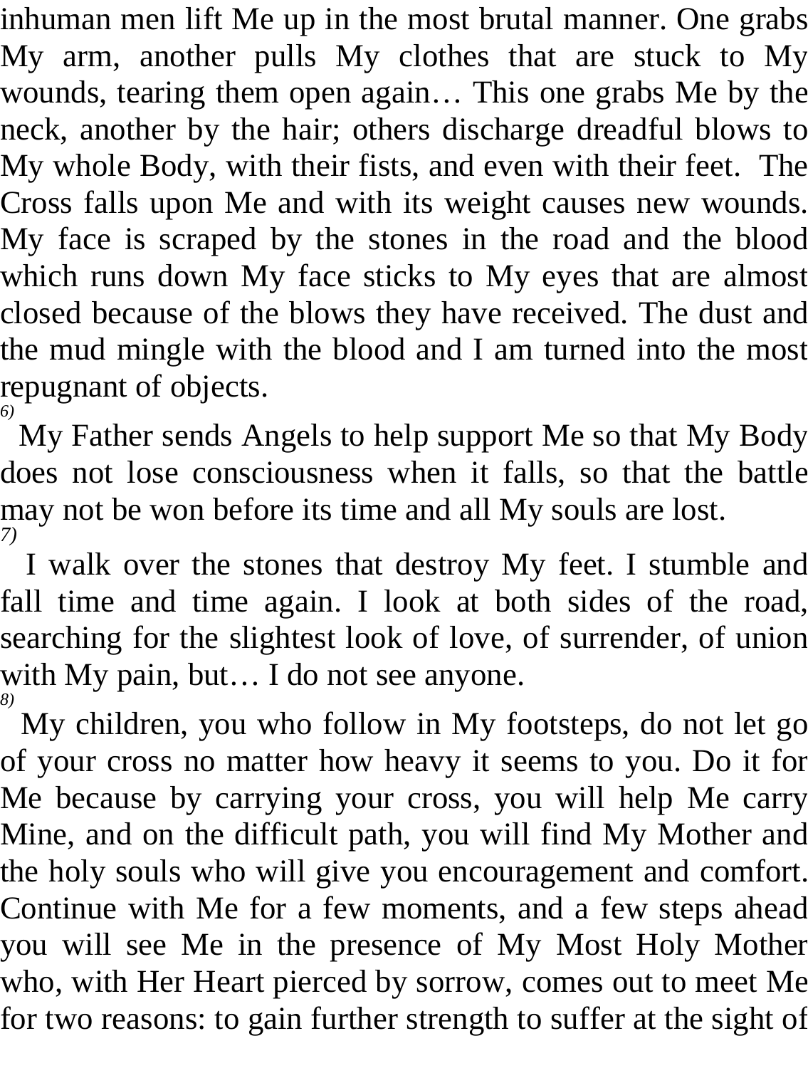inhuman men lift Me up in the most brutal manner. One grabs My arm, another pulls My clothes that are stuck to My wounds, tearing them open again… This one grabs Me by the neck, another by the hair; others discharge dreadful blows to My whole Body, with their fists, and even with their feet. The Cross falls upon Me and with its weight causes new wounds. My face is scraped by the stones in the road and the blood which runs down My face sticks to My eyes that are almost closed because of the blows they have received. The dust and the mud mingle with the blood and I am turned into the most repugnant of objects.

*6)* My Father sends Angels to help support Me so that My Body does not lose consciousness when it falls, so that the battle may not be won before its time and all My souls are lost.

*7)* I walk over the stones that destroy My feet. I stumble and fall time and time again. I look at both sides of the road, searching for the slightest look of love, of surrender, of union with My pain, but… I do not see anyone.

*8)* My children, you who follow in My footsteps, do not let go of your cross no matter how heavy it seems to you. Do it for Me because by carrying your cross, you will help Me carry Mine, and on the difficult path, you will find My Mother and the holy souls who will give you encouragement and comfort. Continue with Me for a few moments, and a few steps ahead you will see Me in the presence of My Most Holy Mother who, with Her Heart pierced by sorrow, comes out to meet Me for two reasons: to gain further strength to suffer at the sight of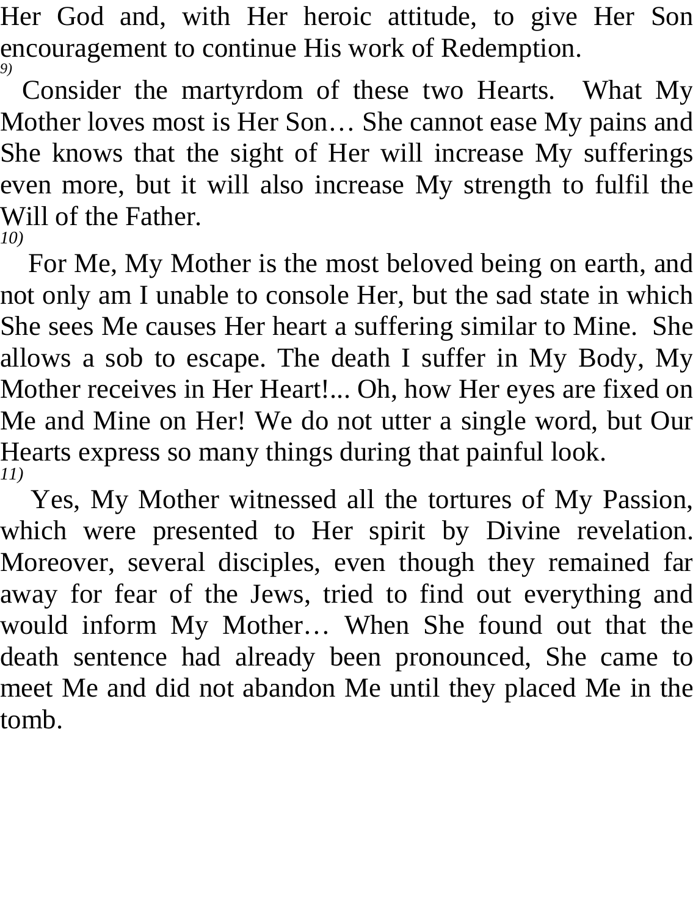Her God and, with Her heroic attitude, to give Her Son encouragement to continue His work of Redemption.

*9)*

Consider the martyrdom of these two Hearts. What My Mother loves most is Her Son… She cannot ease My pains and She knows that the sight of Her will increase My sufferings even more, but it will also increase My strength to fulfil the Will of the Father.

*10)*

For Me, My Mother is the most beloved being on earth, and not only am I unable to console Her, but the sad state in which She sees Me causes Her heart a suffering similar to Mine. She allows a sob to escape. The death I suffer in My Body, My Mother receives in Her Heart!... Oh, how Her eyes are fixed on Me and Mine on Her! We do not utter a single word, but Our Hearts express so many things during that painful look.

*11)*

Yes, My Mother witnessed all the tortures of My Passion, which were presented to Her spirit by Divine revelation. Moreover, several disciples, even though they remained far away for fear of the Jews, tried to find out everything and would inform My Mother… When She found out that the death sentence had already been pronounced, She came to meet Me and did not abandon Me until they placed Me in the tomb.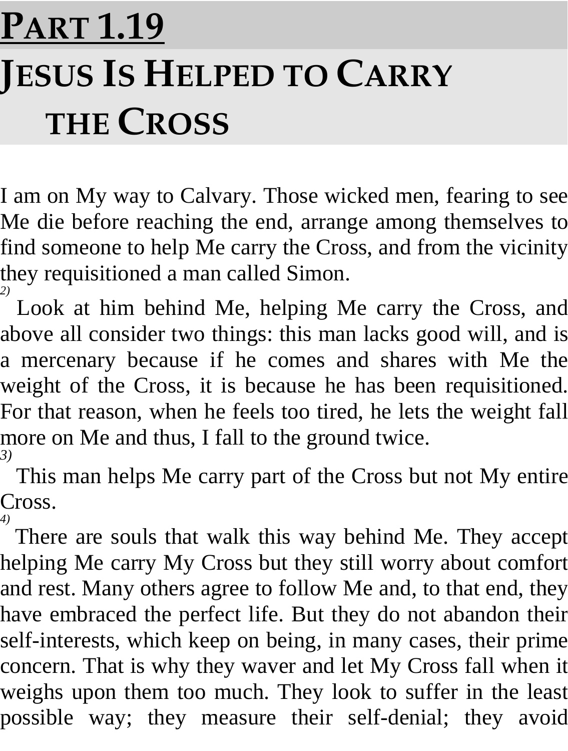# PART 1.19

# JESUS IS HELPED TO CARRY THE CROSS

I am on My way to Calvary. Those wicked men, fearing to see Me die before reaching the end, arrange among themselves to find someone to help Me carry the Cross, and from the vicinity they requisitioned a man called Simon.

*2)* Look at him behind Me, helping Me carry the Cross, and above all consider two things: this man lacks good will, and is a mercenary because if he comes and shares with Me the weight of the Cross, it is because he has been requisitioned. For that reason, when he feels too tired, he lets the weight fall more on Me and thus, I fall to the ground twice.

*3)* This man helps Me carry part of the Cross but not My entire Cross.

*4)* There are souls that walk this way behind Me. They accept helping Me carry My Cross but they still worry about comfort and rest. Many others agree to follow Me and, to that end, they have embraced the perfect life. But they do not abandon their self-interests, which keep on being, in many cases, their prime concern. That is why they waver and let My Cross fall when it weighs upon them too much. They look to suffer in the least possible way; they measure their self-denial; they avoid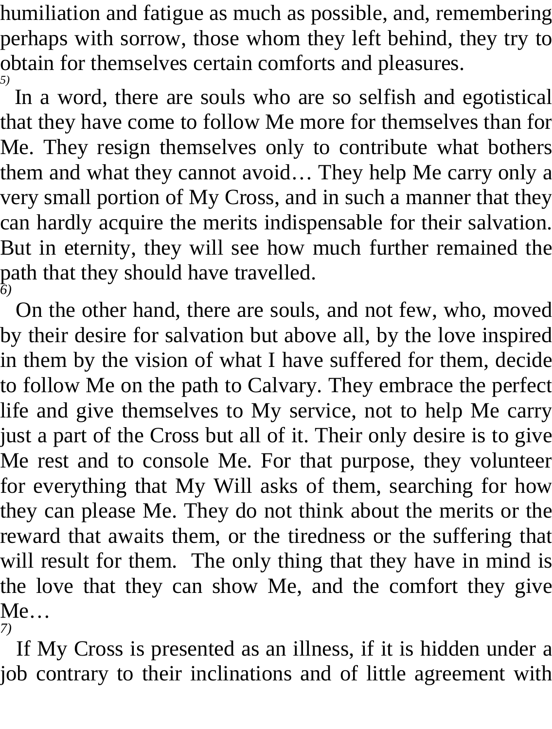humiliation and fatigue as much as possible, and, remembering perhaps with sorrow, those whom they left behind, they try to obtain for themselves certain comforts and pleasures.

*5)*

In a word, there are souls who are so selfish and egotistical that they have come to follow Me more for themselves than for Me. They resign themselves only to contribute what bothers them and what they cannot avoid… They help Me carry only a very small portion of My Cross, and in such a manner that they can hardly acquire the merits indispensable for their salvation. But in eternity, they will see how much further remained the path that they should have travelled.

*6)*

On the other hand, there are souls, and not few, who, moved by their desire for salvation but above all, by the love inspired in them by the vision of what I have suffered for them, decide to follow Me on the path to Calvary. They embrace the perfect life and give themselves to My service, not to help Me carry just a part of the Cross but all of it. Their only desire is to give Me rest and to console Me. For that purpose, they volunteer for everything that My Will asks of them, searching for how they can please Me. They do not think about the merits or the reward that awaits them, or the tiredness or the suffering that will result for them. The only thing that they have in mind is the love that they can show Me, and the comfort they give Me…

*7)*

If My Cross is presented as an illness, if it is hidden under a job contrary to their inclinations and of little agreement with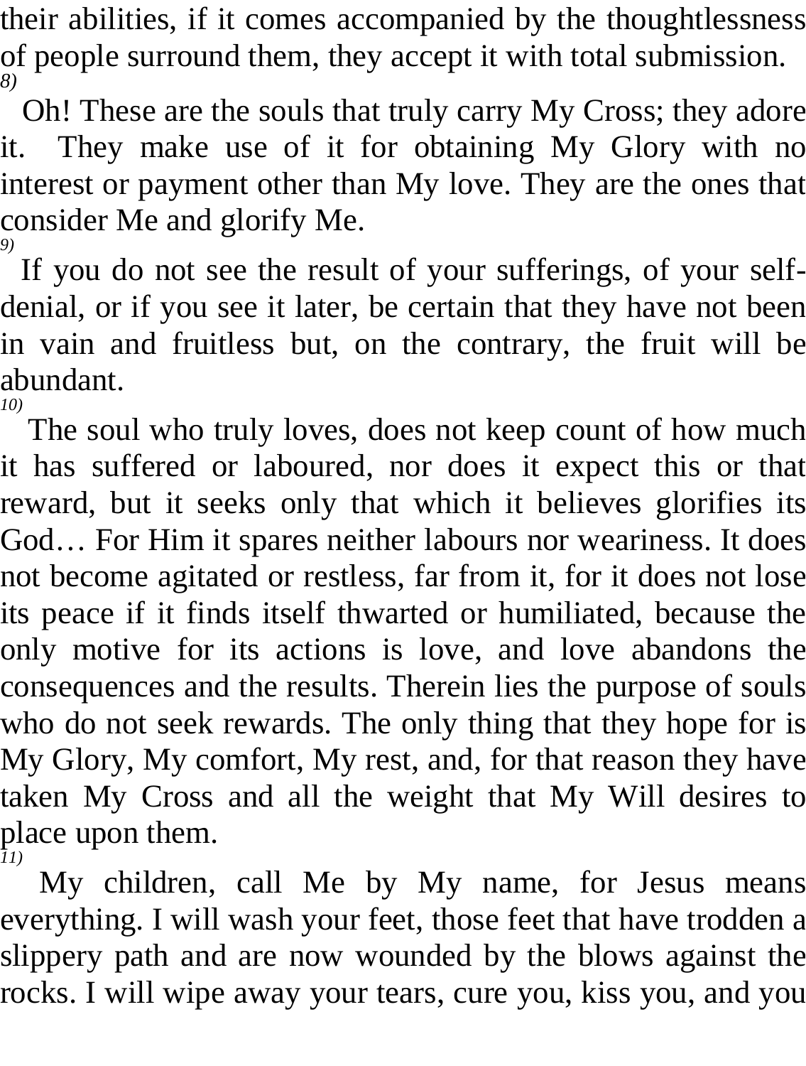their abilities, if it comes accompanied by the thoughtlessness of people surround them, they accept it with total submission.

*8)*

Oh! These are the souls that truly carry My Cross; they adore it. They make use of it for obtaining My Glory with no interest or payment other than My love. They are the ones that consider Me and glorify Me.

*9)*

If you do not see the result of your sufferings, of your self-denial, or if you see it later, be certain that they have not been in vain and fruitless but, on the contrary, the fruit will be abundant.

*10)*

The soul who truly loves, does not keep count of how much it has suffered or laboured, nor does it expect this or that reward, but it seeks only that which it believes glorifies its God… For Him it spares neither labours nor weariness. It does not become agitated or restless, far from it, for it does not lose its peace if it finds itself thwarted or humiliated, because the only motive for its actions is love, and love abandons the consequences and the results. Therein lies the purpose of souls who do not seek rewards. The only thing that they hope for is My Glory, My comfort, My rest, and, for that reason they have taken My Cross and all the weight that My Will desires to place upon them.

*11)*

My children, call Me by My name, for Jesus means everything. I will wash your feet, those feet that have trodden a slippery path and are now wounded by the blows against the rocks. I will wipe away your tears, cure you, kiss you, and you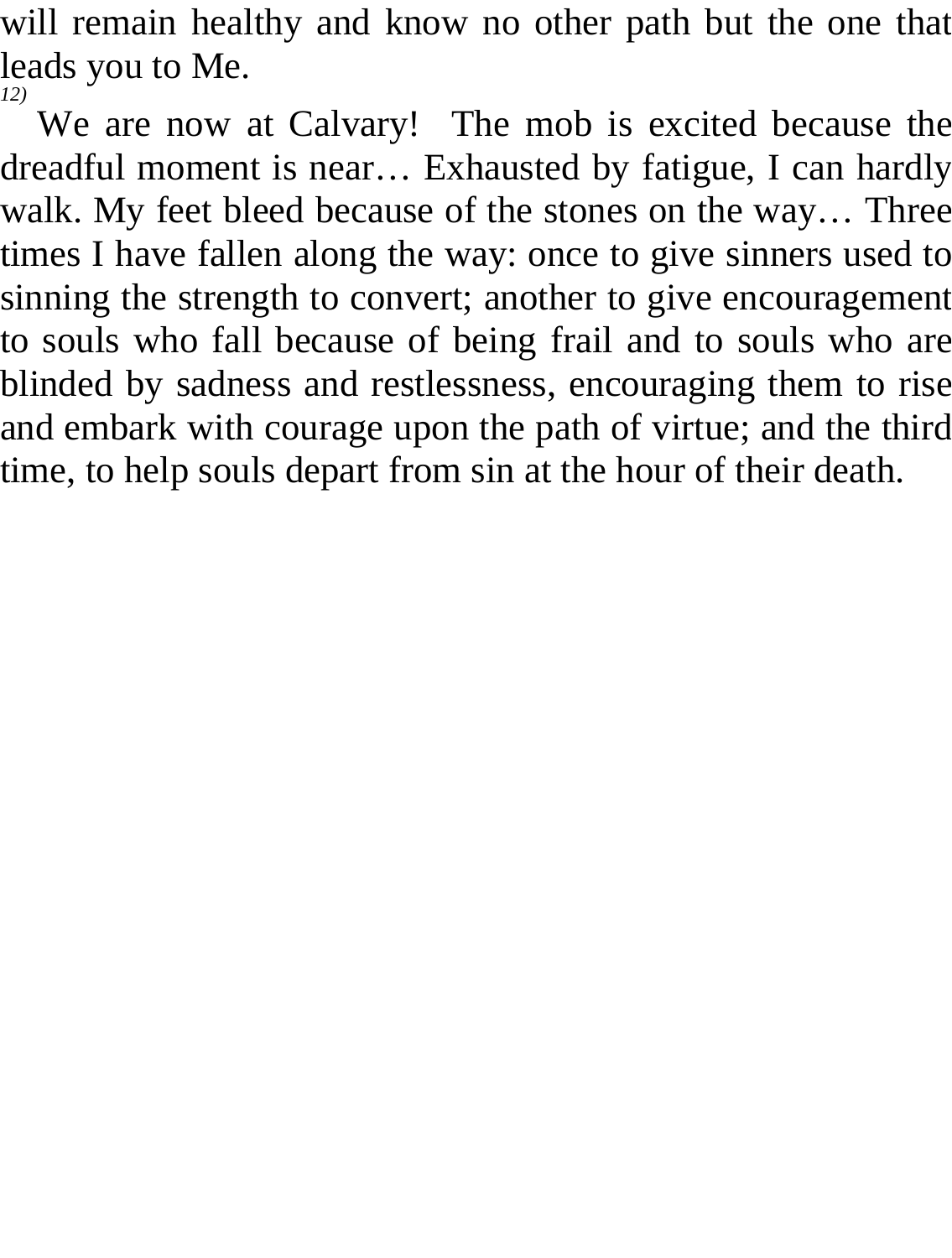will remain healthy and know no other path but the one that leads you to Me.

*12)*

We are now at Calvary! The mob is excited because the dreadful moment is near… Exhausted by fatigue, I can hardly walk. My feet bleed because of the stones on the way… Three times I have fallen along the way: once to give sinners used to sinning the strength to convert; another to give encouragement to souls who fall because of being frail and to souls who are blinded by sadness and restlessness, encouraging them to rise and embark with courage upon the path of virtue; and the third time, to help souls depart from sin at the hour of their death.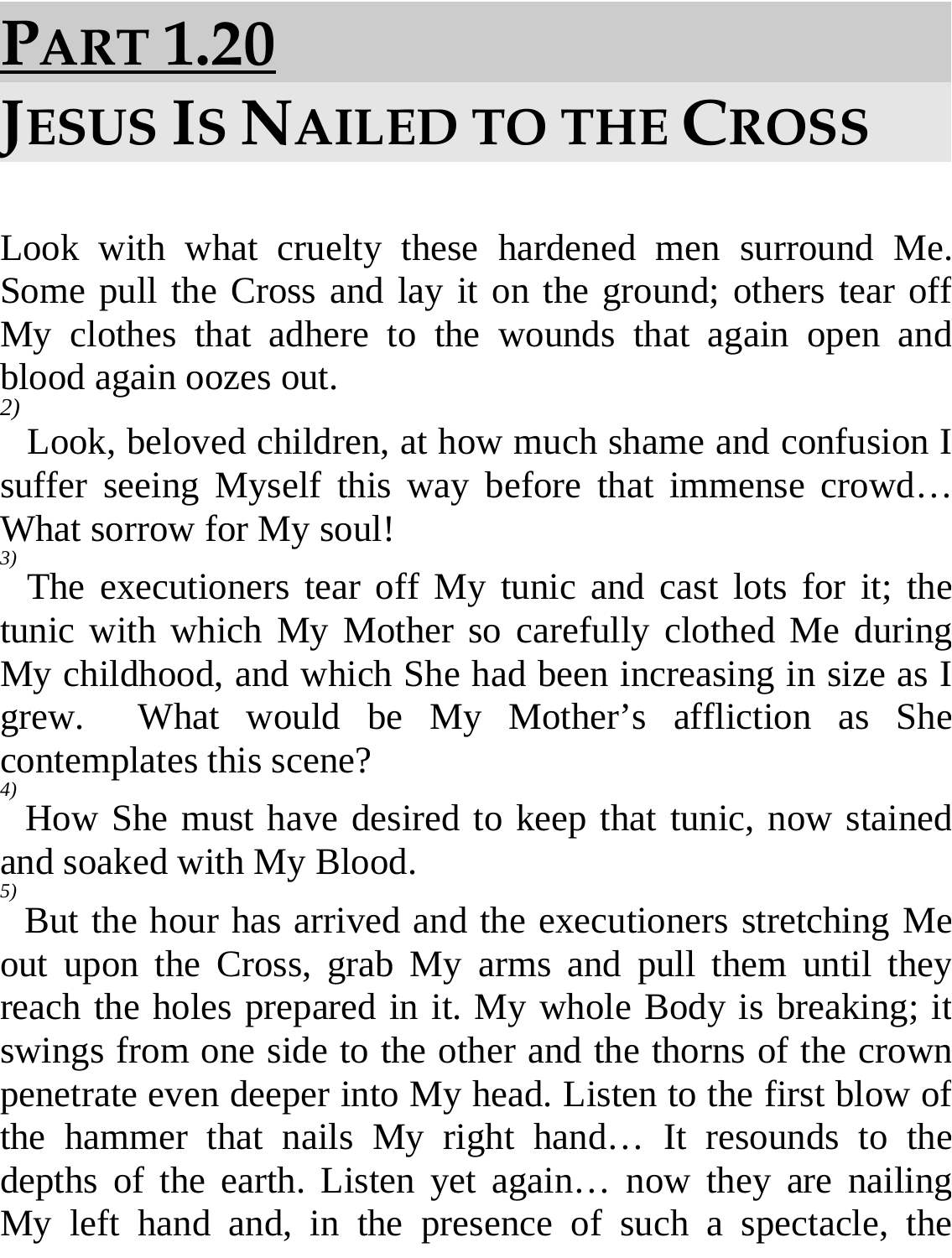# Part 1.20

# Jesus Is Nailed to the Cross

Look with what cruelty these hardened men surround Me. Some pull the Cross and lay it on the ground; others tear off My clothes that adhere to the wounds that again open and blood again oozes out.

*2)* Look, beloved children, at how much shame and confusion I suffer seeing Myself this way before that immense crowd… What sorrow for My soul!

*3)* The executioners tear off My tunic and cast lots for it; the tunic with which My Mother so carefully clothed Me during My childhood, and which She had been increasing in size as I grew. What would be My Mother's affliction as She contemplates this scene?

*4)* How She must have desired to keep that tunic, now stained and soaked with My Blood.

*5)* But the hour has arrived and the executioners stretching Me out upon the Cross, grab My arms and pull them until they reach the holes prepared in it. My whole Body is breaking; it swings from one side to the other and the thorns of the crown penetrate even deeper into My head. Listen to the first blow of the hammer that nails My right hand… It resounds to the depths of the earth. Listen yet again… now they are nailing My left hand and, in the presence of such a spectacle, the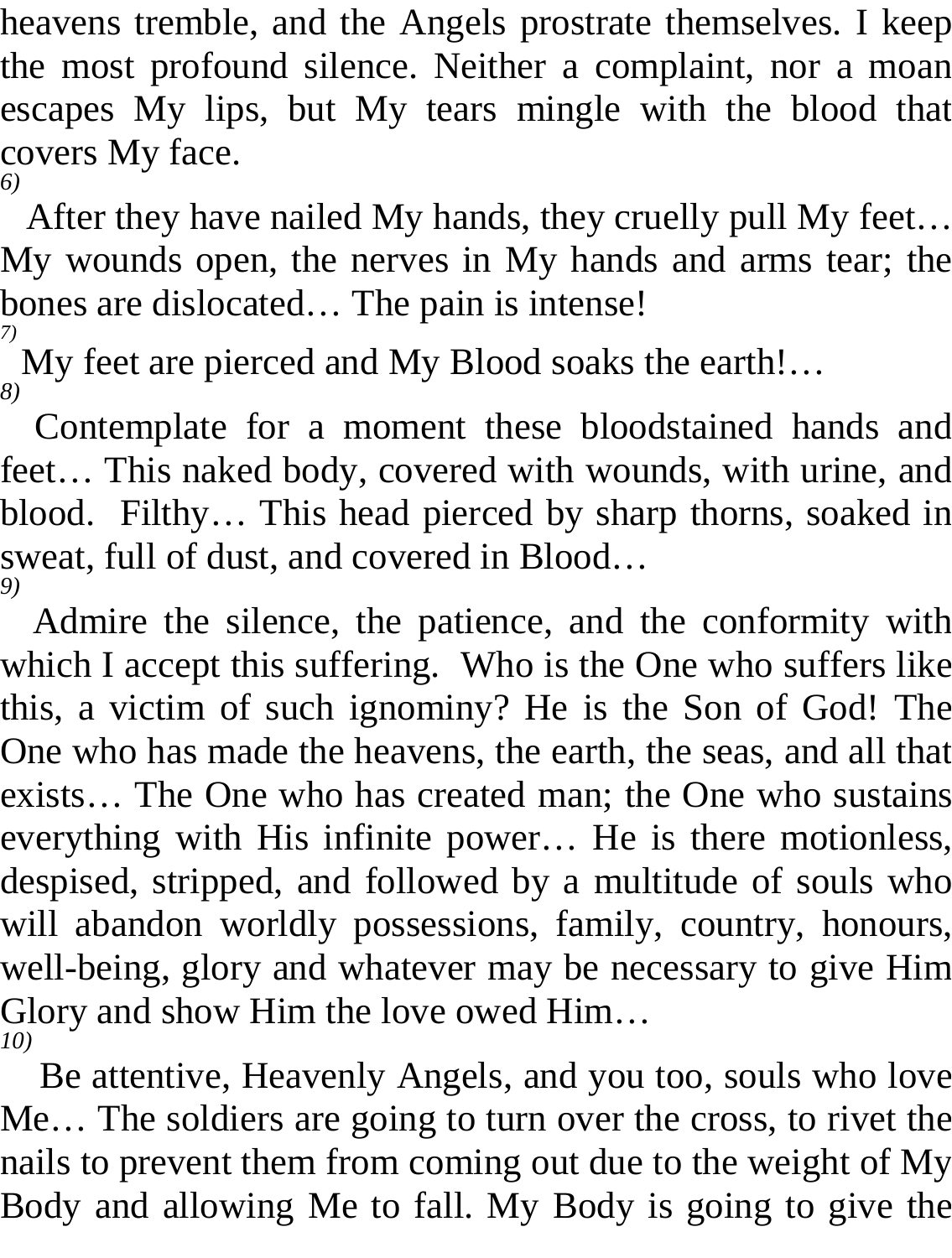heavens tremble, and the Angels prostrate themselves. I keep the most profound silence. Neither a complaint, nor a moan escapes My lips, but My tears mingle with the blood that covers My face.

*6)*

After they have nailed My hands, they cruelly pull My feet… My wounds open, the nerves in My hands and arms tear; the bones are dislocated… The pain is intense!

*7)*

My feet are pierced and My Blood soaks the earth!…

*8)*

Contemplate for a moment these bloodstained hands and feet… This naked body, covered with wounds, with urine, and blood. Filthy… This head pierced by sharp thorns, soaked in sweat, full of dust, and covered in Blood…

*9)*

Admire the silence, the patience, and the conformity with which I accept this suffering. Who is the One who suffers like this, a victim of such ignominy? He is the Son of God! The One who has made the heavens, the earth, the seas, and all that exists… The One who has created man; the One who sustains everything with His infinite power… He is there motionless, despised, stripped, and followed by a multitude of souls who will abandon worldly possessions, family, country, honours, well-being, glory and whatever may be necessary to give Him Glory and show Him the love owed Him…

*10)*

Be attentive, Heavenly Angels, and you too, souls who love Me… The soldiers are going to turn over the cross, to rivet the nails to prevent them from coming out due to the weight of My Body and allowing Me to fall. My Body is going to give the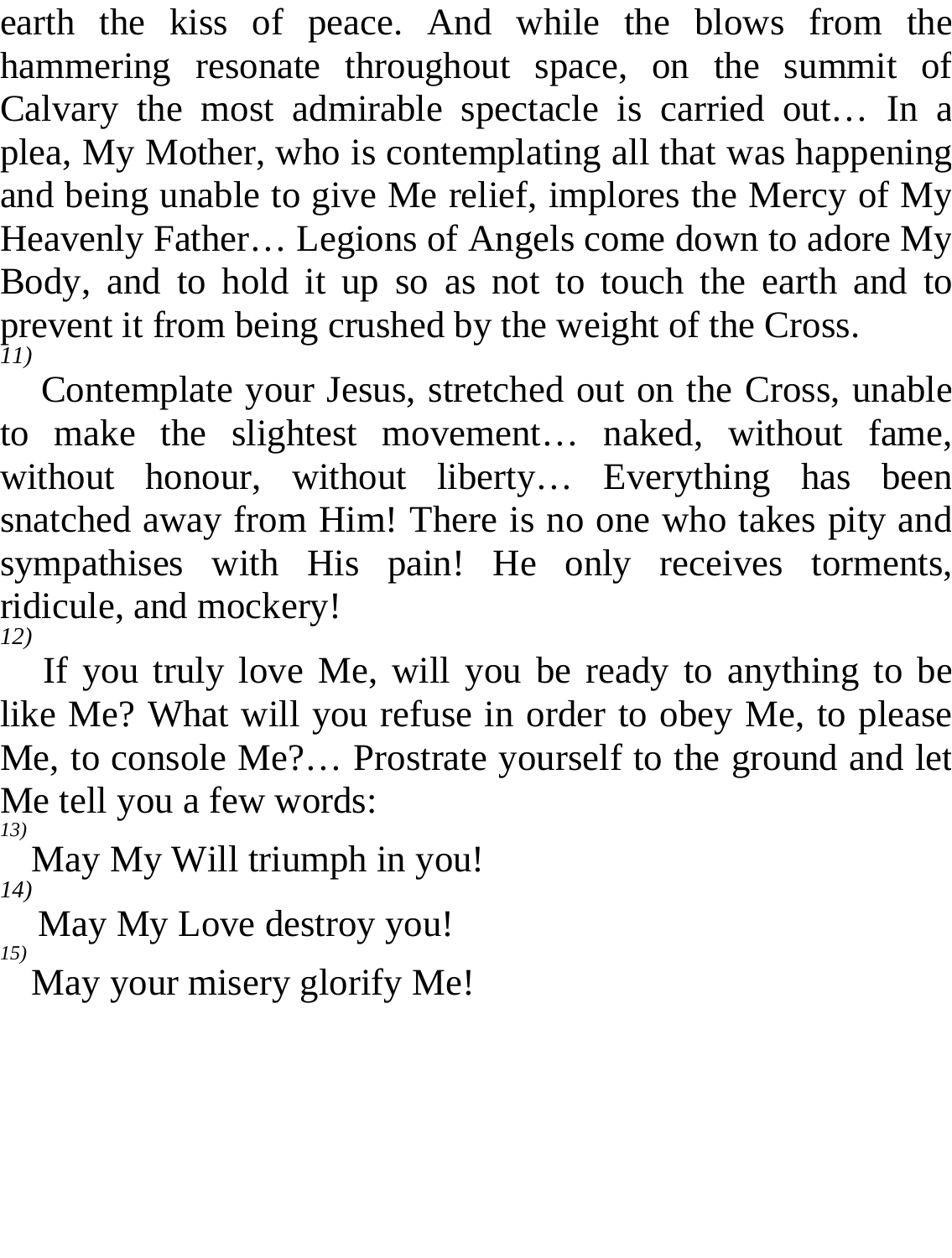earth the kiss of peace. And while the blows from the hammering resonate throughout space, on the summit of Calvary the most admirable spectacle is carried out… In a plea, My Mother, who is contemplating all that was happening and being unable to give Me relief, implores the Mercy of My Heavenly Father… Legions of Angels come down to adore My Body, and to hold it up so as not to touch the earth and to prevent it from being crushed by the weight of the Cross.

*11)*

Contemplate your Jesus, stretched out on the Cross, unable to make the slightest movement… naked, without fame, without honour, without liberty… Everything has been snatched away from Him! There is no one who takes pity and sympathises with His pain! He only receives torments, ridicule, and mockery!

*12)*

If you truly love Me, will you be ready to anything to be like Me? What will you refuse in order to obey Me, to please Me, to console Me?… Prostrate yourself to the ground and let Me tell you a few words:

*13)*

May My Will triumph in you!

*14)*

May My Love destroy you!

*15)*

May your misery glorify Me!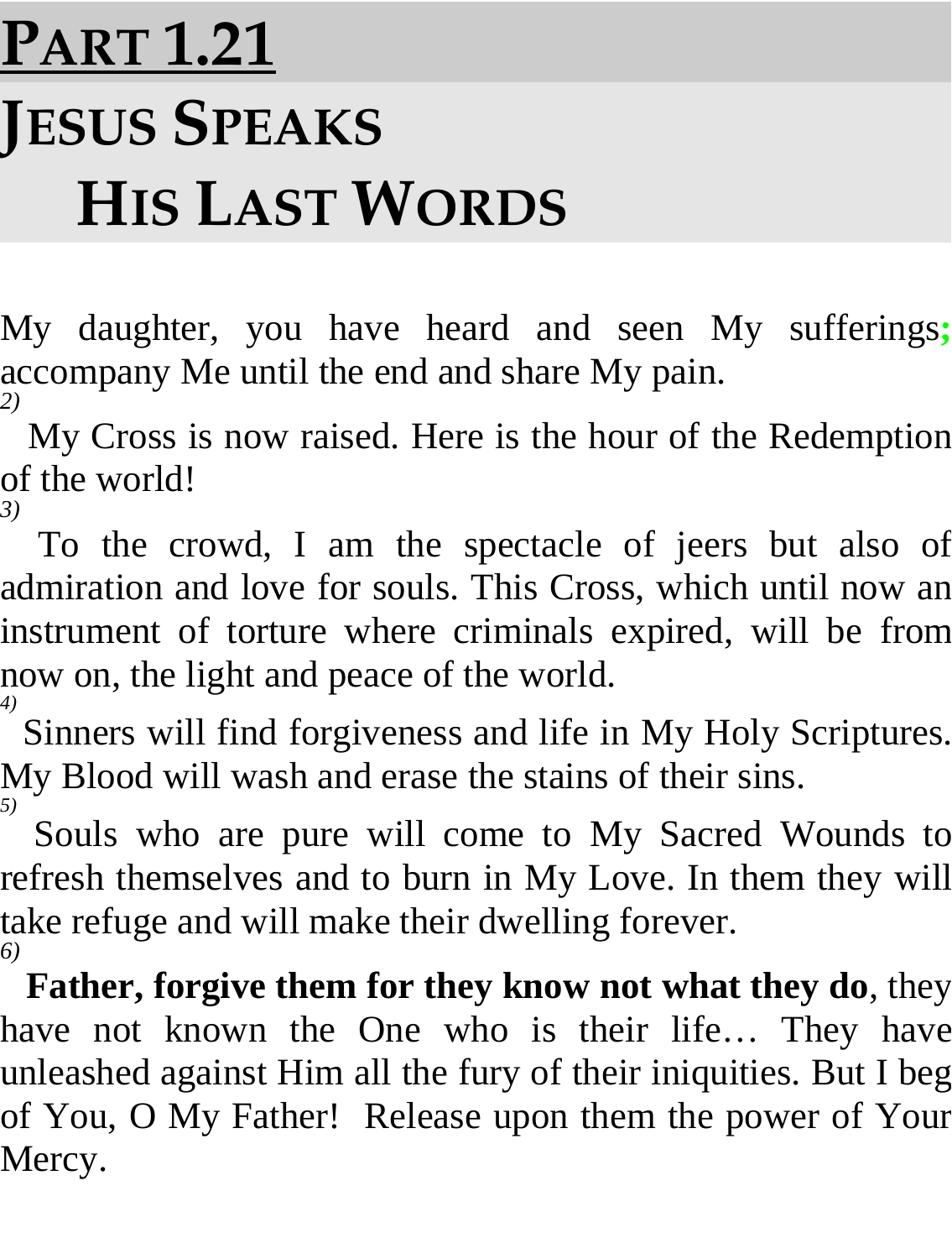# PART 1.21

# JESUS SPEAKS HIS LAST WORDS

My daughter, you have heard and seen My sufferings; accompany Me until the end and share My pain.

*2)* My Cross is now raised. Here is the hour of the Redemption of the world!

*3)* To the crowd, I am the spectacle of jeers but also of admiration and love for souls. This Cross, which until now an instrument of torture where criminals expired, will be from now on, the light and peace of the world.

*4)* Sinners will find forgiveness and life in My Holy Scriptures. My Blood will wash and erase the stains of their sins.

*5)* Souls who are pure will come to My Sacred Wounds to refresh themselves and to burn in My Love. In them they will take refuge and will make their dwelling forever.

*6)* **Father, forgive them for they know not what they do**, they have not known the One who is their life… They have unleashed against Him all the fury of their iniquities. But I beg of You, O My Father! Release upon them the power of Your Mercy.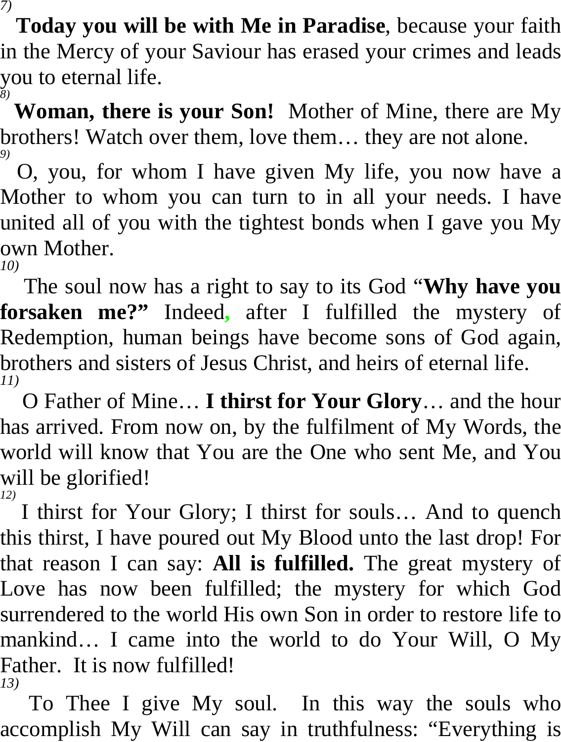*7)*

**Today you will be with Me in Paradise**, because your faith in the Mercy of your Saviour has erased your crimes and leads you to eternal life.

*8)*

**Woman, there is your Son!** Mother of Mine, there are My brothers! Watch over them, love them… they are not alone.

*9)*

O, you, for whom I have given My life, you now have a Mother to whom you can turn to in all your needs. I have united all of you with the tightest bonds when I gave you My own Mother.

*10)*

The soul now has a right to say to its God "**Why have you forsaken me?"** Indeed, after I fulfilled the mystery of Redemption, human beings have become sons of God again, brothers and sisters of Jesus Christ, and heirs of eternal life.

*11)*

O Father of Mine… **I thirst for Your Glory**… and the hour has arrived. From now on, by the fulfilment of My Words, the world will know that You are the One who sent Me, and You will be glorified!

*12)*

I thirst for Your Glory; I thirst for souls… And to quench this thirst, I have poured out My Blood unto the last drop! For that reason I can say: **All is fulfilled.** The great mystery of Love has now been fulfilled; the mystery for which God surrendered to the world His own Son in order to restore life to mankind… I came into the world to do Your Will, O My Father. It is now fulfilled!

*13)*

To Thee I give My soul. In this way the souls who accomplish My Will can say in truthfulness: "Everything is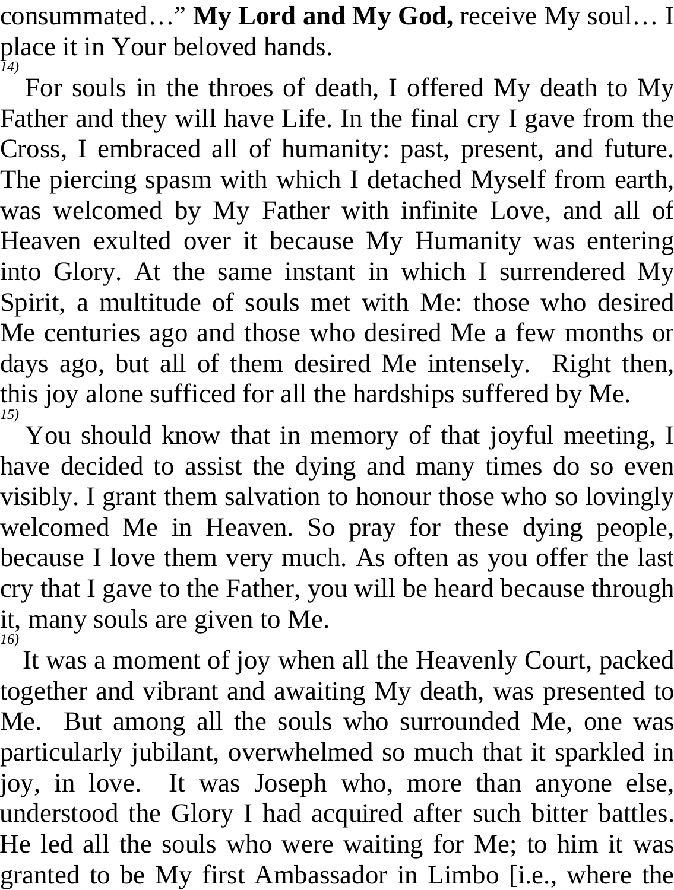consummated…" **My Lord and My God,** receive My soul… I place it in Your beloved hands.

*14)* For souls in the throes of death, I offered My death to My Father and they will have Life. In the final cry I gave from the Cross, I embraced all of humanity: past, present, and future. The piercing spasm with which I detached Myself from earth, was welcomed by My Father with infinite Love, and all of Heaven exulted over it because My Humanity was entering into Glory. At the same instant in which I surrendered My Spirit, a multitude of souls met with Me: those who desired Me centuries ago and those who desired Me a few months or days ago, but all of them desired Me intensely. Right then, this joy alone sufficed for all the hardships suffered by Me.

*15)* You should know that in memory of that joyful meeting, I have decided to assist the dying and many times do so even visibly. I grant them salvation to honour those who so lovingly welcomed Me in Heaven. So pray for these dying people, because I love them very much. As often as you offer the last cry that I gave to the Father, you will be heard because through it, many souls are given to Me.

*16)* It was a moment of joy when all the Heavenly Court, packed together and vibrant and awaiting My death, was presented to Me. But among all the souls who surrounded Me, one was particularly jubilant, overwhelmed so much that it sparkled in joy, in love. It was Joseph who, more than anyone else, understood the Glory I had acquired after such bitter battles. He led all the souls who were waiting for Me; to him it was granted to be My first Ambassador in Limbo [i.e., where the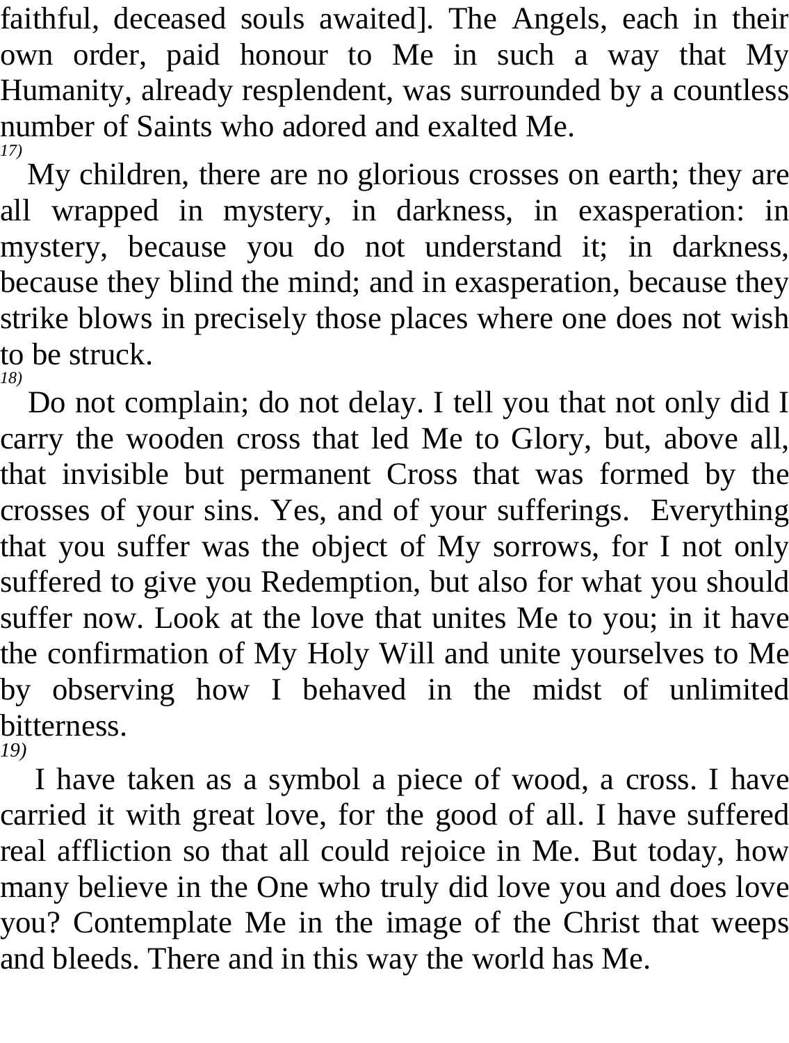faithful, deceased souls awaited]. The Angels, each in their own order, paid honour to Me in such a way that My Humanity, already resplendent, was surrounded by a countless number of Saints who adored and exalted Me.

*17)*

My children, there are no glorious crosses on earth; they are all wrapped in mystery, in darkness, in exasperation: in mystery, because you do not understand it; in darkness, because they blind the mind; and in exasperation, because they strike blows in precisely those places where one does not wish to be struck.

*18)*

Do not complain; do not delay. I tell you that not only did I carry the wooden cross that led Me to Glory, but, above all, that invisible but permanent Cross that was formed by the crosses of your sins. Yes, and of your sufferings. Everything that you suffer was the object of My sorrows, for I not only suffered to give you Redemption, but also for what you should suffer now. Look at the love that unites Me to you; in it have the confirmation of My Holy Will and unite yourselves to Me by observing how I behaved in the midst of unlimited bitterness.

*19)*

I have taken as a symbol a piece of wood, a cross. I have carried it with great love, for the good of all. I have suffered real affliction so that all could rejoice in Me. But today, how many believe in the One who truly did love you and does love you? Contemplate Me in the image of the Christ that weeps and bleeds. There and in this way the world has Me.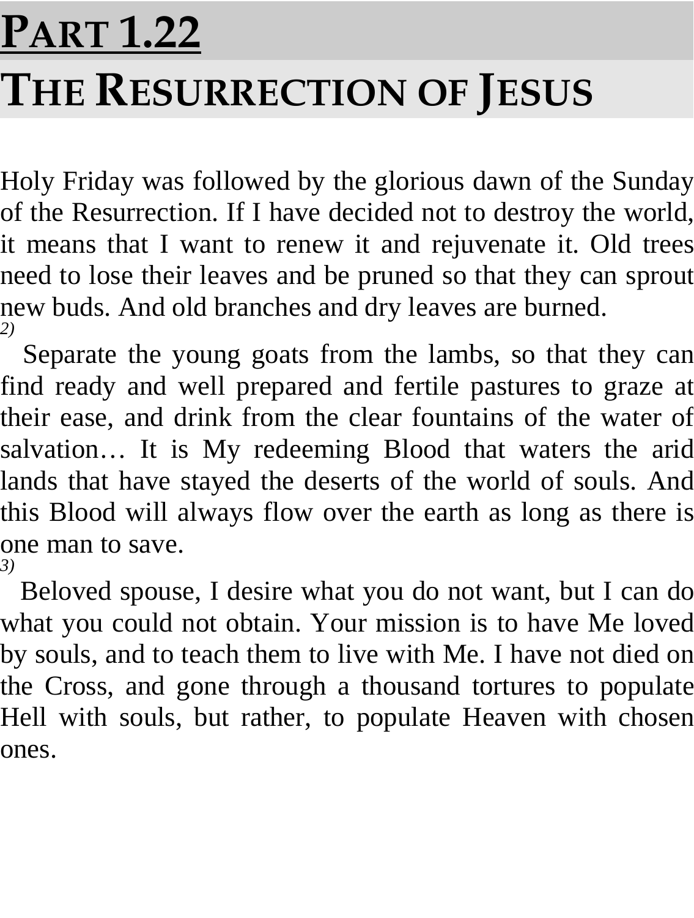# Part 1.22
# The Resurrection of Jesus

Holy Friday was followed by the glorious dawn of the Sunday of the Resurrection. If I have decided not to destroy the world, it means that I want to renew it and rejuvenate it. Old trees need to lose their leaves and be pruned so that they can sprout new buds. And old branches and dry leaves are burned.

*2)*

Separate the young goats from the lambs, so that they can find ready and well prepared and fertile pastures to graze at their ease, and drink from the clear fountains of the water of salvation… It is My redeeming Blood that waters the arid lands that have stayed the deserts of the world of souls. And this Blood will always flow over the earth as long as there is one man to save.

*3)*

Beloved spouse, I desire what you do not want, but I can do what you could not obtain. Your mission is to have Me loved by souls, and to teach them to live with Me. I have not died on the Cross, and gone through a thousand tortures to populate Hell with souls, but rather, to populate Heaven with chosen ones.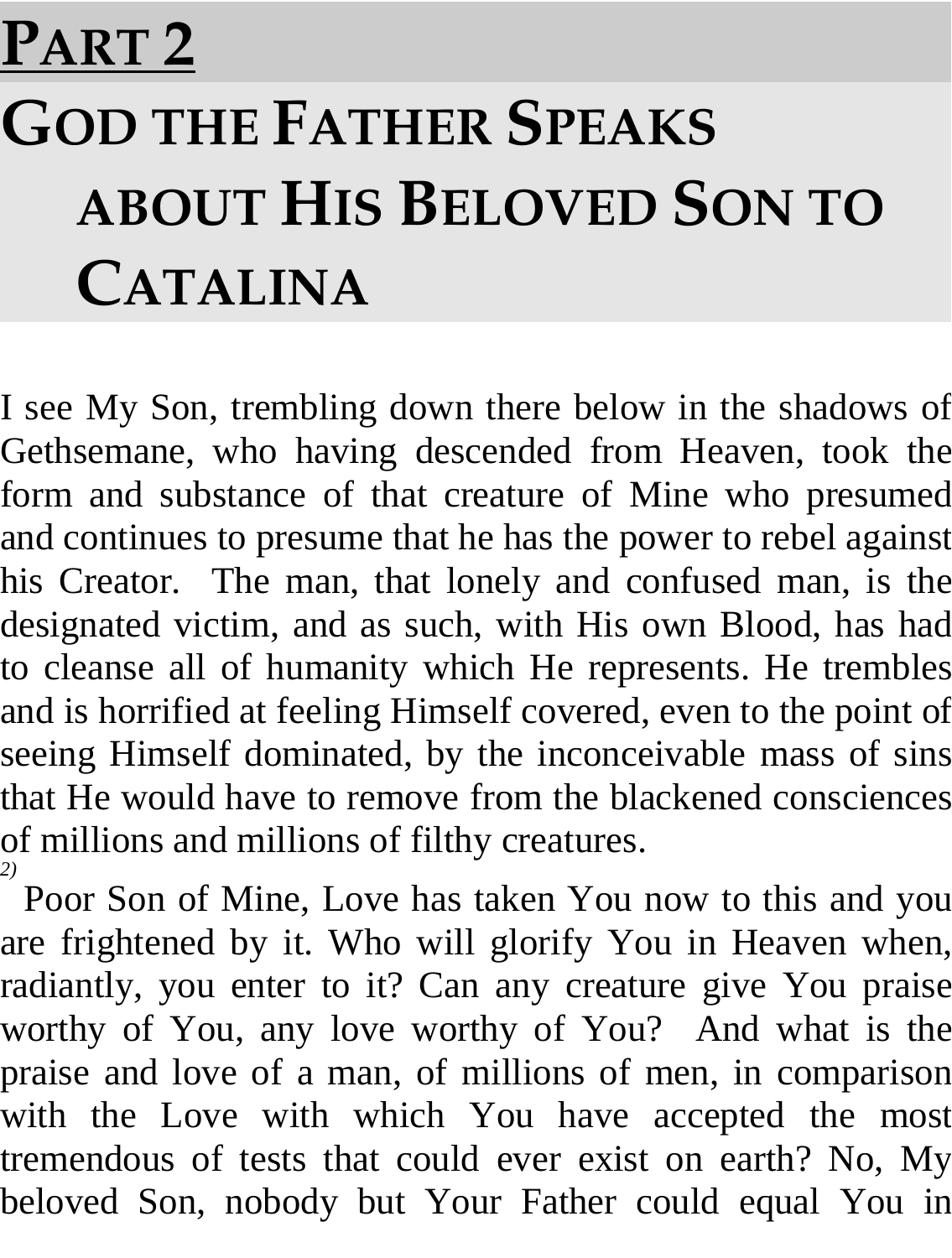# PART 2

# GOD THE FATHER SPEAKS ABOUT HIS BELOVED SON TO CATALINA

I see My Son, trembling down there below in the shadows of Gethsemane, who having descended from Heaven, took the form and substance of that creature of Mine who presumed and continues to presume that he has the power to rebel against his Creator. The man, that lonely and confused man, is the designated victim, and as such, with His own Blood, has had to cleanse all of humanity which He represents. He trembles and is horrified at feeling Himself covered, even to the point of seeing Himself dominated, by the inconceivable mass of sins that He would have to remove from the blackened consciences of millions and millions of filthy creatures.

*2)* Poor Son of Mine, Love has taken You now to this and you are frightened by it. Who will glorify You in Heaven when, radiantly, you enter to it? Can any creature give You praise worthy of You, any love worthy of You? And what is the praise and love of a man, of millions of men, in comparison with the Love with which You have accepted the most tremendous of tests that could ever exist on earth? No, My beloved Son, nobody but Your Father could equal You in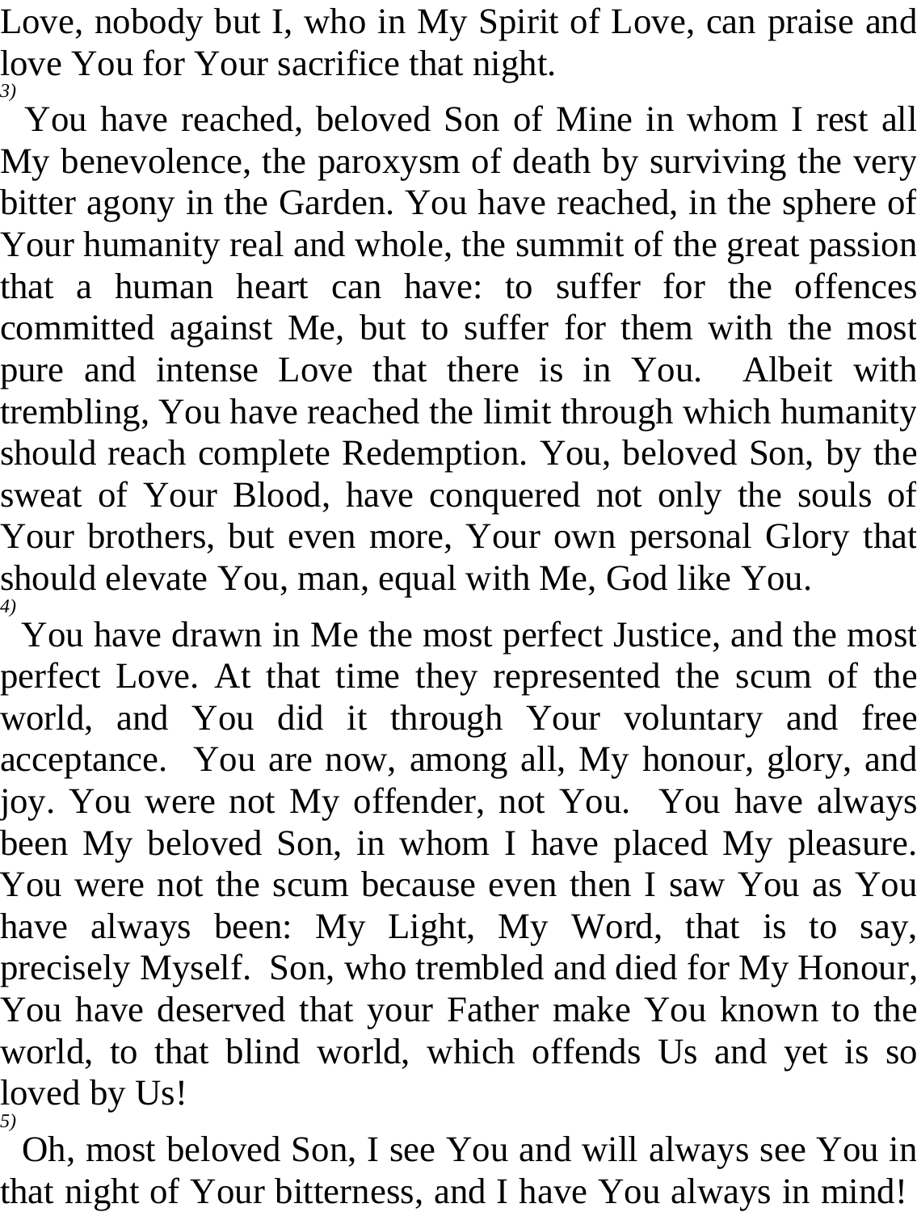Love, nobody but I, who in My Spirit of Love, can praise and love You for Your sacrifice that night.

*3)*

You have reached, beloved Son of Mine in whom I rest all My benevolence, the paroxysm of death by surviving the very bitter agony in the Garden. You have reached, in the sphere of Your humanity real and whole, the summit of the great passion that a human heart can have: to suffer for the offences committed against Me, but to suffer for them with the most pure and intense Love that there is in You. Albeit with trembling, You have reached the limit through which humanity should reach complete Redemption. You, beloved Son, by the sweat of Your Blood, have conquered not only the souls of Your brothers, but even more, Your own personal Glory that should elevate You, man, equal with Me, God like You.

*4)*

You have drawn in Me the most perfect Justice, and the most perfect Love. At that time they represented the scum of the world, and You did it through Your voluntary and free acceptance. You are now, among all, My honour, glory, and joy. You were not My offender, not You. You have always been My beloved Son, in whom I have placed My pleasure. You were not the scum because even then I saw You as You have always been: My Light, My Word, that is to say, precisely Myself. Son, who trembled and died for My Honour, You have deserved that your Father make You known to the world, to that blind world, which offends Us and yet is so loved by Us!

*5)*

Oh, most beloved Son, I see You and will always see You in that night of Your bitterness, and I have You always in mind!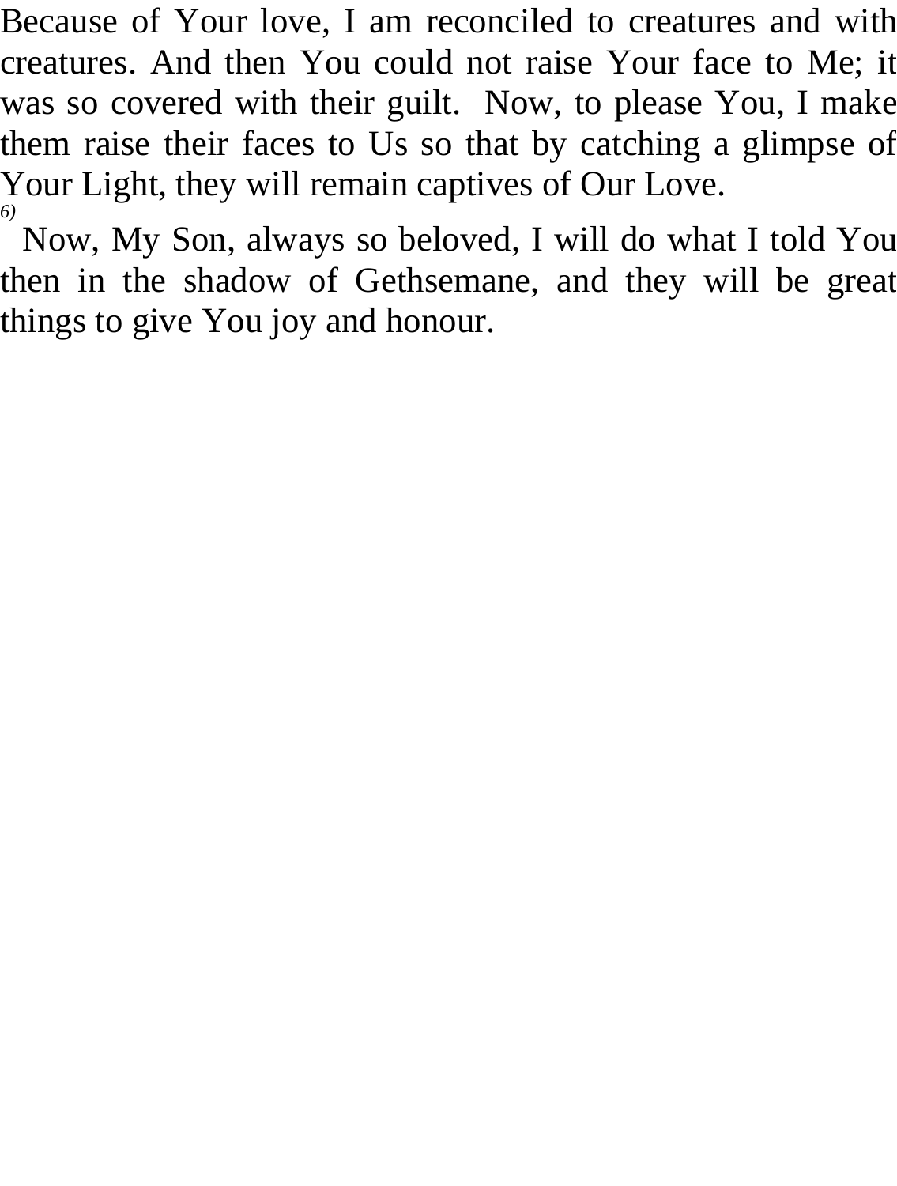Because of Your love, I am reconciled to creatures and with creatures. And then You could not raise Your face to Me; it was so covered with their guilt. Now, to please You, I make them raise their faces to Us so that by catching a glimpse of Your Light, they will remain captives of Our Love.

*6)*

Now, My Son, always so beloved, I will do what I told You then in the shadow of Gethsemane, and they will be great things to give You joy and honour.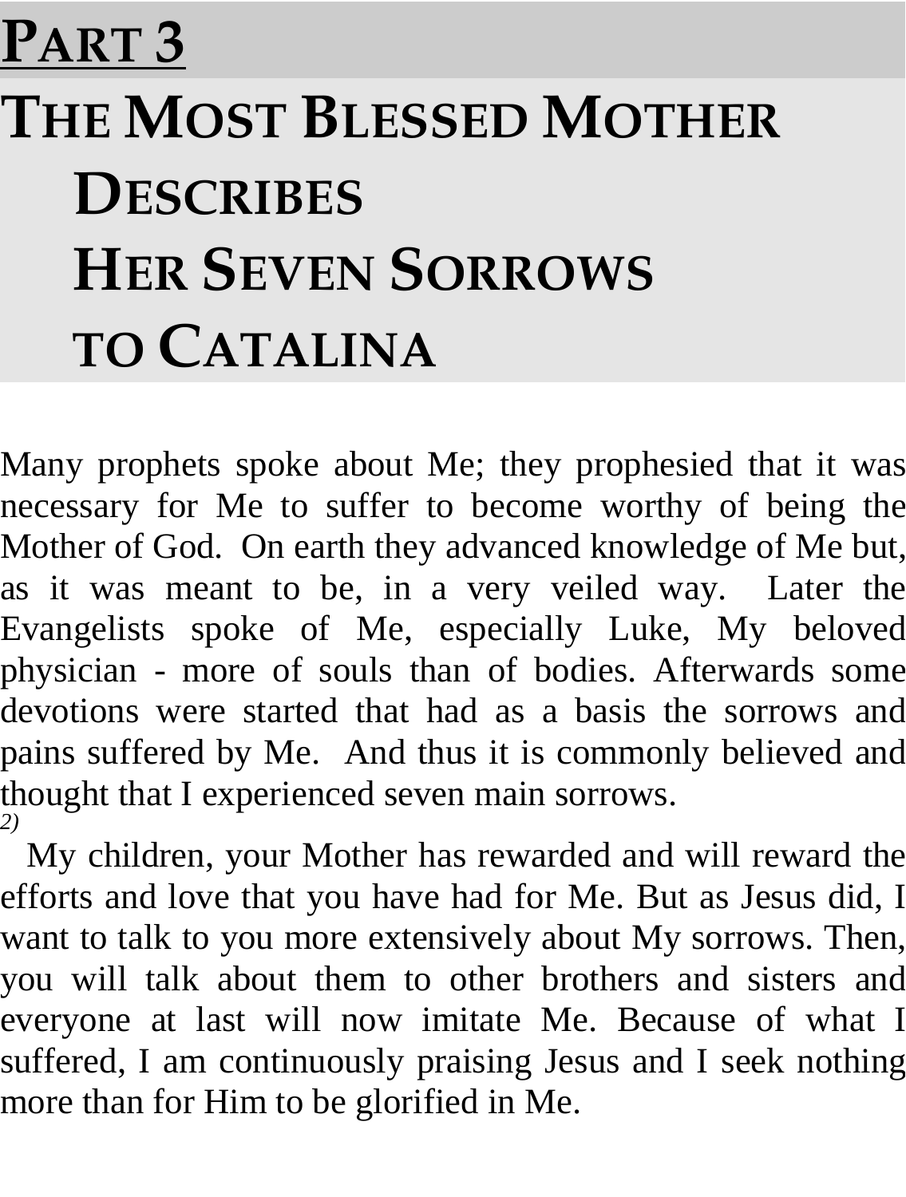# PART 3

# THE MOST BLESSED MOTHER DESCRIBES HER SEVEN SORROWS TO CATALINA

Many prophets spoke about Me; they prophesied that it was necessary for Me to suffer to become worthy of being the Mother of God. On earth they advanced knowledge of Me but, as it was meant to be, in a very veiled way. Later the Evangelists spoke of Me, especially Luke, My beloved physician - more of souls than of bodies. Afterwards some devotions were started that had as a basis the sorrows and pains suffered by Me. And thus it is commonly believed and thought that I experienced seven main sorrows.

*2)*

My children, your Mother has rewarded and will reward the efforts and love that you have had for Me. But as Jesus did, I want to talk to you more extensively about My sorrows. Then, you will talk about them to other brothers and sisters and everyone at last will now imitate Me. Because of what I suffered, I am continuously praising Jesus and I seek nothing more than for Him to be glorified in Me.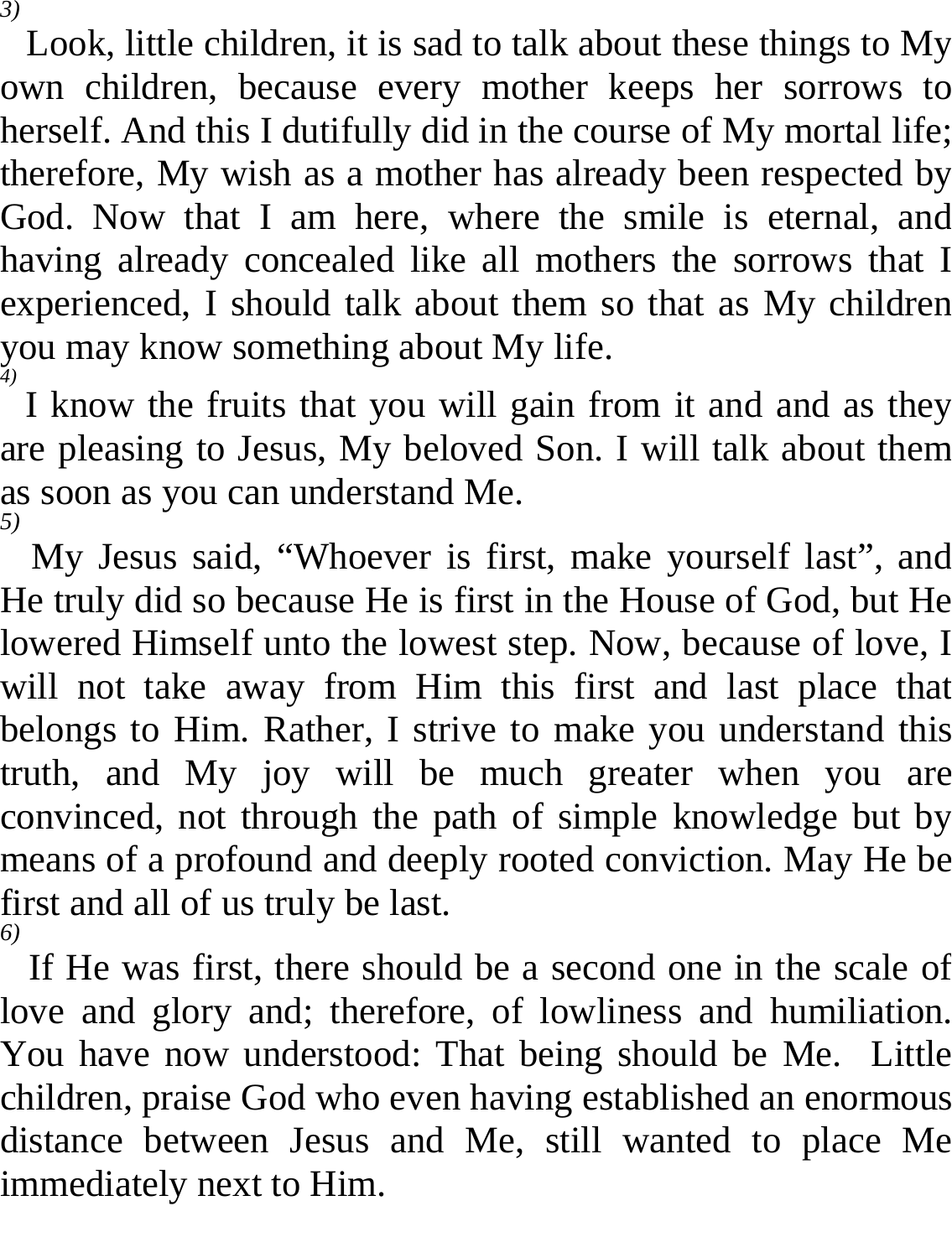*3)*

Look, little children, it is sad to talk about these things to My own children, because every mother keeps her sorrows to herself. And this I dutifully did in the course of My mortal life; therefore, My wish as a mother has already been respected by God. Now that I am here, where the smile is eternal, and having already concealed like all mothers the sorrows that I experienced, I should talk about them so that as My children you may know something about My life.

*4)*

I know the fruits that you will gain from it and and as they are pleasing to Jesus, My beloved Son. I will talk about them as soon as you can understand Me.

*5)*

My Jesus said, “Whoever is first, make yourself last”, and He truly did so because He is first in the House of God, but He lowered Himself unto the lowest step. Now, because of love, I will not take away from Him this first and last place that belongs to Him. Rather, I strive to make you understand this truth, and My joy will be much greater when you are convinced, not through the path of simple knowledge but by means of a profound and deeply rooted conviction. May He be first and all of us truly be last.

*6)*

If He was first, there should be a second one in the scale of love and glory and; therefore, of lowliness and humiliation. You have now understood: That being should be Me. Little children, praise God who even having established an enormous distance between Jesus and Me, still wanted to place Me immediately next to Him.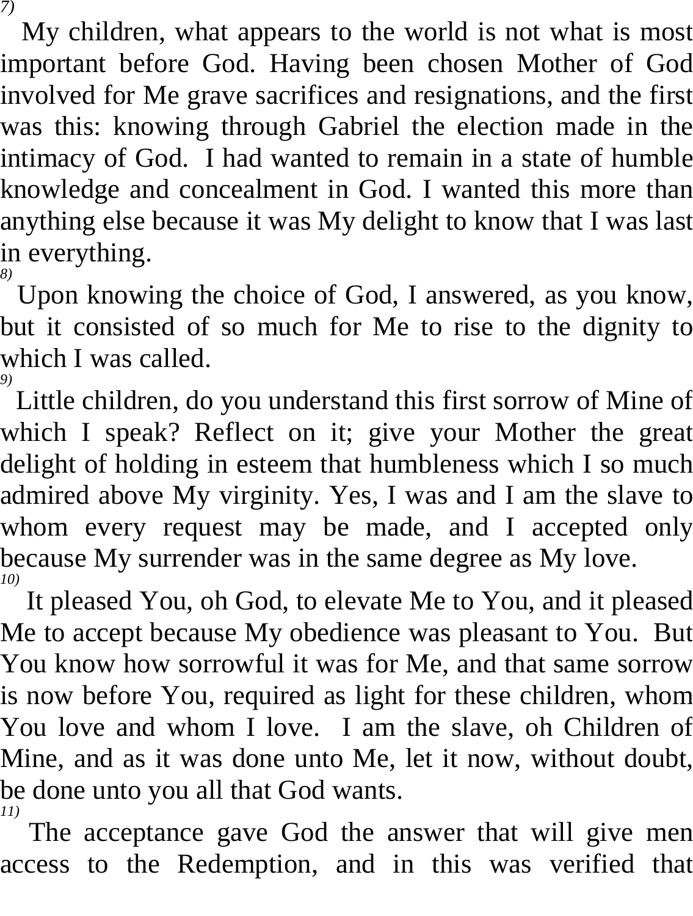7) My children, what appears to the world is not what is most important before God. Having been chosen Mother of God involved for Me grave sacrifices and resignations, and the first was this: knowing through Gabriel the election made in the intimacy of God. I had wanted to remain in a state of humble knowledge and concealment in God. I wanted this more than anything else because it was My delight to know that I was last in everything.

8) Upon knowing the choice of God, I answered, as you know, but it consisted of so much for Me to rise to the dignity to which I was called.

9) Little children, do you understand this first sorrow of Mine of which I speak? Reflect on it; give your Mother the great delight of holding in esteem that humbleness which I so much admired above My virginity. Yes, I was and I am the slave to whom every request may be made, and I accepted only because My surrender was in the same degree as My love.

10) It pleased You, oh God, to elevate Me to You, and it pleased Me to accept because My obedience was pleasant to You. But You know how sorrowful it was for Me, and that same sorrow is now before You, required as light for these children, whom You love and whom I love. I am the slave, oh Children of Mine, and as it was done unto Me, let it now, without doubt, be done unto you all that God wants.

11) The acceptance gave God the answer that will give men access to the Redemption, and in this was verified that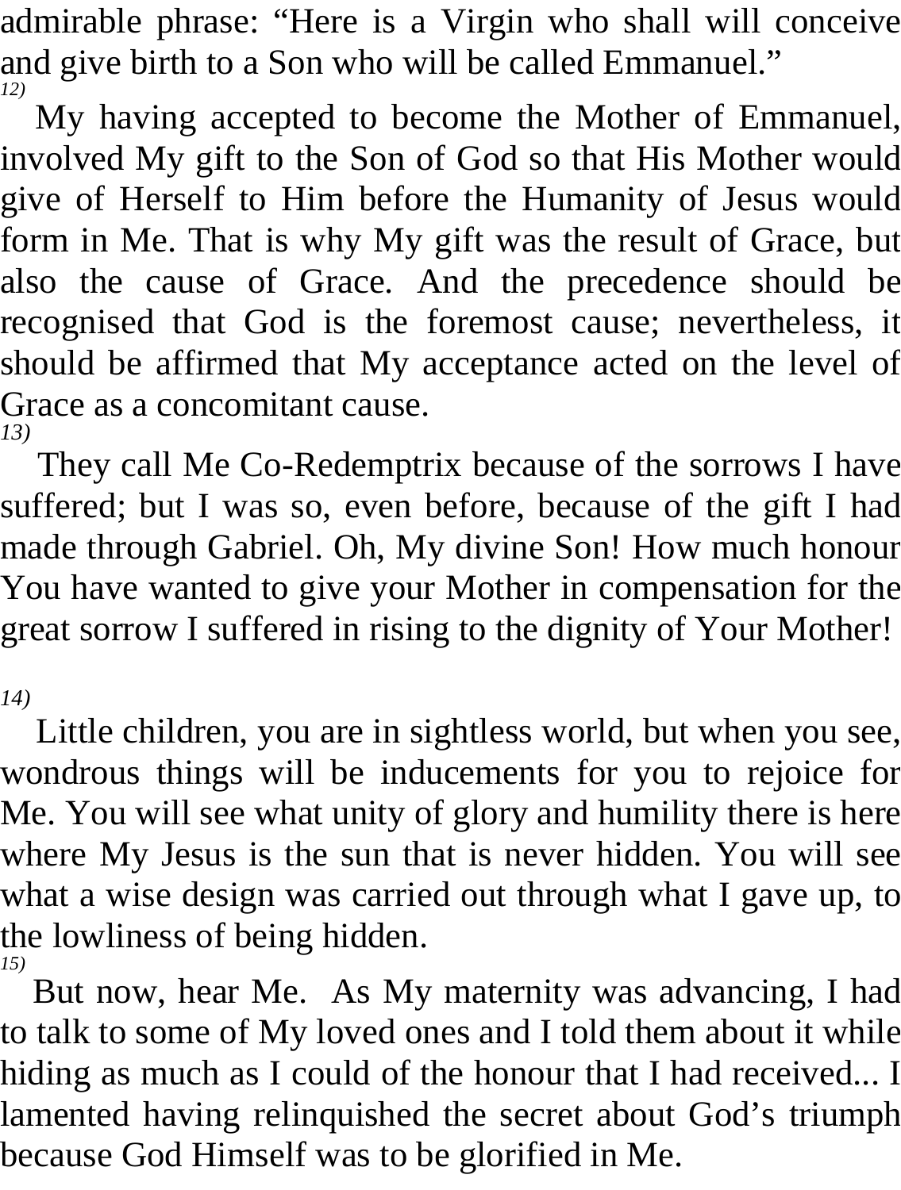admirable phrase: "Here is a Virgin who shall will conceive and give birth to a Son who will be called Emmanuel."

*12)*

My having accepted to become the Mother of Emmanuel, involved My gift to the Son of God so that His Mother would give of Herself to Him before the Humanity of Jesus would form in Me. That is why My gift was the result of Grace, but also the cause of Grace. And the precedence should be recognised that God is the foremost cause; nevertheless, it should be affirmed that My acceptance acted on the level of Grace as a concomitant cause.

*13)*

They call Me Co-Redemptrix because of the sorrows I have suffered; but I was so, even before, because of the gift I had made through Gabriel. Oh, My divine Son! How much honour You have wanted to give your Mother in compensation for the great sorrow I suffered in rising to the dignity of Your Mother!

*14)*

Little children, you are in sightless world, but when you see, wondrous things will be inducements for you to rejoice for Me. You will see what unity of glory and humility there is here where My Jesus is the sun that is never hidden. You will see what a wise design was carried out through what I gave up, to the lowliness of being hidden.

*15)*

But now, hear Me. As My maternity was advancing, I had to talk to some of My loved ones and I told them about it while hiding as much as I could of the honour that I had received... I lamented having relinquished the secret about God's triumph because God Himself was to be glorified in Me.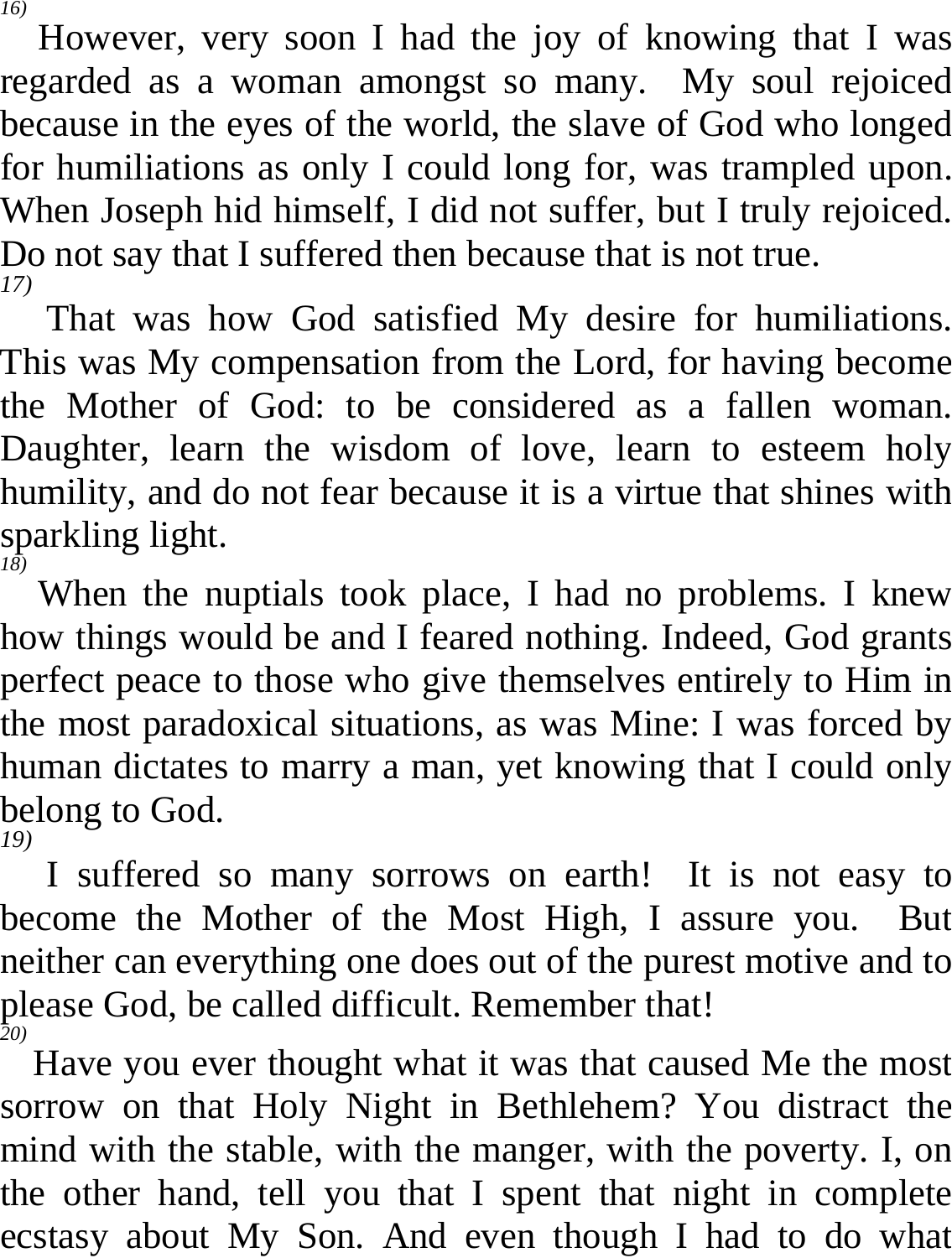*16)*

However, very soon I had the joy of knowing that I was regarded as a woman amongst so many. My soul rejoiced because in the eyes of the world, the slave of God who longed for humiliations as only I could long for, was trampled upon. When Joseph hid himself, I did not suffer, but I truly rejoiced. Do not say that I suffered then because that is not true.

*17)*

That was how God satisfied My desire for humiliations. This was My compensation from the Lord, for having become the Mother of God: to be considered as a fallen woman. Daughter, learn the wisdom of love, learn to esteem holy humility, and do not fear because it is a virtue that shines with sparkling light.

*18)*

When the nuptials took place, I had no problems. I knew how things would be and I feared nothing. Indeed, God grants perfect peace to those who give themselves entirely to Him in the most paradoxical situations, as was Mine: I was forced by human dictates to marry a man, yet knowing that I could only belong to God.

*19)*

I suffered so many sorrows on earth! It is not easy to become the Mother of the Most High, I assure you. But neither can everything one does out of the purest motive and to please God, be called difficult. Remember that!

*20)*

Have you ever thought what it was that caused Me the most sorrow on that Holy Night in Bethlehem? You distract the mind with the stable, with the manger, with the poverty. I, on the other hand, tell you that I spent that night in complete ecstasy about My Son. And even though I had to do what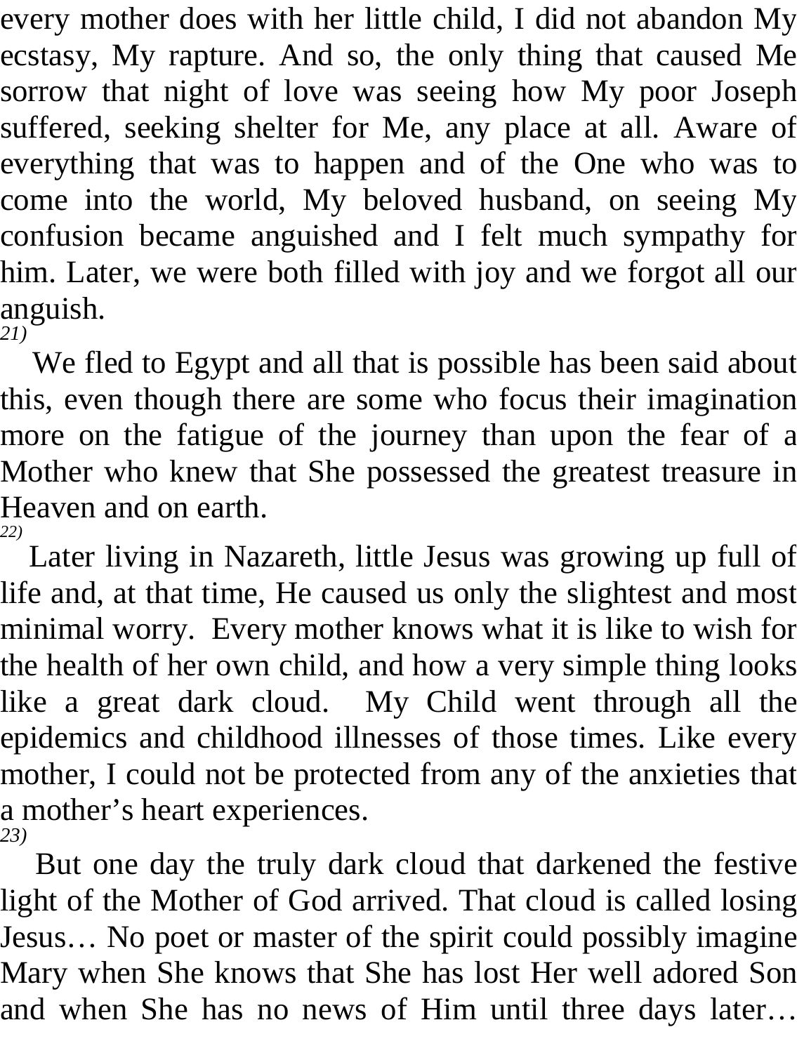every mother does with her little child, I did not abandon My ecstasy, My rapture. And so, the only thing that caused Me sorrow that night of love was seeing how My poor Joseph suffered, seeking shelter for Me, any place at all. Aware of everything that was to happen and of the One who was to come into the world, My beloved husband, on seeing My confusion became anguished and I felt much sympathy for him. Later, we were both filled with joy and we forgot all our anguish.

*21)*

We fled to Egypt and all that is possible has been said about this, even though there are some who focus their imagination more on the fatigue of the journey than upon the fear of a Mother who knew that She possessed the greatest treasure in Heaven and on earth.

*22)*

Later living in Nazareth, little Jesus was growing up full of life and, at that time, He caused us only the slightest and most minimal worry. Every mother knows what it is like to wish for the health of her own child, and how a very simple thing looks like a great dark cloud. My Child went through all the epidemics and childhood illnesses of those times. Like every mother, I could not be protected from any of the anxieties that a mother's heart experiences.

*23)*

But one day the truly dark cloud that darkened the festive light of the Mother of God arrived. That cloud is called losing Jesus… No poet or master of the spirit could possibly imagine Mary when She knows that She has lost Her well adored Son and when She has no news of Him until three days later…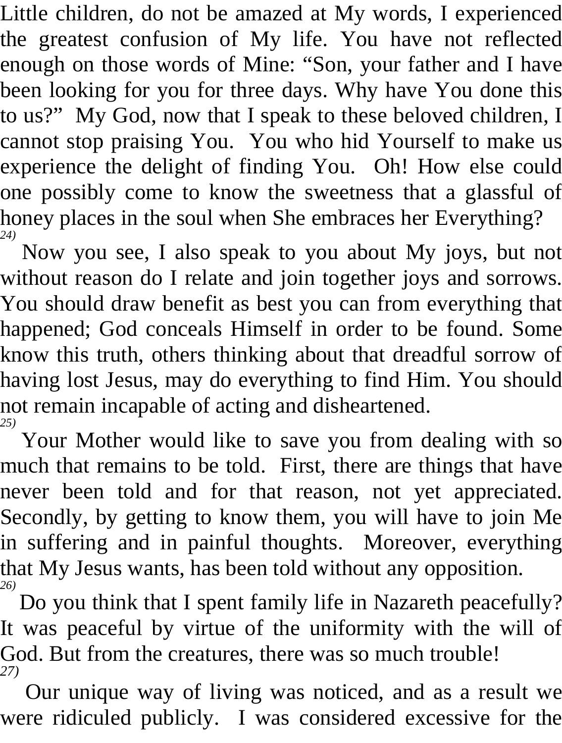Little children, do not be amazed at My words, I experienced the greatest confusion of My life. You have not reflected enough on those words of Mine: "Son, your father and I have been looking for you for three days. Why have You done this to us?" My God, now that I speak to these beloved children, I cannot stop praising You. You who hid Yourself to make us experience the delight of finding You. Oh! How else could one possibly come to know the sweetness that a glassful of honey places in the soul when She embraces her Everything?

*24)* Now you see, I also speak to you about My joys, but not without reason do I relate and join together joys and sorrows. You should draw benefit as best you can from everything that happened; God conceals Himself in order to be found. Some know this truth, others thinking about that dreadful sorrow of having lost Jesus, may do everything to find Him. You should not remain incapable of acting and disheartened.

*25)* Your Mother would like to save you from dealing with so much that remains to be told. First, there are things that have never been told and for that reason, not yet appreciated. Secondly, by getting to know them, you will have to join Me in suffering and in painful thoughts. Moreover, everything that My Jesus wants, has been told without any opposition.

*26)* Do you think that I spent family life in Nazareth peacefully? It was peaceful by virtue of the uniformity with the will of God. But from the creatures, there was so much trouble!

*27)* Our unique way of living was noticed, and as a result we were ridiculed publicly. I was considered excessive for the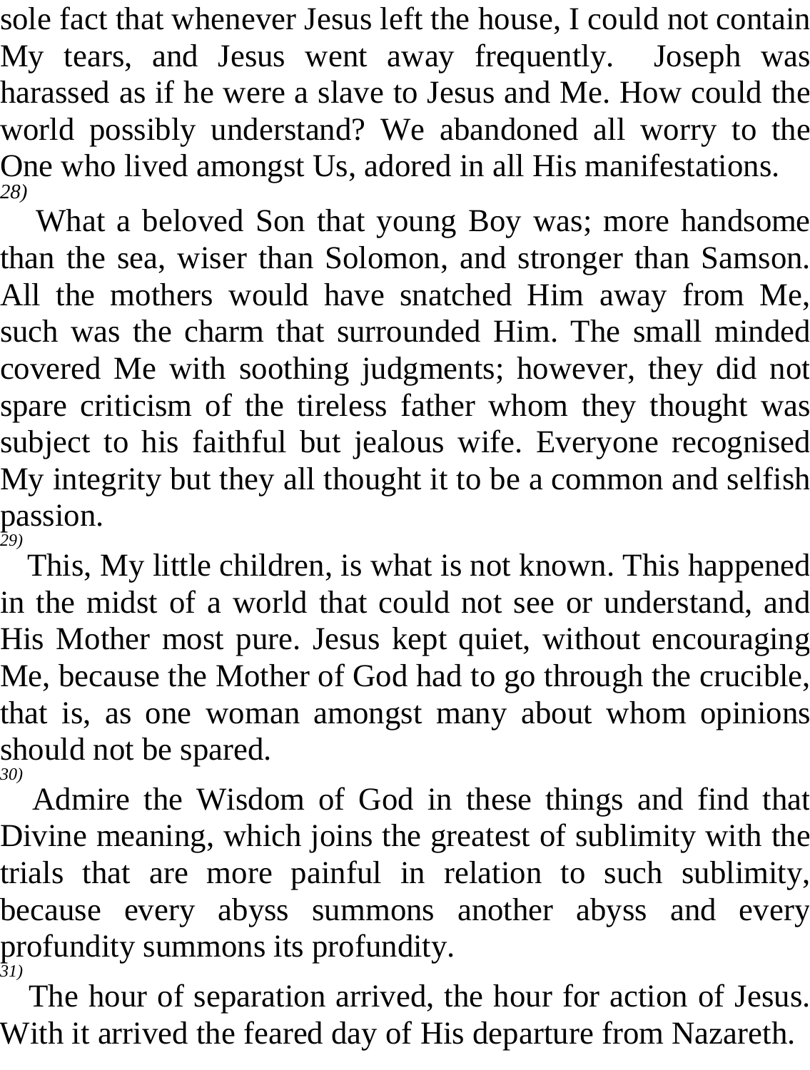sole fact that whenever Jesus left the house, I could not contain My tears, and Jesus went away frequently. Joseph was harassed as if he were a slave to Jesus and Me. How could the world possibly understand? We abandoned all worry to the One who lived amongst Us, adored in all His manifestations.

*28)*

What a beloved Son that young Boy was; more handsome than the sea, wiser than Solomon, and stronger than Samson. All the mothers would have snatched Him away from Me, such was the charm that surrounded Him. The small minded covered Me with soothing judgments; however, they did not spare criticism of the tireless father whom they thought was subject to his faithful but jealous wife. Everyone recognised My integrity but they all thought it to be a common and selfish passion.

*29)*

This, My little children, is what is not known. This happened in the midst of a world that could not see or understand, and His Mother most pure. Jesus kept quiet, without encouraging Me, because the Mother of God had to go through the crucible, that is, as one woman amongst many about whom opinions should not be spared.

*30)*

Admire the Wisdom of God in these things and find that Divine meaning, which joins the greatest of sublimity with the trials that are more painful in relation to such sublimity, because every abyss summons another abyss and every profundity summons its profundity.

*31)*

The hour of separation arrived, the hour for action of Jesus. With it arrived the feared day of His departure from Nazareth.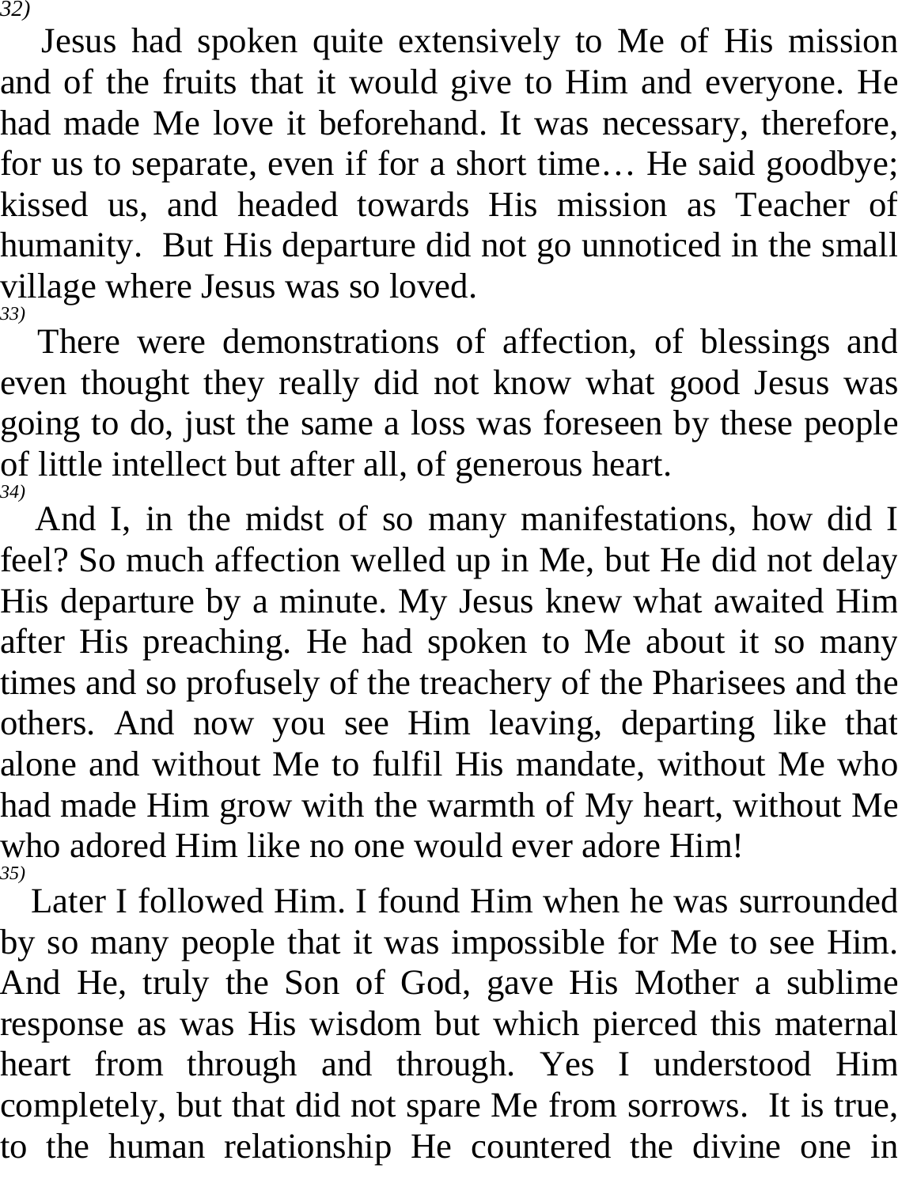*32)*

Jesus had spoken quite extensively to Me of His mission and of the fruits that it would give to Him and everyone. He had made Me love it beforehand. It was necessary, therefore, for us to separate, even if for a short time… He said goodbye; kissed us, and headed towards His mission as Teacher of humanity. But His departure did not go unnoticed in the small village where Jesus was so loved.

*33)*

There were demonstrations of affection, of blessings and even thought they really did not know what good Jesus was going to do, just the same a loss was foreseen by these people of little intellect but after all, of generous heart.

*34)*

And I, in the midst of so many manifestations, how did I feel? So much affection welled up in Me, but He did not delay His departure by a minute. My Jesus knew what awaited Him after His preaching. He had spoken to Me about it so many times and so profusely of the treachery of the Pharisees and the others. And now you see Him leaving, departing like that alone and without Me to fulfil His mandate, without Me who had made Him grow with the warmth of My heart, without Me who adored Him like no one would ever adore Him!

*35)*

Later I followed Him. I found Him when he was surrounded by so many people that it was impossible for Me to see Him. And He, truly the Son of God, gave His Mother a sublime response as was His wisdom but which pierced this maternal heart from through and through. Yes I understood Him completely, but that did not spare Me from sorrows. It is true, to the human relationship He countered the divine one in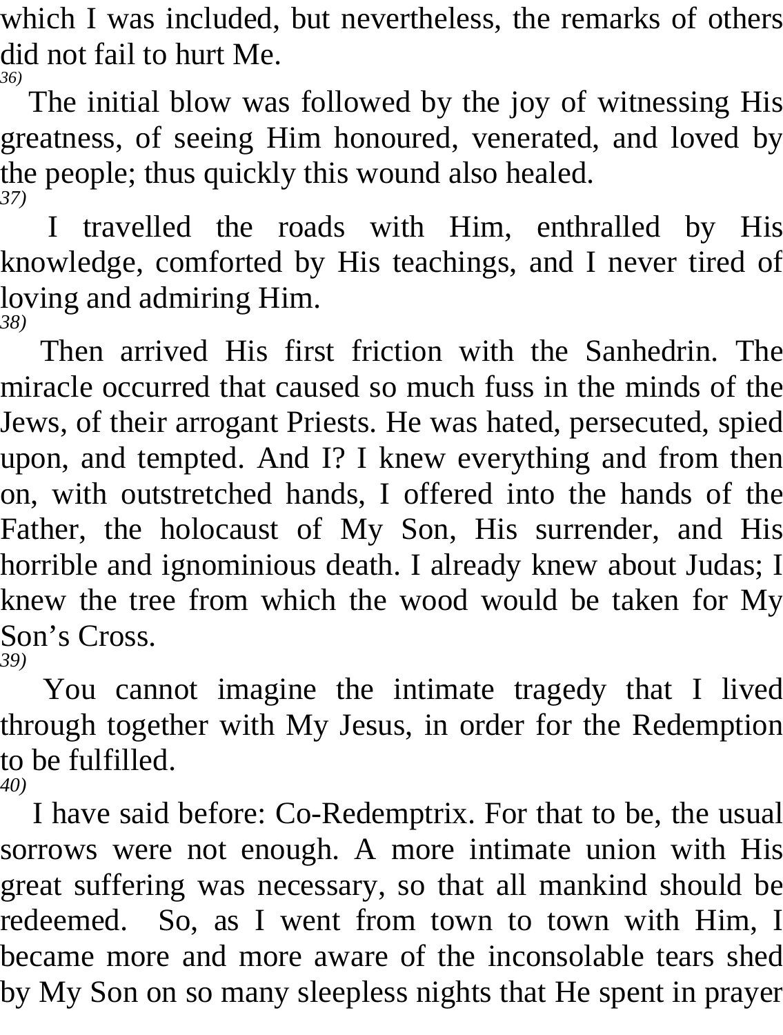which I was included, but nevertheless, the remarks of others did not fail to hurt Me.

*36)*

The initial blow was followed by the joy of witnessing His greatness, of seeing Him honoured, venerated, and loved by the people; thus quickly this wound also healed.

*37)*

I travelled the roads with Him, enthralled by His knowledge, comforted by His teachings, and I never tired of loving and admiring Him.

*38)*

Then arrived His first friction with the Sanhedrin. The miracle occurred that caused so much fuss in the minds of the Jews, of their arrogant Priests. He was hated, persecuted, spied upon, and tempted. And I? I knew everything and from then on, with outstretched hands, I offered into the hands of the Father, the holocaust of My Son, His surrender, and His horrible and ignominious death. I already knew about Judas; I knew the tree from which the wood would be taken for My Son's Cross.

*39)*

You cannot imagine the intimate tragedy that I lived through together with My Jesus, in order for the Redemption to be fulfilled.

*40)*

I have said before: Co-Redemptrix. For that to be, the usual sorrows were not enough. A more intimate union with His great suffering was necessary, so that all mankind should be redeemed. So, as I went from town to town with Him, I became more and more aware of the inconsolable tears shed by My Son on so many sleepless nights that He spent in prayer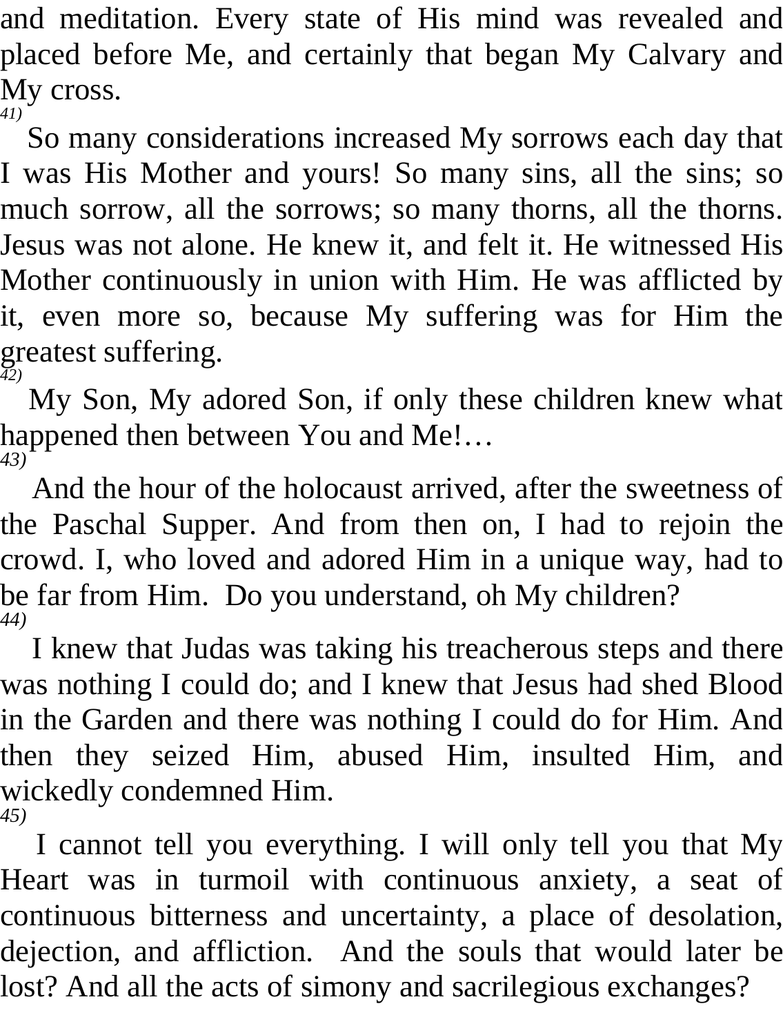and meditation. Every state of His mind was revealed and placed before Me, and certainly that began My Calvary and My cross.

*41)*

So many considerations increased My sorrows each day that I was His Mother and yours! So many sins, all the sins; so much sorrow, all the sorrows; so many thorns, all the thorns. Jesus was not alone. He knew it, and felt it. He witnessed His Mother continuously in union with Him. He was afflicted by it, even more so, because My suffering was for Him the greatest suffering.

*42)*

My Son, My adored Son, if only these children knew what happened then between You and Me!…

*43)*

And the hour of the holocaust arrived, after the sweetness of the Paschal Supper. And from then on, I had to rejoin the crowd. I, who loved and adored Him in a unique way, had to be far from Him. Do you understand, oh My children?

*44)*

I knew that Judas was taking his treacherous steps and there was nothing I could do; and I knew that Jesus had shed Blood in the Garden and there was nothing I could do for Him. And then they seized Him, abused Him, insulted Him, and wickedly condemned Him.

*45)*

I cannot tell you everything. I will only tell you that My Heart was in turmoil with continuous anxiety, a seat of continuous bitterness and uncertainty, a place of desolation, dejection, and affliction. And the souls that would later be lost? And all the acts of simony and sacrilegious exchanges?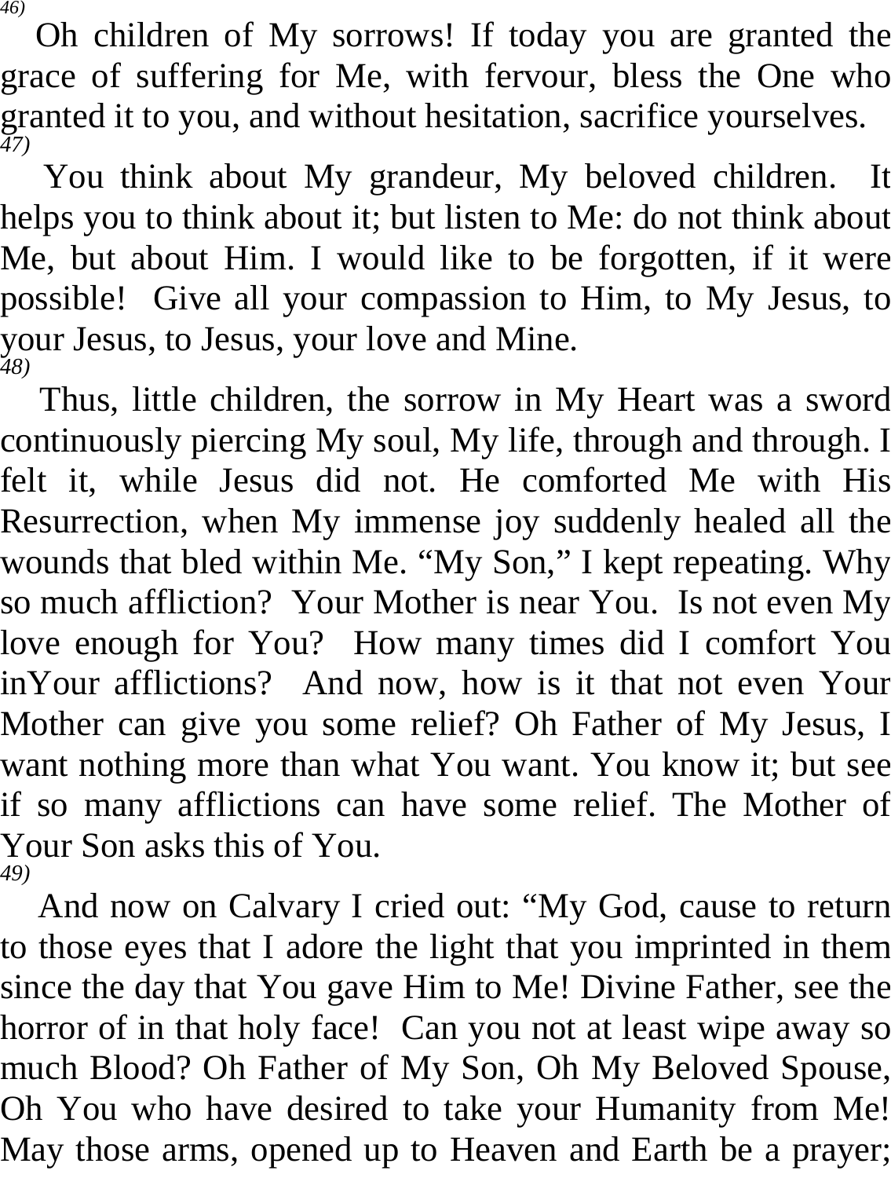*46)*

Oh children of My sorrows! If today you are granted the grace of suffering for Me, with fervour, bless the One who granted it to you, and without hesitation, sacrifice yourselves.

*47)*

You think about My grandeur, My beloved children. It helps you to think about it; but listen to Me: do not think about Me, but about Him. I would like to be forgotten, if it were possible! Give all your compassion to Him, to My Jesus, to your Jesus, to Jesus, your love and Mine.

*48)*

Thus, little children, the sorrow in My Heart was a sword continuously piercing My soul, My life, through and through. I felt it, while Jesus did not. He comforted Me with His Resurrection, when My immense joy suddenly healed all the wounds that bled within Me. "My Son," I kept repeating. Why so much affliction? Your Mother is near You. Is not even My love enough for You? How many times did I comfort You inYour afflictions? And now, how is it that not even Your Mother can give you some relief? Oh Father of My Jesus, I want nothing more than what You want. You know it; but see if so many afflictions can have some relief. The Mother of Your Son asks this of You.

*49)*

And now on Calvary I cried out: "My God, cause to return to those eyes that I adore the light that you imprinted in them since the day that You gave Him to Me! Divine Father, see the horror of in that holy face! Can you not at least wipe away so much Blood? Oh Father of My Son, Oh My Beloved Spouse, Oh You who have desired to take your Humanity from Me! May those arms, opened up to Heaven and Earth be a prayer;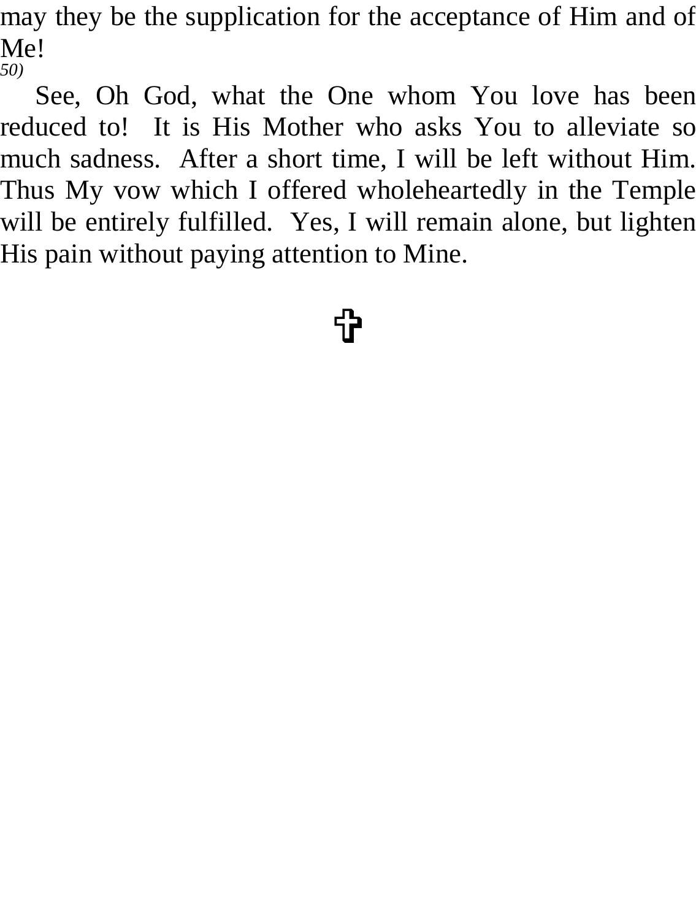may they be the supplication for the acceptance of Him and of Me!

*50)*

See, Oh God, what the One whom You love has been reduced to! It is His Mother who asks You to alleviate so much sadness. After a short time, I will be left without Him. Thus My vow which I offered wholeheartedly in the Temple will be entirely fulfilled. Yes, I will remain alone, but lighten His pain without paying attention to Mine.

✞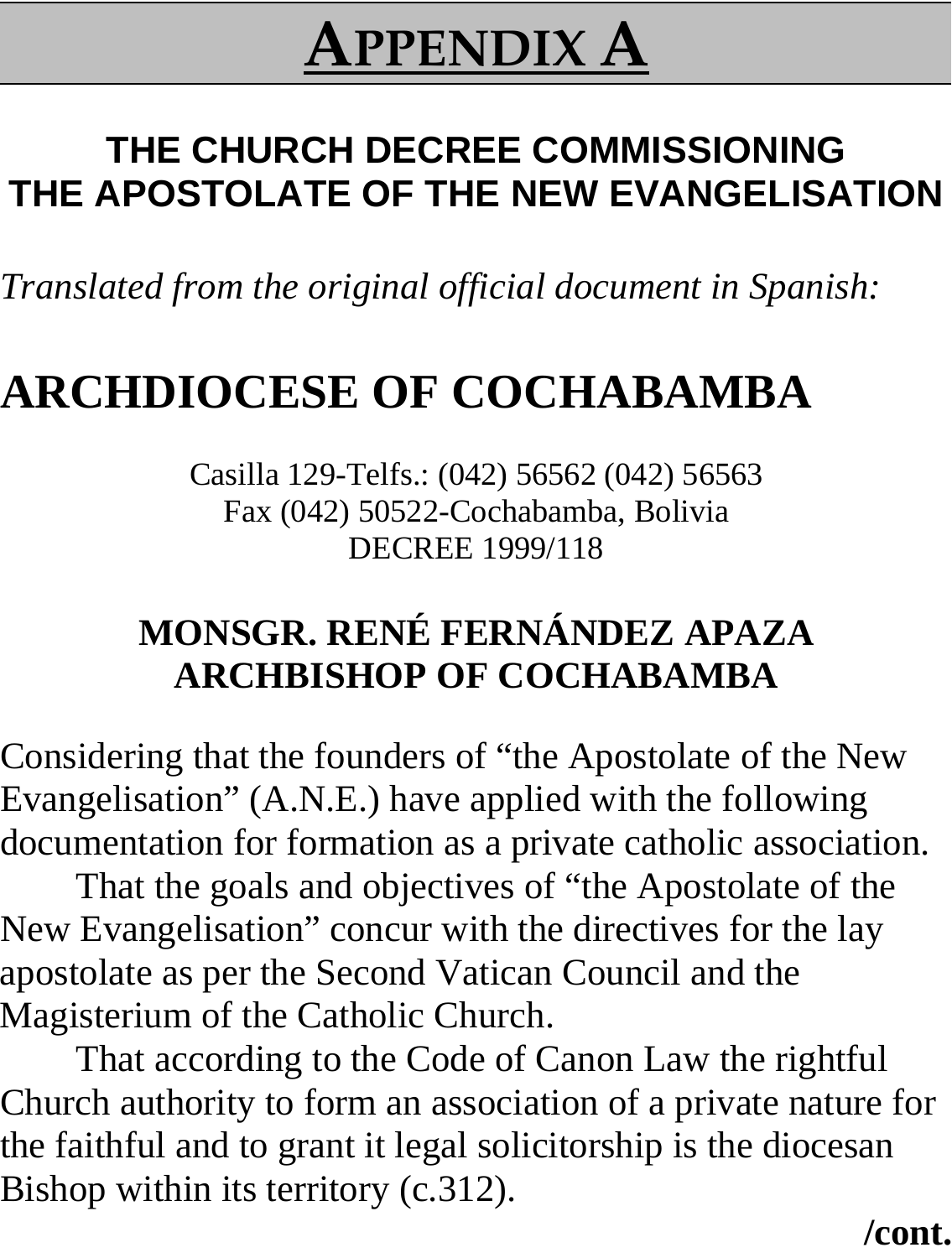# APPENDIX A

## THE CHURCH DECREE COMMISSIONING THE APOSTOLATE OF THE NEW EVANGELISATION

*Translated from the original official document in Spanish:*

# ARCHDIOCESE OF COCHABAMBA

Casilla 129-Telfs.: (042) 56562 (042) 56563
Fax (042) 50522-Cochabamba, Bolivia
DECREE 1999/118

**MONSGR. RENÉ FERNÁNDEZ APAZA**
**ARCHBISHOP OF COCHABAMBA**

Considering that the founders of "the Apostolate of the New Evangelisation" (A.N.E.) have applied with the following documentation for formation as a private catholic association.

That the goals and objectives of "the Apostolate of the New Evangelisation" concur with the directives for the lay apostolate as per the Second Vatican Council and the Magisterium of the Catholic Church.

That according to the Code of Canon Law the rightful Church authority to form an association of a private nature for the faithful and to grant it legal solicitorship is the diocesan Bishop within its territory (c.312).

**/cont.**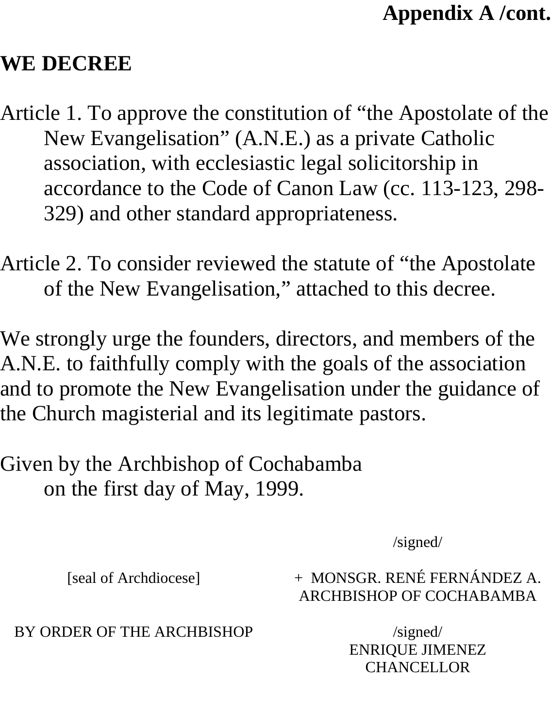**Appendix A /cont.**

## WE DECREE

Article 1. To approve the constitution of "the Apostolate of the New Evangelisation" (A.N.E.) as a private Catholic association, with ecclesiastic legal solicitorship in accordance to the Code of Canon Law (cc. 113-123, 298-329) and other standard appropriateness.

Article 2. To consider reviewed the statute of "the Apostolate of the New Evangelisation," attached to this decree.

We strongly urge the founders, directors, and members of the A.N.E. to faithfully comply with the goals of the association and to promote the New Evangelisation under the guidance of the Church magisterial and its legitimate pastors.

Given by the Archbishop of Cochabamba
on the first day of May, 1999.

/signed/

[seal of Archdiocese]

+ MONSGR. RENÉ FERNÁNDEZ A.
ARCHBISHOP OF COCHABAMBA

BY ORDER OF THE ARCHBISHOP

/signed/
ENRIQUE JIMENEZ
CHANCELLOR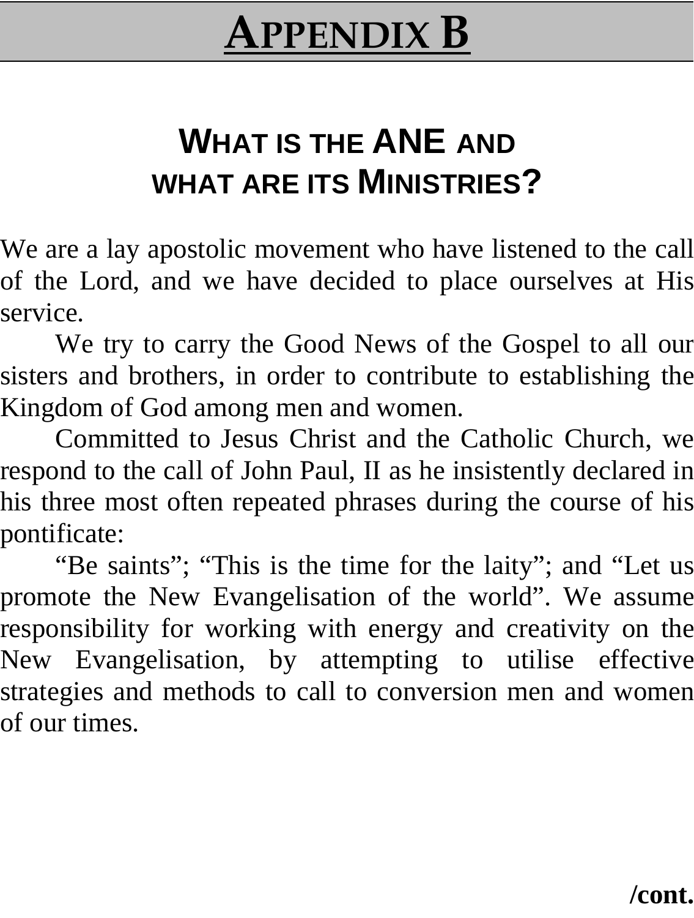# APPENDIX B

## WHAT IS THE ANE AND WHAT ARE ITS MINISTRIES?

We are a lay apostolic movement who have listened to the call of the Lord, and we have decided to place ourselves at His service.

We try to carry the Good News of the Gospel to all our sisters and brothers, in order to contribute to establishing the Kingdom of God among men and women.

Committed to Jesus Christ and the Catholic Church, we respond to the call of John Paul, II as he insistently declared in his three most often repeated phrases during the course of his pontificate:

“Be saints”; “This is the time for the laity”; and “Let us promote the New Evangelisation of the world”. We assume responsibility for working with energy and creativity on the New Evangelisation, by attempting to utilise effective strategies and methods to call to conversion men and women of our times.

**/cont.**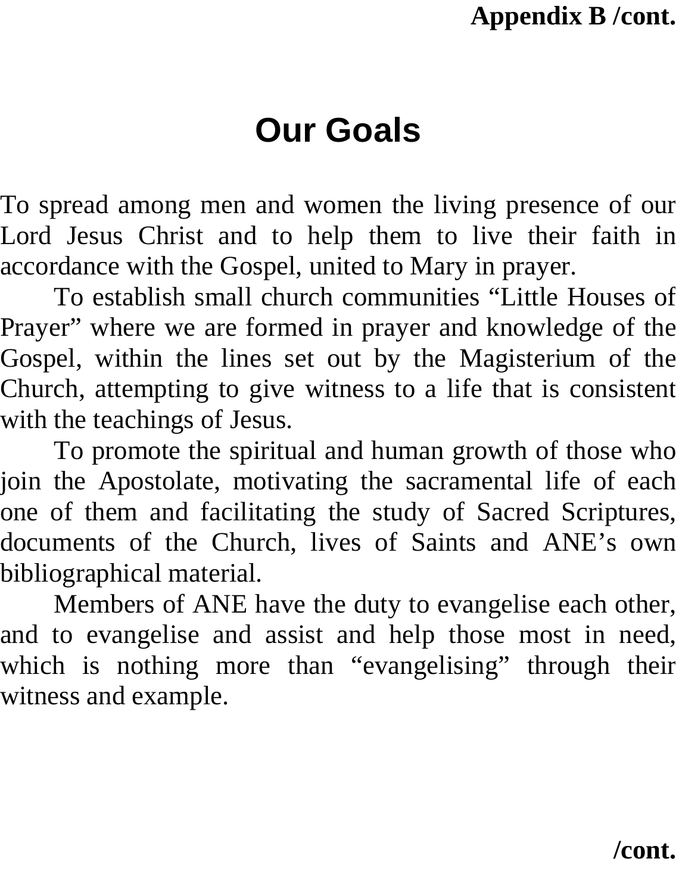Appendix B /cont.

# Our Goals

To spread among men and women the living presence of our Lord Jesus Christ and to help them to live their faith in accordance with the Gospel, united to Mary in prayer.

To establish small church communities “Little Houses of Prayer” where we are formed in prayer and knowledge of the Gospel, within the lines set out by the Magisterium of the Church, attempting to give witness to a life that is consistent with the teachings of Jesus.

To promote the spiritual and human growth of those who join the Apostolate, motivating the sacramental life of each one of them and facilitating the study of Sacred Scriptures, documents of the Church, lives of Saints and ANE’s own bibliographical material.

Members of ANE have the duty to evangelise each other, and to evangelise and assist and help those most in need, which is nothing more than “evangelising” through their witness and example.

/cont.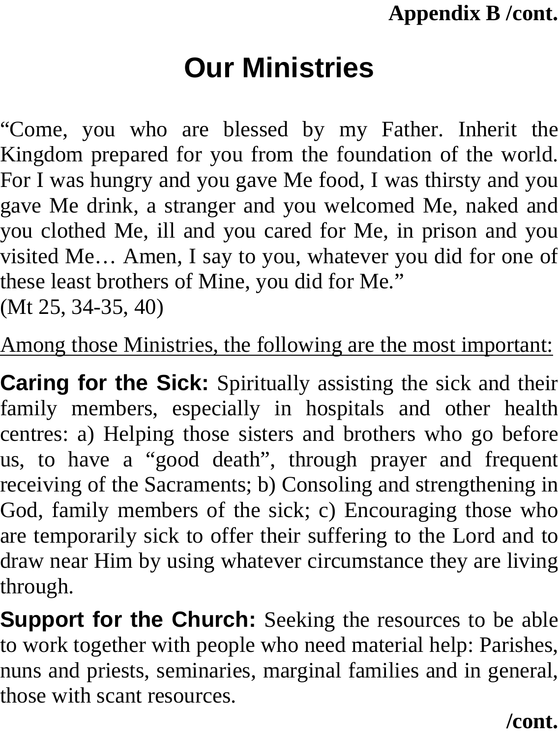**Appendix B /cont.**

# Our Ministries

“Come, you who are blessed by my Father. Inherit the Kingdom prepared for you from the foundation of the world. For I was hungry and you gave Me food, I was thirsty and you gave Me drink, a stranger and you welcomed Me, naked and you clothed Me, ill and you cared for Me, in prison and you visited Me… Amen, I say to you, whatever you did for one of these least brothers of Mine, you did for Me.”
(Mt 25, 34-35, 40)

<u>Among those Ministries, the following are the most important:</u>

**Caring for the Sick:** Spiritually assisting the sick and their family members, especially in hospitals and other health centres: a) Helping those sisters and brothers who go before us, to have a “good death”, through prayer and frequent receiving of the Sacraments; b) Consoling and strengthening in God, family members of the sick; c) Encouraging those who are temporarily sick to offer their suffering to the Lord and to draw near Him by using whatever circumstance they are living through.

**Support for the Church:** Seeking the resources to be able to work together with people who need material help: Parishes, nuns and priests, seminaries, marginal families and in general, those with scant resources.

**/cont.**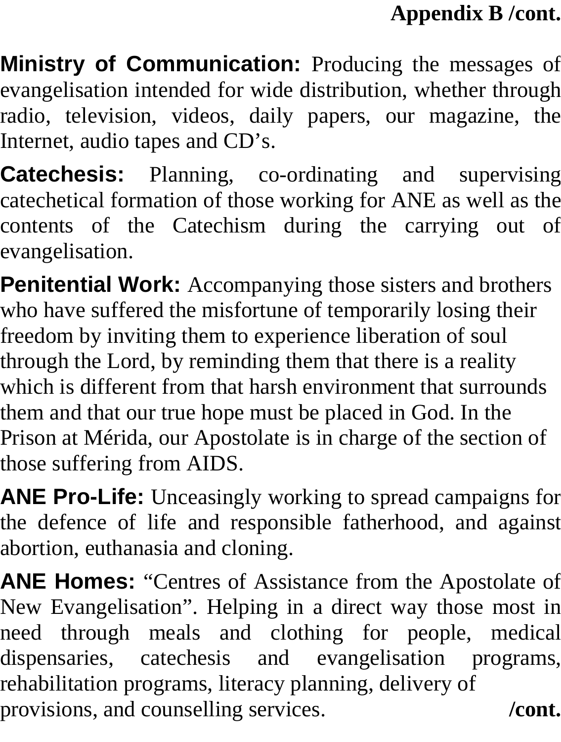**Appendix B /cont.**

**Ministry of Communication:** Producing the messages of evangelisation intended for wide distribution, whether through radio, television, videos, daily papers, our magazine, the Internet, audio tapes and CD's.

**Catechesis:** Planning, co-ordinating and supervising catechetical formation of those working for ANE as well as the contents of the Catechism during the carrying out of evangelisation.

**Penitential Work:** Accompanying those sisters and brothers who have suffered the misfortune of temporarily losing their freedom by inviting them to experience liberation of soul through the Lord, by reminding them that there is a reality which is different from that harsh environment that surrounds them and that our true hope must be placed in God. In the Prison at Mérida, our Apostolate is in charge of the section of those suffering from AIDS.

**ANE Pro-Life:** Unceasingly working to spread campaigns for the defence of life and responsible fatherhood, and against abortion, euthanasia and cloning.

**ANE Homes:** "Centres of Assistance from the Apostolate of New Evangelisation". Helping in a direct way those most in need through meals and clothing for people, medical dispensaries, catechesis and evangelisation programs, rehabilitation programs, literacy planning, delivery of provisions, and counselling services.

**/cont.**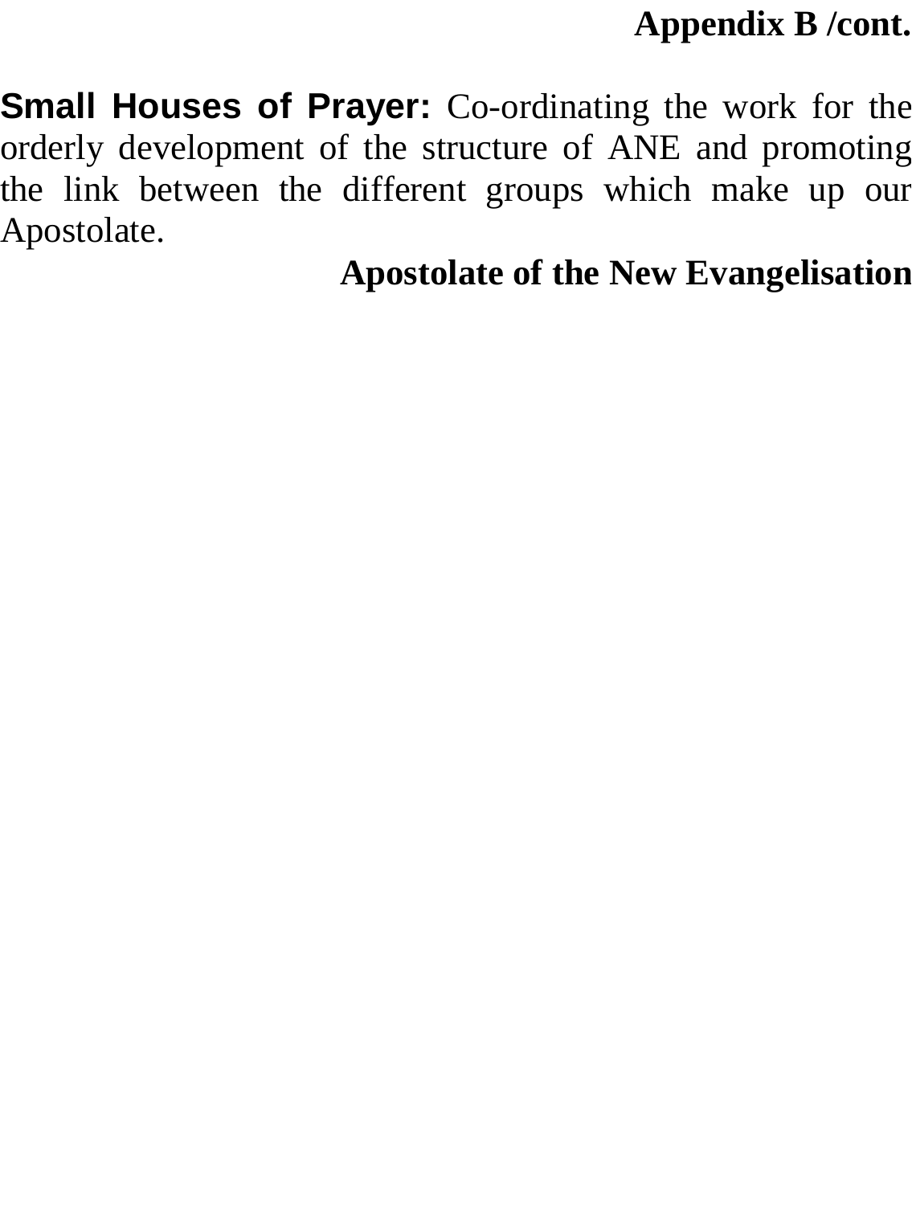**Appendix B /cont.**

**Small Houses of Prayer:** Co-ordinating the work for the orderly development of the structure of ANE and promoting the link between the different groups which make up our Apostolate.

**Apostolate of the New Evangelisation**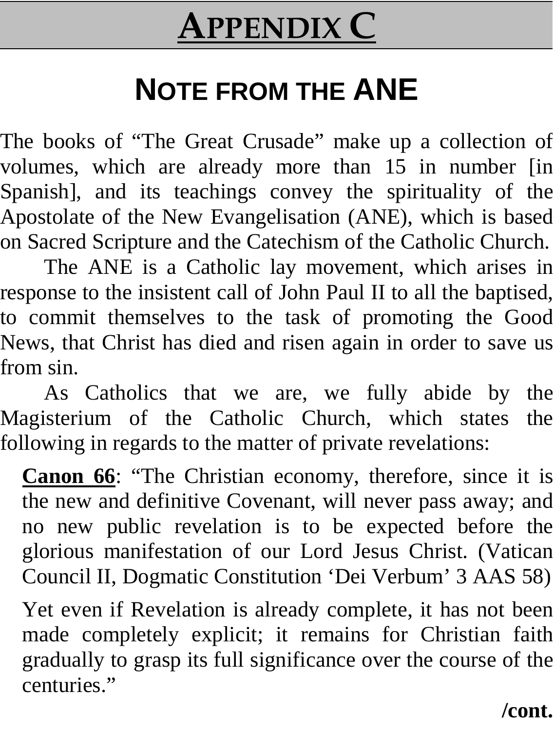# APPENDIX C

## NOTE FROM THE ANE

The books of "The Great Crusade" make up a collection of volumes, which are already more than 15 in number [in Spanish], and its teachings convey the spirituality of the Apostolate of the New Evangelisation (ANE), which is based on Sacred Scripture and the Catechism of the Catholic Church.

The ANE is a Catholic lay movement, which arises in response to the insistent call of John Paul II to all the baptised, to commit themselves to the task of promoting the Good News, that Christ has died and risen again in order to save us from sin.

As Catholics that we are, we fully abide by the Magisterium of the Catholic Church, which states the following in regards to the matter of private revelations:

> **Canon 66**: "The Christian economy, therefore, since it is the new and definitive Covenant, will never pass away; and no new public revelation is to be expected before the glorious manifestation of our Lord Jesus Christ. (Vatican Council II, Dogmatic Constitution 'Dei Verbum' 3 AAS 58)
>
> Yet even if Revelation is already complete, it has not been made completely explicit; it remains for Christian faith gradually to grasp its full significance over the course of the centuries."

**/cont.**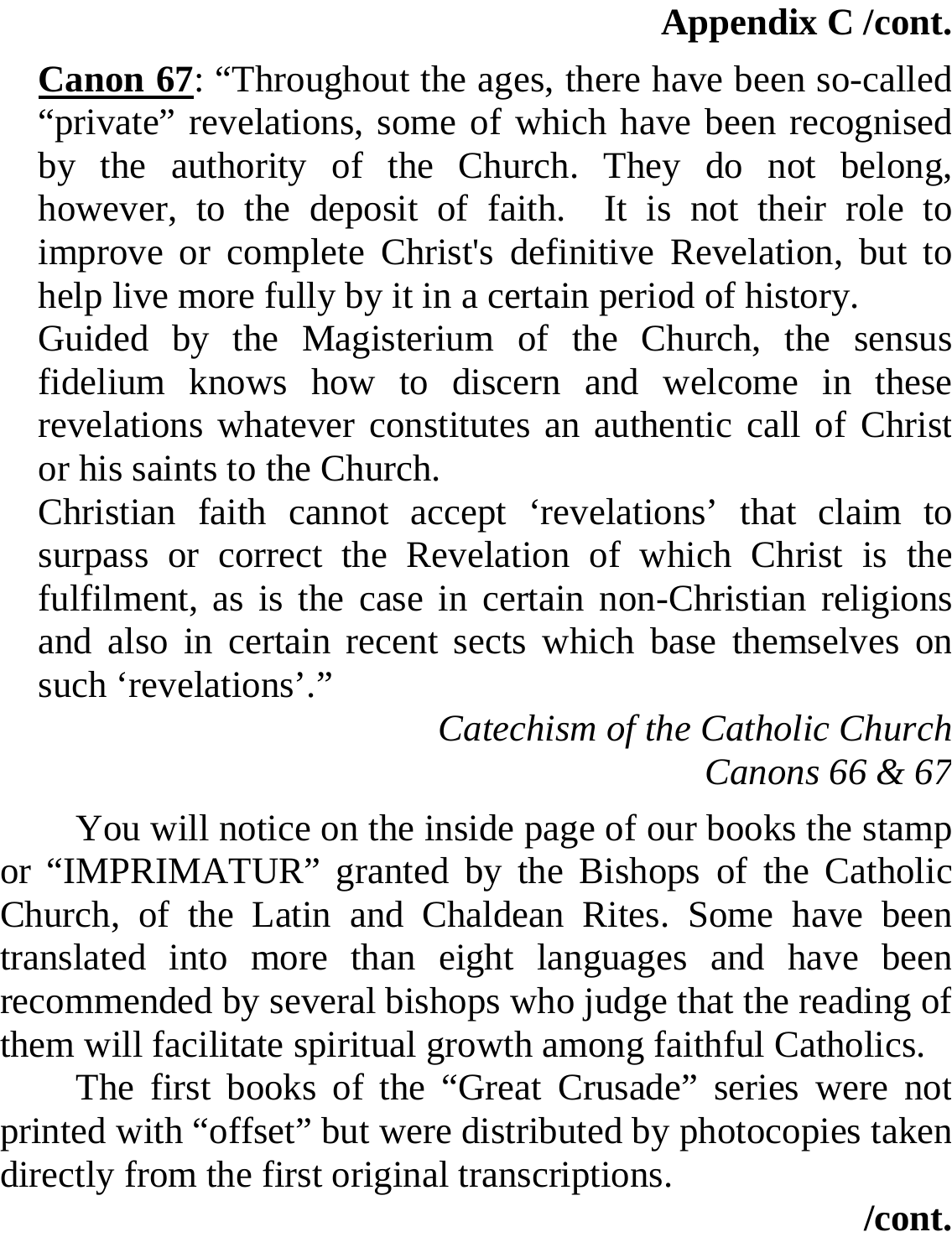**Appendix C /cont.**

**Canon 67**: "Throughout the ages, there have been so-called "private" revelations, some of which have been recognised by the authority of the Church. They do not belong, however, to the deposit of faith. It is not their role to improve or complete Christ's definitive Revelation, but to help live more fully by it in a certain period of history.

Guided by the Magisterium of the Church, the sensus fidelium knows how to discern and welcome in these revelations whatever constitutes an authentic call of Christ or his saints to the Church.

Christian faith cannot accept 'revelations' that claim to surpass or correct the Revelation of which Christ is the fulfilment, as is the case in certain non-Christian religions and also in certain recent sects which base themselves on such 'revelations'."

*Catechism of the Catholic Church*
*Canons 66 & 67*

You will notice on the inside page of our books the stamp or "IMPRIMATUR" granted by the Bishops of the Catholic Church, of the Latin and Chaldean Rites. Some have been translated into more than eight languages and have been recommended by several bishops who judge that the reading of them will facilitate spiritual growth among faithful Catholics.

The first books of the "Great Crusade" series were not printed with "offset" but were distributed by photocopies taken directly from the first original transcriptions.

**/cont.**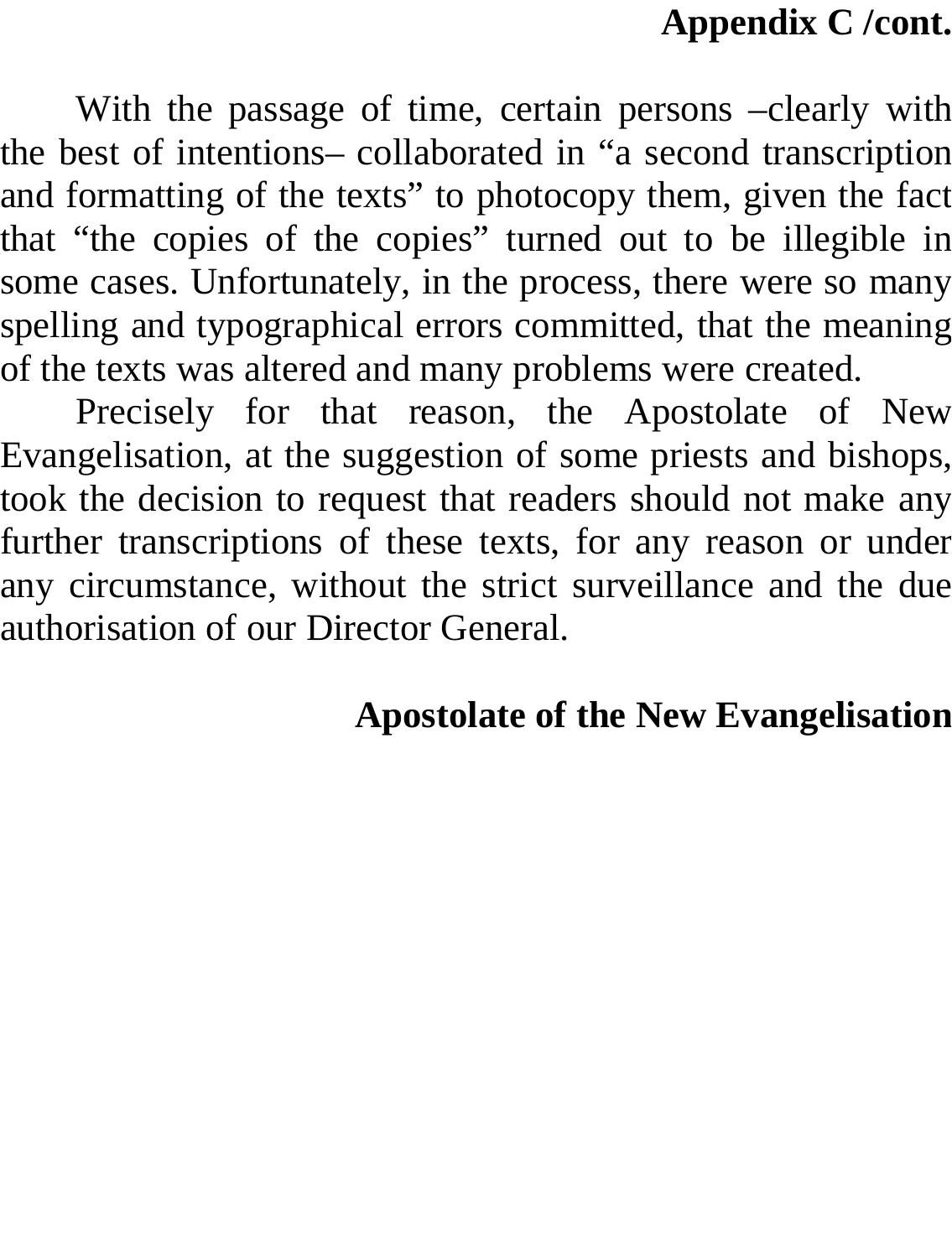**Appendix C /cont.**

With the passage of time, certain persons –clearly with the best of intentions– collaborated in “a second transcription and formatting of the texts” to photocopy them, given the fact that “the copies of the copies” turned out to be illegible in some cases. Unfortunately, in the process, there were so many spelling and typographical errors committed, that the meaning of the texts was altered and many problems were created.

Precisely for that reason, the Apostolate of New Evangelisation, at the suggestion of some priests and bishops, took the decision to request that readers should not make any further transcriptions of these texts, for any reason or under any circumstance, without the strict surveillance and the due authorisation of our Director General.

**Apostolate of the New Evangelisation**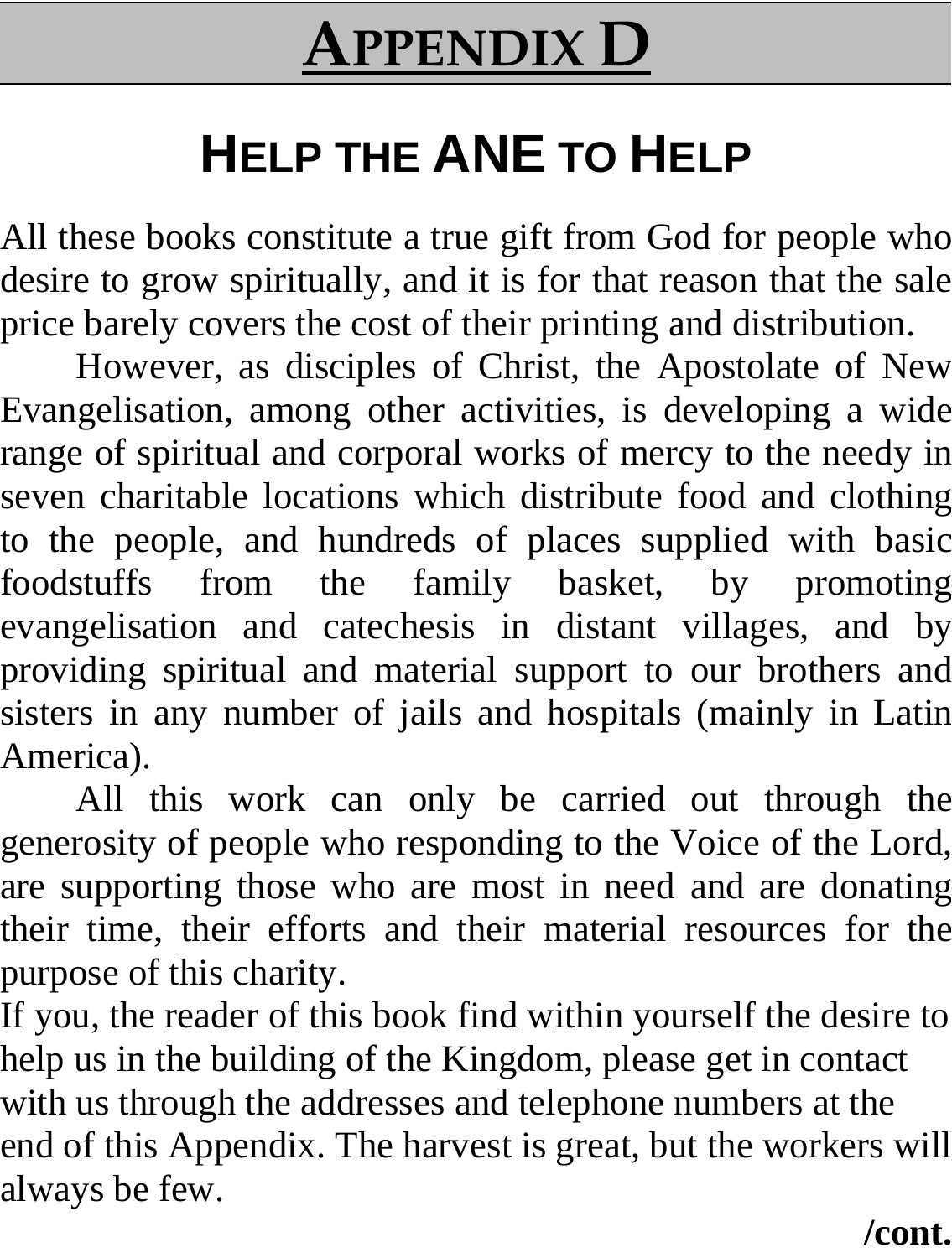# APPENDIX D

## HELP THE ANE TO HELP

All these books constitute a true gift from God for people who desire to grow spiritually, and it is for that reason that the sale price barely covers the cost of their printing and distribution.

However, as disciples of Christ, the Apostolate of New Evangelisation, among other activities, is developing a wide range of spiritual and corporal works of mercy to the needy in seven charitable locations which distribute food and clothing to the people, and hundreds of places supplied with basic foodstuffs from the family basket, by promoting evangelisation and catechesis in distant villages, and by providing spiritual and material support to our brothers and sisters in any number of jails and hospitals (mainly in Latin America).

All this work can only be carried out through the generosity of people who responding to the Voice of the Lord, are supporting those who are most in need and are donating their time, their efforts and their material resources for the purpose of this charity.

If you, the reader of this book find within yourself the desire to help us in the building of the Kingdom, please get in contact with us through the addresses and telephone numbers at the end of this Appendix. The harvest is great, but the workers will always be few.

**/cont.**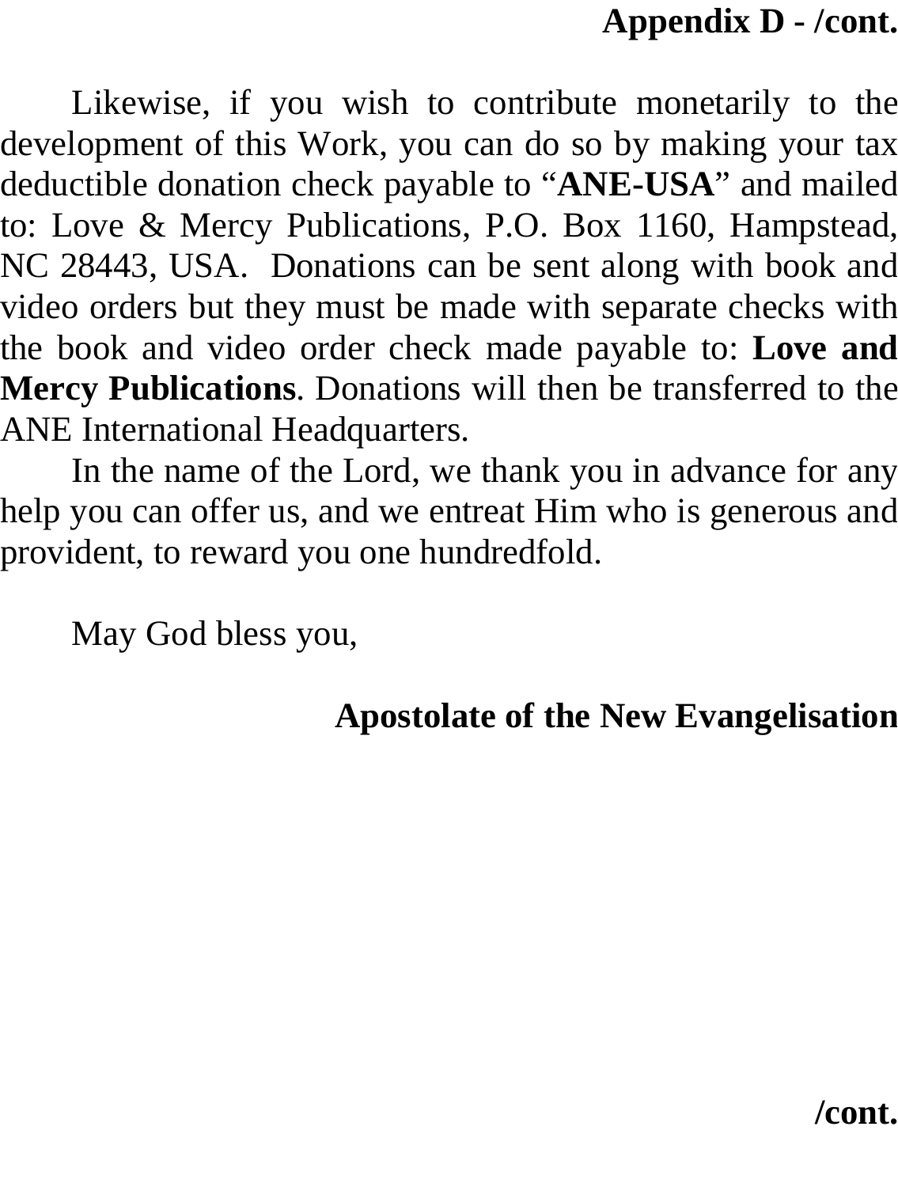**Appendix D - /cont.**

Likewise, if you wish to contribute monetarily to the development of this Work, you can do so by making your tax deductible donation check payable to "**ANE-USA**" and mailed to: Love & Mercy Publications, P.O. Box 1160, Hampstead, NC 28443, USA. Donations can be sent along with book and video orders but they must be made with separate checks with the book and video order check made payable to: **Love and Mercy Publications**. Donations will then be transferred to the ANE International Headquarters.

In the name of the Lord, we thank you in advance for any help you can offer us, and we entreat Him who is generous and provident, to reward you one hundredfold.

May God bless you,

**Apostolate of the New Evangelisation**

**/cont.**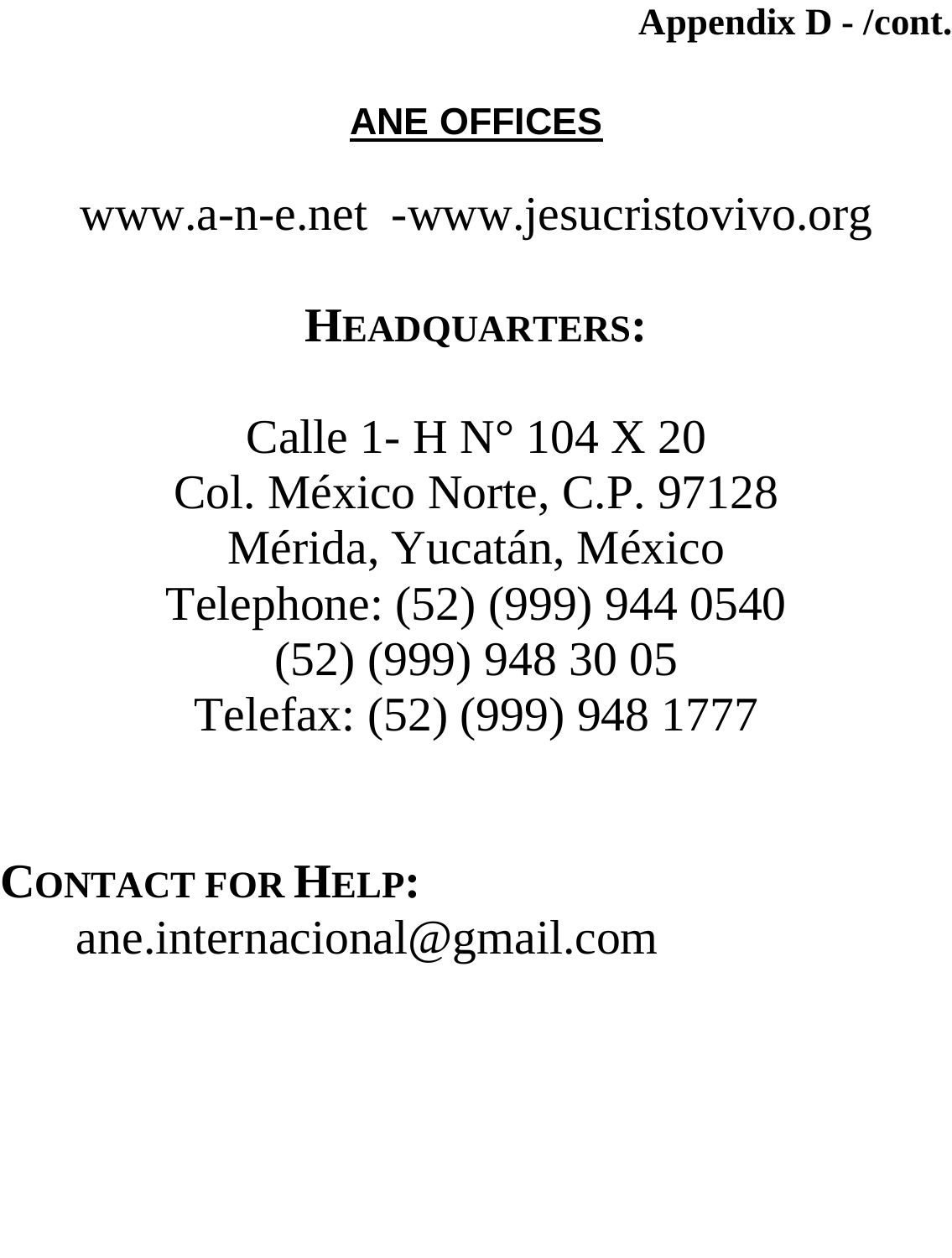**Appendix D - /cont.**

## ANE OFFICES

www.a-n-e.net -www.jesucristovivo.org

### HEADQUARTERS:

Calle 1- H N° 104 X 20
Col. México Norte, C.P. 97128
Mérida, Yucatán, México
Telephone: (52) (999) 944 0540
(52) (999) 948 30 05
Telefax: (52) (999) 948 1777

### CONTACT FOR HELP:

ane.internacional@gmail.com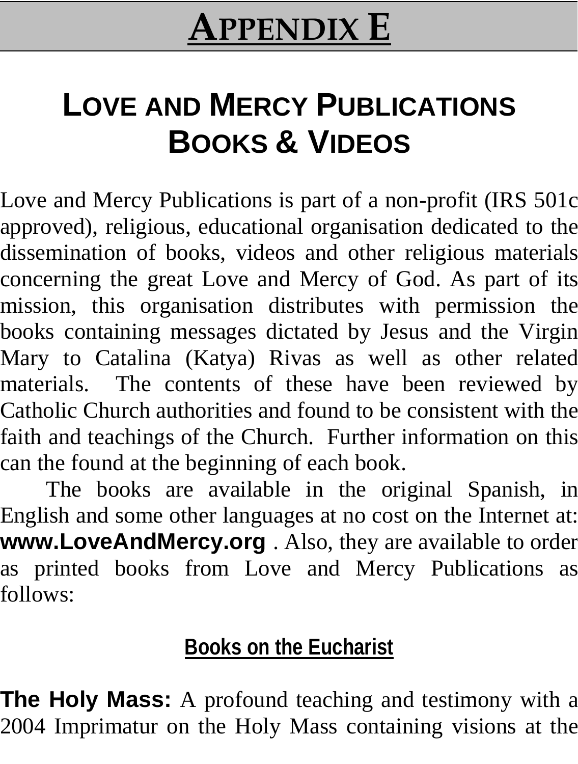# APPENDIX E

## LOVE AND MERCY PUBLICATIONS BOOKS & VIDEOS

Love and Mercy Publications is part of a non-profit (IRS 501c approved), religious, educational organisation dedicated to the dissemination of books, videos and other religious materials concerning the great Love and Mercy of God. As part of its mission, this organisation distributes with permission the books containing messages dictated by Jesus and the Virgin Mary to Catalina (Katya) Rivas as well as other related materials. The contents of these have been reviewed by Catholic Church authorities and found to be consistent with the faith and teachings of the Church. Further information on this can the found at the beginning of each book.

The books are available in the original Spanish, in English and some other languages at no cost on the Internet at: **www.LoveAndMercy.org** . Also, they are available to order as printed books from Love and Mercy Publications as follows:

### Books on the Eucharist

**The Holy Mass:** A profound teaching and testimony with a 2004 Imprimatur on the Holy Mass containing visions at the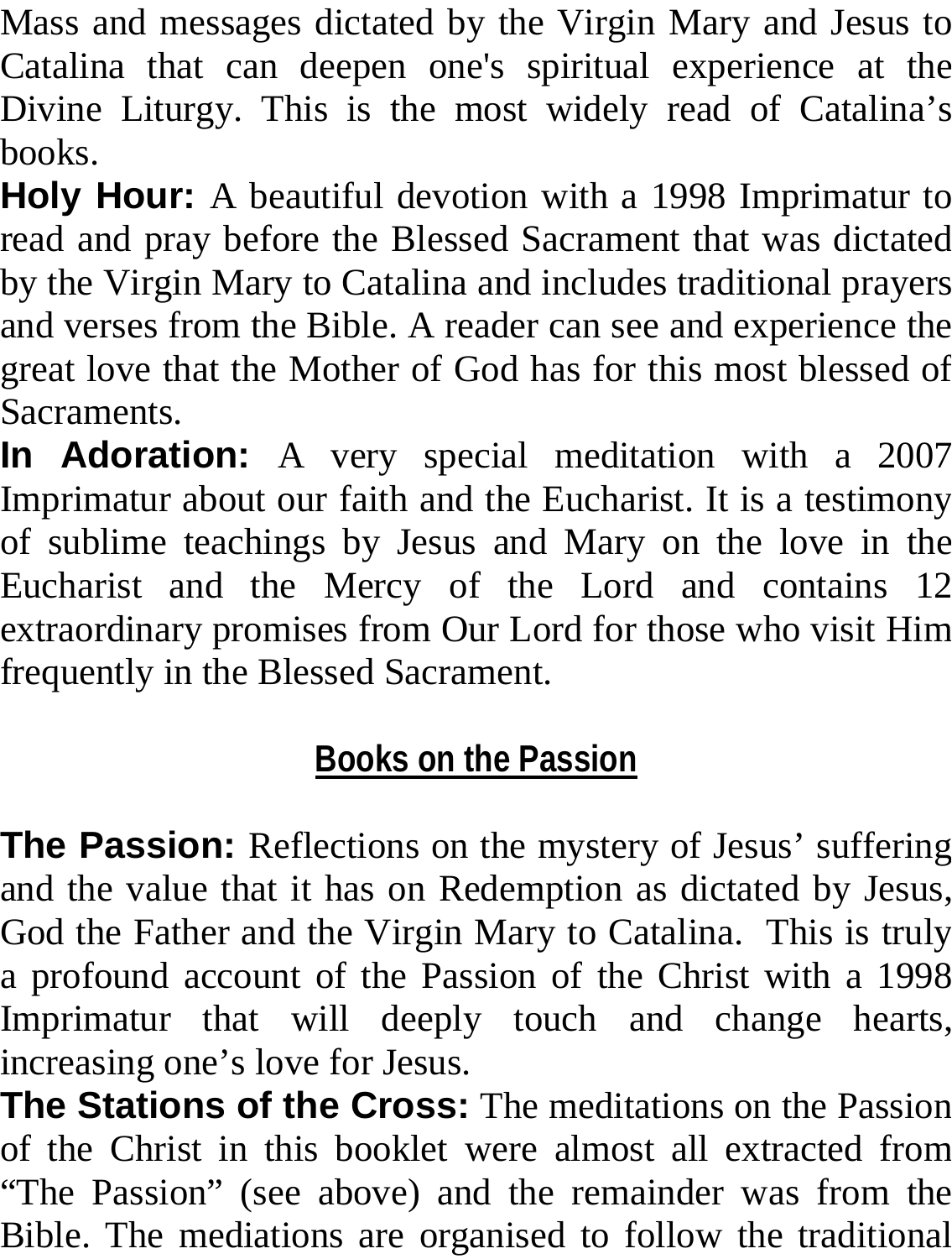Mass and messages dictated by the Virgin Mary and Jesus to Catalina that can deepen one's spiritual experience at the Divine Liturgy. This is the most widely read of Catalina's books.

**Holy Hour:** A beautiful devotion with a 1998 Imprimatur to read and pray before the Blessed Sacrament that was dictated by the Virgin Mary to Catalina and includes traditional prayers and verses from the Bible. A reader can see and experience the great love that the Mother of God has for this most blessed of Sacraments.

**In Adoration:** A very special meditation with a 2007 Imprimatur about our faith and the Eucharist. It is a testimony of sublime teachings by Jesus and Mary on the love in the Eucharist and the Mercy of the Lord and contains 12 extraordinary promises from Our Lord for those who visit Him frequently in the Blessed Sacrament.

## Books on the Passion

**The Passion:** Reflections on the mystery of Jesus' suffering and the value that it has on Redemption as dictated by Jesus, God the Father and the Virgin Mary to Catalina. This is truly a profound account of the Passion of the Christ with a 1998 Imprimatur that will deeply touch and change hearts, increasing one's love for Jesus.

**The Stations of the Cross:** The meditations on the Passion of the Christ in this booklet were almost all extracted from "The Passion" (see above) and the remainder was from the Bible. The mediations are organised to follow the traditional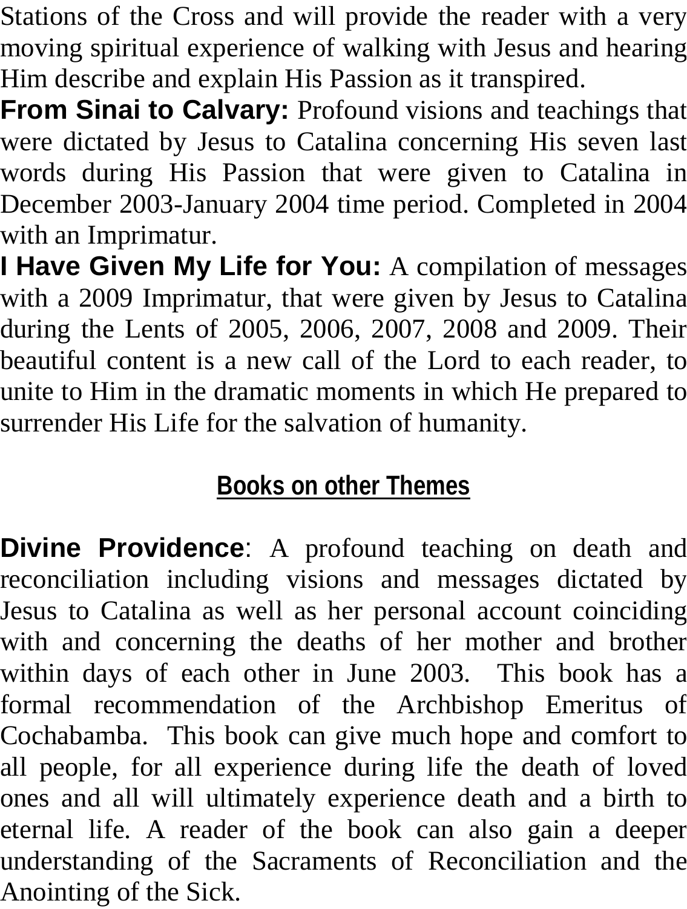Stations of the Cross and will provide the reader with a very moving spiritual experience of walking with Jesus and hearing Him describe and explain His Passion as it transpired.

**From Sinai to Calvary:** Profound visions and teachings that were dictated by Jesus to Catalina concerning His seven last words during His Passion that were given to Catalina in December 2003-January 2004 time period. Completed in 2004 with an Imprimatur.

**I Have Given My Life for You:** A compilation of messages with a 2009 Imprimatur, that were given by Jesus to Catalina during the Lents of 2005, 2006, 2007, 2008 and 2009. Their beautiful content is a new call of the Lord to each reader, to unite to Him in the dramatic moments in which He prepared to surrender His Life for the salvation of humanity.

## Books on other Themes

**Divine Providence**: A profound teaching on death and reconciliation including visions and messages dictated by Jesus to Catalina as well as her personal account coinciding with and concerning the deaths of her mother and brother within days of each other in June 2003. This book has a formal recommendation of the Archbishop Emeritus of Cochabamba. This book can give much hope and comfort to all people, for all experience during life the death of loved ones and all will ultimately experience death and a birth to eternal life. A reader of the book can also gain a deeper understanding of the Sacraments of Reconciliation and the Anointing of the Sick.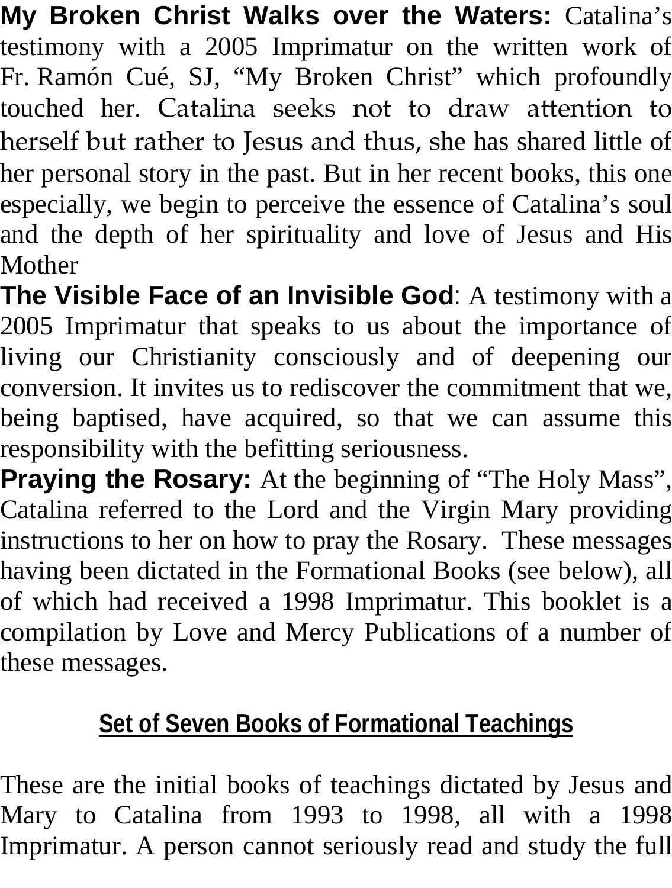**My Broken Christ Walks over the Waters:** Catalina's testimony with a 2005 Imprimatur on the written work of Fr. Ramón Cué, SJ, "My Broken Christ" which profoundly touched her. Catalina seeks not to draw attention to herself but rather to Jesus and thus, she has shared little of her personal story in the past. But in her recent books, this one especially, we begin to perceive the essence of Catalina's soul and the depth of her spirituality and love of Jesus and His Mother

**The Visible Face of an Invisible God**: A testimony with a 2005 Imprimatur that speaks to us about the importance of living our Christianity consciously and of deepening our conversion. It invites us to rediscover the commitment that we, being baptised, have acquired, so that we can assume this responsibility with the befitting seriousness.

**Praying the Rosary:** At the beginning of "The Holy Mass", Catalina referred to the Lord and the Virgin Mary providing instructions to her on how to pray the Rosary. These messages having been dictated in the Formational Books (see below), all of which had received a 1998 Imprimatur. This booklet is a compilation by Love and Mercy Publications of a number of these messages.

## Set of Seven Books of Formational Teachings

These are the initial books of teachings dictated by Jesus and Mary to Catalina from 1993 to 1998, all with a 1998 Imprimatur. A person cannot seriously read and study the full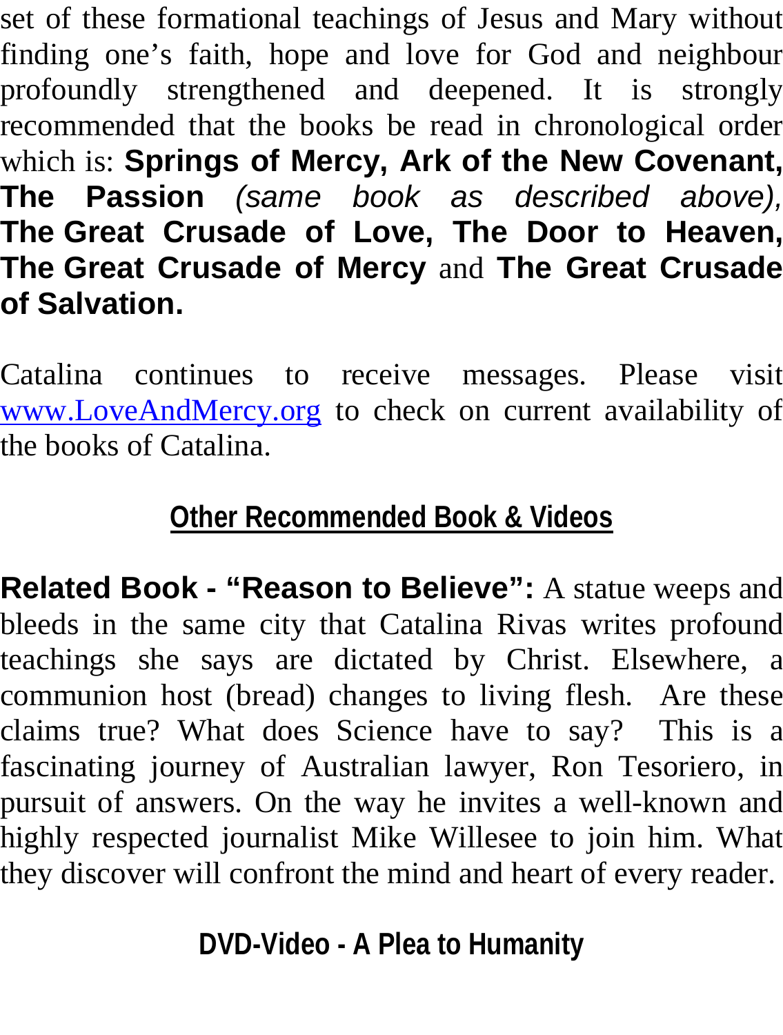set of these formational teachings of Jesus and Mary without finding one's faith, hope and love for God and neighbour profoundly strengthened and deepened. It is strongly recommended that the books be read in chronological order which is: **Springs of Mercy, Ark of the New Covenant, The Passion** *(same book as described above),* **The Great Crusade of Love, The Door to Heaven, The Great Crusade of Mercy** and **The Great Crusade of Salvation.**

Catalina continues to receive messages. Please visit [www.LoveAndMercy.org](http://www.LoveAndMercy.org) to check on current availability of the books of Catalina.

## Other Recommended Book & Videos

**Related Book - "Reason to Believe":** A statue weeps and bleeds in the same city that Catalina Rivas writes profound teachings she says are dictated by Christ. Elsewhere, a communion host (bread) changes to living flesh. Are these claims true? What does Science have to say? This is a fascinating journey of Australian lawyer, Ron Tesoriero, in pursuit of answers. On the way he invites a well-known and highly respected journalist Mike Willesee to join him. What they discover will confront the mind and heart of every reader.

### DVD-Video - A Plea to Humanity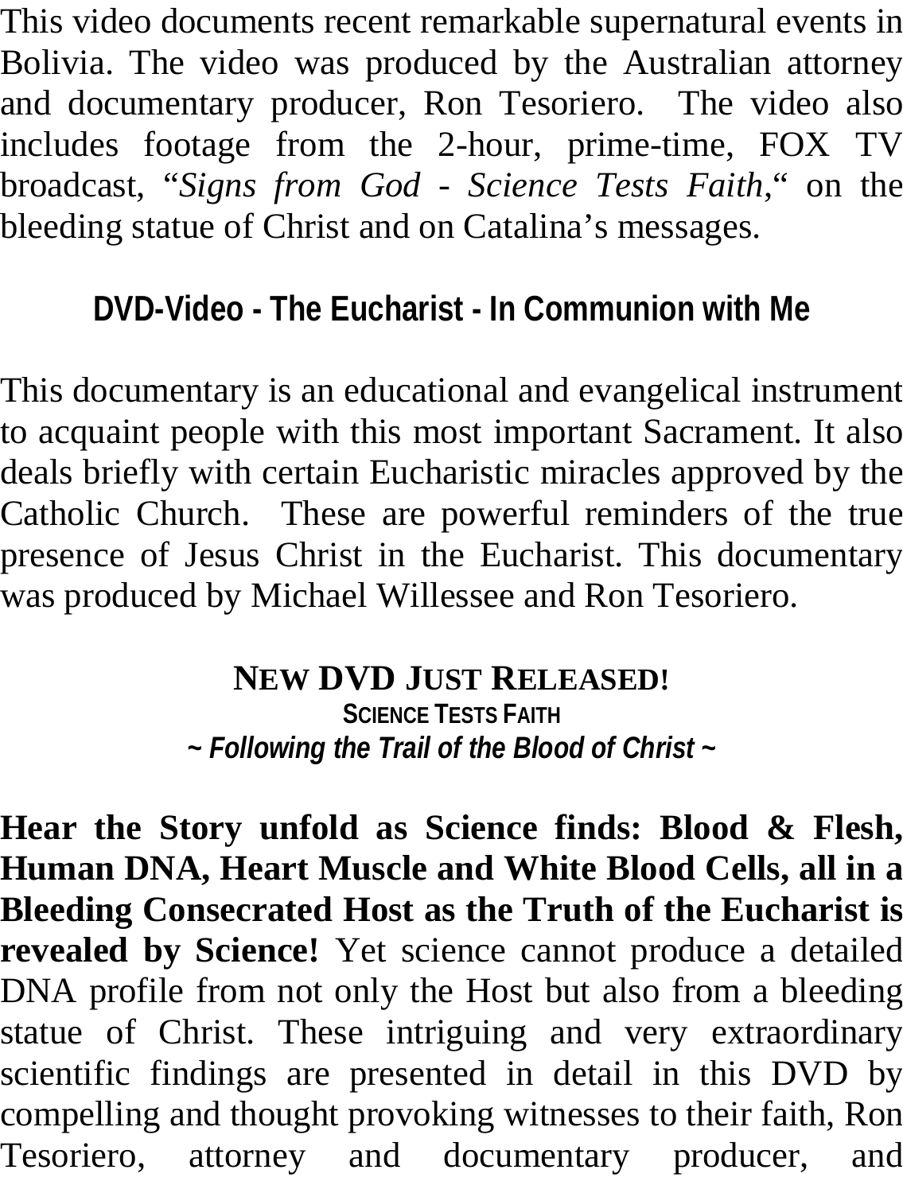This video documents recent remarkable supernatural events in Bolivia. The video was produced by the Australian attorney and documentary producer, Ron Tesoriero. The video also includes footage from the 2-hour, prime-time, FOX TV broadcast, "*Signs from God - Science Tests Faith*," on the bleeding statue of Christ and on Catalina's messages.

### DVD-Video - The Eucharist - In Communion with Me

This documentary is an educational and evangelical instrument to acquaint people with this most important Sacrament. It also deals briefly with certain Eucharistic miracles approved by the Catholic Church. These are powerful reminders of the true presence of Jesus Christ in the Eucharist. This documentary was produced by Michael Willessee and Ron Tesoriero.

### NEW DVD JUST RELEASED!

**SCIENCE TESTS FAITH**

***~ Following the Trail of the Blood of Christ ~***

**Hear the Story unfold as Science finds: Blood & Flesh, Human DNA, Heart Muscle and White Blood Cells, all in a Bleeding Consecrated Host as the Truth of the Eucharist is revealed by Science!** Yet science cannot produce a detailed DNA profile from not only the Host but also from a bleeding statue of Christ. These intriguing and very extraordinary scientific findings are presented in detail in this DVD by compelling and thought provoking witnesses to their faith, Ron Tesoriero, attorney and documentary producer, and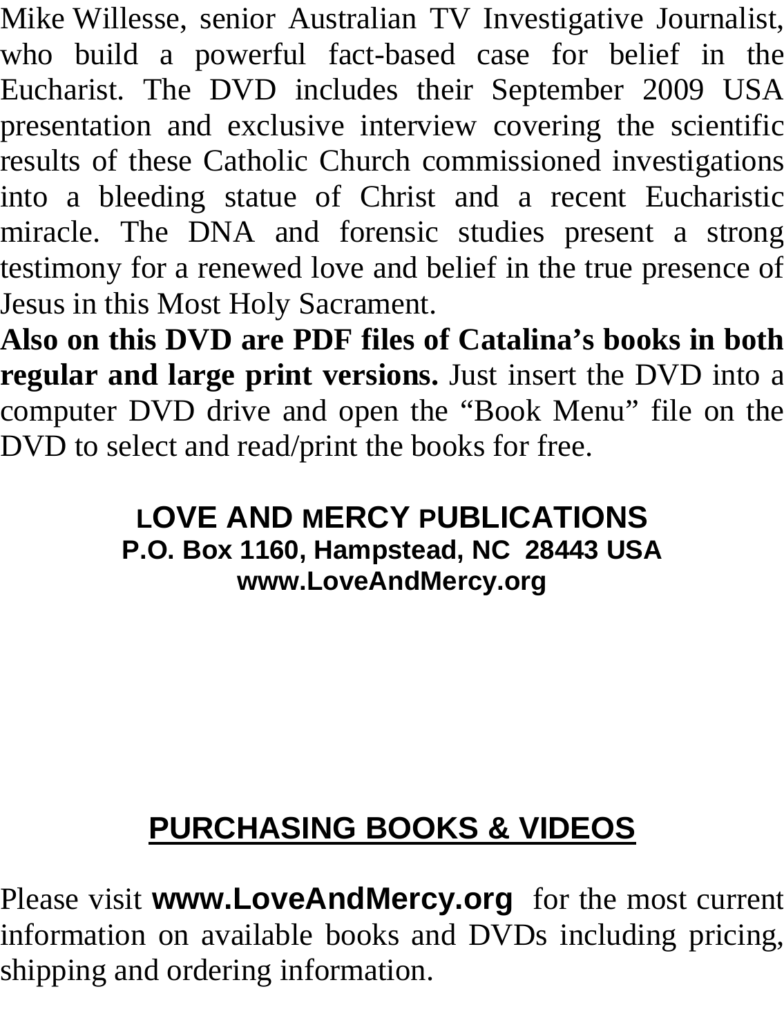Mike Willesse, senior Australian TV Investigative Journalist, who build a powerful fact-based case for belief in the Eucharist. The DVD includes their September 2009 USA presentation and exclusive interview covering the scientific results of these Catholic Church commissioned investigations into a bleeding statue of Christ and a recent Eucharistic miracle. The DNA and forensic studies present a strong testimony for a renewed love and belief in the true presence of Jesus in this Most Holy Sacrament.

**Also on this DVD are PDF files of Catalina's books in both regular and large print versions.** Just insert the DVD into a computer DVD drive and open the "Book Menu" file on the DVD to select and read/print the books for free.

**LOVE AND MERCY PUBLICATIONS**
**P.O. Box 1160, Hampstead, NC 28443 USA**
**www.LoveAndMercy.org**

## PURCHASING BOOKS & VIDEOS

Please visit **www.LoveAndMercy.org** for the most current information on available books and DVDs including pricing, shipping and ordering information.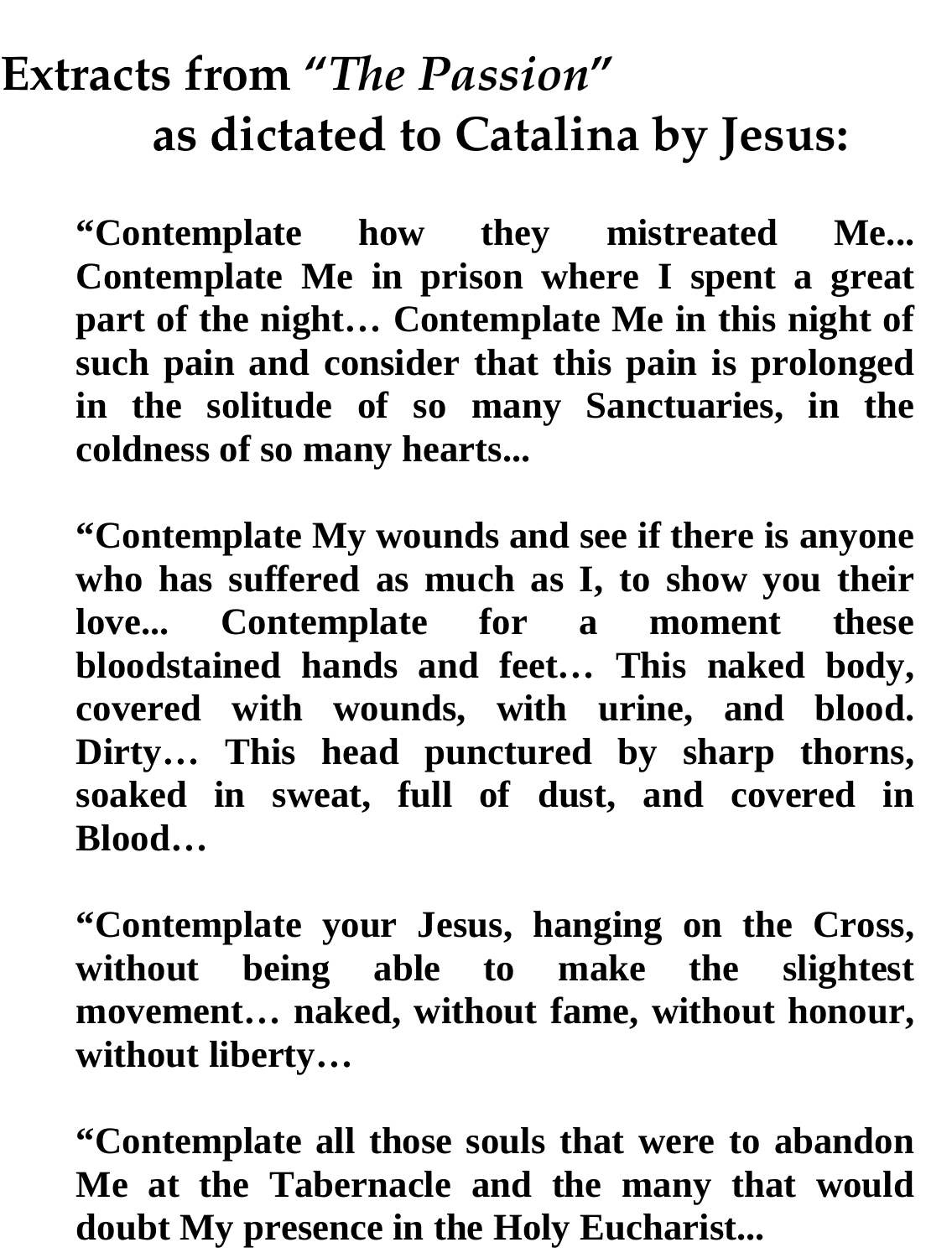# Extracts from *"The Passion"* as dictated to Catalina by Jesus:

**"Contemplate how they mistreated Me... Contemplate Me in prison where I spent a great part of the night… Contemplate Me in this night of such pain and consider that this pain is prolonged in the solitude of so many Sanctuaries, in the coldness of so many hearts...**

**"Contemplate My wounds and see if there is anyone who has suffered as much as I, to show you their love... Contemplate for a moment these bloodstained hands and feet… This naked body, covered with wounds, with urine, and blood. Dirty… This head punctured by sharp thorns, soaked in sweat, full of dust, and covered in Blood…**

**"Contemplate your Jesus, hanging on the Cross, without being able to make the slightest movement… naked, without fame, without honour, without liberty…**

**"Contemplate all those souls that were to abandon Me at the Tabernacle and the many that would doubt My presence in the Holy Eucharist...**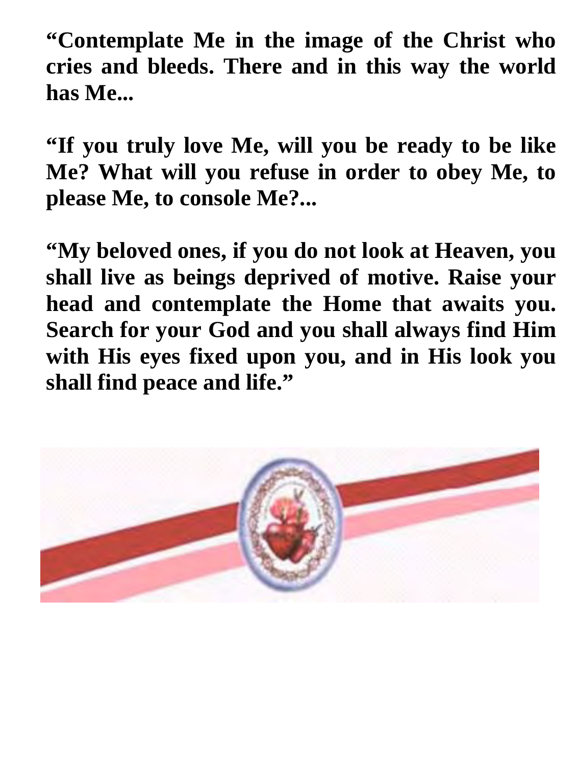**"Contemplate Me in the image of the Christ who cries and bleeds. There and in this way the world has Me...**

**"If you truly love Me, will you be ready to be like Me? What will you refuse in order to obey Me, to please Me, to console Me?...**

**"My beloved ones, if you do not look at Heaven, you shall live as beings deprived of motive. Raise your head and contemplate the Home that awaits you. Search for your God and you shall always find Him with His eyes fixed upon you, and in His look you shall find peace and life."**